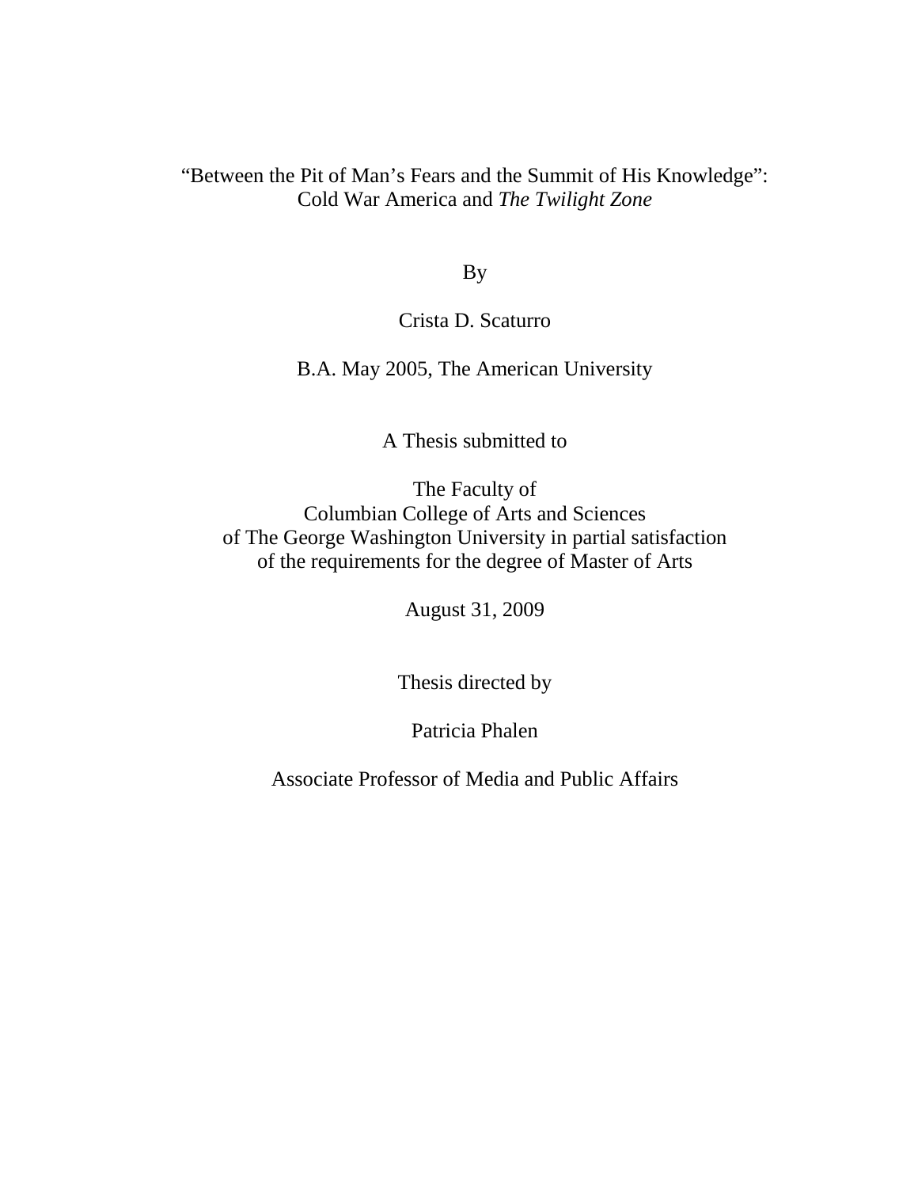# "Between the Pit of Man's Fears and the Summit of His Knowledge": Cold War America and *The Twilight Zone*

By

Crista D. Scaturro

B.A. May 2005, The American University

A Thesis submitted to

The Faculty of
Columbian College of Arts and Sciences
of The George Washington University in partial satisfaction
of the requirements for the degree of Master of Arts

August 31, 2009

Thesis directed by

Patricia Phalen

Associate Professor of Media and Public Affairs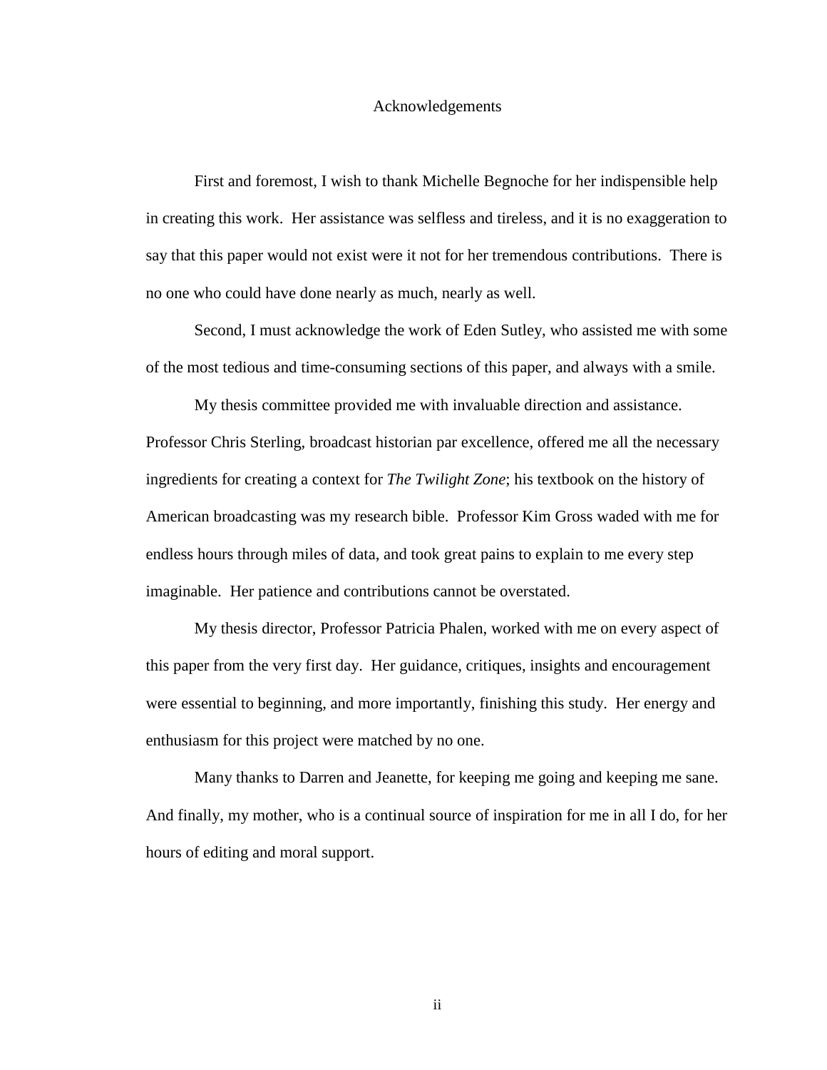# Acknowledgements

First and foremost, I wish to thank Michelle Begnoche for her indispensible help in creating this work. Her assistance was selfless and tireless, and it is no exaggeration to say that this paper would not exist were it not for her tremendous contributions. There is no one who could have done nearly as much, nearly as well.

Second, I must acknowledge the work of Eden Sutley, who assisted me with some of the most tedious and time-consuming sections of this paper, and always with a smile.

My thesis committee provided me with invaluable direction and assistance. Professor Chris Sterling, broadcast historian par excellence, offered me all the necessary ingredients for creating a context for *The Twilight Zone*; his textbook on the history of American broadcasting was my research bible. Professor Kim Gross waded with me for endless hours through miles of data, and took great pains to explain to me every step imaginable. Her patience and contributions cannot be overstated.

My thesis director, Professor Patricia Phalen, worked with me on every aspect of this paper from the very first day. Her guidance, critiques, insights and encouragement were essential to beginning, and more importantly, finishing this study. Her energy and enthusiasm for this project were matched by no one.

Many thanks to Darren and Jeanette, for keeping me going and keeping me sane. And finally, my mother, who is a continual source of inspiration for me in all I do, for her hours of editing and moral support.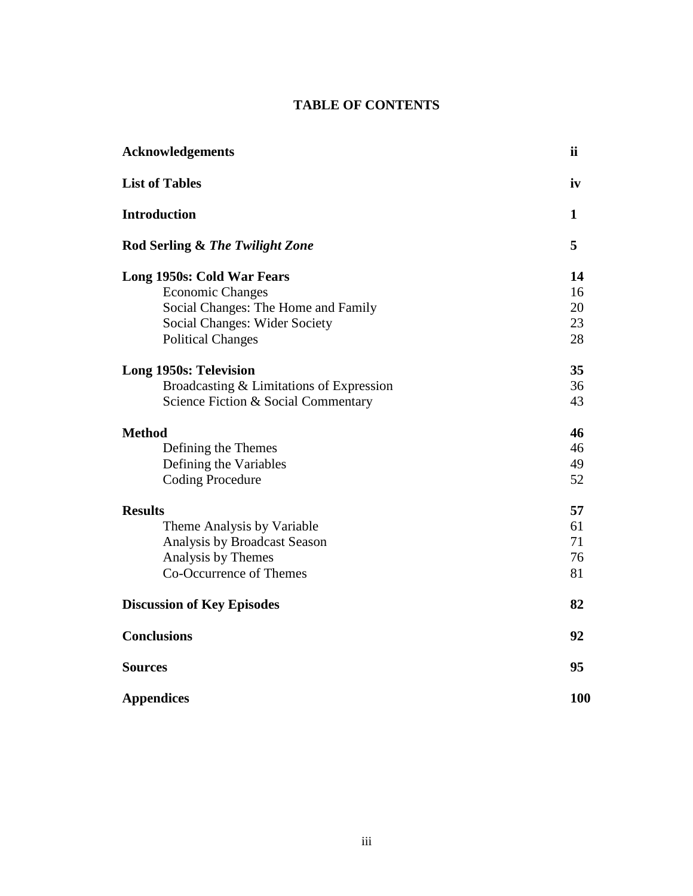# TABLE OF CONTENTS

| | |
|---|---|
| **Acknowledgements** | **ii** |
| **List of Tables** | **iv** |
| **Introduction** | **1** |
| **Rod Serling & *The Twilight Zone*** | **5** |
| **Long 1950s: Cold War Fears** | **14** |
| Economic Changes | 16 |
| Social Changes: The Home and Family | 20 |
| Social Changes: Wider Society | 23 |
| Political Changes | 28 |
| **Long 1950s: Television** | **35** |
| Broadcasting & Limitations of Expression | 36 |
| Science Fiction & Social Commentary | 43 |
| **Method** | **46** |
| Defining the Themes | 46 |
| Defining the Variables | 49 |
| Coding Procedure | 52 |
| **Results** | **57** |
| Theme Analysis by Variable | 61 |
| Analysis by Broadcast Season | 71 |
| Analysis by Themes | 76 |
| Co-Occurrence of Themes | 81 |
| **Discussion of Key Episodes** | **82** |
| **Conclusions** | **92** |
| **Sources** | **95** |
| **Appendices** | **100** |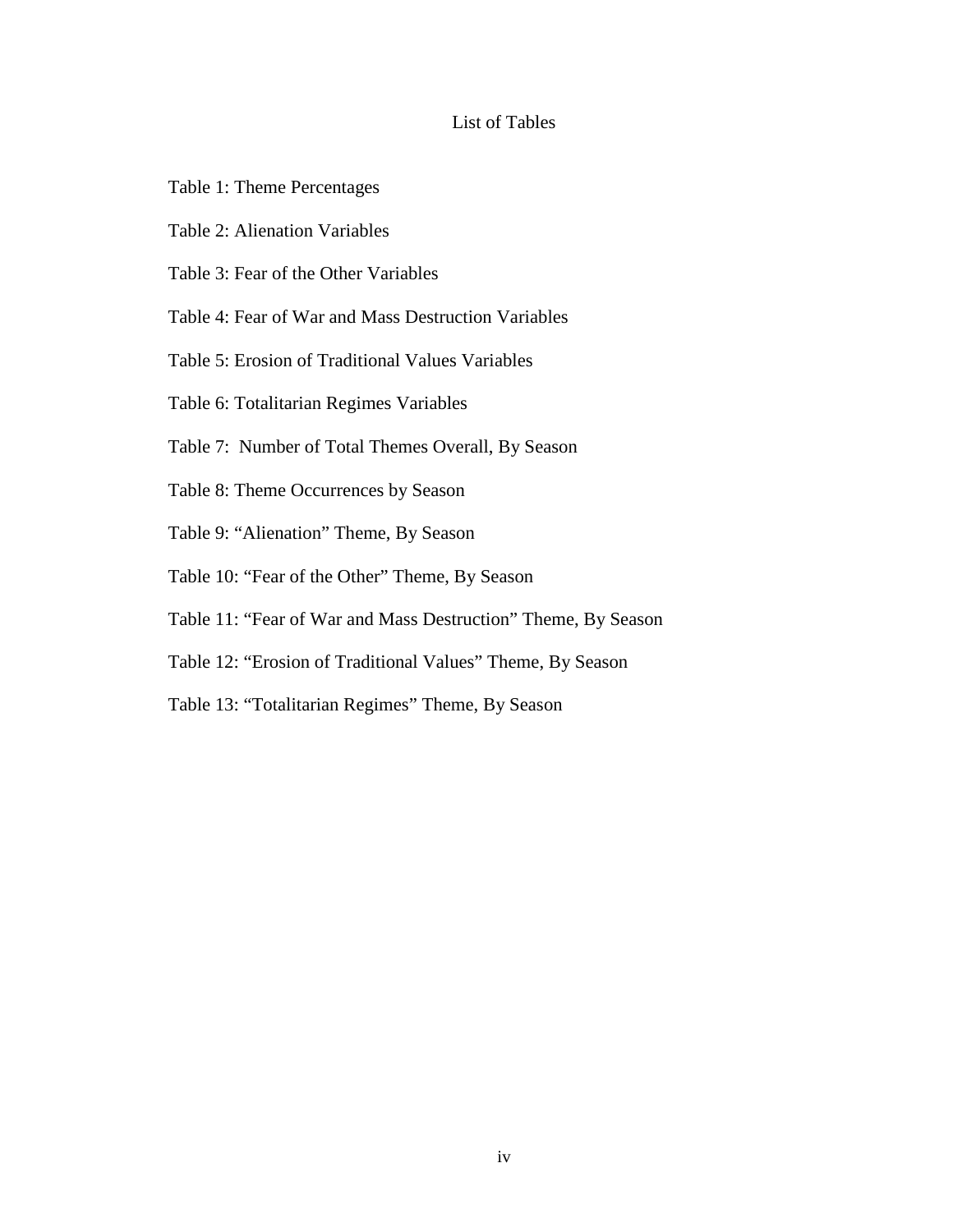# List of Tables

Table 1: Theme Percentages

Table 2: Alienation Variables

Table 3: Fear of the Other Variables

Table 4: Fear of War and Mass Destruction Variables

Table 5: Erosion of Traditional Values Variables

Table 6: Totalitarian Regimes Variables

Table 7: Number of Total Themes Overall, By Season

Table 8: Theme Occurrences by Season

Table 9: "Alienation" Theme, By Season

Table 10: "Fear of the Other" Theme, By Season

Table 11: "Fear of War and Mass Destruction" Theme, By Season

Table 12: "Erosion of Traditional Values" Theme, By Season

Table 13: "Totalitarian Regimes" Theme, By Season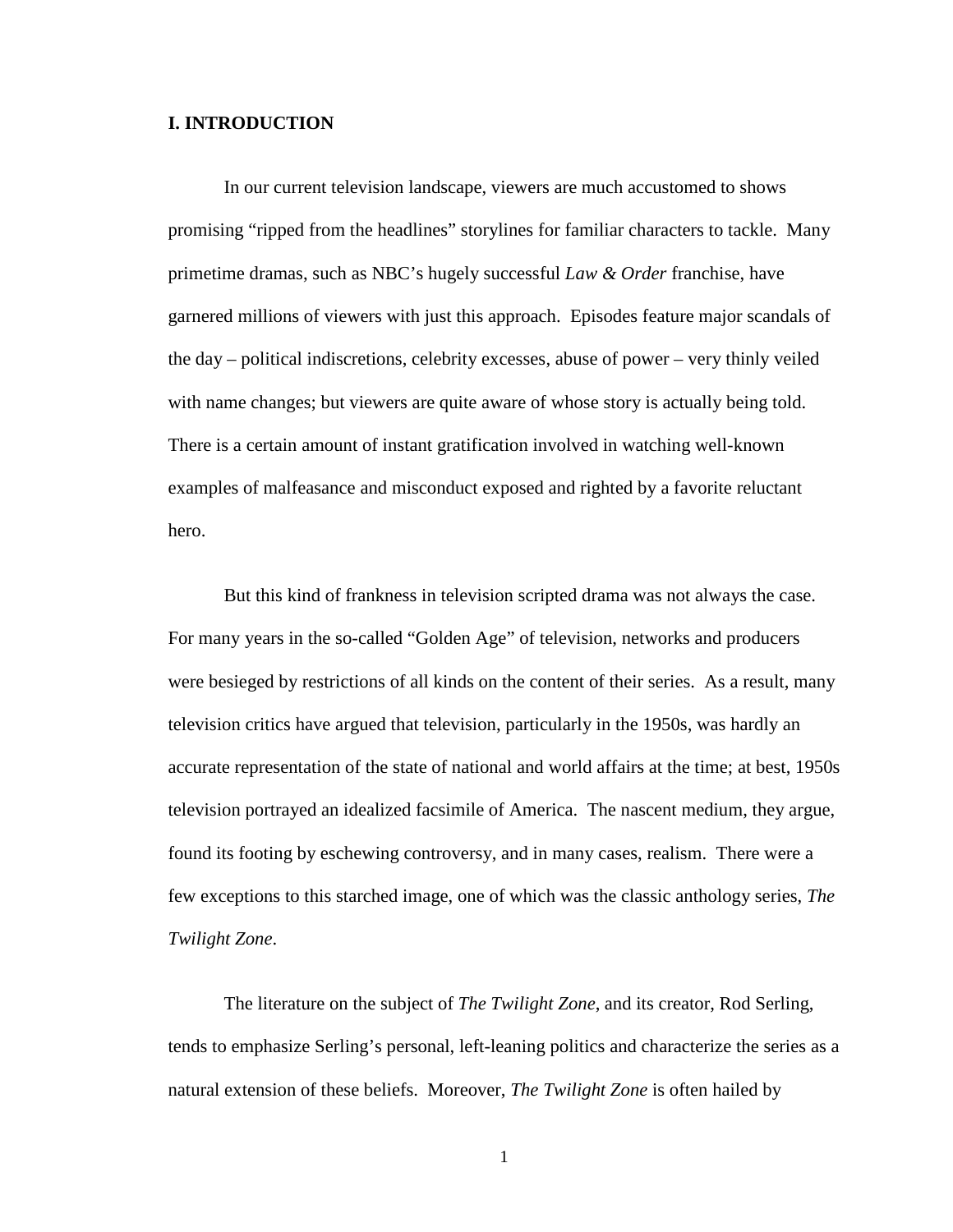## I. INTRODUCTION

In our current television landscape, viewers are much accustomed to shows promising "ripped from the headlines" storylines for familiar characters to tackle. Many primetime dramas, such as NBC's hugely successful *Law & Order* franchise, have garnered millions of viewers with just this approach. Episodes feature major scandals of the day – political indiscretions, celebrity excesses, abuse of power – very thinly veiled with name changes; but viewers are quite aware of whose story is actually being told. There is a certain amount of instant gratification involved in watching well-known examples of malfeasance and misconduct exposed and righted by a favorite reluctant hero.

But this kind of frankness in television scripted drama was not always the case. For many years in the so-called "Golden Age" of television, networks and producers were besieged by restrictions of all kinds on the content of their series. As a result, many television critics have argued that television, particularly in the 1950s, was hardly an accurate representation of the state of national and world affairs at the time; at best, 1950s television portrayed an idealized facsimile of America. The nascent medium, they argue, found its footing by eschewing controversy, and in many cases, realism. There were a few exceptions to this starched image, one of which was the classic anthology series, *The Twilight Zone*.

The literature on the subject of *The Twilight Zone*, and its creator, Rod Serling, tends to emphasize Serling's personal, left-leaning politics and characterize the series as a natural extension of these beliefs. Moreover, *The Twilight Zone* is often hailed by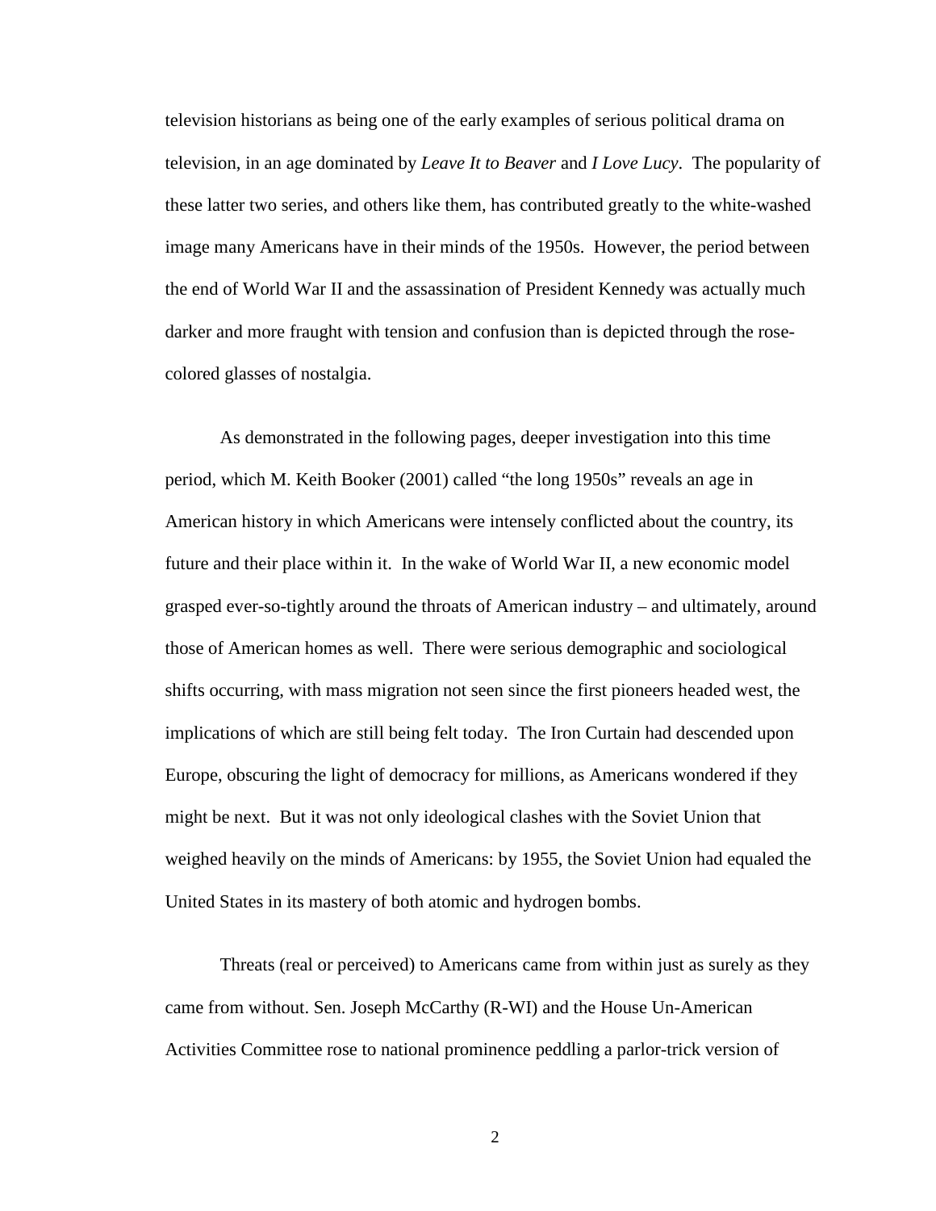television historians as being one of the early examples of serious political drama on television, in an age dominated by *Leave It to Beaver* and *I Love Lucy*. The popularity of these latter two series, and others like them, has contributed greatly to the white-washed image many Americans have in their minds of the 1950s. However, the period between the end of World War II and the assassination of President Kennedy was actually much darker and more fraught with tension and confusion than is depicted through the rose-colored glasses of nostalgia.

As demonstrated in the following pages, deeper investigation into this time period, which M. Keith Booker (2001) called "the long 1950s" reveals an age in American history in which Americans were intensely conflicted about the country, its future and their place within it. In the wake of World War II, a new economic model grasped ever-so-tightly around the throats of American industry – and ultimately, around those of American homes as well. There were serious demographic and sociological shifts occurring, with mass migration not seen since the first pioneers headed west, the implications of which are still being felt today. The Iron Curtain had descended upon Europe, obscuring the light of democracy for millions, as Americans wondered if they might be next. But it was not only ideological clashes with the Soviet Union that weighed heavily on the minds of Americans: by 1955, the Soviet Union had equaled the United States in its mastery of both atomic and hydrogen bombs.

Threats (real or perceived) to Americans came from within just as surely as they came from without. Sen. Joseph McCarthy (R-WI) and the House Un-American Activities Committee rose to national prominence peddling a parlor-trick version of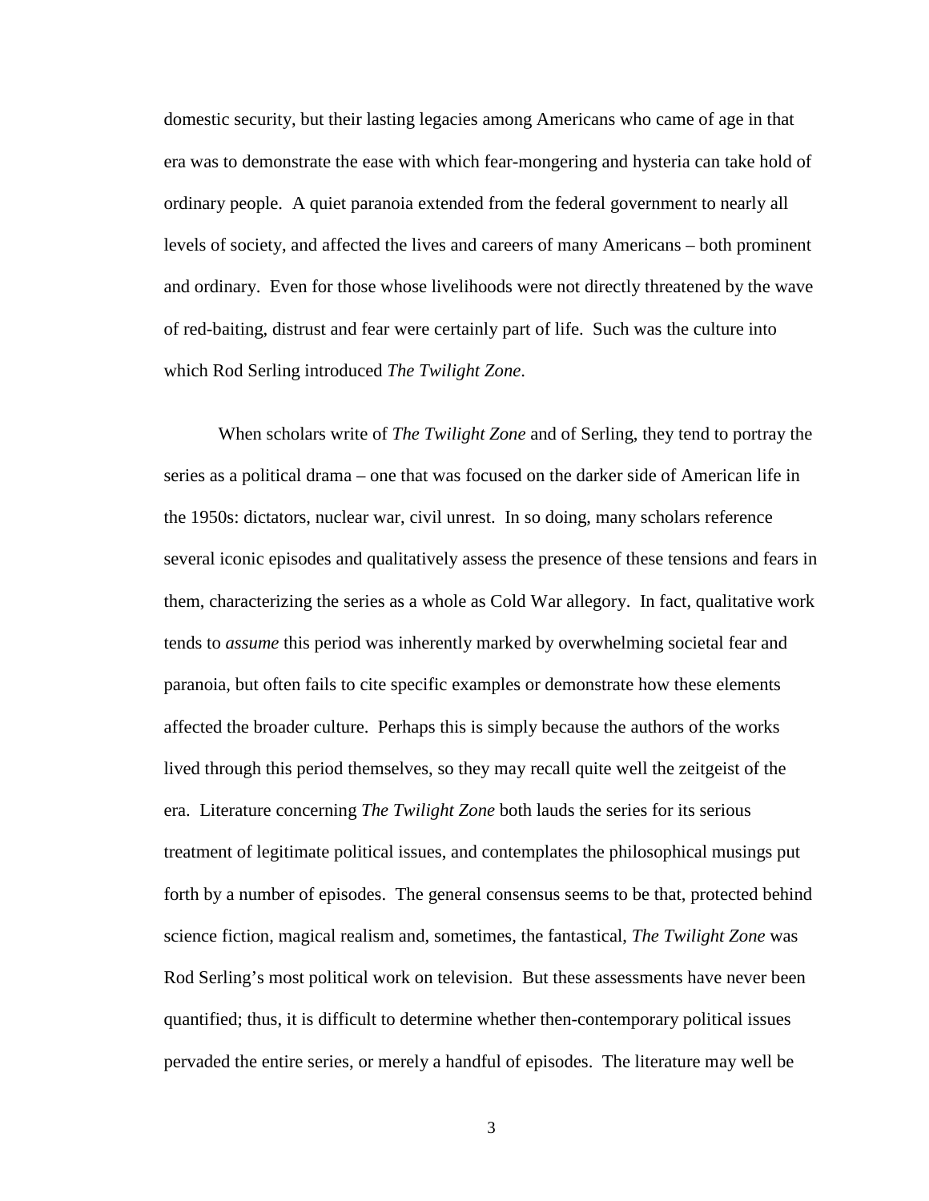domestic security, but their lasting legacies among Americans who came of age in that era was to demonstrate the ease with which fear-mongering and hysteria can take hold of ordinary people. A quiet paranoia extended from the federal government to nearly all levels of society, and affected the lives and careers of many Americans – both prominent and ordinary. Even for those whose livelihoods were not directly threatened by the wave of red-baiting, distrust and fear were certainly part of life. Such was the culture into which Rod Serling introduced *The Twilight Zone*.

When scholars write of *The Twilight Zone* and of Serling, they tend to portray the series as a political drama – one that was focused on the darker side of American life in the 1950s: dictators, nuclear war, civil unrest. In so doing, many scholars reference several iconic episodes and qualitatively assess the presence of these tensions and fears in them, characterizing the series as a whole as Cold War allegory. In fact, qualitative work tends to *assume* this period was inherently marked by overwhelming societal fear and paranoia, but often fails to cite specific examples or demonstrate how these elements affected the broader culture. Perhaps this is simply because the authors of the works lived through this period themselves, so they may recall quite well the zeitgeist of the era. Literature concerning *The Twilight Zone* both lauds the series for its serious treatment of legitimate political issues, and contemplates the philosophical musings put forth by a number of episodes. The general consensus seems to be that, protected behind science fiction, magical realism and, sometimes, the fantastical, *The Twilight Zone* was Rod Serling's most political work on television. But these assessments have never been quantified; thus, it is difficult to determine whether then-contemporary political issues pervaded the entire series, or merely a handful of episodes. The literature may well be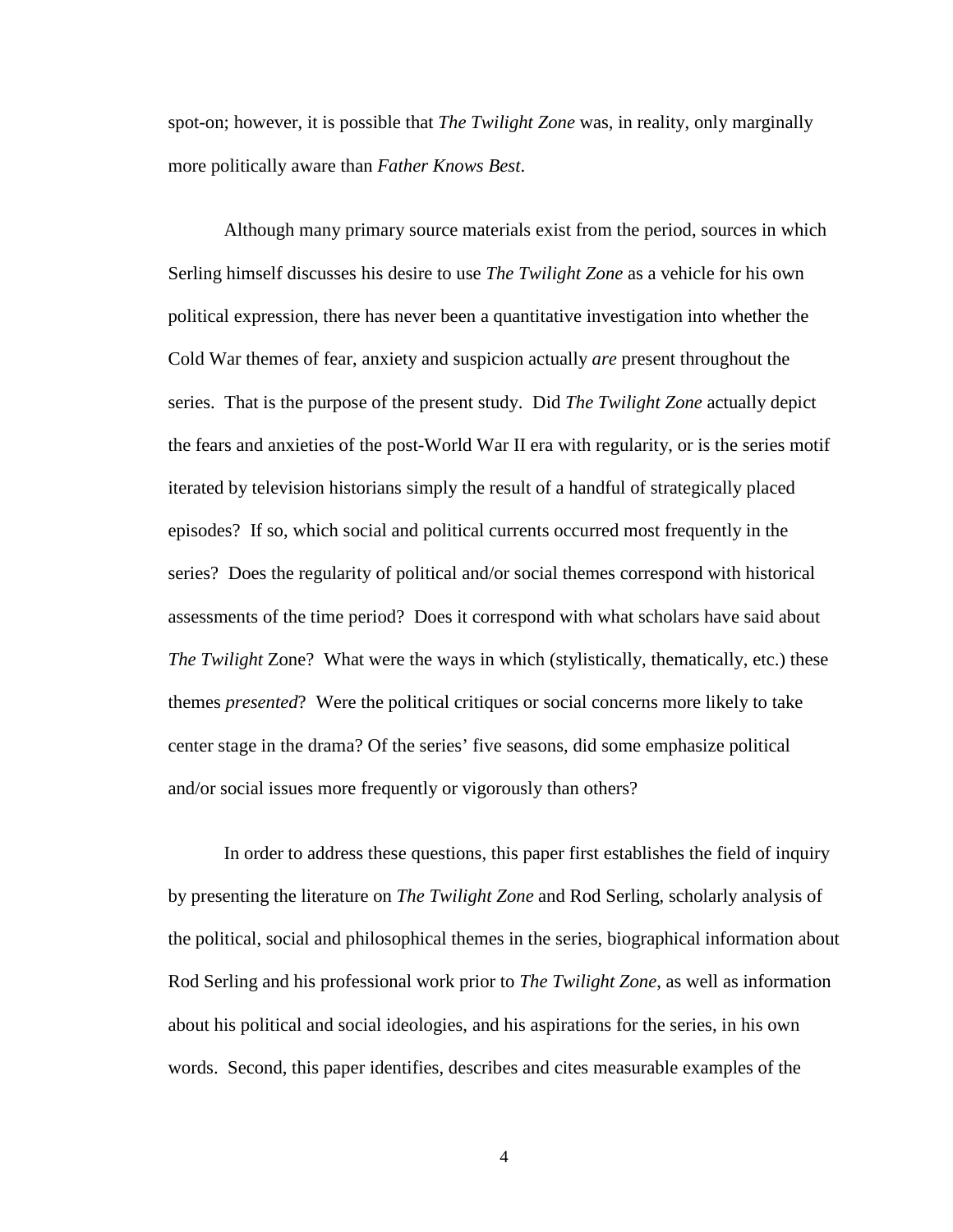spot-on; however, it is possible that *The Twilight Zone* was, in reality, only marginally more politically aware than *Father Knows Best*.

Although many primary source materials exist from the period, sources in which Serling himself discusses his desire to use *The Twilight Zone* as a vehicle for his own political expression, there has never been a quantitative investigation into whether the Cold War themes of fear, anxiety and suspicion actually *are* present throughout the series. That is the purpose of the present study. Did *The Twilight Zone* actually depict the fears and anxieties of the post-World War II era with regularity, or is the series motif iterated by television historians simply the result of a handful of strategically placed episodes? If so, which social and political currents occurred most frequently in the series? Does the regularity of political and/or social themes correspond with historical assessments of the time period? Does it correspond with what scholars have said about *The Twilight* Zone? What were the ways in which (stylistically, thematically, etc.) these themes *presented*? Were the political critiques or social concerns more likely to take center stage in the drama? Of the series' five seasons, did some emphasize political and/or social issues more frequently or vigorously than others?

In order to address these questions, this paper first establishes the field of inquiry by presenting the literature on *The Twilight Zone* and Rod Serling, scholarly analysis of the political, social and philosophical themes in the series, biographical information about Rod Serling and his professional work prior to *The Twilight Zone*, as well as information about his political and social ideologies, and his aspirations for the series, in his own words. Second, this paper identifies, describes and cites measurable examples of the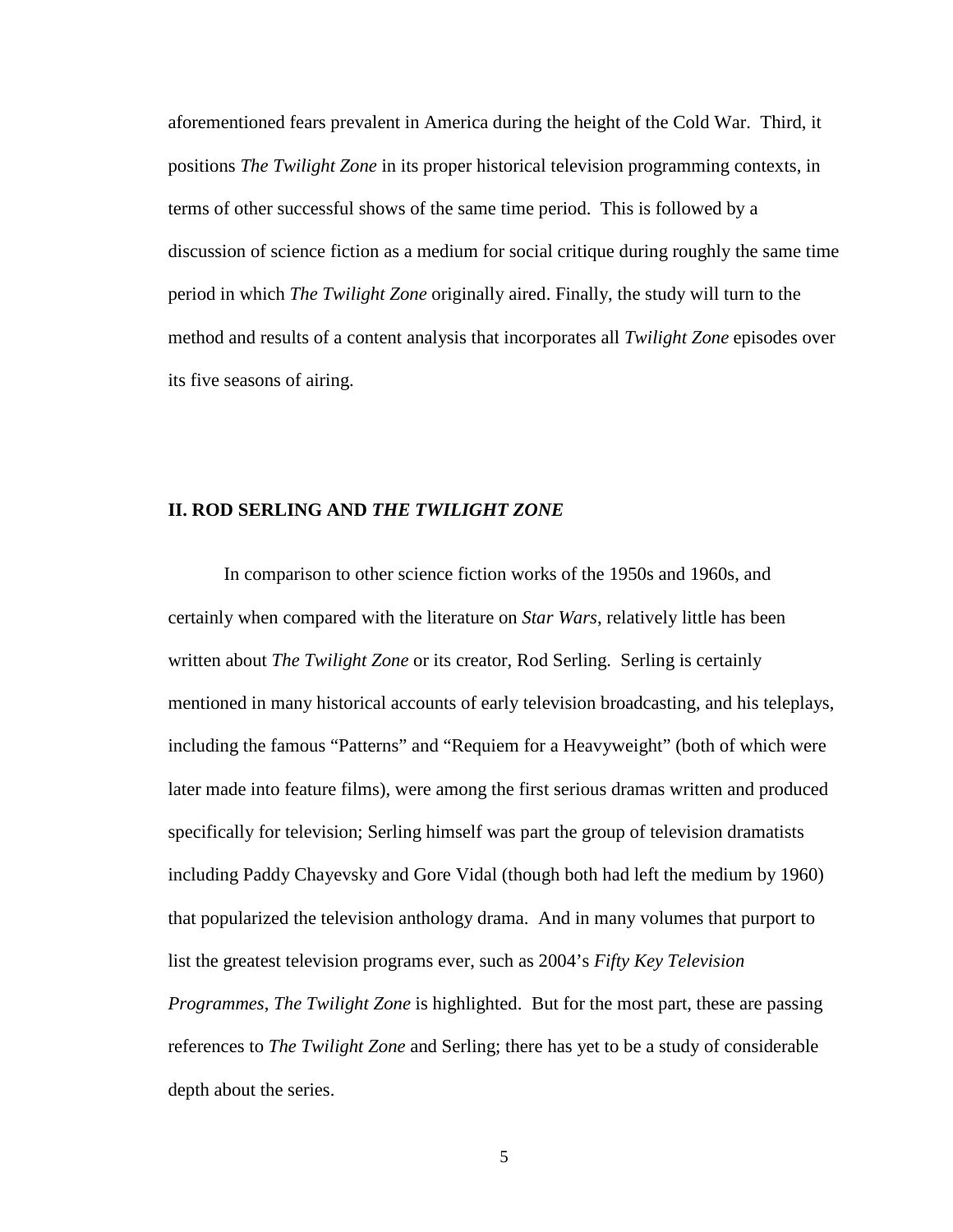aforementioned fears prevalent in America during the height of the Cold War. Third, it positions *The Twilight Zone* in its proper historical television programming contexts, in terms of other successful shows of the same time period. This is followed by a discussion of science fiction as a medium for social critique during roughly the same time period in which *The Twilight Zone* originally aired. Finally, the study will turn to the method and results of a content analysis that incorporates all *Twilight Zone* episodes over its five seasons of airing.

## II. ROD SERLING AND *THE TWILIGHT ZONE*

In comparison to other science fiction works of the 1950s and 1960s, and certainly when compared with the literature on *Star Wars*, relatively little has been written about *The Twilight Zone* or its creator, Rod Serling. Serling is certainly mentioned in many historical accounts of early television broadcasting, and his teleplays, including the famous "Patterns" and "Requiem for a Heavyweight" (both of which were later made into feature films), were among the first serious dramas written and produced specifically for television; Serling himself was part the group of television dramatists including Paddy Chayevsky and Gore Vidal (though both had left the medium by 1960) that popularized the television anthology drama. And in many volumes that purport to list the greatest television programs ever, such as 2004's *Fifty Key Television Programmes*, *The Twilight Zone* is highlighted. But for the most part, these are passing references to *The Twilight Zone* and Serling; there has yet to be a study of considerable depth about the series.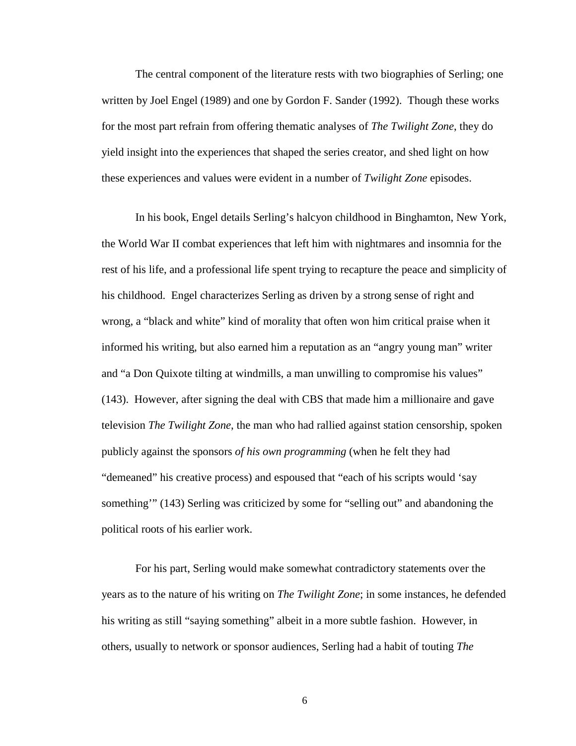The central component of the literature rests with two biographies of Serling; one written by Joel Engel (1989) and one by Gordon F. Sander (1992). Though these works for the most part refrain from offering thematic analyses of *The Twilight Zone*, they do yield insight into the experiences that shaped the series creator, and shed light on how these experiences and values were evident in a number of *Twilight Zone* episodes.

In his book, Engel details Serling's halcyon childhood in Binghamton, New York, the World War II combat experiences that left him with nightmares and insomnia for the rest of his life, and a professional life spent trying to recapture the peace and simplicity of his childhood. Engel characterizes Serling as driven by a strong sense of right and wrong, a "black and white" kind of morality that often won him critical praise when it informed his writing, but also earned him a reputation as an "angry young man" writer and "a Don Quixote tilting at windmills, a man unwilling to compromise his values" (143). However, after signing the deal with CBS that made him a millionaire and gave television *The Twilight Zone*, the man who had rallied against station censorship, spoken publicly against the sponsors *of his own programming* (when he felt they had "demeaned" his creative process) and espoused that "each of his scripts would 'say something'" (143) Serling was criticized by some for "selling out" and abandoning the political roots of his earlier work.

For his part, Serling would make somewhat contradictory statements over the years as to the nature of his writing on *The Twilight Zone*; in some instances, he defended his writing as still "saying something" albeit in a more subtle fashion. However, in others, usually to network or sponsor audiences, Serling had a habit of touting *The*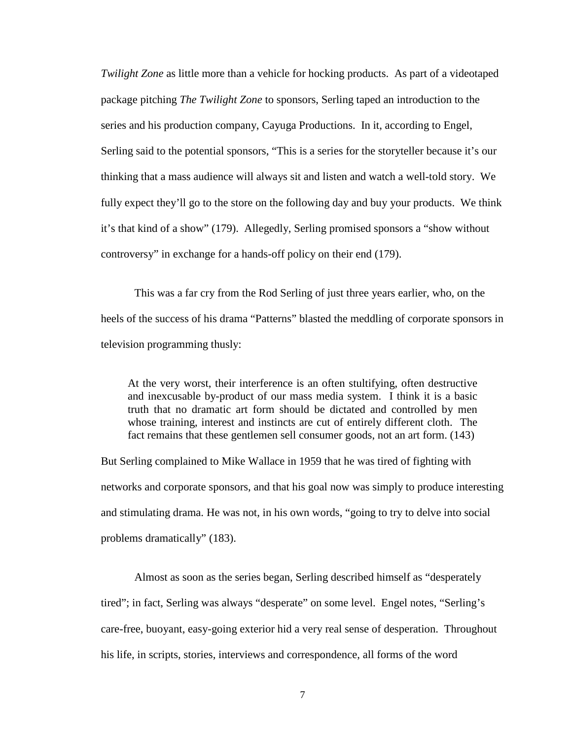*Twilight Zone* as little more than a vehicle for hocking products. As part of a videotaped package pitching *The Twilight Zone* to sponsors, Serling taped an introduction to the series and his production company, Cayuga Productions. In it, according to Engel, Serling said to the potential sponsors, "This is a series for the storyteller because it's our thinking that a mass audience will always sit and listen and watch a well-told story. We fully expect they'll go to the store on the following day and buy your products. We think it's that kind of a show" (179). Allegedly, Serling promised sponsors a "show without controversy" in exchange for a hands-off policy on their end (179).

This was a far cry from the Rod Serling of just three years earlier, who, on the heels of the success of his drama "Patterns" blasted the meddling of corporate sponsors in television programming thusly:

> At the very worst, their interference is an often stultifying, often destructive and inexcusable by-product of our mass media system. I think it is a basic truth that no dramatic art form should be dictated and controlled by men whose training, interest and instincts are cut of entirely different cloth. The fact remains that these gentlemen sell consumer goods, not an art form. (143)

But Serling complained to Mike Wallace in 1959 that he was tired of fighting with networks and corporate sponsors, and that his goal now was simply to produce interesting and stimulating drama. He was not, in his own words, "going to try to delve into social problems dramatically" (183).

Almost as soon as the series began, Serling described himself as "desperately tired"; in fact, Serling was always "desperate" on some level. Engel notes, "Serling's care-free, buoyant, easy-going exterior hid a very real sense of desperation. Throughout his life, in scripts, stories, interviews and correspondence, all forms of the word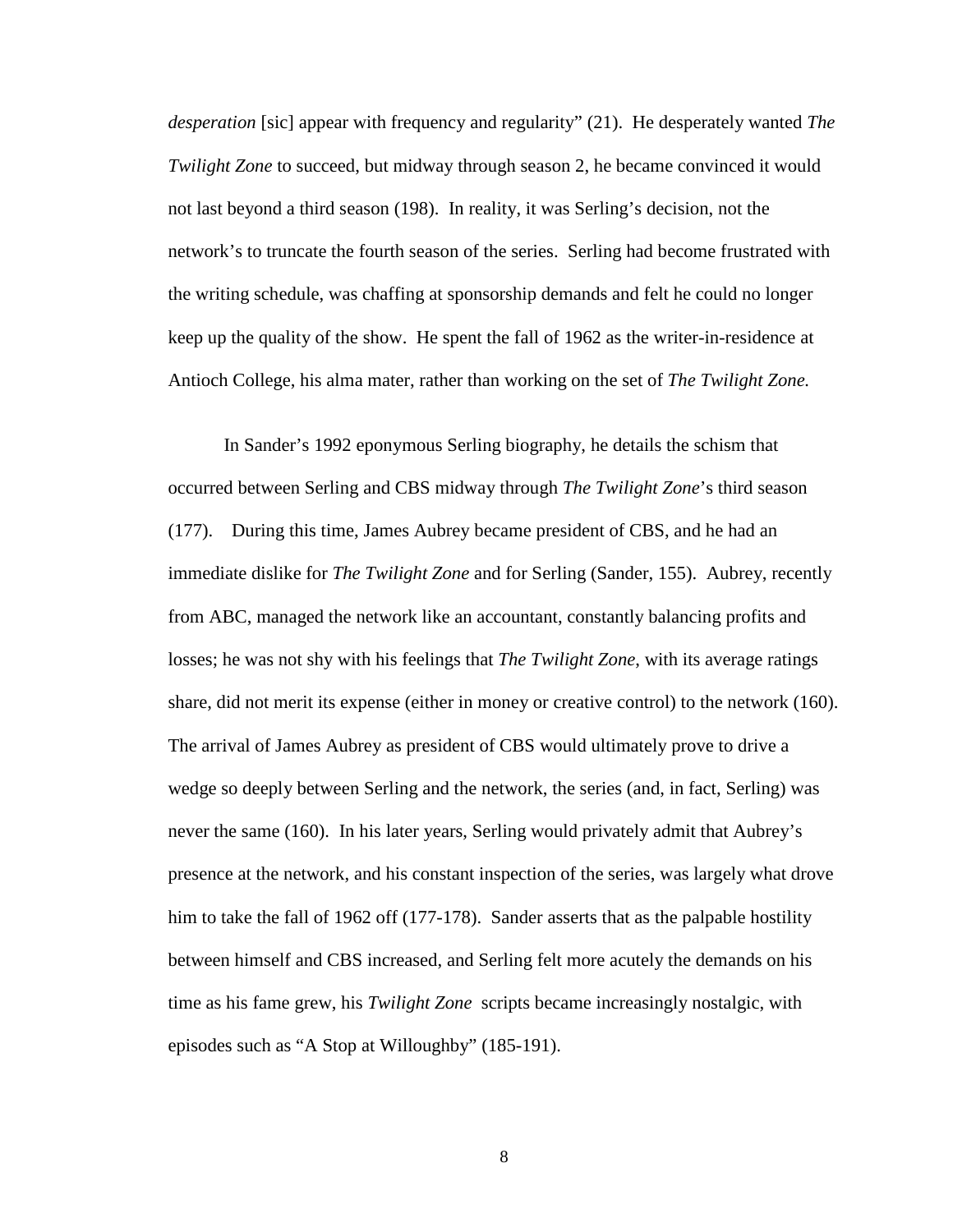*desperation* [sic] appear with frequency and regularity" (21). He desperately wanted *The Twilight Zone* to succeed, but midway through season 2, he became convinced it would not last beyond a third season (198). In reality, it was Serling's decision, not the network's to truncate the fourth season of the series. Serling had become frustrated with the writing schedule, was chaffing at sponsorship demands and felt he could no longer keep up the quality of the show. He spent the fall of 1962 as the writer-in-residence at Antioch College, his alma mater, rather than working on the set of *The Twilight Zone.*

In Sander's 1992 eponymous Serling biography, he details the schism that occurred between Serling and CBS midway through *The Twilight Zone*'s third season (177). During this time, James Aubrey became president of CBS, and he had an immediate dislike for *The Twilight Zone* and for Serling (Sander, 155). Aubrey, recently from ABC, managed the network like an accountant, constantly balancing profits and losses; he was not shy with his feelings that *The Twilight Zone*, with its average ratings share, did not merit its expense (either in money or creative control) to the network (160). The arrival of James Aubrey as president of CBS would ultimately prove to drive a wedge so deeply between Serling and the network, the series (and, in fact, Serling) was never the same (160). In his later years, Serling would privately admit that Aubrey's presence at the network, and his constant inspection of the series, was largely what drove him to take the fall of 1962 off (177-178). Sander asserts that as the palpable hostility between himself and CBS increased, and Serling felt more acutely the demands on his time as his fame grew, his *Twilight Zone* scripts became increasingly nostalgic, with episodes such as "A Stop at Willoughby" (185-191).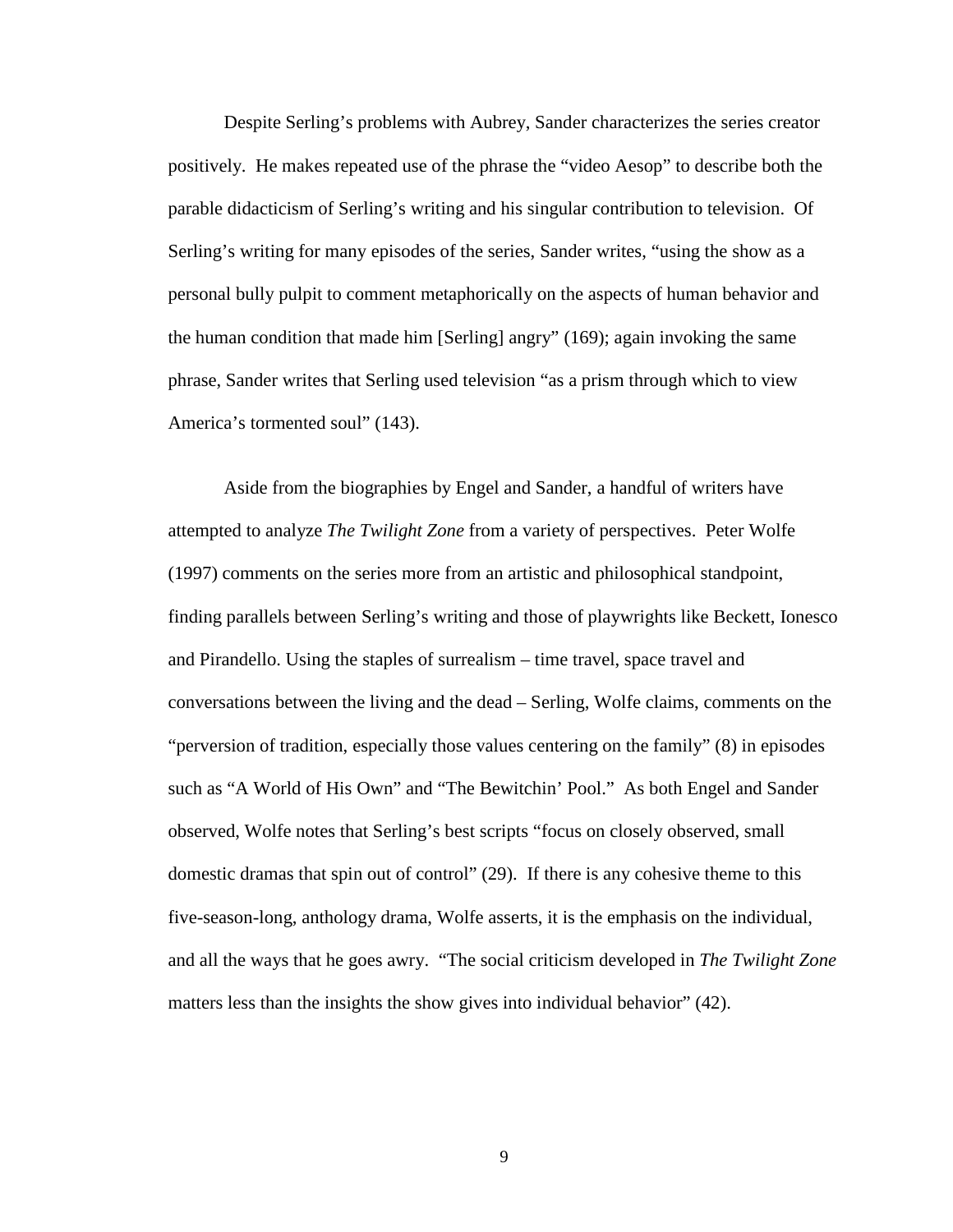Despite Serling's problems with Aubrey, Sander characterizes the series creator positively. He makes repeated use of the phrase the "video Aesop" to describe both the parable didacticism of Serling's writing and his singular contribution to television. Of Serling's writing for many episodes of the series, Sander writes, "using the show as a personal bully pulpit to comment metaphorically on the aspects of human behavior and the human condition that made him [Serling] angry" (169); again invoking the same phrase, Sander writes that Serling used television "as a prism through which to view America's tormented soul" (143).

Aside from the biographies by Engel and Sander, a handful of writers have attempted to analyze *The Twilight Zone* from a variety of perspectives. Peter Wolfe (1997) comments on the series more from an artistic and philosophical standpoint, finding parallels between Serling's writing and those of playwrights like Beckett, Ionesco and Pirandello. Using the staples of surrealism – time travel, space travel and conversations between the living and the dead – Serling, Wolfe claims, comments on the "perversion of tradition, especially those values centering on the family" (8) in episodes such as "A World of His Own" and "The Bewitchin' Pool." As both Engel and Sander observed, Wolfe notes that Serling's best scripts "focus on closely observed, small domestic dramas that spin out of control" (29). If there is any cohesive theme to this five-season-long, anthology drama, Wolfe asserts, it is the emphasis on the individual, and all the ways that he goes awry. "The social criticism developed in *The Twilight Zone* matters less than the insights the show gives into individual behavior" (42).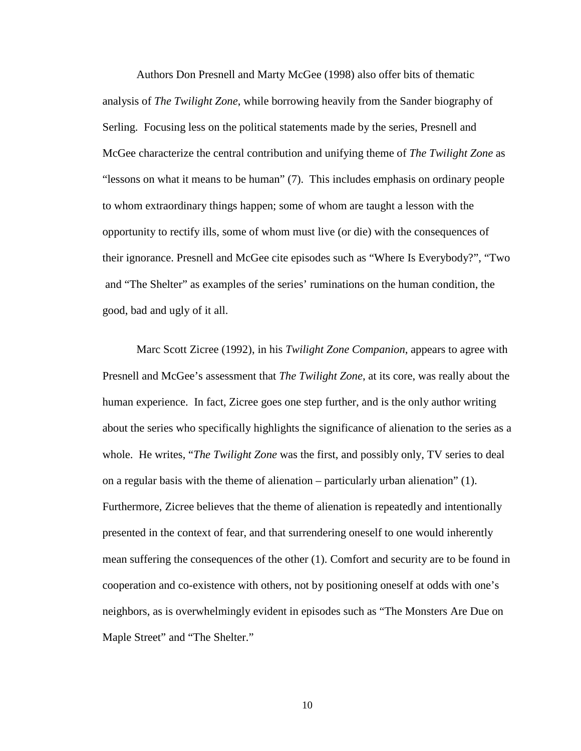Authors Don Presnell and Marty McGee (1998) also offer bits of thematic analysis of *The Twilight Zone*, while borrowing heavily from the Sander biography of Serling. Focusing less on the political statements made by the series, Presnell and McGee characterize the central contribution and unifying theme of *The Twilight Zone* as "lessons on what it means to be human" (7). This includes emphasis on ordinary people to whom extraordinary things happen; some of whom are taught a lesson with the opportunity to rectify ills, some of whom must live (or die) with the consequences of their ignorance. Presnell and McGee cite episodes such as "Where Is Everybody?", "Two and "The Shelter" as examples of the series' ruminations on the human condition, the good, bad and ugly of it all.

Marc Scott Zicree (1992), in his *Twilight Zone Companion*, appears to agree with Presnell and McGee's assessment that *The Twilight Zone*, at its core, was really about the human experience. In fact, Zicree goes one step further, and is the only author writing about the series who specifically highlights the significance of alienation to the series as a whole. He writes, "*The Twilight Zone* was the first, and possibly only, TV series to deal on a regular basis with the theme of alienation – particularly urban alienation" (1). Furthermore, Zicree believes that the theme of alienation is repeatedly and intentionally presented in the context of fear, and that surrendering oneself to one would inherently mean suffering the consequences of the other (1). Comfort and security are to be found in cooperation and co-existence with others, not by positioning oneself at odds with one's neighbors, as is overwhelmingly evident in episodes such as "The Monsters Are Due on Maple Street" and "The Shelter."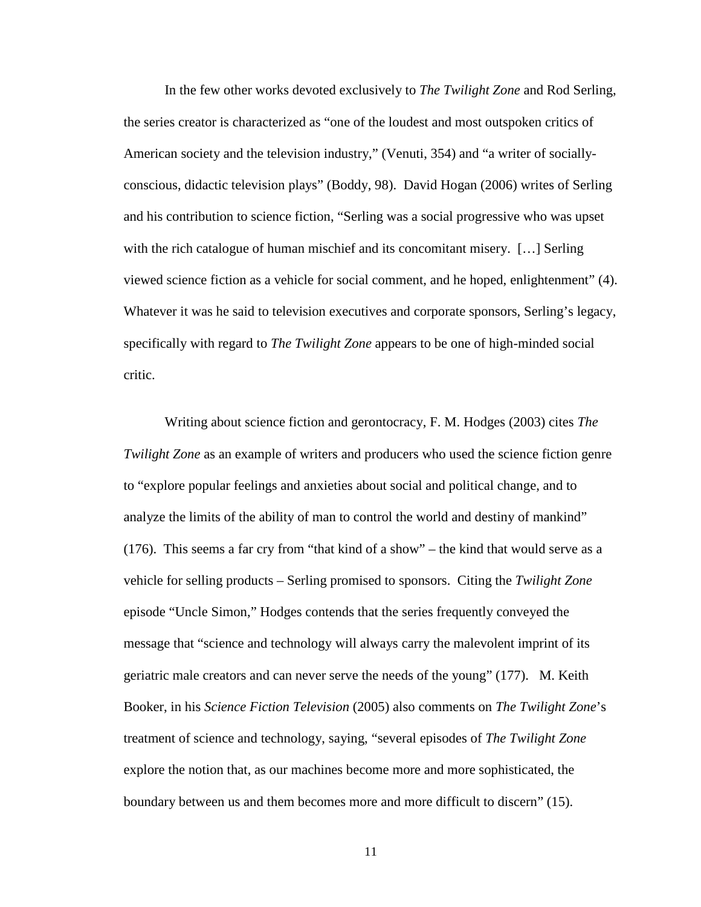In the few other works devoted exclusively to *The Twilight Zone* and Rod Serling, the series creator is characterized as "one of the loudest and most outspoken critics of American society and the television industry," (Venuti, 354) and "a writer of socially-conscious, didactic television plays" (Boddy, 98). David Hogan (2006) writes of Serling and his contribution to science fiction, "Serling was a social progressive who was upset with the rich catalogue of human mischief and its concomitant misery. […] Serling viewed science fiction as a vehicle for social comment, and he hoped, enlightenment" (4). Whatever it was he said to television executives and corporate sponsors, Serling's legacy, specifically with regard to *The Twilight Zone* appears to be one of high-minded social critic.

Writing about science fiction and gerontocracy, F. M. Hodges (2003) cites *The Twilight Zone* as an example of writers and producers who used the science fiction genre to "explore popular feelings and anxieties about social and political change, and to analyze the limits of the ability of man to control the world and destiny of mankind" (176). This seems a far cry from "that kind of a show" – the kind that would serve as a vehicle for selling products – Serling promised to sponsors. Citing the *Twilight Zone* episode "Uncle Simon," Hodges contends that the series frequently conveyed the message that "science and technology will always carry the malevolent imprint of its geriatric male creators and can never serve the needs of the young" (177). M. Keith Booker, in his *Science Fiction Television* (2005) also comments on *The Twilight Zone*'s treatment of science and technology, saying, "several episodes of *The Twilight Zone* explore the notion that, as our machines become more and more sophisticated, the boundary between us and them becomes more and more difficult to discern" (15).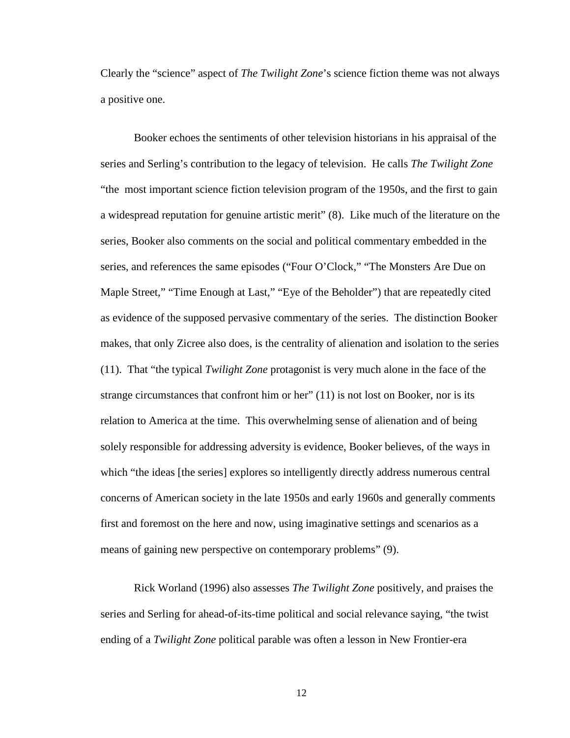Clearly the "science" aspect of *The Twilight Zone*'s science fiction theme was not always a positive one.

Booker echoes the sentiments of other television historians in his appraisal of the series and Serling's contribution to the legacy of television. He calls *The Twilight Zone* "the most important science fiction television program of the 1950s, and the first to gain a widespread reputation for genuine artistic merit" (8). Like much of the literature on the series, Booker also comments on the social and political commentary embedded in the series, and references the same episodes ("Four O'Clock," "The Monsters Are Due on Maple Street," "Time Enough at Last," "Eye of the Beholder") that are repeatedly cited as evidence of the supposed pervasive commentary of the series. The distinction Booker makes, that only Zicree also does, is the centrality of alienation and isolation to the series (11). That "the typical *Twilight Zone* protagonist is very much alone in the face of the strange circumstances that confront him or her" (11) is not lost on Booker, nor is its relation to America at the time. This overwhelming sense of alienation and of being solely responsible for addressing adversity is evidence, Booker believes, of the ways in which "the ideas [the series] explores so intelligently directly address numerous central concerns of American society in the late 1950s and early 1960s and generally comments first and foremost on the here and now, using imaginative settings and scenarios as a means of gaining new perspective on contemporary problems" (9).

Rick Worland (1996) also assesses *The Twilight Zone* positively, and praises the series and Serling for ahead-of-its-time political and social relevance saying, "the twist ending of a *Twilight Zone* political parable was often a lesson in New Frontier-era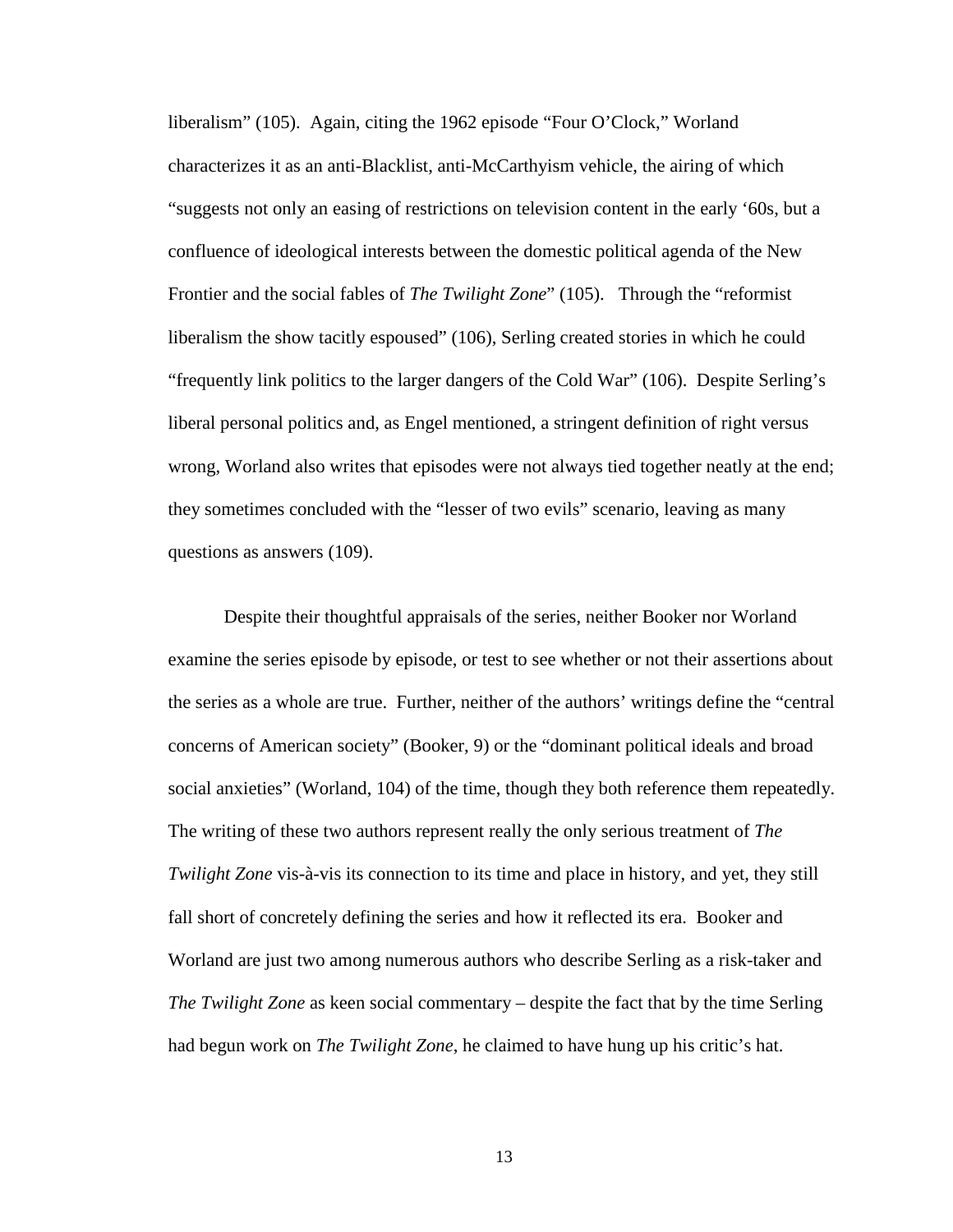liberalism" (105). Again, citing the 1962 episode "Four O'Clock," Worland characterizes it as an anti-Blacklist, anti-McCarthyism vehicle, the airing of which "suggests not only an easing of restrictions on television content in the early '60s, but a confluence of ideological interests between the domestic political agenda of the New Frontier and the social fables of *The Twilight Zone*" (105). Through the "reformist liberalism the show tacitly espoused" (106), Serling created stories in which he could "frequently link politics to the larger dangers of the Cold War" (106). Despite Serling's liberal personal politics and, as Engel mentioned, a stringent definition of right versus wrong, Worland also writes that episodes were not always tied together neatly at the end; they sometimes concluded with the "lesser of two evils" scenario, leaving as many questions as answers (109).

Despite their thoughtful appraisals of the series, neither Booker nor Worland examine the series episode by episode, or test to see whether or not their assertions about the series as a whole are true. Further, neither of the authors' writings define the "central concerns of American society" (Booker, 9) or the "dominant political ideals and broad social anxieties" (Worland, 104) of the time, though they both reference them repeatedly. The writing of these two authors represent really the only serious treatment of *The Twilight Zone* vis-à-vis its connection to its time and place in history, and yet, they still fall short of concretely defining the series and how it reflected its era. Booker and Worland are just two among numerous authors who describe Serling as a risk-taker and *The Twilight Zone* as keen social commentary – despite the fact that by the time Serling had begun work on *The Twilight Zone*, he claimed to have hung up his critic's hat.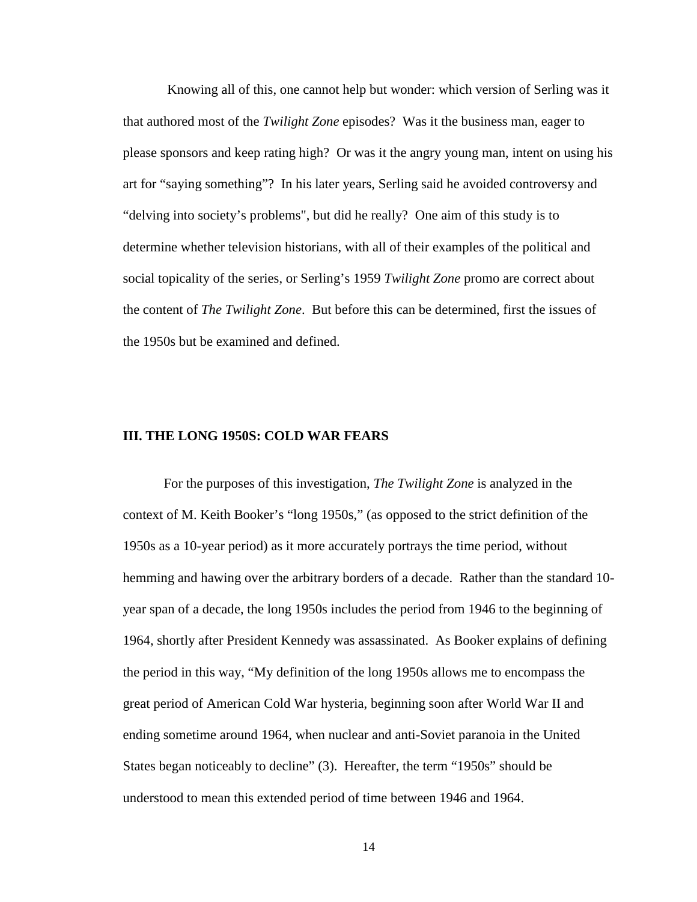Knowing all of this, one cannot help but wonder: which version of Serling was it that authored most of the *Twilight Zone* episodes? Was it the business man, eager to please sponsors and keep rating high? Or was it the angry young man, intent on using his art for "saying something"? In his later years, Serling said he avoided controversy and "delving into society's problems", but did he really? One aim of this study is to determine whether television historians, with all of their examples of the political and social topicality of the series, or Serling's 1959 *Twilight Zone* promo are correct about the content of *The Twilight Zone*. But before this can be determined, first the issues of the 1950s but be examined and defined.

## III. THE LONG 1950S: COLD WAR FEARS

For the purposes of this investigation, *The Twilight Zone* is analyzed in the context of M. Keith Booker's "long 1950s," (as opposed to the strict definition of the 1950s as a 10-year period) as it more accurately portrays the time period, without hemming and hawing over the arbitrary borders of a decade. Rather than the standard 10-year span of a decade, the long 1950s includes the period from 1946 to the beginning of 1964, shortly after President Kennedy was assassinated. As Booker explains of defining the period in this way, "My definition of the long 1950s allows me to encompass the great period of American Cold War hysteria, beginning soon after World War II and ending sometime around 1964, when nuclear and anti-Soviet paranoia in the United States began noticeably to decline" (3). Hereafter, the term "1950s" should be understood to mean this extended period of time between 1946 and 1964.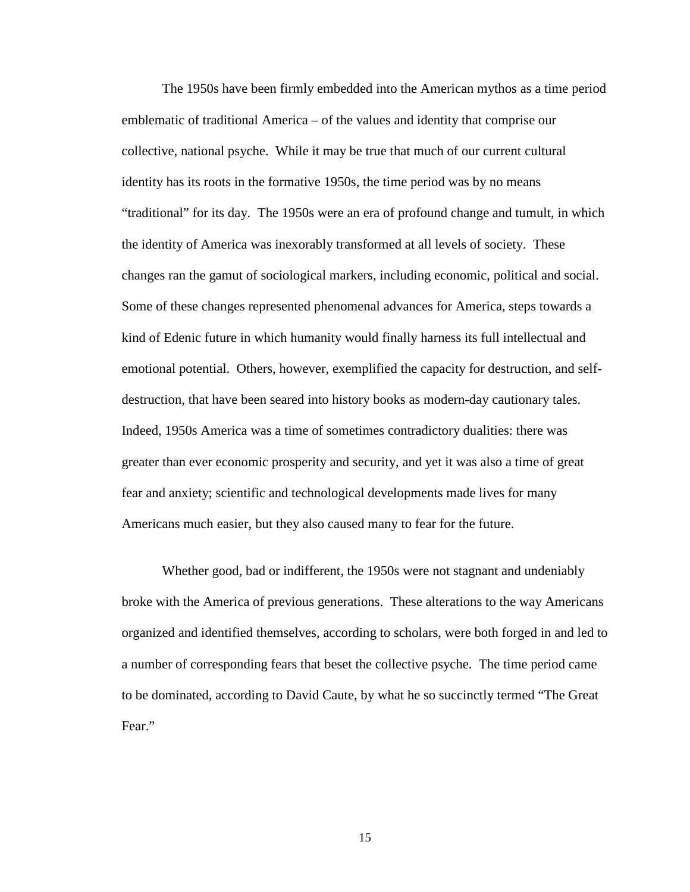The 1950s have been firmly embedded into the American mythos as a time period emblematic of traditional America – of the values and identity that comprise our collective, national psyche. While it may be true that much of our current cultural identity has its roots in the formative 1950s, the time period was by no means "traditional" for its day. The 1950s were an era of profound change and tumult, in which the identity of America was inexorably transformed at all levels of society. These changes ran the gamut of sociological markers, including economic, political and social. Some of these changes represented phenomenal advances for America, steps towards a kind of Edenic future in which humanity would finally harness its full intellectual and emotional potential. Others, however, exemplified the capacity for destruction, and self-destruction, that have been seared into history books as modern-day cautionary tales. Indeed, 1950s America was a time of sometimes contradictory dualities: there was greater than ever economic prosperity and security, and yet it was also a time of great fear and anxiety; scientific and technological developments made lives for many Americans much easier, but they also caused many to fear for the future.

Whether good, bad or indifferent, the 1950s were not stagnant and undeniably broke with the America of previous generations. These alterations to the way Americans organized and identified themselves, according to scholars, were both forged in and led to a number of corresponding fears that beset the collective psyche. The time period came to be dominated, according to David Caute, by what he so succinctly termed "The Great Fear."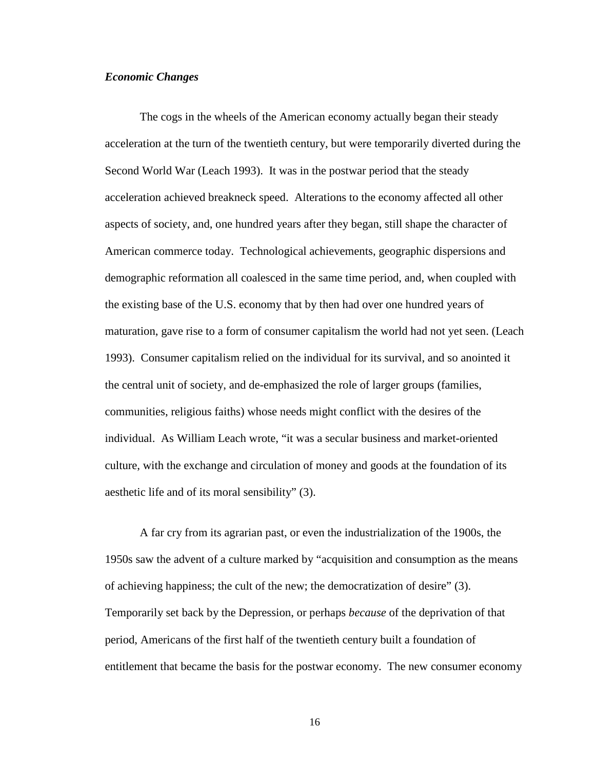***Economic Changes***

The cogs in the wheels of the American economy actually began their steady acceleration at the turn of the twentieth century, but were temporarily diverted during the Second World War (Leach 1993). It was in the postwar period that the steady acceleration achieved breakneck speed. Alterations to the economy affected all other aspects of society, and, one hundred years after they began, still shape the character of American commerce today. Technological achievements, geographic dispersions and demographic reformation all coalesced in the same time period, and, when coupled with the existing base of the U.S. economy that by then had over one hundred years of maturation, gave rise to a form of consumer capitalism the world had not yet seen. (Leach 1993). Consumer capitalism relied on the individual for its survival, and so anointed it the central unit of society, and de-emphasized the role of larger groups (families, communities, religious faiths) whose needs might conflict with the desires of the individual. As William Leach wrote, "it was a secular business and market-oriented culture, with the exchange and circulation of money and goods at the foundation of its aesthetic life and of its moral sensibility" (3).

A far cry from its agrarian past, or even the industrialization of the 1900s, the 1950s saw the advent of a culture marked by "acquisition and consumption as the means of achieving happiness; the cult of the new; the democratization of desire" (3). Temporarily set back by the Depression, or perhaps *because* of the deprivation of that period, Americans of the first half of the twentieth century built a foundation of entitlement that became the basis for the postwar economy. The new consumer economy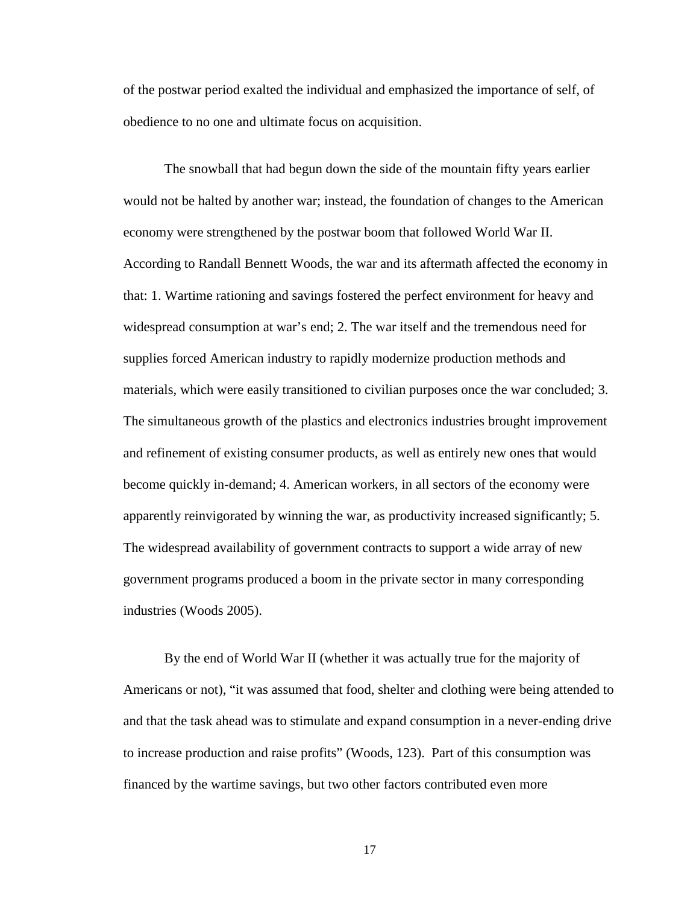of the postwar period exalted the individual and emphasized the importance of self, of obedience to no one and ultimate focus on acquisition.

The snowball that had begun down the side of the mountain fifty years earlier would not be halted by another war; instead, the foundation of changes to the American economy were strengthened by the postwar boom that followed World War II. According to Randall Bennett Woods, the war and its aftermath affected the economy in that: 1. Wartime rationing and savings fostered the perfect environment for heavy and widespread consumption at war's end; 2. The war itself and the tremendous need for supplies forced American industry to rapidly modernize production methods and materials, which were easily transitioned to civilian purposes once the war concluded; 3. The simultaneous growth of the plastics and electronics industries brought improvement and refinement of existing consumer products, as well as entirely new ones that would become quickly in-demand; 4. American workers, in all sectors of the economy were apparently reinvigorated by winning the war, as productivity increased significantly; 5. The widespread availability of government contracts to support a wide array of new government programs produced a boom in the private sector in many corresponding industries (Woods 2005).

By the end of World War II (whether it was actually true for the majority of Americans or not), "it was assumed that food, shelter and clothing were being attended to and that the task ahead was to stimulate and expand consumption in a never-ending drive to increase production and raise profits" (Woods, 123). Part of this consumption was financed by the wartime savings, but two other factors contributed even more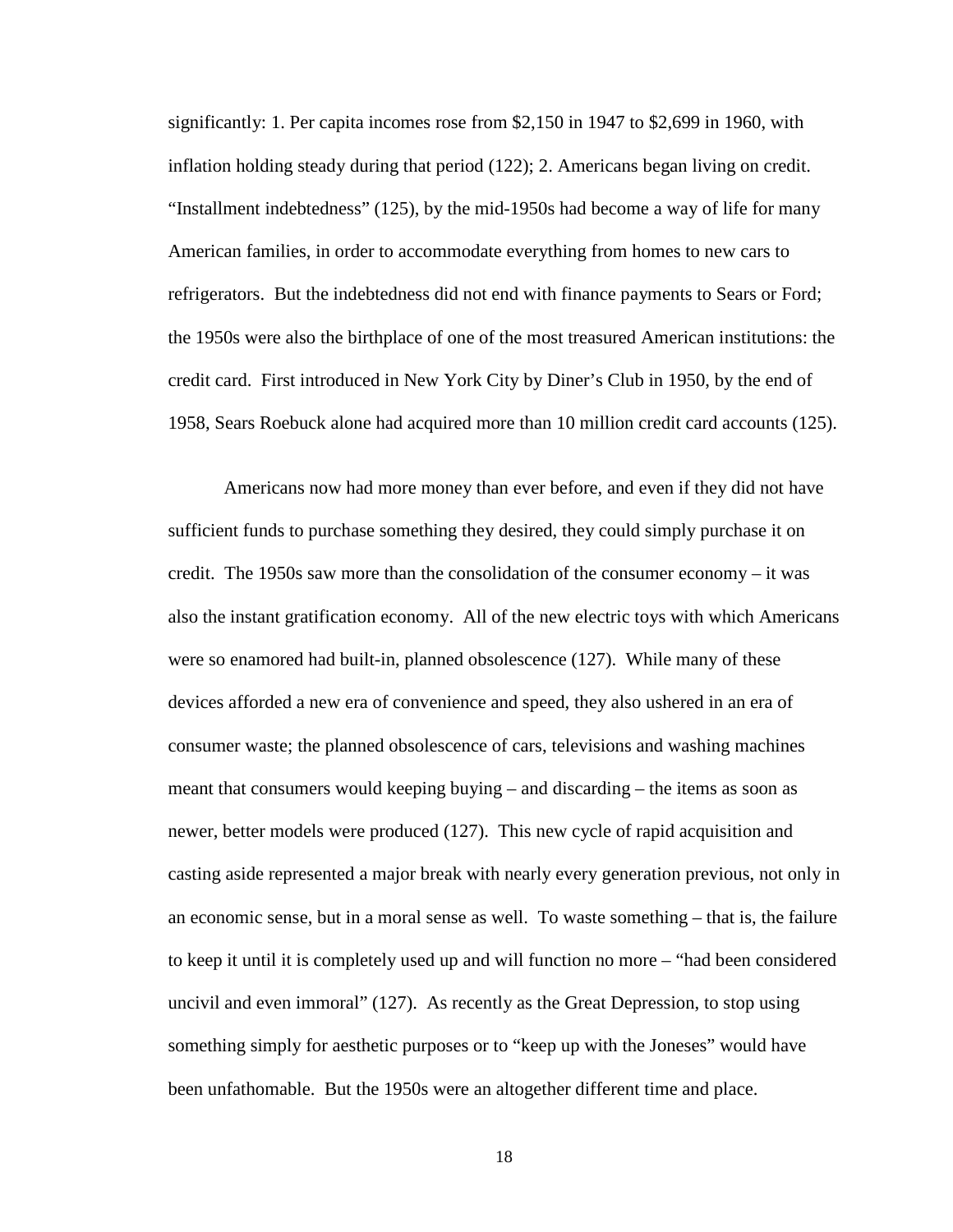significantly: 1. Per capita incomes rose from $2,150 in 1947 to $2,699 in 1960, with inflation holding steady during that period (122); 2. Americans began living on credit. "Installment indebtedness" (125), by the mid-1950s had become a way of life for many American families, in order to accommodate everything from homes to new cars to refrigerators. But the indebtedness did not end with finance payments to Sears or Ford; the 1950s were also the birthplace of one of the most treasured American institutions: the credit card. First introduced in New York City by Diner's Club in 1950, by the end of 1958, Sears Roebuck alone had acquired more than 10 million credit card accounts (125).

Americans now had more money than ever before, and even if they did not have sufficient funds to purchase something they desired, they could simply purchase it on credit. The 1950s saw more than the consolidation of the consumer economy – it was also the instant gratification economy. All of the new electric toys with which Americans were so enamored had built-in, planned obsolescence (127). While many of these devices afforded a new era of convenience and speed, they also ushered in an era of consumer waste; the planned obsolescence of cars, televisions and washing machines meant that consumers would keeping buying – and discarding – the items as soon as newer, better models were produced (127). This new cycle of rapid acquisition and casting aside represented a major break with nearly every generation previous, not only in an economic sense, but in a moral sense as well. To waste something – that is, the failure to keep it until it is completely used up and will function no more – "had been considered uncivil and even immoral" (127). As recently as the Great Depression, to stop using something simply for aesthetic purposes or to "keep up with the Joneses" would have been unfathomable. But the 1950s were an altogether different time and place.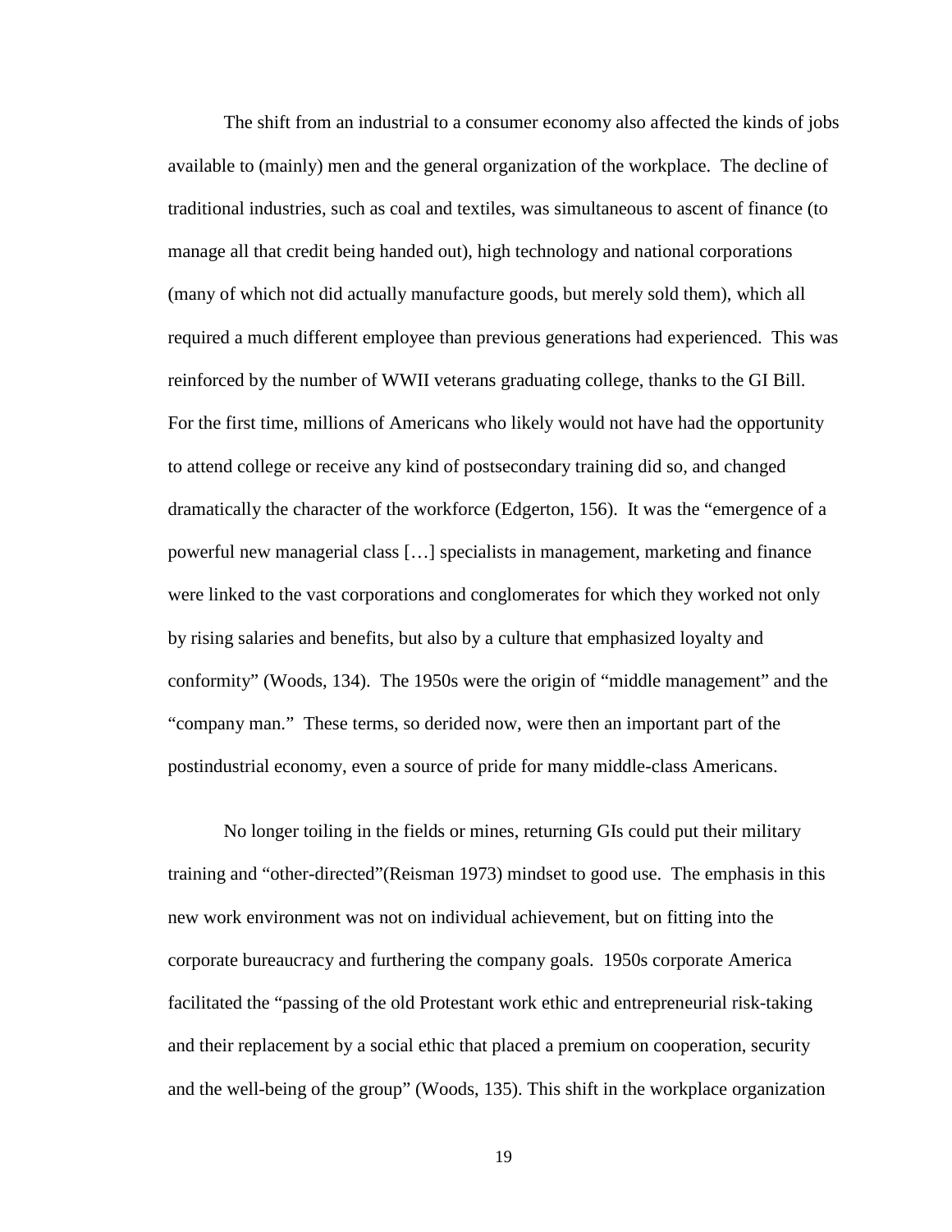The shift from an industrial to a consumer economy also affected the kinds of jobs available to (mainly) men and the general organization of the workplace. The decline of traditional industries, such as coal and textiles, was simultaneous to ascent of finance (to manage all that credit being handed out), high technology and national corporations (many of which not did actually manufacture goods, but merely sold them), which all required a much different employee than previous generations had experienced. This was reinforced by the number of WWII veterans graduating college, thanks to the GI Bill. For the first time, millions of Americans who likely would not have had the opportunity to attend college or receive any kind of postsecondary training did so, and changed dramatically the character of the workforce (Edgerton, 156). It was the "emergence of a powerful new managerial class […] specialists in management, marketing and finance were linked to the vast corporations and conglomerates for which they worked not only by rising salaries and benefits, but also by a culture that emphasized loyalty and conformity" (Woods, 134). The 1950s were the origin of "middle management" and the "company man." These terms, so derided now, were then an important part of the postindustrial economy, even a source of pride for many middle-class Americans.

No longer toiling in the fields or mines, returning GIs could put their military training and "other-directed"(Reisman 1973) mindset to good use. The emphasis in this new work environment was not on individual achievement, but on fitting into the corporate bureaucracy and furthering the company goals. 1950s corporate America facilitated the "passing of the old Protestant work ethic and entrepreneurial risk-taking and their replacement by a social ethic that placed a premium on cooperation, security and the well-being of the group" (Woods, 135). This shift in the workplace organization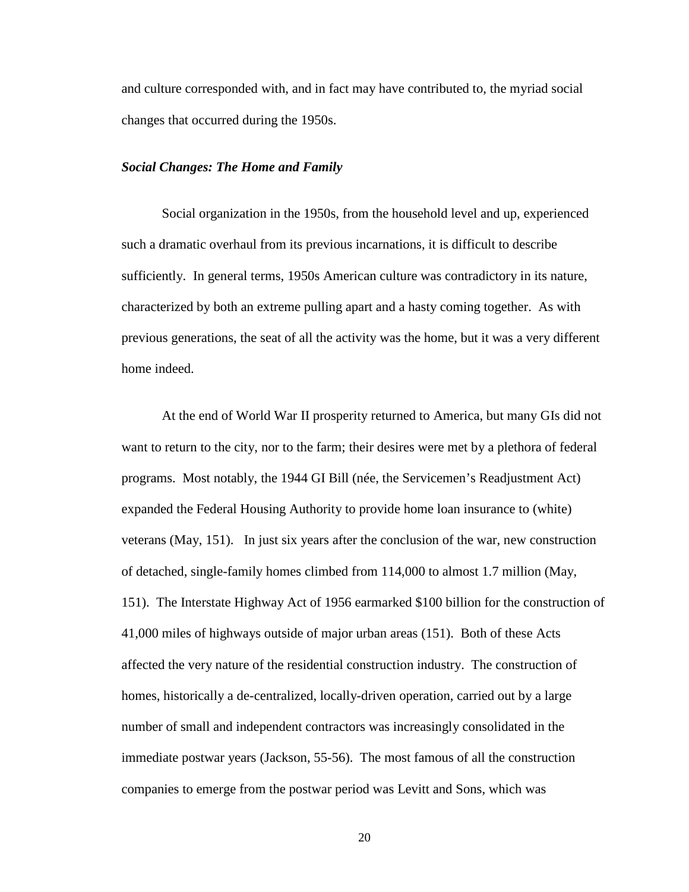and culture corresponded with, and in fact may have contributed to, the myriad social changes that occurred during the 1950s.

### *Social Changes: The Home and Family*

Social organization in the 1950s, from the household level and up, experienced such a dramatic overhaul from its previous incarnations, it is difficult to describe sufficiently. In general terms, 1950s American culture was contradictory in its nature, characterized by both an extreme pulling apart and a hasty coming together. As with previous generations, the seat of all the activity was the home, but it was a very different home indeed.

At the end of World War II prosperity returned to America, but many GIs did not want to return to the city, nor to the farm; their desires were met by a plethora of federal programs. Most notably, the 1944 GI Bill (née, the Servicemen's Readjustment Act) expanded the Federal Housing Authority to provide home loan insurance to (white) veterans (May, 151). In just six years after the conclusion of the war, new construction of detached, single-family homes climbed from 114,000 to almost 1.7 million (May, 151). The Interstate Highway Act of 1956 earmarked $100 billion for the construction of 41,000 miles of highways outside of major urban areas (151). Both of these Acts affected the very nature of the residential construction industry. The construction of homes, historically a de-centralized, locally-driven operation, carried out by a large number of small and independent contractors was increasingly consolidated in the immediate postwar years (Jackson, 55-56). The most famous of all the construction companies to emerge from the postwar period was Levitt and Sons, which was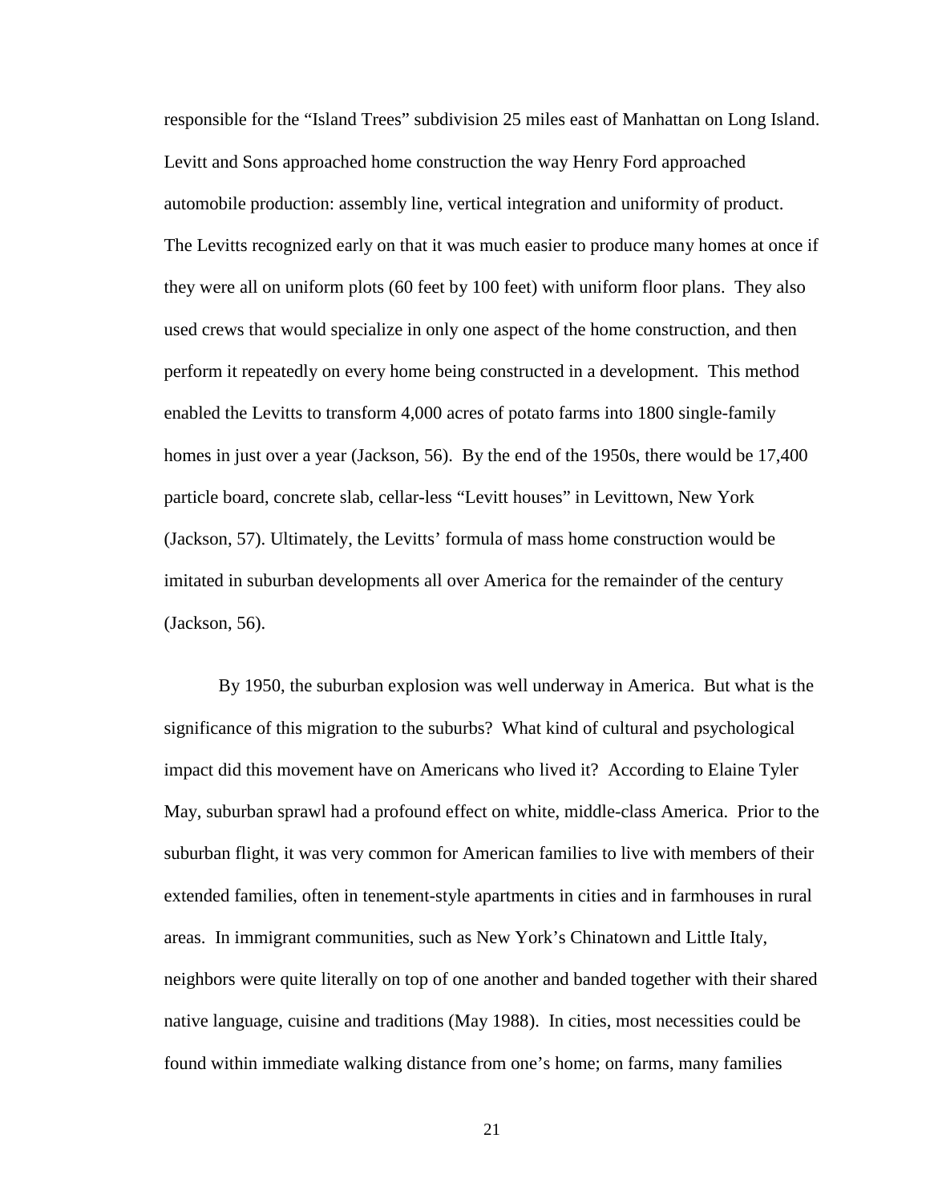responsible for the "Island Trees" subdivision 25 miles east of Manhattan on Long Island. Levitt and Sons approached home construction the way Henry Ford approached automobile production: assembly line, vertical integration and uniformity of product. The Levitts recognized early on that it was much easier to produce many homes at once if they were all on uniform plots (60 feet by 100 feet) with uniform floor plans. They also used crews that would specialize in only one aspect of the home construction, and then perform it repeatedly on every home being constructed in a development. This method enabled the Levitts to transform 4,000 acres of potato farms into 1800 single-family homes in just over a year (Jackson, 56). By the end of the 1950s, there would be 17,400 particle board, concrete slab, cellar-less "Levitt houses" in Levittown, New York (Jackson, 57). Ultimately, the Levitts' formula of mass home construction would be imitated in suburban developments all over America for the remainder of the century (Jackson, 56).

By 1950, the suburban explosion was well underway in America. But what is the significance of this migration to the suburbs? What kind of cultural and psychological impact did this movement have on Americans who lived it? According to Elaine Tyler May, suburban sprawl had a profound effect on white, middle-class America. Prior to the suburban flight, it was very common for American families to live with members of their extended families, often in tenement-style apartments in cities and in farmhouses in rural areas. In immigrant communities, such as New York's Chinatown and Little Italy, neighbors were quite literally on top of one another and banded together with their shared native language, cuisine and traditions (May 1988). In cities, most necessities could be found within immediate walking distance from one's home; on farms, many families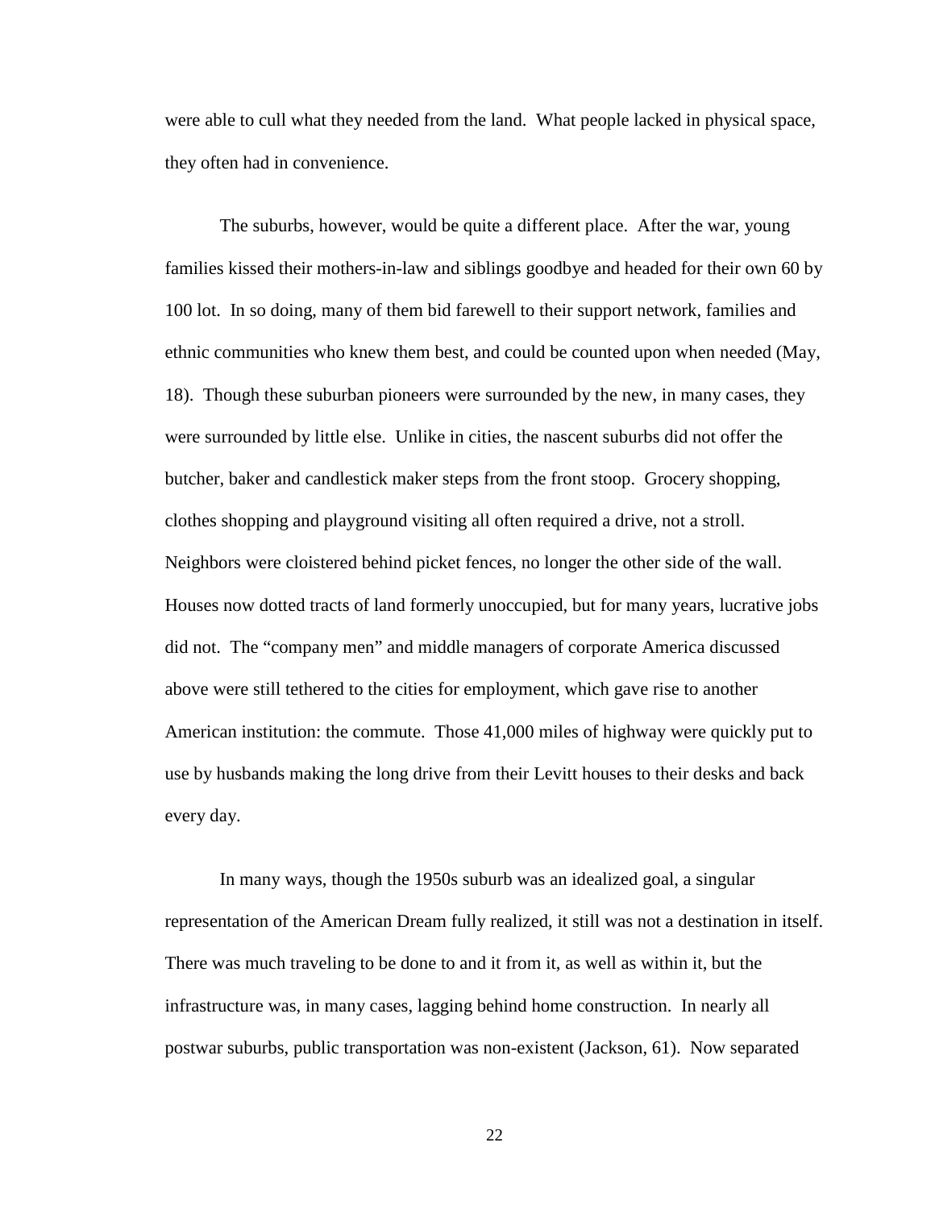were able to cull what they needed from the land. What people lacked in physical space, they often had in convenience.

The suburbs, however, would be quite a different place. After the war, young families kissed their mothers-in-law and siblings goodbye and headed for their own 60 by 100 lot. In so doing, many of them bid farewell to their support network, families and ethnic communities who knew them best, and could be counted upon when needed (May, 18). Though these suburban pioneers were surrounded by the new, in many cases, they were surrounded by little else. Unlike in cities, the nascent suburbs did not offer the butcher, baker and candlestick maker steps from the front stoop. Grocery shopping, clothes shopping and playground visiting all often required a drive, not a stroll. Neighbors were cloistered behind picket fences, no longer the other side of the wall. Houses now dotted tracts of land formerly unoccupied, but for many years, lucrative jobs did not. The "company men" and middle managers of corporate America discussed above were still tethered to the cities for employment, which gave rise to another American institution: the commute. Those 41,000 miles of highway were quickly put to use by husbands making the long drive from their Levitt houses to their desks and back every day.

In many ways, though the 1950s suburb was an idealized goal, a singular representation of the American Dream fully realized, it still was not a destination in itself. There was much traveling to be done to and it from it, as well as within it, but the infrastructure was, in many cases, lagging behind home construction. In nearly all postwar suburbs, public transportation was non-existent (Jackson, 61). Now separated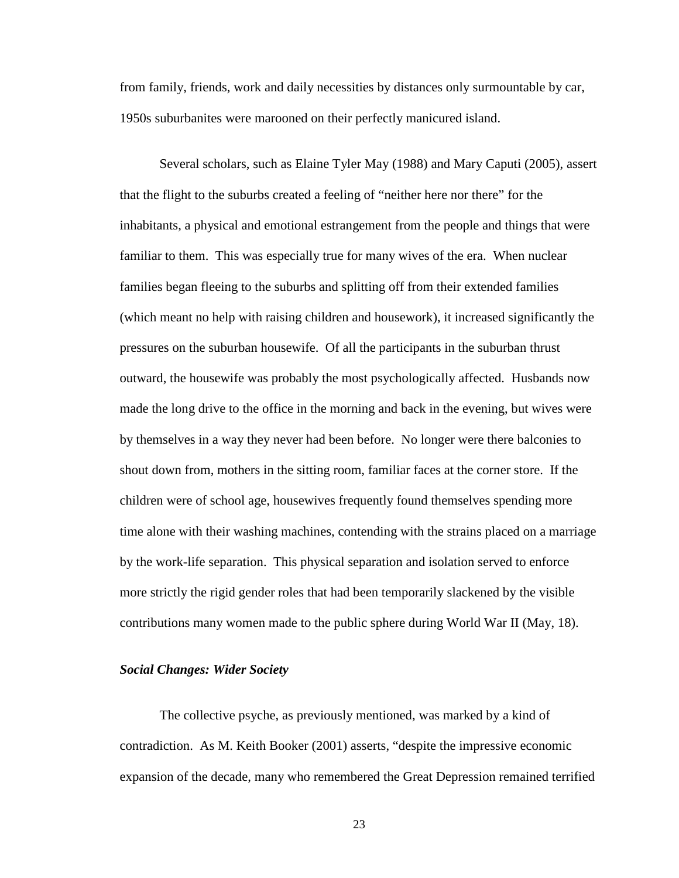from family, friends, work and daily necessities by distances only surmountable by car, 1950s suburbanites were marooned on their perfectly manicured island.

Several scholars, such as Elaine Tyler May (1988) and Mary Caputi (2005), assert that the flight to the suburbs created a feeling of "neither here nor there" for the inhabitants, a physical and emotional estrangement from the people and things that were familiar to them. This was especially true for many wives of the era. When nuclear families began fleeing to the suburbs and splitting off from their extended families (which meant no help with raising children and housework), it increased significantly the pressures on the suburban housewife. Of all the participants in the suburban thrust outward, the housewife was probably the most psychologically affected. Husbands now made the long drive to the office in the morning and back in the evening, but wives were by themselves in a way they never had been before. No longer were there balconies to shout down from, mothers in the sitting room, familiar faces at the corner store. If the children were of school age, housewives frequently found themselves spending more time alone with their washing machines, contending with the strains placed on a marriage by the work-life separation. This physical separation and isolation served to enforce more strictly the rigid gender roles that had been temporarily slackened by the visible contributions many women made to the public sphere during World War II (May, 18).

***Social Changes: Wider Society***

The collective psyche, as previously mentioned, was marked by a kind of contradiction. As M. Keith Booker (2001) asserts, "despite the impressive economic expansion of the decade, many who remembered the Great Depression remained terrified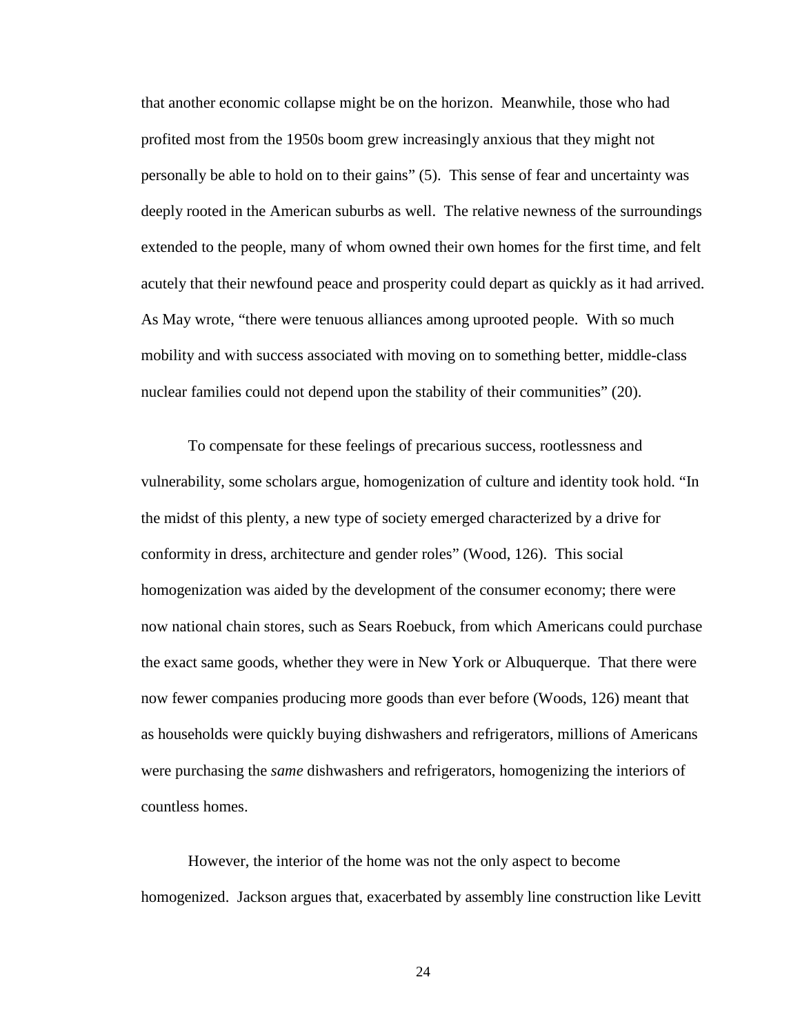that another economic collapse might be on the horizon. Meanwhile, those who had profited most from the 1950s boom grew increasingly anxious that they might not personally be able to hold on to their gains" (5). This sense of fear and uncertainty was deeply rooted in the American suburbs as well. The relative newness of the surroundings extended to the people, many of whom owned their own homes for the first time, and felt acutely that their newfound peace and prosperity could depart as quickly as it had arrived. As May wrote, "there were tenuous alliances among uprooted people. With so much mobility and with success associated with moving on to something better, middle-class nuclear families could not depend upon the stability of their communities" (20).

To compensate for these feelings of precarious success, rootlessness and vulnerability, some scholars argue, homogenization of culture and identity took hold. "In the midst of this plenty, a new type of society emerged characterized by a drive for conformity in dress, architecture and gender roles" (Wood, 126). This social homogenization was aided by the development of the consumer economy; there were now national chain stores, such as Sears Roebuck, from which Americans could purchase the exact same goods, whether they were in New York or Albuquerque. That there were now fewer companies producing more goods than ever before (Woods, 126) meant that as households were quickly buying dishwashers and refrigerators, millions of Americans were purchasing the *same* dishwashers and refrigerators, homogenizing the interiors of countless homes.

However, the interior of the home was not the only aspect to become homogenized. Jackson argues that, exacerbated by assembly line construction like Levitt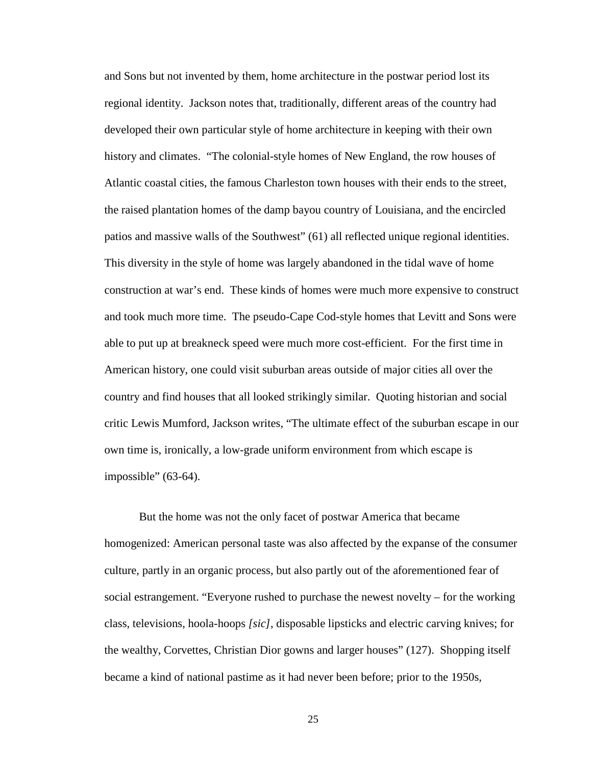and Sons but not invented by them, home architecture in the postwar period lost its regional identity. Jackson notes that, traditionally, different areas of the country had developed their own particular style of home architecture in keeping with their own history and climates. "The colonial-style homes of New England, the row houses of Atlantic coastal cities, the famous Charleston town houses with their ends to the street, the raised plantation homes of the damp bayou country of Louisiana, and the encircled patios and massive walls of the Southwest" (61) all reflected unique regional identities. This diversity in the style of home was largely abandoned in the tidal wave of home construction at war's end. These kinds of homes were much more expensive to construct and took much more time. The pseudo-Cape Cod-style homes that Levitt and Sons were able to put up at breakneck speed were much more cost-efficient. For the first time in American history, one could visit suburban areas outside of major cities all over the country and find houses that all looked strikingly similar. Quoting historian and social critic Lewis Mumford, Jackson writes, "The ultimate effect of the suburban escape in our own time is, ironically, a low-grade uniform environment from which escape is impossible" (63-64).

But the home was not the only facet of postwar America that became homogenized: American personal taste was also affected by the expanse of the consumer culture, partly in an organic process, but also partly out of the aforementioned fear of social estrangement. "Everyone rushed to purchase the newest novelty – for the working class, televisions, hoola-hoops *[sic]*, disposable lipsticks and electric carving knives; for the wealthy, Corvettes, Christian Dior gowns and larger houses" (127). Shopping itself became a kind of national pastime as it had never been before; prior to the 1950s,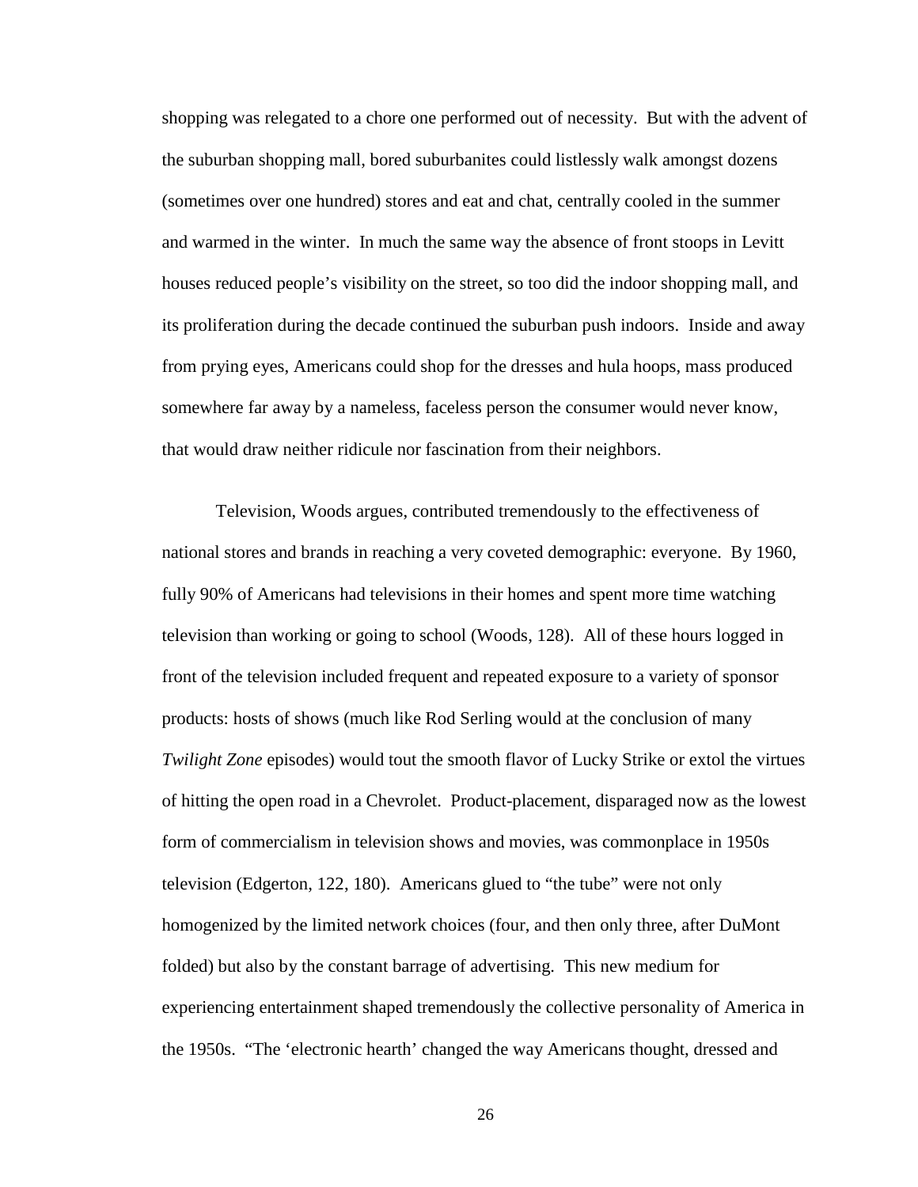shopping was relegated to a chore one performed out of necessity. But with the advent of the suburban shopping mall, bored suburbanites could listlessly walk amongst dozens (sometimes over one hundred) stores and eat and chat, centrally cooled in the summer and warmed in the winter. In much the same way the absence of front stoops in Levitt houses reduced people's visibility on the street, so too did the indoor shopping mall, and its proliferation during the decade continued the suburban push indoors. Inside and away from prying eyes, Americans could shop for the dresses and hula hoops, mass produced somewhere far away by a nameless, faceless person the consumer would never know, that would draw neither ridicule nor fascination from their neighbors.

Television, Woods argues, contributed tremendously to the effectiveness of national stores and brands in reaching a very coveted demographic: everyone. By 1960, fully 90% of Americans had televisions in their homes and spent more time watching television than working or going to school (Woods, 128). All of these hours logged in front of the television included frequent and repeated exposure to a variety of sponsor products: hosts of shows (much like Rod Serling would at the conclusion of many *Twilight Zone* episodes) would tout the smooth flavor of Lucky Strike or extol the virtues of hitting the open road in a Chevrolet. Product-placement, disparaged now as the lowest form of commercialism in television shows and movies, was commonplace in 1950s television (Edgerton, 122, 180). Americans glued to "the tube" were not only homogenized by the limited network choices (four, and then only three, after DuMont folded) but also by the constant barrage of advertising. This new medium for experiencing entertainment shaped tremendously the collective personality of America in the 1950s. "The 'electronic hearth' changed the way Americans thought, dressed and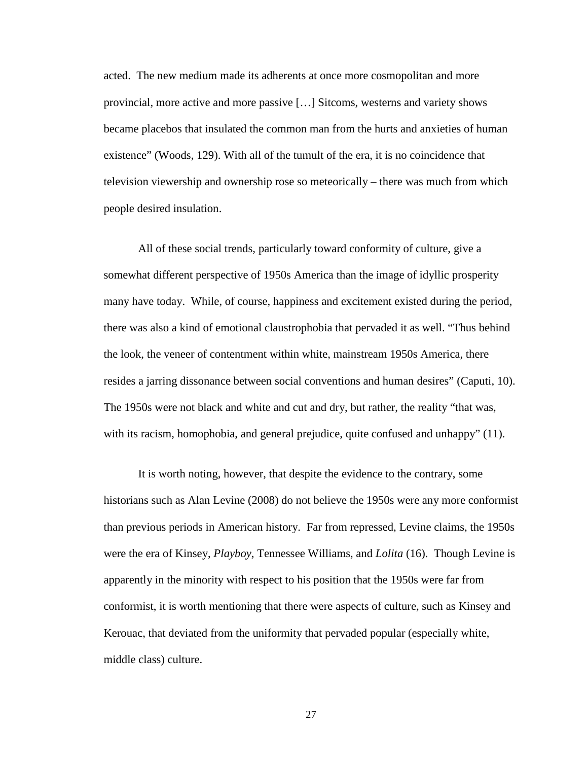acted. The new medium made its adherents at once more cosmopolitan and more provincial, more active and more passive […] Sitcoms, westerns and variety shows became placebos that insulated the common man from the hurts and anxieties of human existence" (Woods, 129). With all of the tumult of the era, it is no coincidence that television viewership and ownership rose so meteorically – there was much from which people desired insulation.

All of these social trends, particularly toward conformity of culture, give a somewhat different perspective of 1950s America than the image of idyllic prosperity many have today. While, of course, happiness and excitement existed during the period, there was also a kind of emotional claustrophobia that pervaded it as well. "Thus behind the look, the veneer of contentment within white, mainstream 1950s America, there resides a jarring dissonance between social conventions and human desires" (Caputi, 10). The 1950s were not black and white and cut and dry, but rather, the reality "that was, with its racism, homophobia, and general prejudice, quite confused and unhappy" (11).

It is worth noting, however, that despite the evidence to the contrary, some historians such as Alan Levine (2008) do not believe the 1950s were any more conformist than previous periods in American history. Far from repressed, Levine claims, the 1950s were the era of Kinsey, *Playboy*, Tennessee Williams, and *Lolita* (16). Though Levine is apparently in the minority with respect to his position that the 1950s were far from conformist, it is worth mentioning that there were aspects of culture, such as Kinsey and Kerouac, that deviated from the uniformity that pervaded popular (especially white, middle class) culture.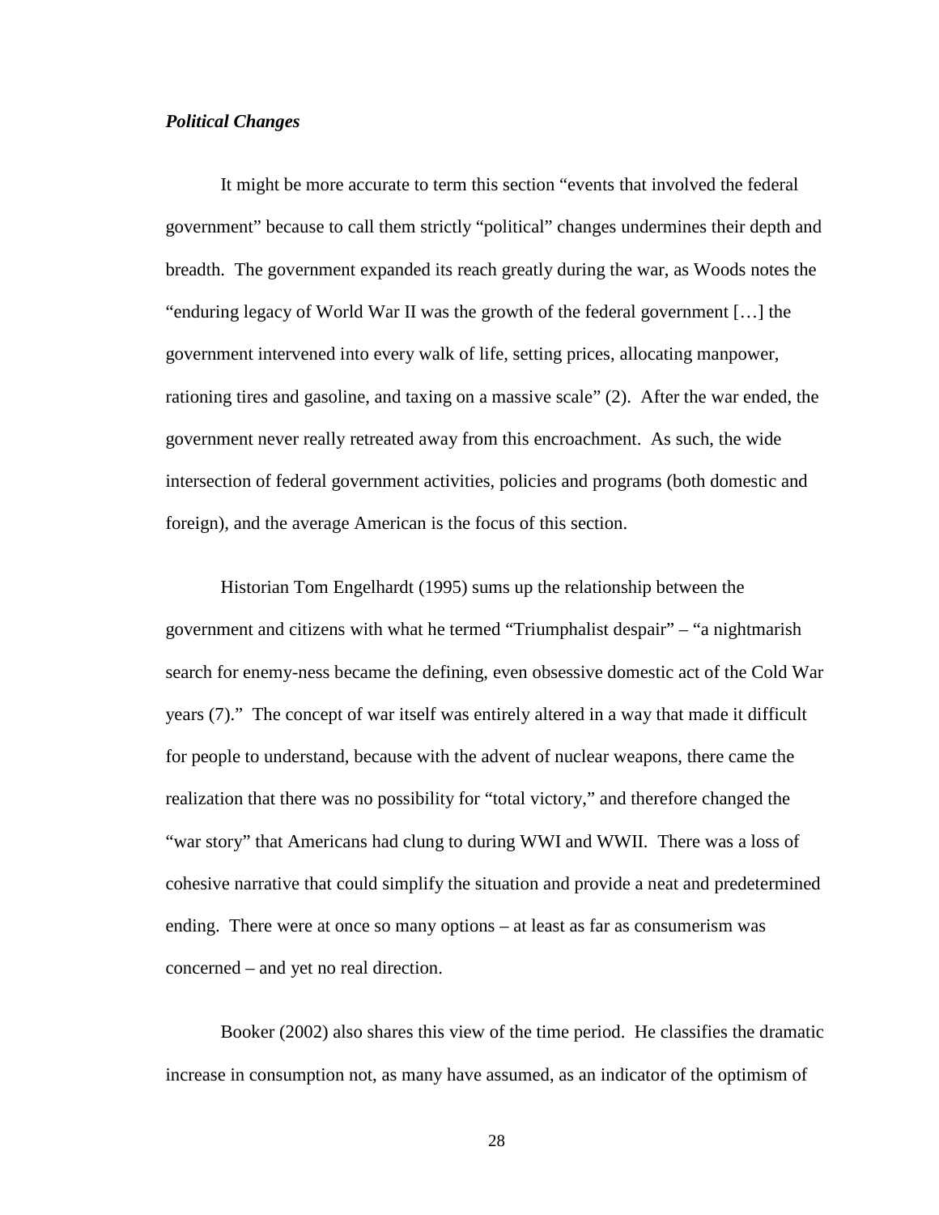***Political Changes***

It might be more accurate to term this section "events that involved the federal government" because to call them strictly "political" changes undermines their depth and breadth. The government expanded its reach greatly during the war, as Woods notes the "enduring legacy of World War II was the growth of the federal government […] the government intervened into every walk of life, setting prices, allocating manpower, rationing tires and gasoline, and taxing on a massive scale" (2). After the war ended, the government never really retreated away from this encroachment. As such, the wide intersection of federal government activities, policies and programs (both domestic and foreign), and the average American is the focus of this section.

Historian Tom Engelhardt (1995) sums up the relationship between the government and citizens with what he termed "Triumphalist despair" – "a nightmarish search for enemy-ness became the defining, even obsessive domestic act of the Cold War years (7)." The concept of war itself was entirely altered in a way that made it difficult for people to understand, because with the advent of nuclear weapons, there came the realization that there was no possibility for "total victory," and therefore changed the "war story" that Americans had clung to during WWI and WWII. There was a loss of cohesive narrative that could simplify the situation and provide a neat and predetermined ending. There were at once so many options – at least as far as consumerism was concerned – and yet no real direction.

Booker (2002) also shares this view of the time period. He classifies the dramatic increase in consumption not, as many have assumed, as an indicator of the optimism of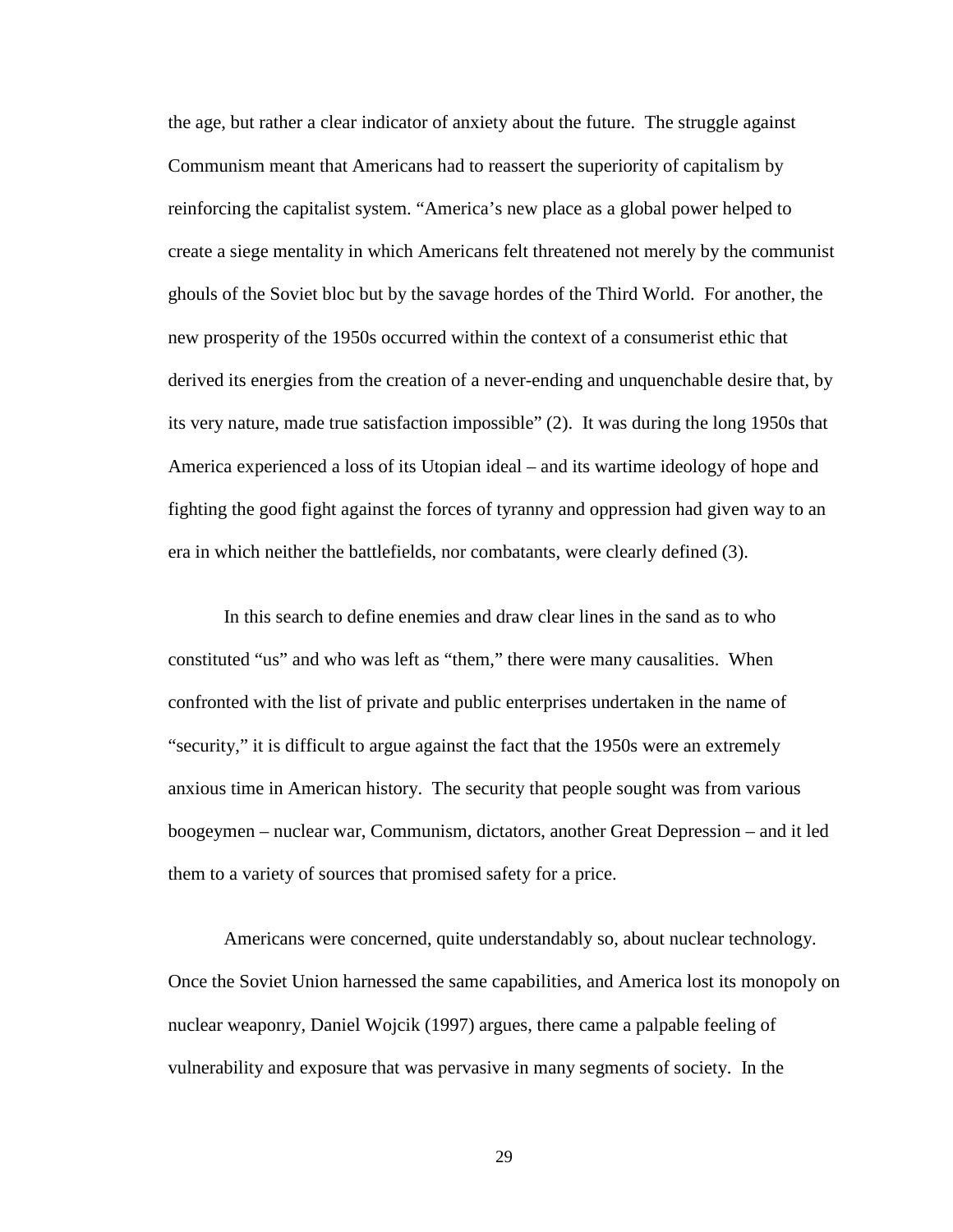the age, but rather a clear indicator of anxiety about the future. The struggle against Communism meant that Americans had to reassert the superiority of capitalism by reinforcing the capitalist system. "America's new place as a global power helped to create a siege mentality in which Americans felt threatened not merely by the communist ghouls of the Soviet bloc but by the savage hordes of the Third World. For another, the new prosperity of the 1950s occurred within the context of a consumerist ethic that derived its energies from the creation of a never-ending and unquenchable desire that, by its very nature, made true satisfaction impossible" (2). It was during the long 1950s that America experienced a loss of its Utopian ideal – and its wartime ideology of hope and fighting the good fight against the forces of tyranny and oppression had given way to an era in which neither the battlefields, nor combatants, were clearly defined (3).

In this search to define enemies and draw clear lines in the sand as to who constituted "us" and who was left as "them," there were many causalities. When confronted with the list of private and public enterprises undertaken in the name of "security," it is difficult to argue against the fact that the 1950s were an extremely anxious time in American history. The security that people sought was from various boogeymen – nuclear war, Communism, dictators, another Great Depression – and it led them to a variety of sources that promised safety for a price.

Americans were concerned, quite understandably so, about nuclear technology. Once the Soviet Union harnessed the same capabilities, and America lost its monopoly on nuclear weaponry, Daniel Wojcik (1997) argues, there came a palpable feeling of vulnerability and exposure that was pervasive in many segments of society. In the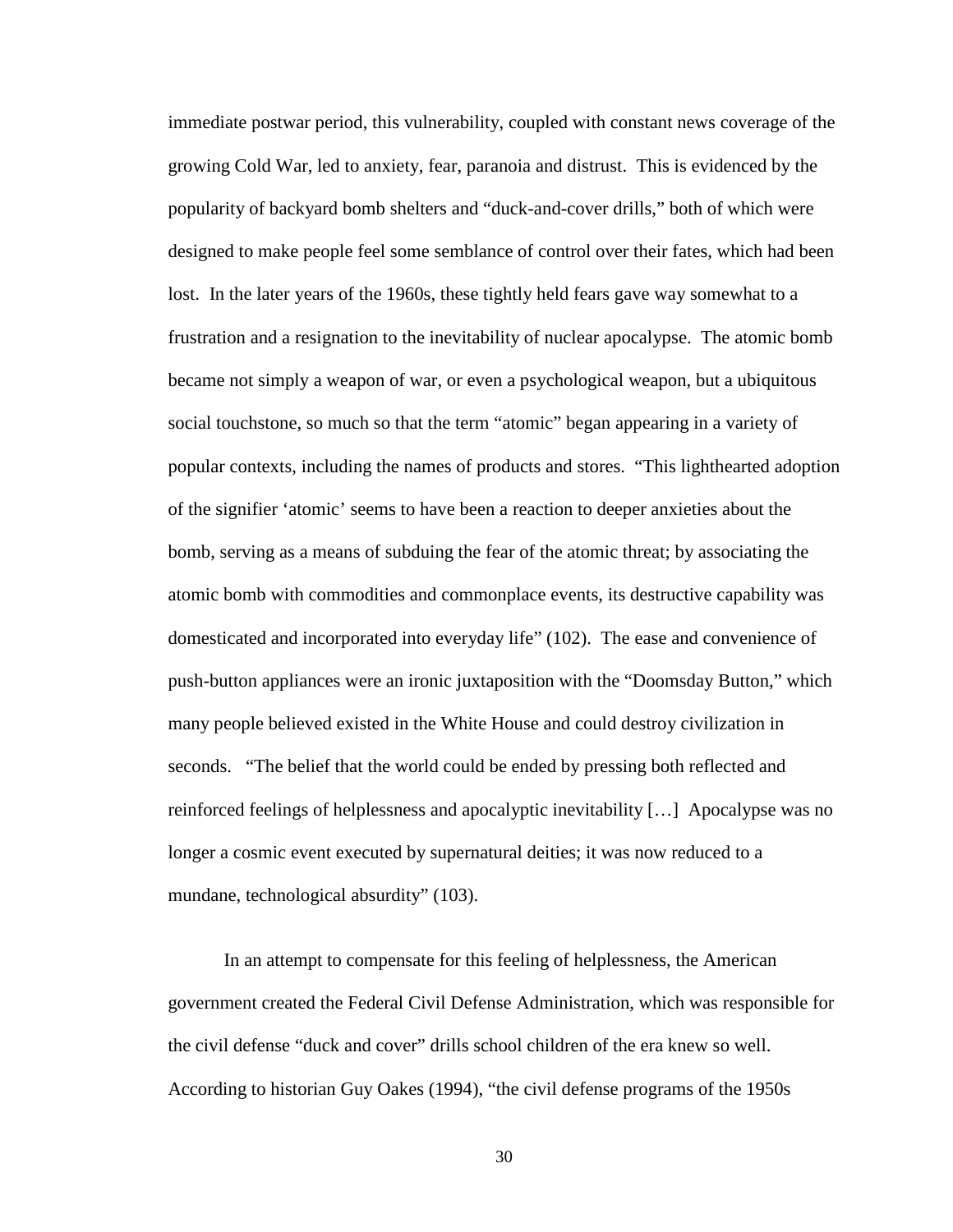immediate postwar period, this vulnerability, coupled with constant news coverage of the growing Cold War, led to anxiety, fear, paranoia and distrust. This is evidenced by the popularity of backyard bomb shelters and "duck-and-cover drills," both of which were designed to make people feel some semblance of control over their fates, which had been lost. In the later years of the 1960s, these tightly held fears gave way somewhat to a frustration and a resignation to the inevitability of nuclear apocalypse. The atomic bomb became not simply a weapon of war, or even a psychological weapon, but a ubiquitous social touchstone, so much so that the term "atomic" began appearing in a variety of popular contexts, including the names of products and stores. "This lighthearted adoption of the signifier 'atomic' seems to have been a reaction to deeper anxieties about the bomb, serving as a means of subduing the fear of the atomic threat; by associating the atomic bomb with commodities and commonplace events, its destructive capability was domesticated and incorporated into everyday life" (102). The ease and convenience of push-button appliances were an ironic juxtaposition with the "Doomsday Button," which many people believed existed in the White House and could destroy civilization in seconds. "The belief that the world could be ended by pressing both reflected and reinforced feelings of helplessness and apocalyptic inevitability […] Apocalypse was no longer a cosmic event executed by supernatural deities; it was now reduced to a mundane, technological absurdity" (103).

In an attempt to compensate for this feeling of helplessness, the American government created the Federal Civil Defense Administration, which was responsible for the civil defense "duck and cover" drills school children of the era knew so well. According to historian Guy Oakes (1994), "the civil defense programs of the 1950s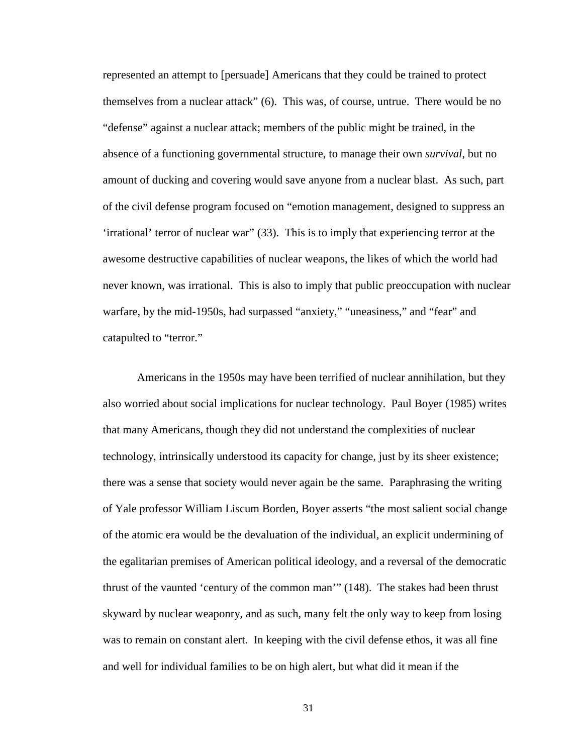represented an attempt to [persuade] Americans that they could be trained to protect themselves from a nuclear attack" (6). This was, of course, untrue. There would be no "defense" against a nuclear attack; members of the public might be trained, in the absence of a functioning governmental structure, to manage their own *survival*, but no amount of ducking and covering would save anyone from a nuclear blast. As such, part of the civil defense program focused on "emotion management, designed to suppress an 'irrational' terror of nuclear war" (33). This is to imply that experiencing terror at the awesome destructive capabilities of nuclear weapons, the likes of which the world had never known, was irrational. This is also to imply that public preoccupation with nuclear warfare, by the mid-1950s, had surpassed "anxiety," "uneasiness," and "fear" and catapulted to "terror."

Americans in the 1950s may have been terrified of nuclear annihilation, but they also worried about social implications for nuclear technology. Paul Boyer (1985) writes that many Americans, though they did not understand the complexities of nuclear technology, intrinsically understood its capacity for change, just by its sheer existence; there was a sense that society would never again be the same. Paraphrasing the writing of Yale professor William Liscum Borden, Boyer asserts "the most salient social change of the atomic era would be the devaluation of the individual, an explicit undermining of the egalitarian premises of American political ideology, and a reversal of the democratic thrust of the vaunted 'century of the common man'" (148). The stakes had been thrust skyward by nuclear weaponry, and as such, many felt the only way to keep from losing was to remain on constant alert. In keeping with the civil defense ethos, it was all fine and well for individual families to be on high alert, but what did it mean if the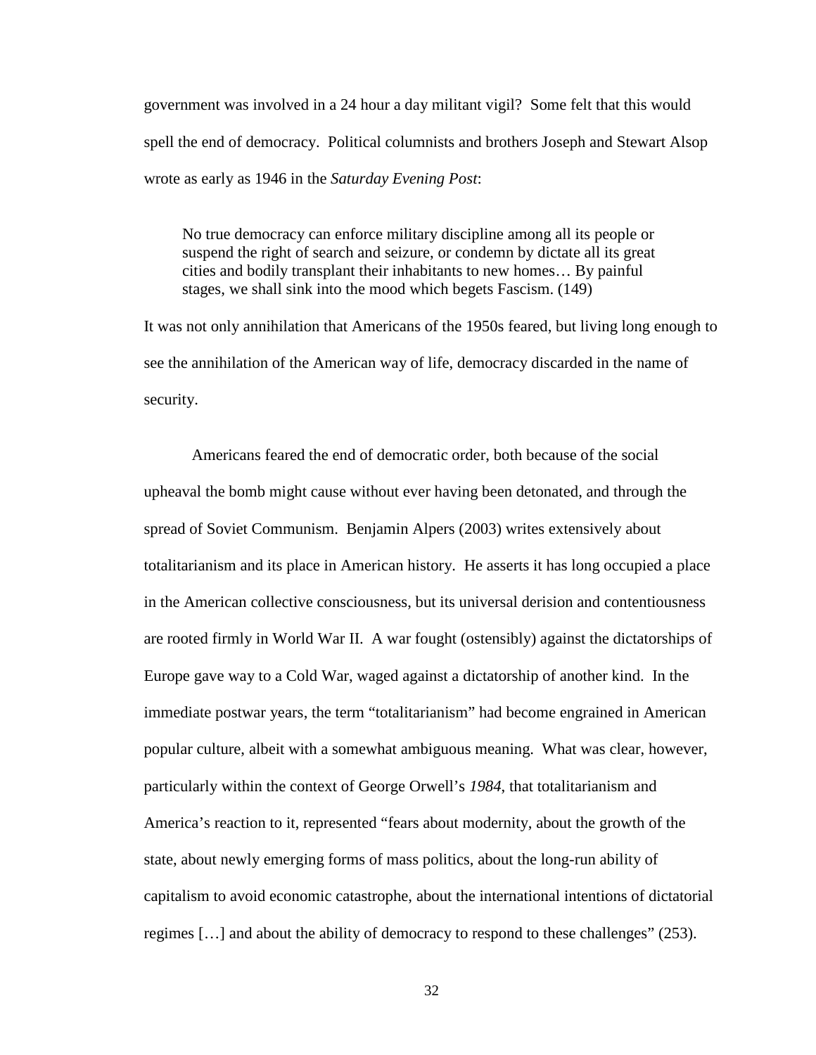government was involved in a 24 hour a day militant vigil? Some felt that this would spell the end of democracy. Political columnists and brothers Joseph and Stewart Alsop wrote as early as 1946 in the *Saturday Evening Post*:

> No true democracy can enforce military discipline among all its people or suspend the right of search and seizure, or condemn by dictate all its great cities and bodily transplant their inhabitants to new homes… By painful stages, we shall sink into the mood which begets Fascism. (149)

It was not only annihilation that Americans of the 1950s feared, but living long enough to see the annihilation of the American way of life, democracy discarded in the name of security.

Americans feared the end of democratic order, both because of the social upheaval the bomb might cause without ever having been detonated, and through the spread of Soviet Communism. Benjamin Alpers (2003) writes extensively about totalitarianism and its place in American history. He asserts it has long occupied a place in the American collective consciousness, but its universal derision and contentiousness are rooted firmly in World War II. A war fought (ostensibly) against the dictatorships of Europe gave way to a Cold War, waged against a dictatorship of another kind. In the immediate postwar years, the term "totalitarianism" had become engrained in American popular culture, albeit with a somewhat ambiguous meaning. What was clear, however, particularly within the context of George Orwell's *1984*, that totalitarianism and America's reaction to it, represented "fears about modernity, about the growth of the state, about newly emerging forms of mass politics, about the long-run ability of capitalism to avoid economic catastrophe, about the international intentions of dictatorial regimes […] and about the ability of democracy to respond to these challenges" (253).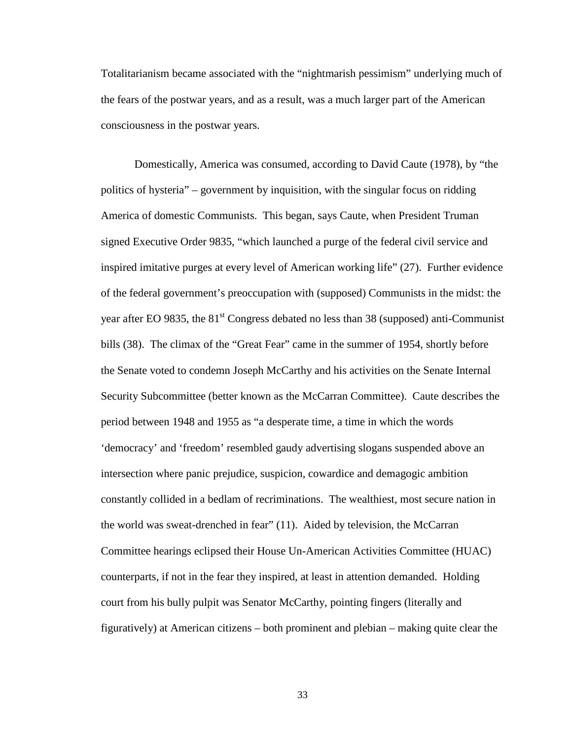Totalitarianism became associated with the "nightmarish pessimism" underlying much of the fears of the postwar years, and as a result, was a much larger part of the American consciousness in the postwar years.

Domestically, America was consumed, according to David Caute (1978), by "the politics of hysteria" – government by inquisition, with the singular focus on ridding America of domestic Communists. This began, says Caute, when President Truman signed Executive Order 9835, "which launched a purge of the federal civil service and inspired imitative purges at every level of American working life" (27). Further evidence of the federal government's preoccupation with (supposed) Communists in the midst: the year after EO 9835, the 81st Congress debated no less than 38 (supposed) anti-Communist bills (38). The climax of the "Great Fear" came in the summer of 1954, shortly before the Senate voted to condemn Joseph McCarthy and his activities on the Senate Internal Security Subcommittee (better known as the McCarran Committee). Caute describes the period between 1948 and 1955 as "a desperate time, a time in which the words 'democracy' and 'freedom' resembled gaudy advertising slogans suspended above an intersection where panic prejudice, suspicion, cowardice and demagogic ambition constantly collided in a bedlam of recriminations. The wealthiest, most secure nation in the world was sweat-drenched in fear" (11). Aided by television, the McCarran Committee hearings eclipsed their House Un-American Activities Committee (HUAC) counterparts, if not in the fear they inspired, at least in attention demanded. Holding court from his bully pulpit was Senator McCarthy, pointing fingers (literally and figuratively) at American citizens – both prominent and plebian – making quite clear the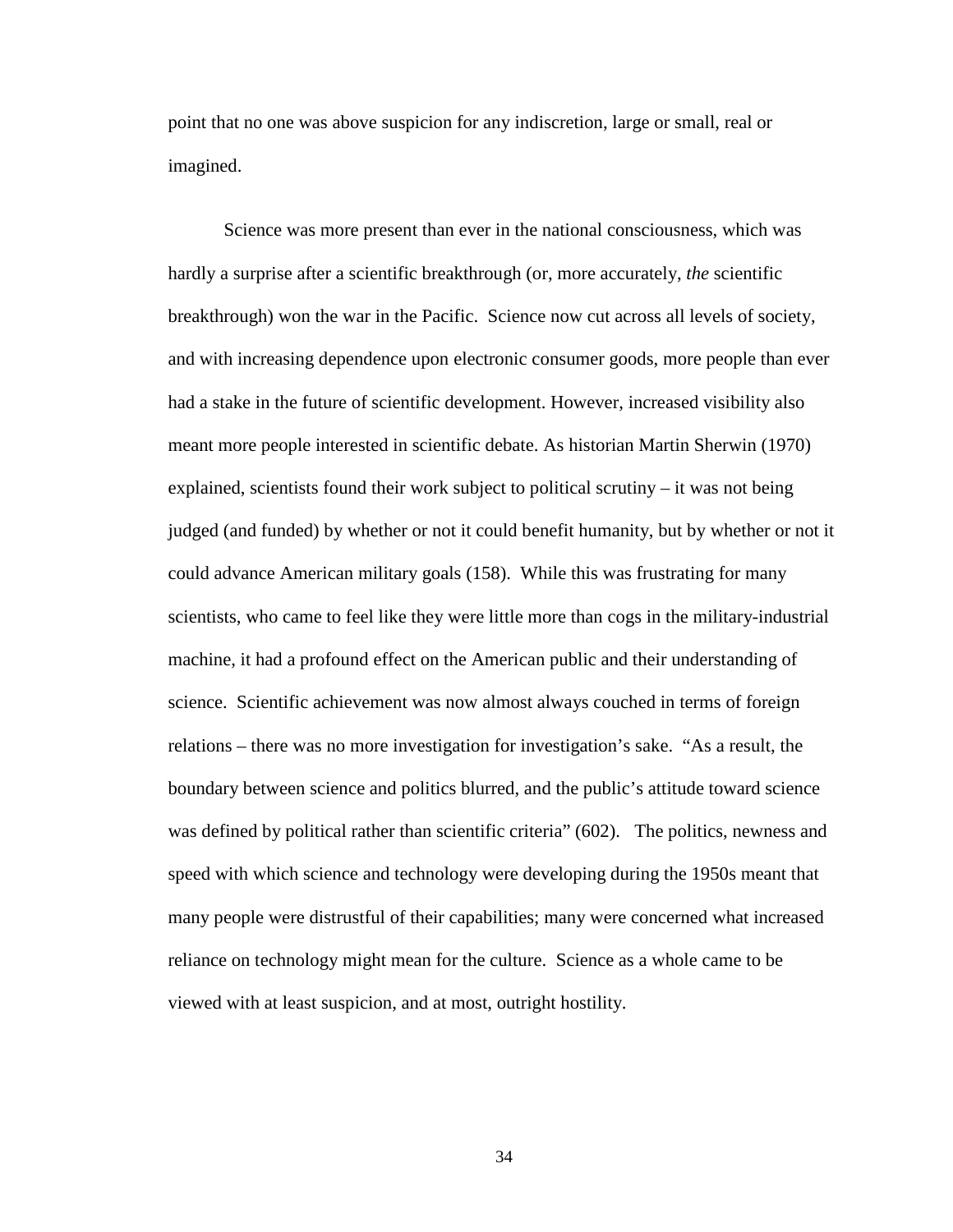point that no one was above suspicion for any indiscretion, large or small, real or imagined.

Science was more present than ever in the national consciousness, which was hardly a surprise after a scientific breakthrough (or, more accurately, *the* scientific breakthrough) won the war in the Pacific. Science now cut across all levels of society, and with increasing dependence upon electronic consumer goods, more people than ever had a stake in the future of scientific development. However, increased visibility also meant more people interested in scientific debate. As historian Martin Sherwin (1970) explained, scientists found their work subject to political scrutiny – it was not being judged (and funded) by whether or not it could benefit humanity, but by whether or not it could advance American military goals (158). While this was frustrating for many scientists, who came to feel like they were little more than cogs in the military-industrial machine, it had a profound effect on the American public and their understanding of science. Scientific achievement was now almost always couched in terms of foreign relations – there was no more investigation for investigation's sake. "As a result, the boundary between science and politics blurred, and the public's attitude toward science was defined by political rather than scientific criteria" (602). The politics, newness and speed with which science and technology were developing during the 1950s meant that many people were distrustful of their capabilities; many were concerned what increased reliance on technology might mean for the culture. Science as a whole came to be viewed with at least suspicion, and at most, outright hostility.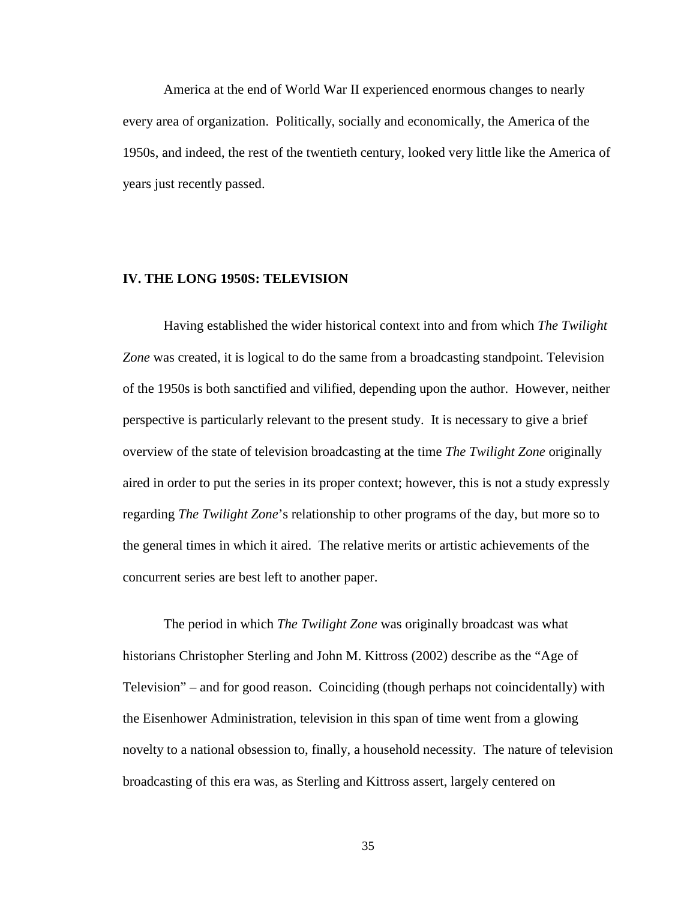America at the end of World War II experienced enormous changes to nearly every area of organization. Politically, socially and economically, the America of the 1950s, and indeed, the rest of the twentieth century, looked very little like the America of years just recently passed.

## IV. THE LONG 1950S: TELEVISION

Having established the wider historical context into and from which *The Twilight Zone* was created, it is logical to do the same from a broadcasting standpoint. Television of the 1950s is both sanctified and vilified, depending upon the author. However, neither perspective is particularly relevant to the present study. It is necessary to give a brief overview of the state of television broadcasting at the time *The Twilight Zone* originally aired in order to put the series in its proper context; however, this is not a study expressly regarding *The Twilight Zone*'s relationship to other programs of the day, but more so to the general times in which it aired. The relative merits or artistic achievements of the concurrent series are best left to another paper.

The period in which *The Twilight Zone* was originally broadcast was what historians Christopher Sterling and John M. Kittross (2002) describe as the "Age of Television" – and for good reason. Coinciding (though perhaps not coincidentally) with the Eisenhower Administration, television in this span of time went from a glowing novelty to a national obsession to, finally, a household necessity. The nature of television broadcasting of this era was, as Sterling and Kittross assert, largely centered on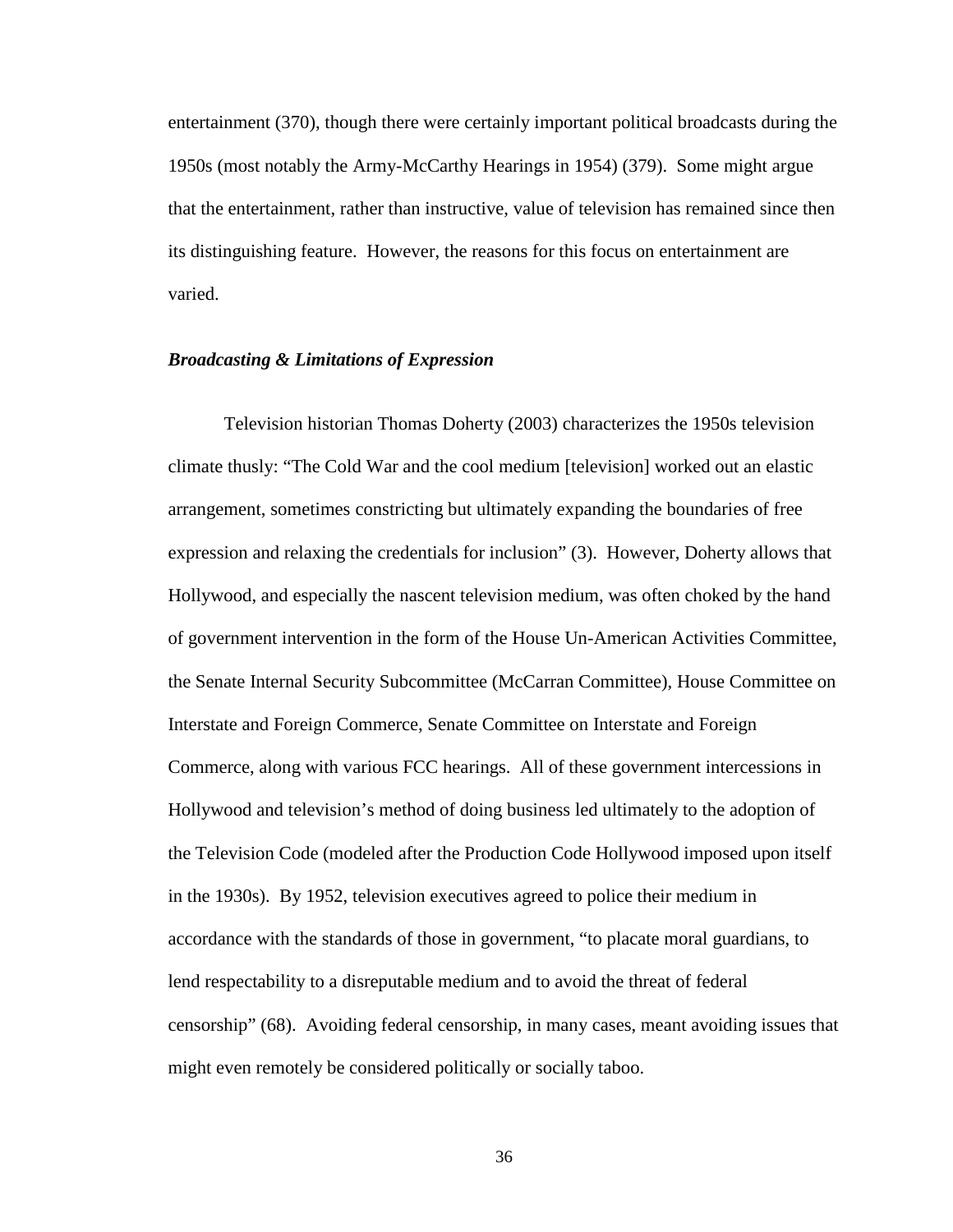entertainment (370), though there were certainly important political broadcasts during the 1950s (most notably the Army-McCarthy Hearings in 1954) (379). Some might argue that the entertainment, rather than instructive, value of television has remained since then its distinguishing feature. However, the reasons for this focus on entertainment are varied.

### *Broadcasting & Limitations of Expression*

Television historian Thomas Doherty (2003) characterizes the 1950s television climate thusly: "The Cold War and the cool medium [television] worked out an elastic arrangement, sometimes constricting but ultimately expanding the boundaries of free expression and relaxing the credentials for inclusion" (3). However, Doherty allows that Hollywood, and especially the nascent television medium, was often choked by the hand of government intervention in the form of the House Un-American Activities Committee, the Senate Internal Security Subcommittee (McCarran Committee), House Committee on Interstate and Foreign Commerce, Senate Committee on Interstate and Foreign Commerce, along with various FCC hearings. All of these government intercessions in Hollywood and television's method of doing business led ultimately to the adoption of the Television Code (modeled after the Production Code Hollywood imposed upon itself in the 1930s). By 1952, television executives agreed to police their medium in accordance with the standards of those in government, "to placate moral guardians, to lend respectability to a disreputable medium and to avoid the threat of federal censorship" (68). Avoiding federal censorship, in many cases, meant avoiding issues that might even remotely be considered politically or socially taboo.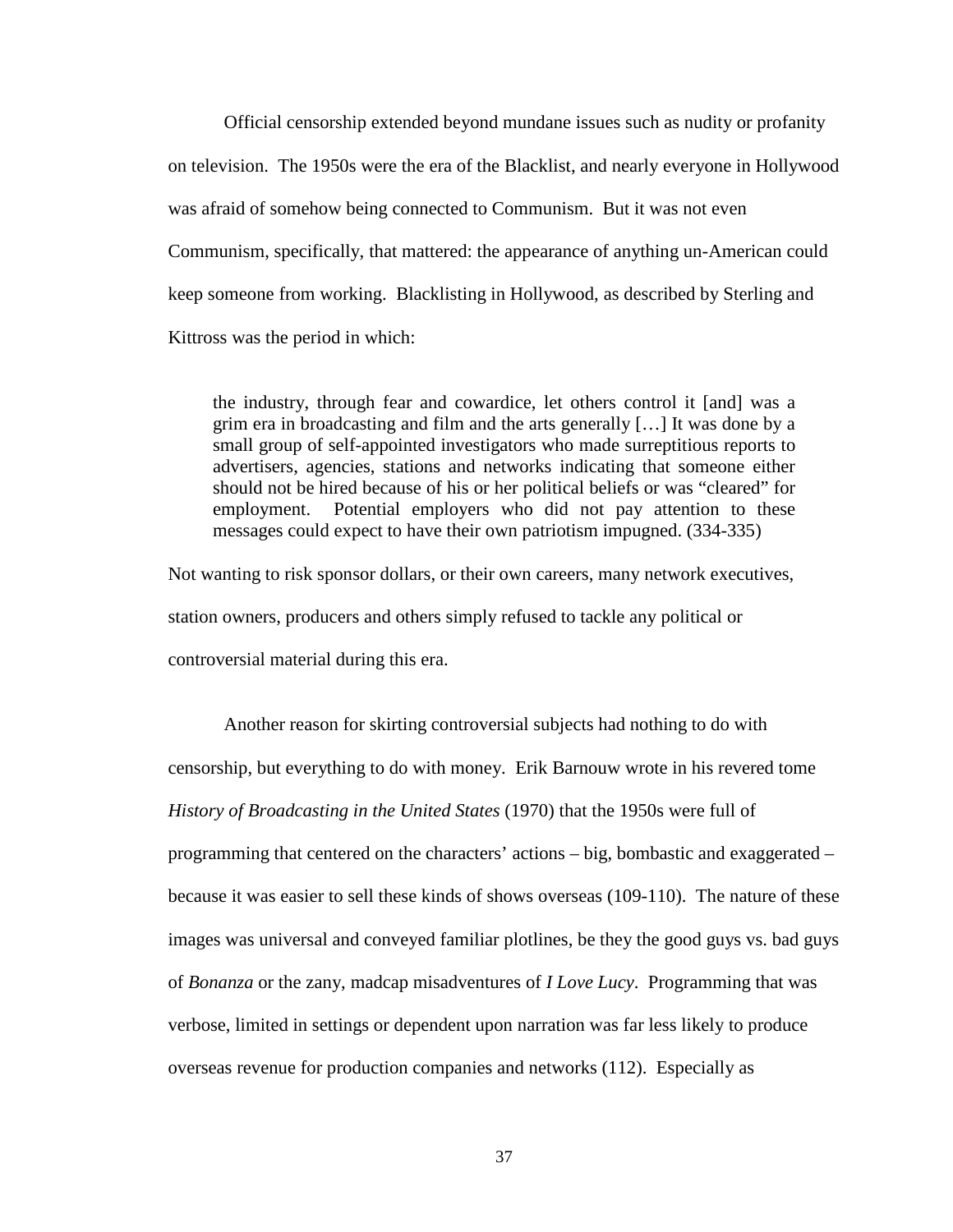Official censorship extended beyond mundane issues such as nudity or profanity on television. The 1950s were the era of the Blacklist, and nearly everyone in Hollywood was afraid of somehow being connected to Communism. But it was not even Communism, specifically, that mattered: the appearance of anything un-American could keep someone from working. Blacklisting in Hollywood, as described by Sterling and Kittross was the period in which:

> the industry, through fear and cowardice, let others control it [and] was a grim era in broadcasting and film and the arts generally […] It was done by a small group of self-appointed investigators who made surreptitious reports to advertisers, agencies, stations and networks indicating that someone either should not be hired because of his or her political beliefs or was "cleared" for employment. Potential employers who did not pay attention to these messages could expect to have their own patriotism impugned. (334-335)

Not wanting to risk sponsor dollars, or their own careers, many network executives, station owners, producers and others simply refused to tackle any political or controversial material during this era.

Another reason for skirting controversial subjects had nothing to do with censorship, but everything to do with money. Erik Barnouw wrote in his revered tome *History of Broadcasting in the United States* (1970) that the 1950s were full of programming that centered on the characters' actions – big, bombastic and exaggerated – because it was easier to sell these kinds of shows overseas (109-110). The nature of these images was universal and conveyed familiar plotlines, be they the good guys vs. bad guys of *Bonanza* or the zany, madcap misadventures of *I Love Lucy*. Programming that was verbose, limited in settings or dependent upon narration was far less likely to produce overseas revenue for production companies and networks (112). Especially as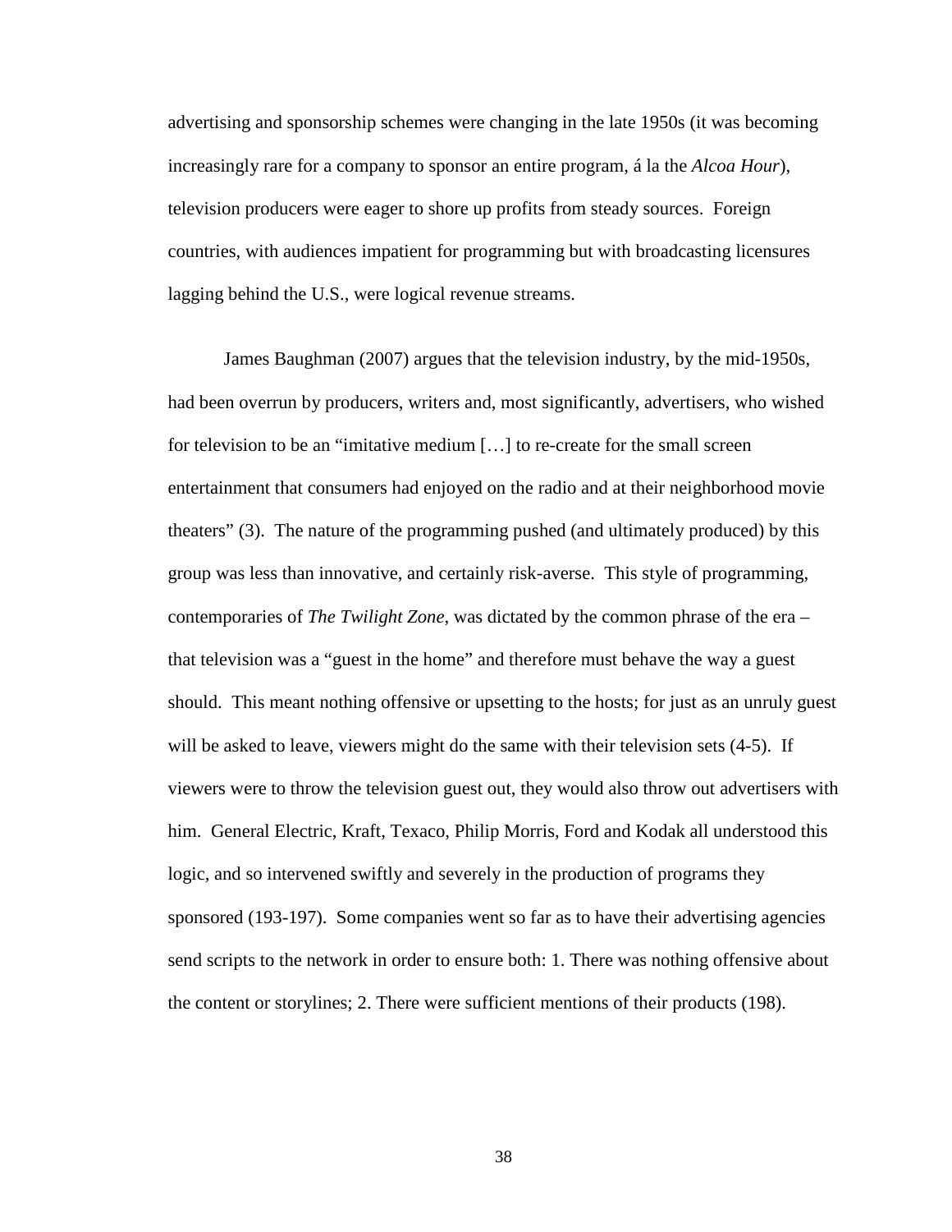advertising and sponsorship schemes were changing in the late 1950s (it was becoming increasingly rare for a company to sponsor an entire program, á la the *Alcoa Hour*), television producers were eager to shore up profits from steady sources. Foreign countries, with audiences impatient for programming but with broadcasting licensures lagging behind the U.S., were logical revenue streams.

James Baughman (2007) argues that the television industry, by the mid-1950s, had been overrun by producers, writers and, most significantly, advertisers, who wished for television to be an "imitative medium […] to re-create for the small screen entertainment that consumers had enjoyed on the radio and at their neighborhood movie theaters" (3). The nature of the programming pushed (and ultimately produced) by this group was less than innovative, and certainly risk-averse. This style of programming, contemporaries of *The Twilight Zone*, was dictated by the common phrase of the era – that television was a "guest in the home" and therefore must behave the way a guest should. This meant nothing offensive or upsetting to the hosts; for just as an unruly guest will be asked to leave, viewers might do the same with their television sets (4-5). If viewers were to throw the television guest out, they would also throw out advertisers with him. General Electric, Kraft, Texaco, Philip Morris, Ford and Kodak all understood this logic, and so intervened swiftly and severely in the production of programs they sponsored (193-197). Some companies went so far as to have their advertising agencies send scripts to the network in order to ensure both: 1. There was nothing offensive about the content or storylines; 2. There were sufficient mentions of their products (198).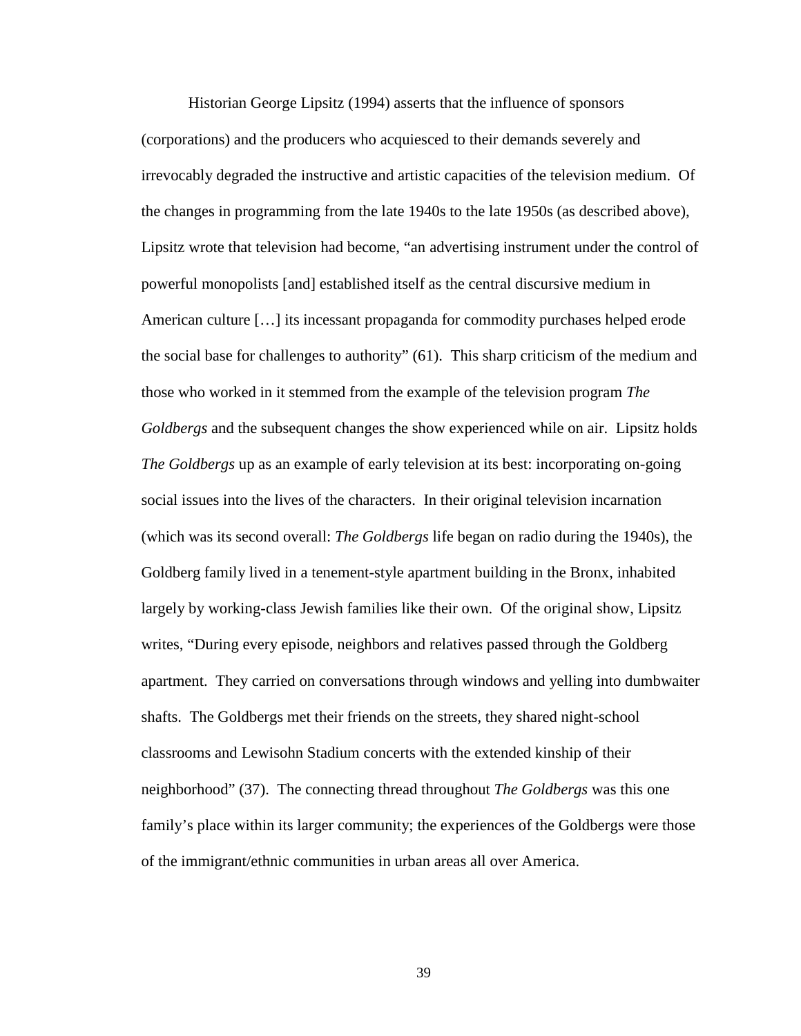Historian George Lipsitz (1994) asserts that the influence of sponsors (corporations) and the producers who acquiesced to their demands severely and irrevocably degraded the instructive and artistic capacities of the television medium. Of the changes in programming from the late 1940s to the late 1950s (as described above), Lipsitz wrote that television had become, "an advertising instrument under the control of powerful monopolists [and] established itself as the central discursive medium in American culture […] its incessant propaganda for commodity purchases helped erode the social base for challenges to authority" (61). This sharp criticism of the medium and those who worked in it stemmed from the example of the television program *The Goldbergs* and the subsequent changes the show experienced while on air. Lipsitz holds *The Goldbergs* up as an example of early television at its best: incorporating on-going social issues into the lives of the characters. In their original television incarnation (which was its second overall: *The Goldbergs* life began on radio during the 1940s), the Goldberg family lived in a tenement-style apartment building in the Bronx, inhabited largely by working-class Jewish families like their own. Of the original show, Lipsitz writes, "During every episode, neighbors and relatives passed through the Goldberg apartment. They carried on conversations through windows and yelling into dumbwaiter shafts. The Goldbergs met their friends on the streets, they shared night-school classrooms and Lewisohn Stadium concerts with the extended kinship of their neighborhood" (37). The connecting thread throughout *The Goldbergs* was this one family's place within its larger community; the experiences of the Goldbergs were those of the immigrant/ethnic communities in urban areas all over America.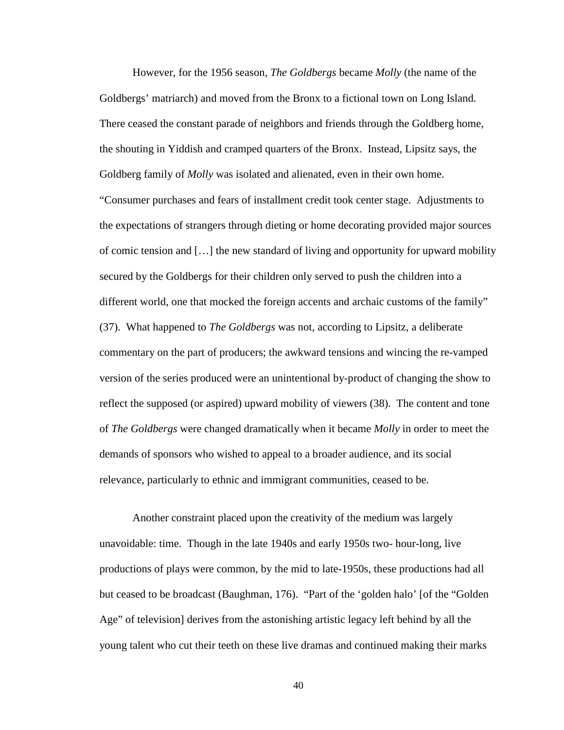However, for the 1956 season, *The Goldbergs* became *Molly* (the name of the Goldbergs' matriarch) and moved from the Bronx to a fictional town on Long Island. There ceased the constant parade of neighbors and friends through the Goldberg home, the shouting in Yiddish and cramped quarters of the Bronx. Instead, Lipsitz says, the Goldberg family of *Molly* was isolated and alienated, even in their own home. "Consumer purchases and fears of installment credit took center stage. Adjustments to the expectations of strangers through dieting or home decorating provided major sources of comic tension and […] the new standard of living and opportunity for upward mobility secured by the Goldbergs for their children only served to push the children into a different world, one that mocked the foreign accents and archaic customs of the family" (37). What happened to *The Goldbergs* was not, according to Lipsitz, a deliberate commentary on the part of producers; the awkward tensions and wincing the re-vamped version of the series produced were an unintentional by-product of changing the show to reflect the supposed (or aspired) upward mobility of viewers (38). The content and tone of *The Goldbergs* were changed dramatically when it became *Molly* in order to meet the demands of sponsors who wished to appeal to a broader audience, and its social relevance, particularly to ethnic and immigrant communities, ceased to be.

Another constraint placed upon the creativity of the medium was largely unavoidable: time. Though in the late 1940s and early 1950s two- hour-long, live productions of plays were common, by the mid to late-1950s, these productions had all but ceased to be broadcast (Baughman, 176). "Part of the 'golden halo' [of the "Golden Age" of television] derives from the astonishing artistic legacy left behind by all the young talent who cut their teeth on these live dramas and continued making their marks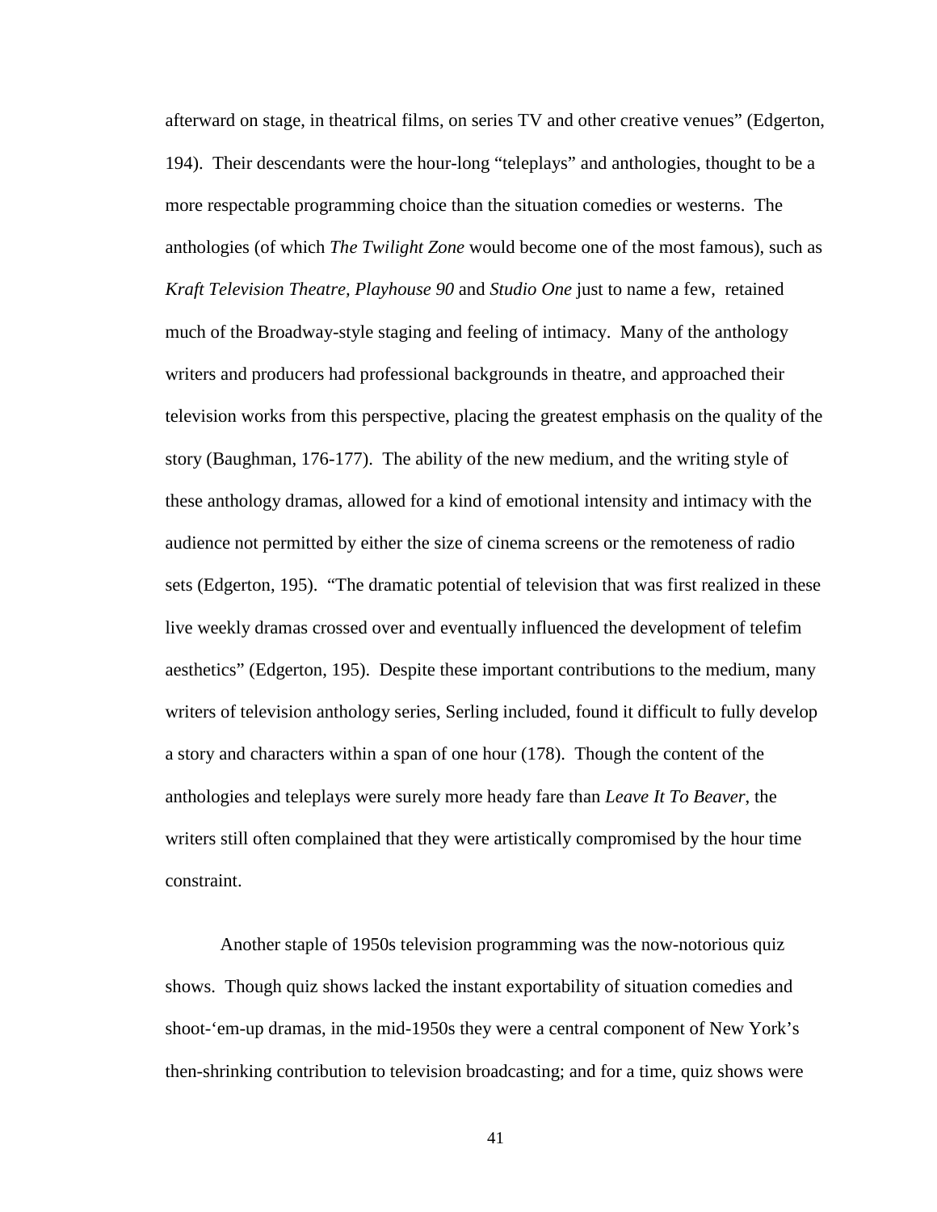afterward on stage, in theatrical films, on series TV and other creative venues" (Edgerton, 194). Their descendants were the hour-long "teleplays" and anthologies, thought to be a more respectable programming choice than the situation comedies or westerns. The anthologies (of which *The Twilight Zone* would become one of the most famous), such as *Kraft Television Theatre*, *Playhouse 90* and *Studio One* just to name a few, retained much of the Broadway-style staging and feeling of intimacy. Many of the anthology writers and producers had professional backgrounds in theatre, and approached their television works from this perspective, placing the greatest emphasis on the quality of the story (Baughman, 176-177). The ability of the new medium, and the writing style of these anthology dramas, allowed for a kind of emotional intensity and intimacy with the audience not permitted by either the size of cinema screens or the remoteness of radio sets (Edgerton, 195). "The dramatic potential of television that was first realized in these live weekly dramas crossed over and eventually influenced the development of telefim aesthetics" (Edgerton, 195). Despite these important contributions to the medium, many writers of television anthology series, Serling included, found it difficult to fully develop a story and characters within a span of one hour (178). Though the content of the anthologies and teleplays were surely more heady fare than *Leave It To Beaver*, the writers still often complained that they were artistically compromised by the hour time constraint.

Another staple of 1950s television programming was the now-notorious quiz shows. Though quiz shows lacked the instant exportability of situation comedies and shoot-'em-up dramas, in the mid-1950s they were a central component of New York's then-shrinking contribution to television broadcasting; and for a time, quiz shows were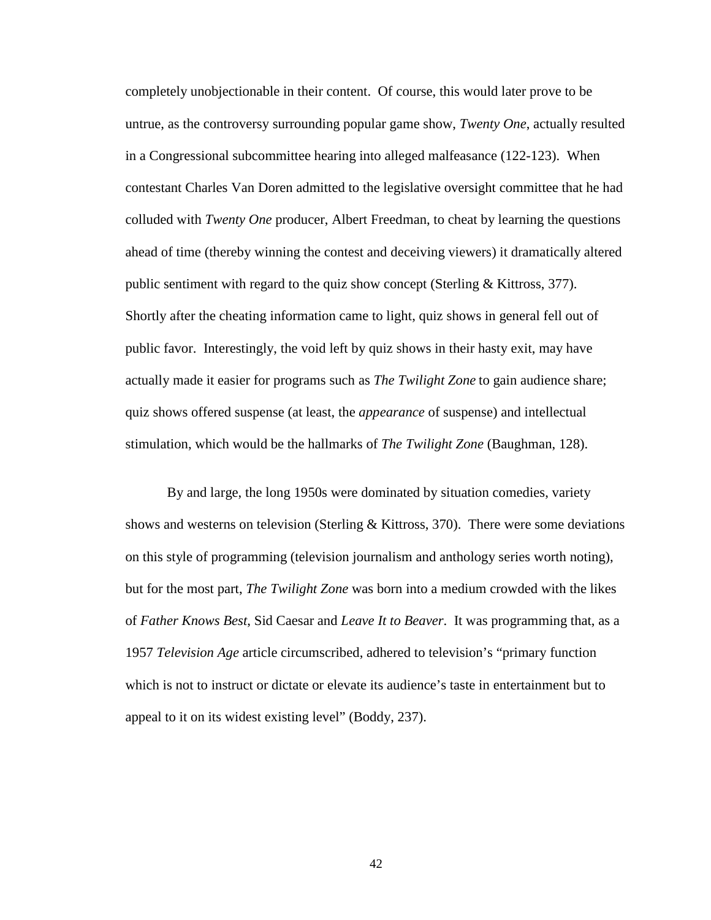completely unobjectionable in their content. Of course, this would later prove to be untrue, as the controversy surrounding popular game show, *Twenty One*, actually resulted in a Congressional subcommittee hearing into alleged malfeasance (122-123). When contestant Charles Van Doren admitted to the legislative oversight committee that he had colluded with *Twenty One* producer, Albert Freedman, to cheat by learning the questions ahead of time (thereby winning the contest and deceiving viewers) it dramatically altered public sentiment with regard to the quiz show concept (Sterling & Kittross, 377). Shortly after the cheating information came to light, quiz shows in general fell out of public favor. Interestingly, the void left by quiz shows in their hasty exit, may have actually made it easier for programs such as *The Twilight Zone* to gain audience share; quiz shows offered suspense (at least, the *appearance* of suspense) and intellectual stimulation, which would be the hallmarks of *The Twilight Zone* (Baughman, 128).

By and large, the long 1950s were dominated by situation comedies, variety shows and westerns on television (Sterling & Kittross, 370). There were some deviations on this style of programming (television journalism and anthology series worth noting), but for the most part, *The Twilight Zone* was born into a medium crowded with the likes of *Father Knows Best*, Sid Caesar and *Leave It to Beaver*. It was programming that, as a 1957 *Television Age* article circumscribed, adhered to television's "primary function which is not to instruct or dictate or elevate its audience's taste in entertainment but to appeal to it on its widest existing level" (Boddy, 237).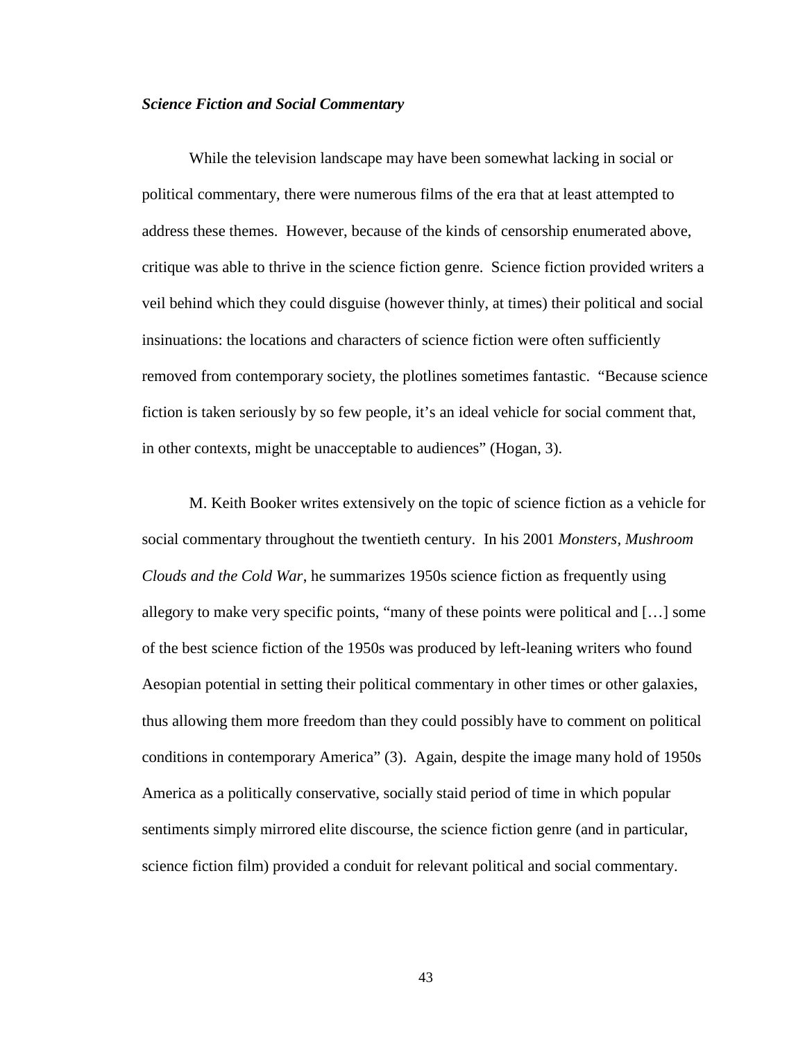### ***Science Fiction and Social Commentary***

While the television landscape may have been somewhat lacking in social or political commentary, there were numerous films of the era that at least attempted to address these themes. However, because of the kinds of censorship enumerated above, critique was able to thrive in the science fiction genre. Science fiction provided writers a veil behind which they could disguise (however thinly, at times) their political and social insinuations: the locations and characters of science fiction were often sufficiently removed from contemporary society, the plotlines sometimes fantastic. "Because science fiction is taken seriously by so few people, it's an ideal vehicle for social comment that, in other contexts, might be unacceptable to audiences" (Hogan, 3).

M. Keith Booker writes extensively on the topic of science fiction as a vehicle for social commentary throughout the twentieth century. In his 2001 *Monsters, Mushroom Clouds and the Cold War*, he summarizes 1950s science fiction as frequently using allegory to make very specific points, "many of these points were political and […] some of the best science fiction of the 1950s was produced by left-leaning writers who found Aesopian potential in setting their political commentary in other times or other galaxies, thus allowing them more freedom than they could possibly have to comment on political conditions in contemporary America" (3). Again, despite the image many hold of 1950s America as a politically conservative, socially staid period of time in which popular sentiments simply mirrored elite discourse, the science fiction genre (and in particular, science fiction film) provided a conduit for relevant political and social commentary.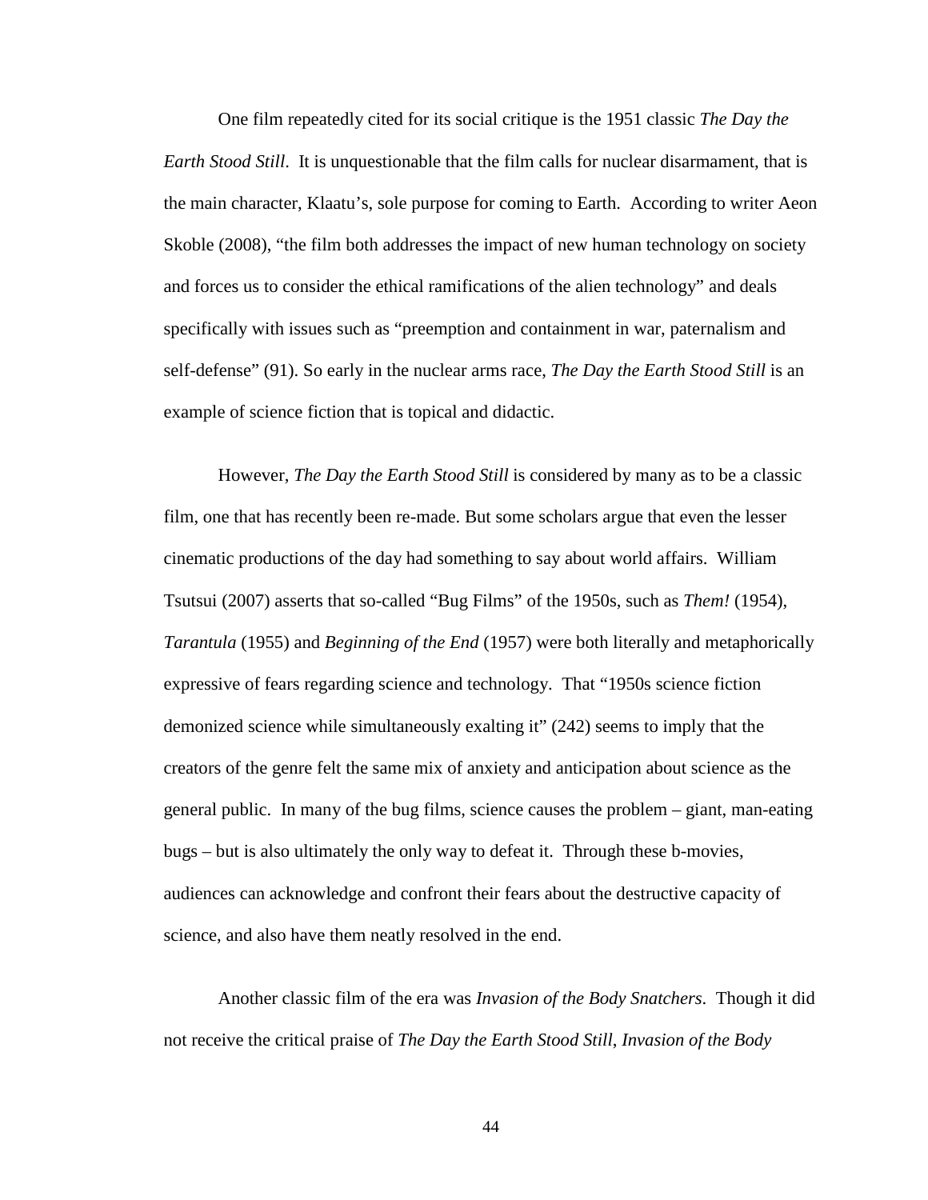One film repeatedly cited for its social critique is the 1951 classic *The Day the Earth Stood Still*. It is unquestionable that the film calls for nuclear disarmament, that is the main character, Klaatu's, sole purpose for coming to Earth. According to writer Aeon Skoble (2008), "the film both addresses the impact of new human technology on society and forces us to consider the ethical ramifications of the alien technology" and deals specifically with issues such as "preemption and containment in war, paternalism and self-defense" (91). So early in the nuclear arms race, *The Day the Earth Stood Still* is an example of science fiction that is topical and didactic.

However, *The Day the Earth Stood Still* is considered by many as to be a classic film, one that has recently been re-made. But some scholars argue that even the lesser cinematic productions of the day had something to say about world affairs. William Tsutsui (2007) asserts that so-called "Bug Films" of the 1950s, such as *Them!* (1954), *Tarantula* (1955) and *Beginning of the End* (1957) were both literally and metaphorically expressive of fears regarding science and technology. That "1950s science fiction demonized science while simultaneously exalting it" (242) seems to imply that the creators of the genre felt the same mix of anxiety and anticipation about science as the general public. In many of the bug films, science causes the problem – giant, man-eating bugs – but is also ultimately the only way to defeat it. Through these b-movies, audiences can acknowledge and confront their fears about the destructive capacity of science, and also have them neatly resolved in the end.

Another classic film of the era was *Invasion of the Body Snatchers*. Though it did not receive the critical praise of *The Day the Earth Stood Still*, *Invasion of the Body*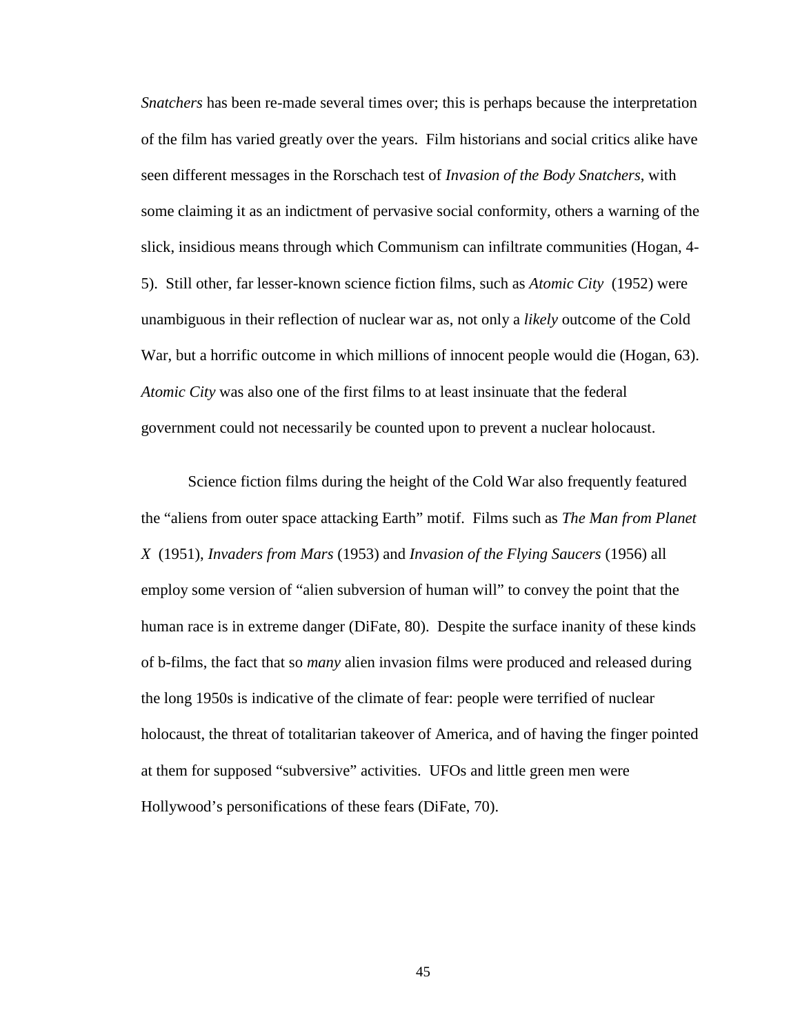*Snatchers* has been re-made several times over; this is perhaps because the interpretation of the film has varied greatly over the years. Film historians and social critics alike have seen different messages in the Rorschach test of *Invasion of the Body Snatchers*, with some claiming it as an indictment of pervasive social conformity, others a warning of the slick, insidious means through which Communism can infiltrate communities (Hogan, 4-5). Still other, far lesser-known science fiction films, such as *Atomic City* (1952) were unambiguous in their reflection of nuclear war as, not only a *likely* outcome of the Cold War, but a horrific outcome in which millions of innocent people would die (Hogan, 63). *Atomic City* was also one of the first films to at least insinuate that the federal government could not necessarily be counted upon to prevent a nuclear holocaust.

Science fiction films during the height of the Cold War also frequently featured the "aliens from outer space attacking Earth" motif. Films such as *The Man from Planet X* (1951), *Invaders from Mars* (1953) and *Invasion of the Flying Saucers* (1956) all employ some version of "alien subversion of human will" to convey the point that the human race is in extreme danger (DiFate, 80). Despite the surface inanity of these kinds of b-films, the fact that so *many* alien invasion films were produced and released during the long 1950s is indicative of the climate of fear: people were terrified of nuclear holocaust, the threat of totalitarian takeover of America, and of having the finger pointed at them for supposed "subversive" activities. UFOs and little green men were Hollywood's personifications of these fears (DiFate, 70).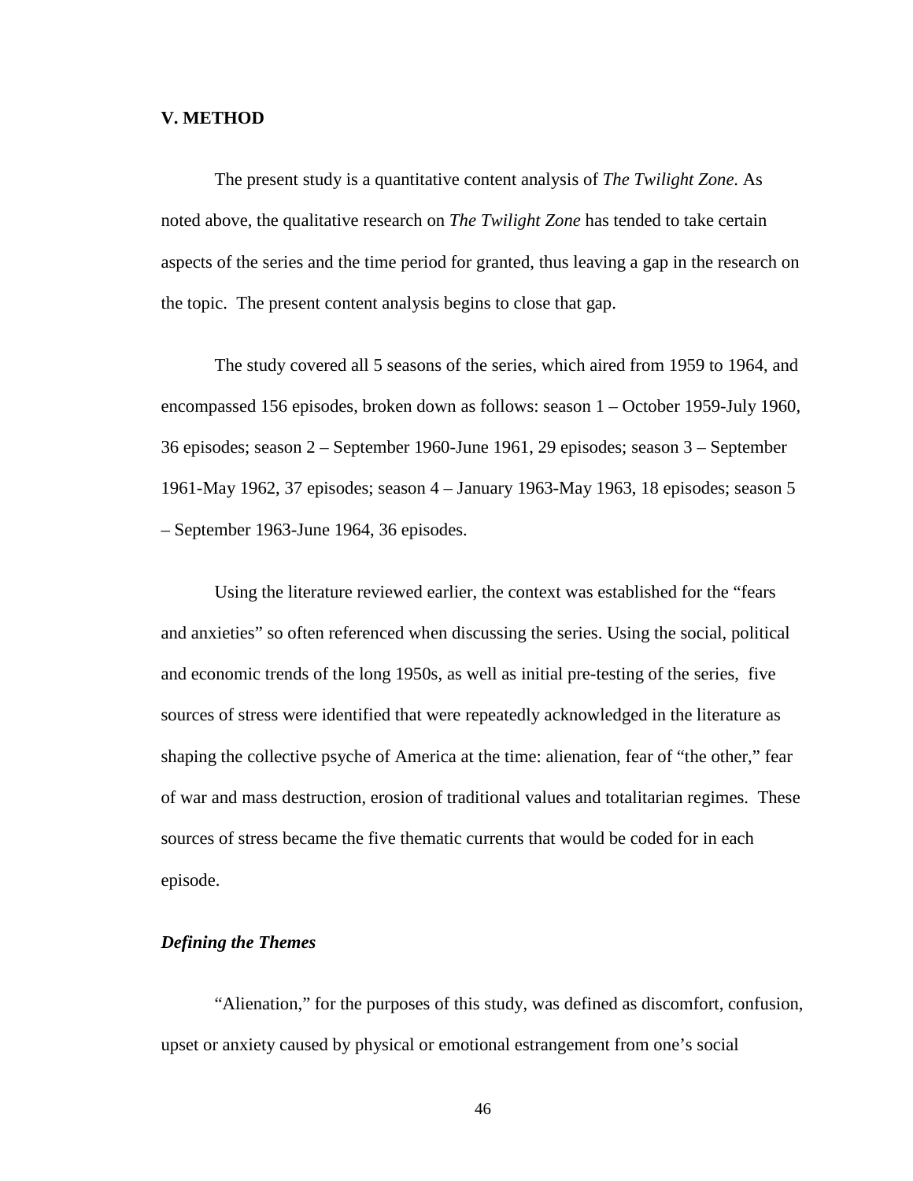## V. METHOD

The present study is a quantitative content analysis of *The Twilight Zone.* As noted above, the qualitative research on *The Twilight Zone* has tended to take certain aspects of the series and the time period for granted, thus leaving a gap in the research on the topic. The present content analysis begins to close that gap.

The study covered all 5 seasons of the series, which aired from 1959 to 1964, and encompassed 156 episodes, broken down as follows: season 1 – October 1959-July 1960, 36 episodes; season 2 – September 1960-June 1961, 29 episodes; season 3 – September 1961-May 1962, 37 episodes; season 4 – January 1963-May 1963, 18 episodes; season 5 – September 1963-June 1964, 36 episodes.

Using the literature reviewed earlier, the context was established for the "fears and anxieties" so often referenced when discussing the series. Using the social, political and economic trends of the long 1950s, as well as initial pre-testing of the series, five sources of stress were identified that were repeatedly acknowledged in the literature as shaping the collective psyche of America at the time: alienation, fear of "the other," fear of war and mass destruction, erosion of traditional values and totalitarian regimes. These sources of stress became the five thematic currents that would be coded for in each episode.

### *Defining the Themes*

"Alienation," for the purposes of this study, was defined as discomfort, confusion, upset or anxiety caused by physical or emotional estrangement from one's social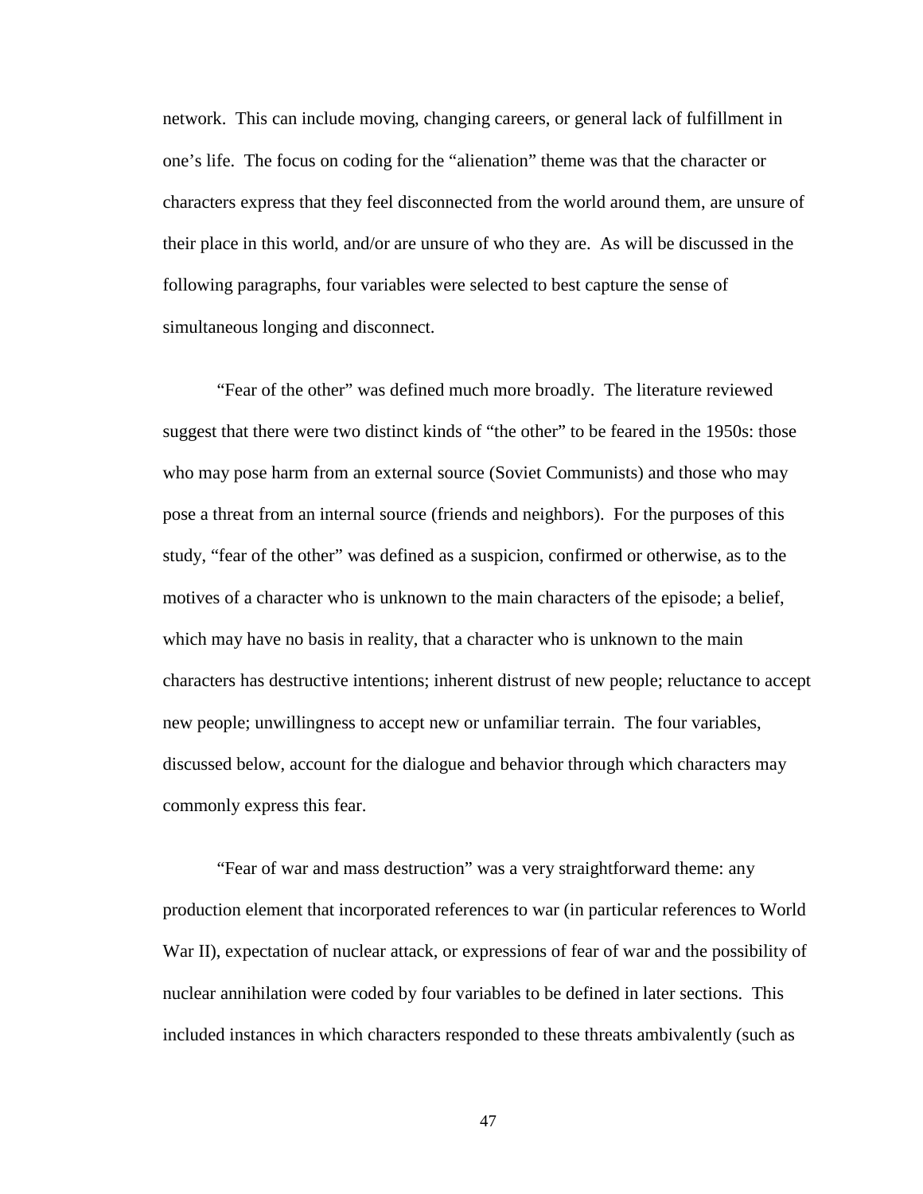network. This can include moving, changing careers, or general lack of fulfillment in one's life. The focus on coding for the "alienation" theme was that the character or characters express that they feel disconnected from the world around them, are unsure of their place in this world, and/or are unsure of who they are. As will be discussed in the following paragraphs, four variables were selected to best capture the sense of simultaneous longing and disconnect.

"Fear of the other" was defined much more broadly. The literature reviewed suggest that there were two distinct kinds of "the other" to be feared in the 1950s: those who may pose harm from an external source (Soviet Communists) and those who may pose a threat from an internal source (friends and neighbors). For the purposes of this study, "fear of the other" was defined as a suspicion, confirmed or otherwise, as to the motives of a character who is unknown to the main characters of the episode; a belief, which may have no basis in reality, that a character who is unknown to the main characters has destructive intentions; inherent distrust of new people; reluctance to accept new people; unwillingness to accept new or unfamiliar terrain. The four variables, discussed below, account for the dialogue and behavior through which characters may commonly express this fear.

"Fear of war and mass destruction" was a very straightforward theme: any production element that incorporated references to war (in particular references to World War II), expectation of nuclear attack, or expressions of fear of war and the possibility of nuclear annihilation were coded by four variables to be defined in later sections. This included instances in which characters responded to these threats ambivalently (such as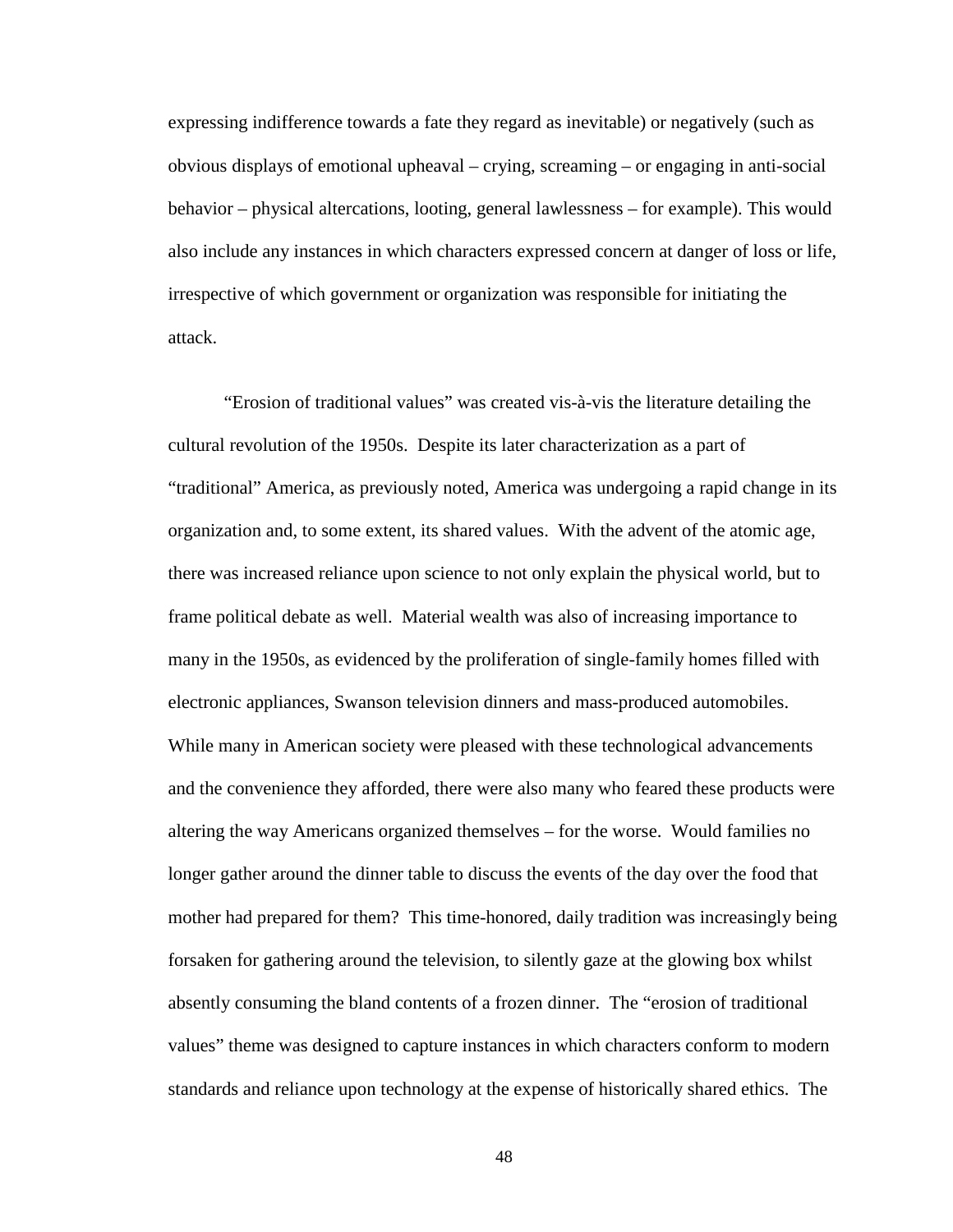expressing indifference towards a fate they regard as inevitable) or negatively (such as obvious displays of emotional upheaval – crying, screaming – or engaging in anti-social behavior – physical altercations, looting, general lawlessness – for example). This would also include any instances in which characters expressed concern at danger of loss or life, irrespective of which government or organization was responsible for initiating the attack.

"Erosion of traditional values" was created vis-à-vis the literature detailing the cultural revolution of the 1950s. Despite its later characterization as a part of "traditional" America, as previously noted, America was undergoing a rapid change in its organization and, to some extent, its shared values. With the advent of the atomic age, there was increased reliance upon science to not only explain the physical world, but to frame political debate as well. Material wealth was also of increasing importance to many in the 1950s, as evidenced by the proliferation of single-family homes filled with electronic appliances, Swanson television dinners and mass-produced automobiles. While many in American society were pleased with these technological advancements and the convenience they afforded, there were also many who feared these products were altering the way Americans organized themselves – for the worse. Would families no longer gather around the dinner table to discuss the events of the day over the food that mother had prepared for them? This time-honored, daily tradition was increasingly being forsaken for gathering around the television, to silently gaze at the glowing box whilst absently consuming the bland contents of a frozen dinner. The "erosion of traditional values" theme was designed to capture instances in which characters conform to modern standards and reliance upon technology at the expense of historically shared ethics. The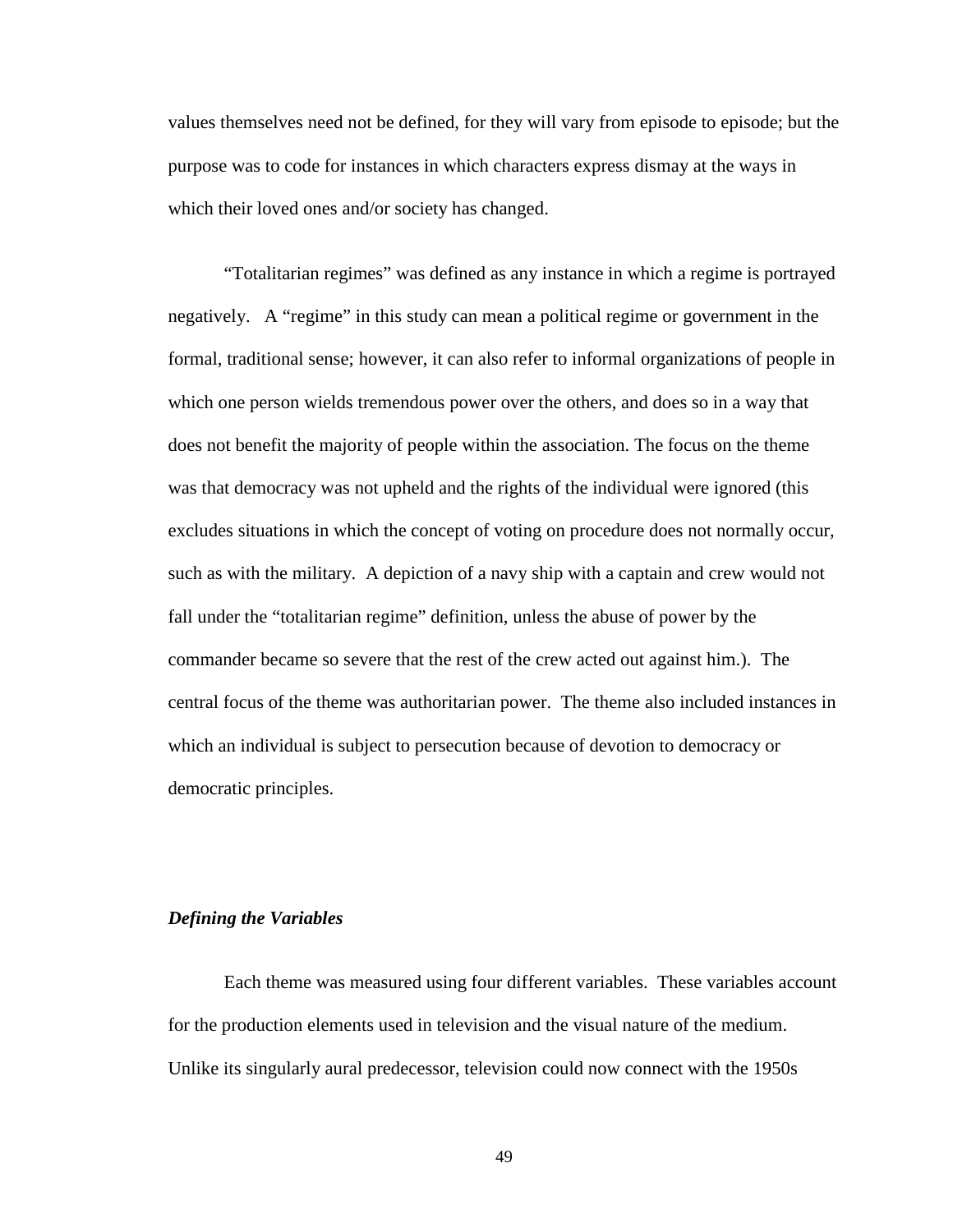values themselves need not be defined, for they will vary from episode to episode; but the purpose was to code for instances in which characters express dismay at the ways in which their loved ones and/or society has changed.

"Totalitarian regimes" was defined as any instance in which a regime is portrayed negatively. A "regime" in this study can mean a political regime or government in the formal, traditional sense; however, it can also refer to informal organizations of people in which one person wields tremendous power over the others, and does so in a way that does not benefit the majority of people within the association. The focus on the theme was that democracy was not upheld and the rights of the individual were ignored (this excludes situations in which the concept of voting on procedure does not normally occur, such as with the military. A depiction of a navy ship with a captain and crew would not fall under the "totalitarian regime" definition, unless the abuse of power by the commander became so severe that the rest of the crew acted out against him.). The central focus of the theme was authoritarian power. The theme also included instances in which an individual is subject to persecution because of devotion to democracy or democratic principles.

### *Defining the Variables*

Each theme was measured using four different variables. These variables account for the production elements used in television and the visual nature of the medium. Unlike its singularly aural predecessor, television could now connect with the 1950s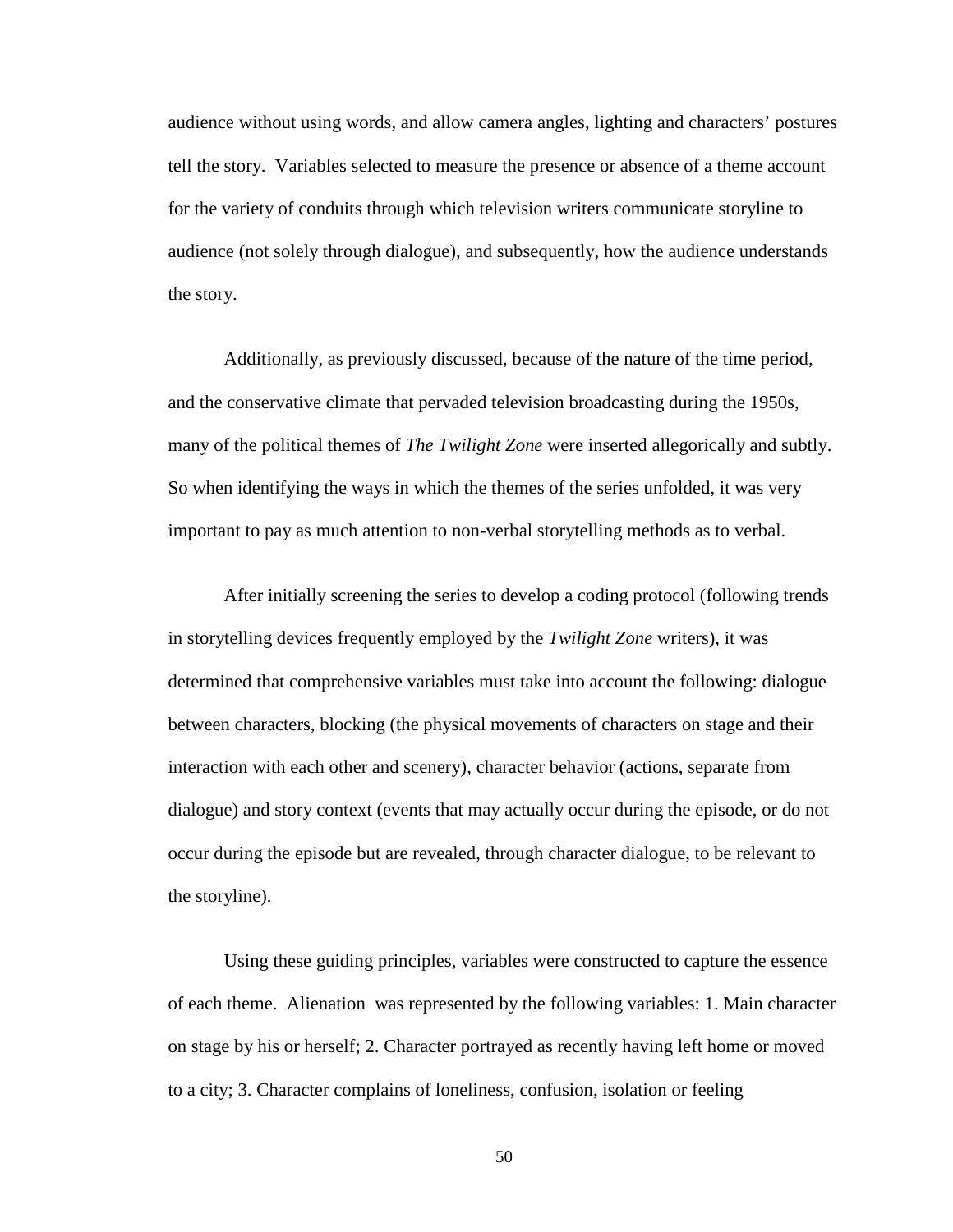audience without using words, and allow camera angles, lighting and characters' postures tell the story. Variables selected to measure the presence or absence of a theme account for the variety of conduits through which television writers communicate storyline to audience (not solely through dialogue), and subsequently, how the audience understands the story.

Additionally, as previously discussed, because of the nature of the time period, and the conservative climate that pervaded television broadcasting during the 1950s, many of the political themes of *The Twilight Zone* were inserted allegorically and subtly. So when identifying the ways in which the themes of the series unfolded, it was very important to pay as much attention to non-verbal storytelling methods as to verbal.

After initially screening the series to develop a coding protocol (following trends in storytelling devices frequently employed by the *Twilight Zone* writers), it was determined that comprehensive variables must take into account the following: dialogue between characters, blocking (the physical movements of characters on stage and their interaction with each other and scenery), character behavior (actions, separate from dialogue) and story context (events that may actually occur during the episode, or do not occur during the episode but are revealed, through character dialogue, to be relevant to the storyline).

Using these guiding principles, variables were constructed to capture the essence of each theme. Alienation was represented by the following variables: 1. Main character on stage by his or herself; 2. Character portrayed as recently having left home or moved to a city; 3. Character complains of loneliness, confusion, isolation or feeling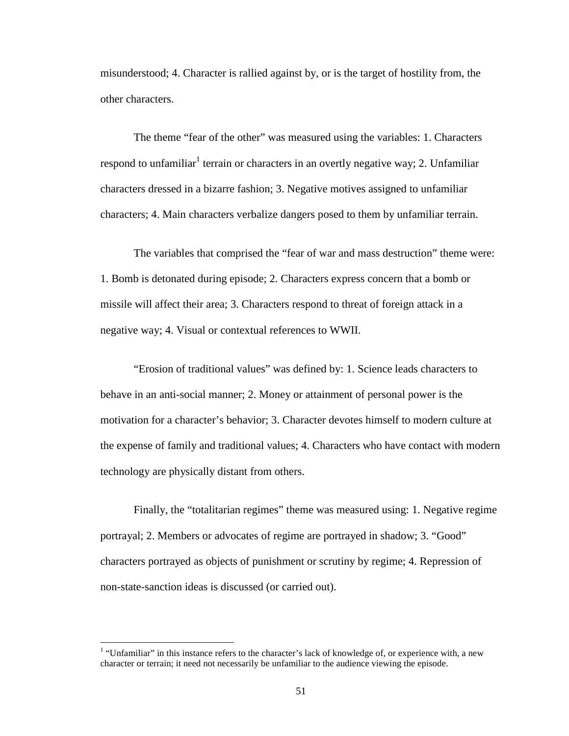misunderstood; 4. Character is rallied against by, or is the target of hostility from, the other characters.

The theme “fear of the other” was measured using the variables: 1. Characters respond to unfamiliar[1] terrain or characters in an overtly negative way; 2. Unfamiliar characters dressed in a bizarre fashion; 3. Negative motives assigned to unfamiliar characters; 4. Main characters verbalize dangers posed to them by unfamiliar terrain.

The variables that comprised the “fear of war and mass destruction” theme were: 1. Bomb is detonated during episode; 2. Characters express concern that a bomb or missile will affect their area; 3. Characters respond to threat of foreign attack in a negative way; 4. Visual or contextual references to WWII.

“Erosion of traditional values” was defined by: 1. Science leads characters to behave in an anti-social manner; 2. Money or attainment of personal power is the motivation for a character’s behavior; 3. Character devotes himself to modern culture at the expense of family and traditional values; 4. Characters who have contact with modern technology are physically distant from others.

Finally, the “totalitarian regimes” theme was measured using: 1. Negative regime portrayal; 2. Members or advocates of regime are portrayed in shadow; 3. “Good” characters portrayed as objects of punishment or scrutiny by regime; 4. Repression of non-state-sanction ideas is discussed (or carried out).

---

[1] “Unfamiliar” in this instance refers to the character’s lack of knowledge of, or experience with, a new character or terrain; it need not necessarily be unfamiliar to the audience viewing the episode.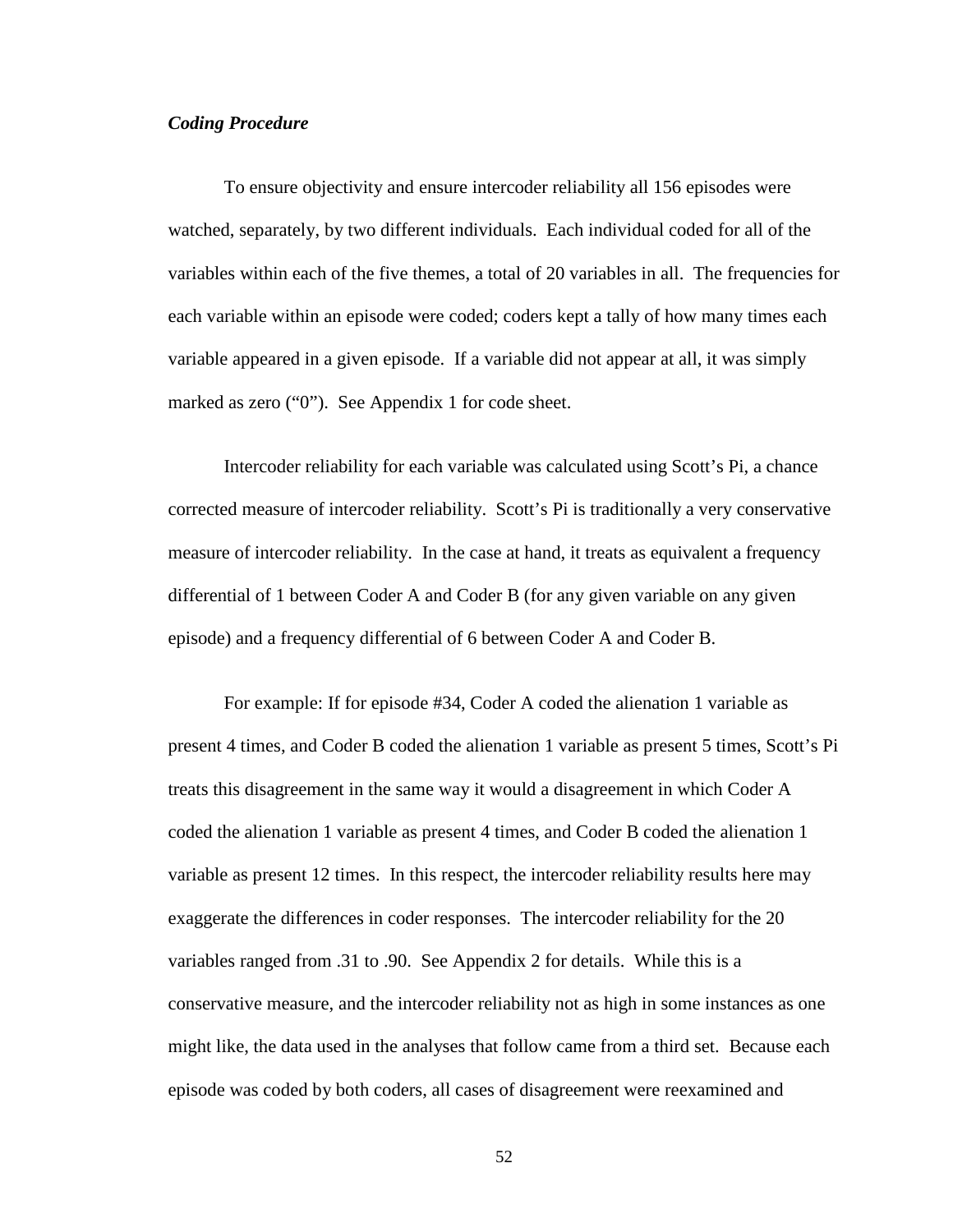### *Coding Procedure*

To ensure objectivity and ensure intercoder reliability all 156 episodes were watched, separately, by two different individuals. Each individual coded for all of the variables within each of the five themes, a total of 20 variables in all. The frequencies for each variable within an episode were coded; coders kept a tally of how many times each variable appeared in a given episode. If a variable did not appear at all, it was simply marked as zero ("0"). See Appendix 1 for code sheet.

Intercoder reliability for each variable was calculated using Scott's Pi, a chance corrected measure of intercoder reliability. Scott's Pi is traditionally a very conservative measure of intercoder reliability. In the case at hand, it treats as equivalent a frequency differential of 1 between Coder A and Coder B (for any given variable on any given episode) and a frequency differential of 6 between Coder A and Coder B.

For example: If for episode #34, Coder A coded the alienation 1 variable as present 4 times, and Coder B coded the alienation 1 variable as present 5 times, Scott's Pi treats this disagreement in the same way it would a disagreement in which Coder A coded the alienation 1 variable as present 4 times, and Coder B coded the alienation 1 variable as present 12 times. In this respect, the intercoder reliability results here may exaggerate the differences in coder responses. The intercoder reliability for the 20 variables ranged from .31 to .90. See Appendix 2 for details. While this is a conservative measure, and the intercoder reliability not as high in some instances as one might like, the data used in the analyses that follow came from a third set. Because each episode was coded by both coders, all cases of disagreement were reexamined and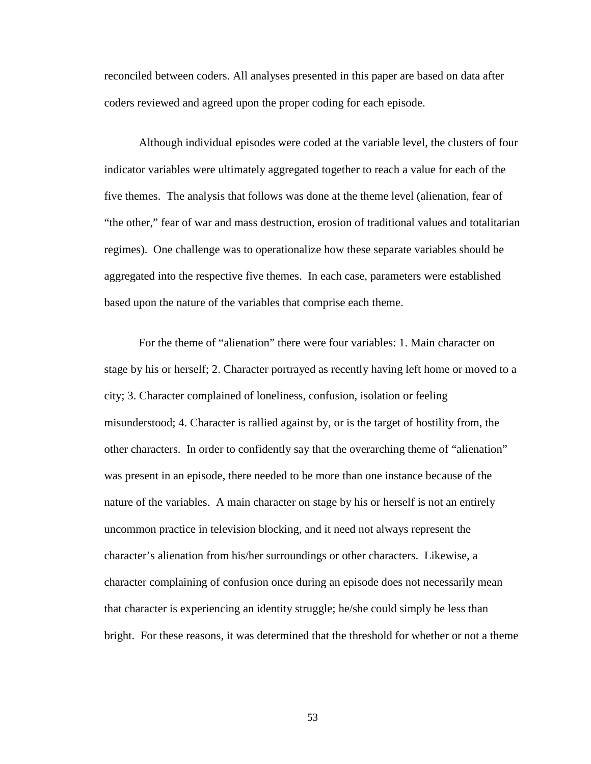reconciled between coders. All analyses presented in this paper are based on data after coders reviewed and agreed upon the proper coding for each episode.

Although individual episodes were coded at the variable level, the clusters of four indicator variables were ultimately aggregated together to reach a value for each of the five themes. The analysis that follows was done at the theme level (alienation, fear of "the other," fear of war and mass destruction, erosion of traditional values and totalitarian regimes). One challenge was to operationalize how these separate variables should be aggregated into the respective five themes. In each case, parameters were established based upon the nature of the variables that comprise each theme.

For the theme of "alienation" there were four variables: 1. Main character on stage by his or herself; 2. Character portrayed as recently having left home or moved to a city; 3. Character complained of loneliness, confusion, isolation or feeling misunderstood; 4. Character is rallied against by, or is the target of hostility from, the other characters. In order to confidently say that the overarching theme of "alienation" was present in an episode, there needed to be more than one instance because of the nature of the variables. A main character on stage by his or herself is not an entirely uncommon practice in television blocking, and it need not always represent the character's alienation from his/her surroundings or other characters. Likewise, a character complaining of confusion once during an episode does not necessarily mean that character is experiencing an identity struggle; he/she could simply be less than bright. For these reasons, it was determined that the threshold for whether or not a theme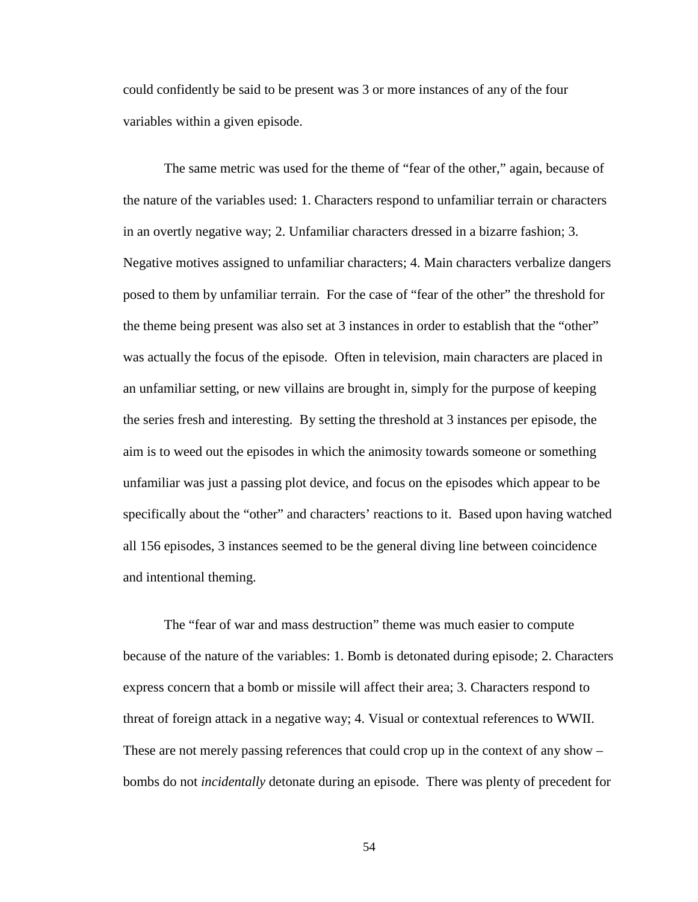could confidently be said to be present was 3 or more instances of any of the four variables within a given episode.

The same metric was used for the theme of "fear of the other," again, because of the nature of the variables used: 1. Characters respond to unfamiliar terrain or characters in an overtly negative way; 2. Unfamiliar characters dressed in a bizarre fashion; 3. Negative motives assigned to unfamiliar characters; 4. Main characters verbalize dangers posed to them by unfamiliar terrain. For the case of "fear of the other" the threshold for the theme being present was also set at 3 instances in order to establish that the "other" was actually the focus of the episode. Often in television, main characters are placed in an unfamiliar setting, or new villains are brought in, simply for the purpose of keeping the series fresh and interesting. By setting the threshold at 3 instances per episode, the aim is to weed out the episodes in which the animosity towards someone or something unfamiliar was just a passing plot device, and focus on the episodes which appear to be specifically about the "other" and characters' reactions to it. Based upon having watched all 156 episodes, 3 instances seemed to be the general diving line between coincidence and intentional theming.

The "fear of war and mass destruction" theme was much easier to compute because of the nature of the variables: 1. Bomb is detonated during episode; 2. Characters express concern that a bomb or missile will affect their area; 3. Characters respond to threat of foreign attack in a negative way; 4. Visual or contextual references to WWII. These are not merely passing references that could crop up in the context of any show – bombs do not *incidentally* detonate during an episode. There was plenty of precedent for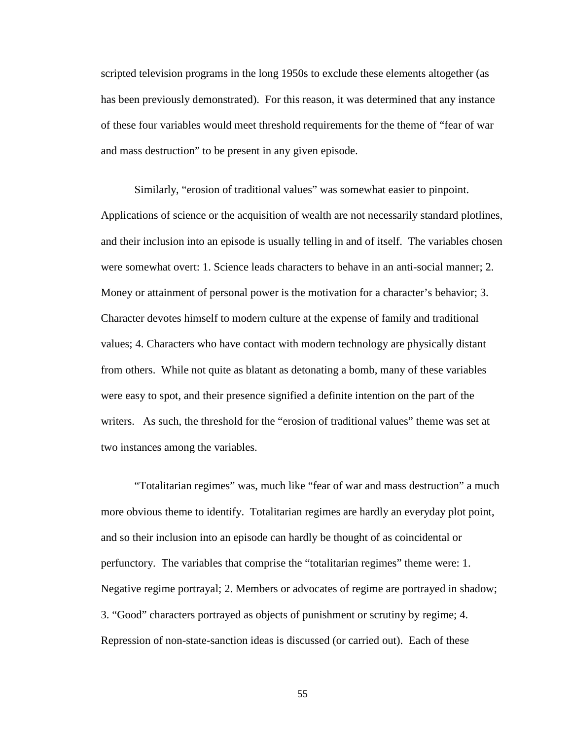scripted television programs in the long 1950s to exclude these elements altogether (as has been previously demonstrated). For this reason, it was determined that any instance of these four variables would meet threshold requirements for the theme of "fear of war and mass destruction" to be present in any given episode.

Similarly, "erosion of traditional values" was somewhat easier to pinpoint. Applications of science or the acquisition of wealth are not necessarily standard plotlines, and their inclusion into an episode is usually telling in and of itself. The variables chosen were somewhat overt: 1. Science leads characters to behave in an anti-social manner; 2. Money or attainment of personal power is the motivation for a character's behavior; 3. Character devotes himself to modern culture at the expense of family and traditional values; 4. Characters who have contact with modern technology are physically distant from others. While not quite as blatant as detonating a bomb, many of these variables were easy to spot, and their presence signified a definite intention on the part of the writers. As such, the threshold for the "erosion of traditional values" theme was set at two instances among the variables.

"Totalitarian regimes" was, much like "fear of war and mass destruction" a much more obvious theme to identify. Totalitarian regimes are hardly an everyday plot point, and so their inclusion into an episode can hardly be thought of as coincidental or perfunctory. The variables that comprise the "totalitarian regimes" theme were: 1. Negative regime portrayal; 2. Members or advocates of regime are portrayed in shadow; 3. "Good" characters portrayed as objects of punishment or scrutiny by regime; 4. Repression of non-state-sanction ideas is discussed (or carried out). Each of these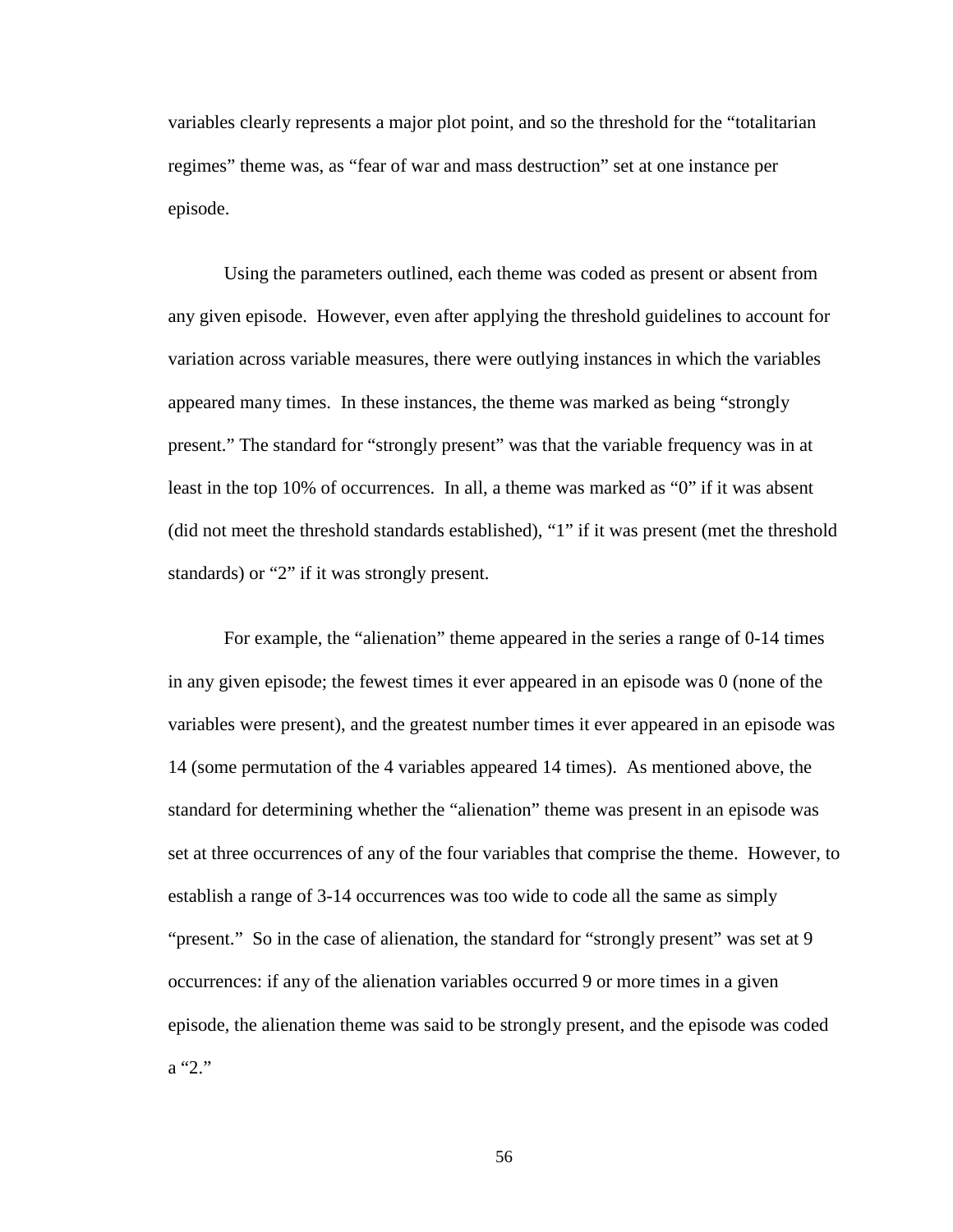variables clearly represents a major plot point, and so the threshold for the "totalitarian regimes" theme was, as "fear of war and mass destruction" set at one instance per episode.

Using the parameters outlined, each theme was coded as present or absent from any given episode. However, even after applying the threshold guidelines to account for variation across variable measures, there were outlying instances in which the variables appeared many times. In these instances, the theme was marked as being "strongly present." The standard for "strongly present" was that the variable frequency was in at least in the top 10% of occurrences. In all, a theme was marked as "0" if it was absent (did not meet the threshold standards established), "1" if it was present (met the threshold standards) or "2" if it was strongly present.

For example, the "alienation" theme appeared in the series a range of 0-14 times in any given episode; the fewest times it ever appeared in an episode was 0 (none of the variables were present), and the greatest number times it ever appeared in an episode was 14 (some permutation of the 4 variables appeared 14 times). As mentioned above, the standard for determining whether the "alienation" theme was present in an episode was set at three occurrences of any of the four variables that comprise the theme. However, to establish a range of 3-14 occurrences was too wide to code all the same as simply "present." So in the case of alienation, the standard for "strongly present" was set at 9 occurrences: if any of the alienation variables occurred 9 or more times in a given episode, the alienation theme was said to be strongly present, and the episode was coded a "2."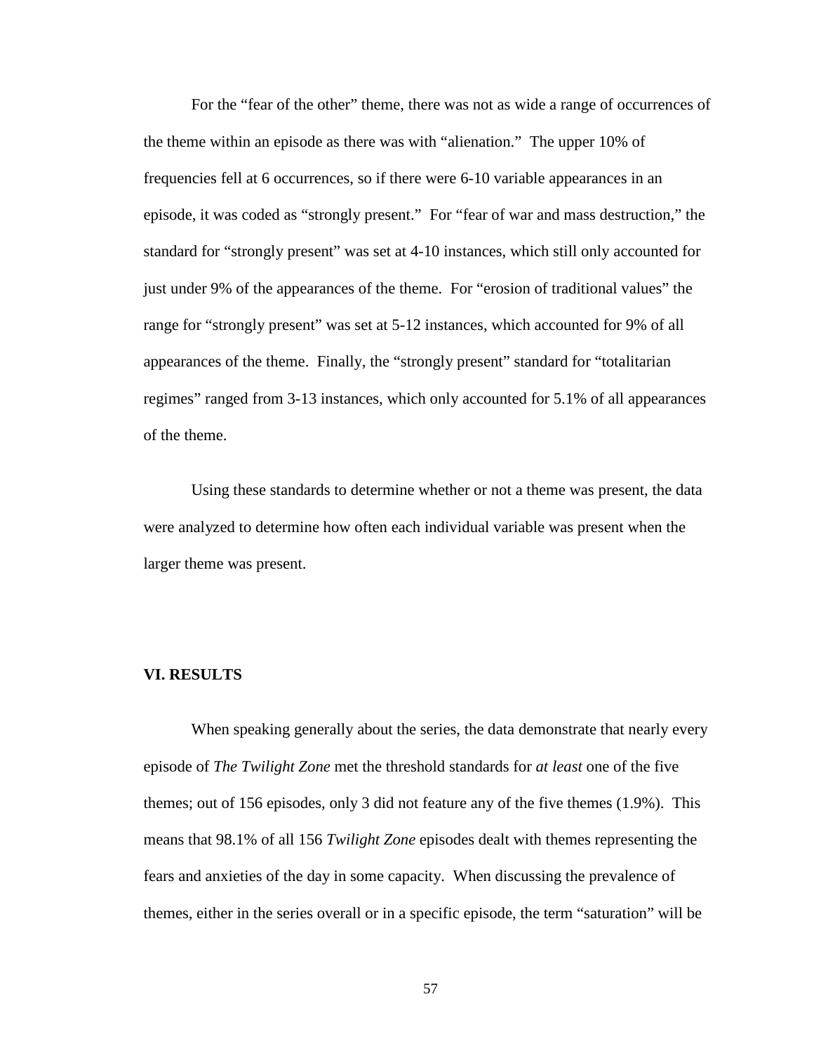For the “fear of the other” theme, there was not as wide a range of occurrences of the theme within an episode as there was with “alienation.” The upper 10% of frequencies fell at 6 occurrences, so if there were 6-10 variable appearances in an episode, it was coded as “strongly present.” For “fear of war and mass destruction,” the standard for “strongly present” was set at 4-10 instances, which still only accounted for just under 9% of the appearances of the theme. For “erosion of traditional values” the range for “strongly present” was set at 5-12 instances, which accounted for 9% of all appearances of the theme. Finally, the “strongly present” standard for “totalitarian regimes” ranged from 3-13 instances, which only accounted for 5.1% of all appearances of the theme.

Using these standards to determine whether or not a theme was present, the data were analyzed to determine how often each individual variable was present when the larger theme was present.

## VI. RESULTS

When speaking generally about the series, the data demonstrate that nearly every episode of *The Twilight Zone* met the threshold standards for *at least* one of the five themes; out of 156 episodes, only 3 did not feature any of the five themes (1.9%). This means that 98.1% of all 156 *Twilight Zone* episodes dealt with themes representing the fears and anxieties of the day in some capacity. When discussing the prevalence of themes, either in the series overall or in a specific episode, the term “saturation” will be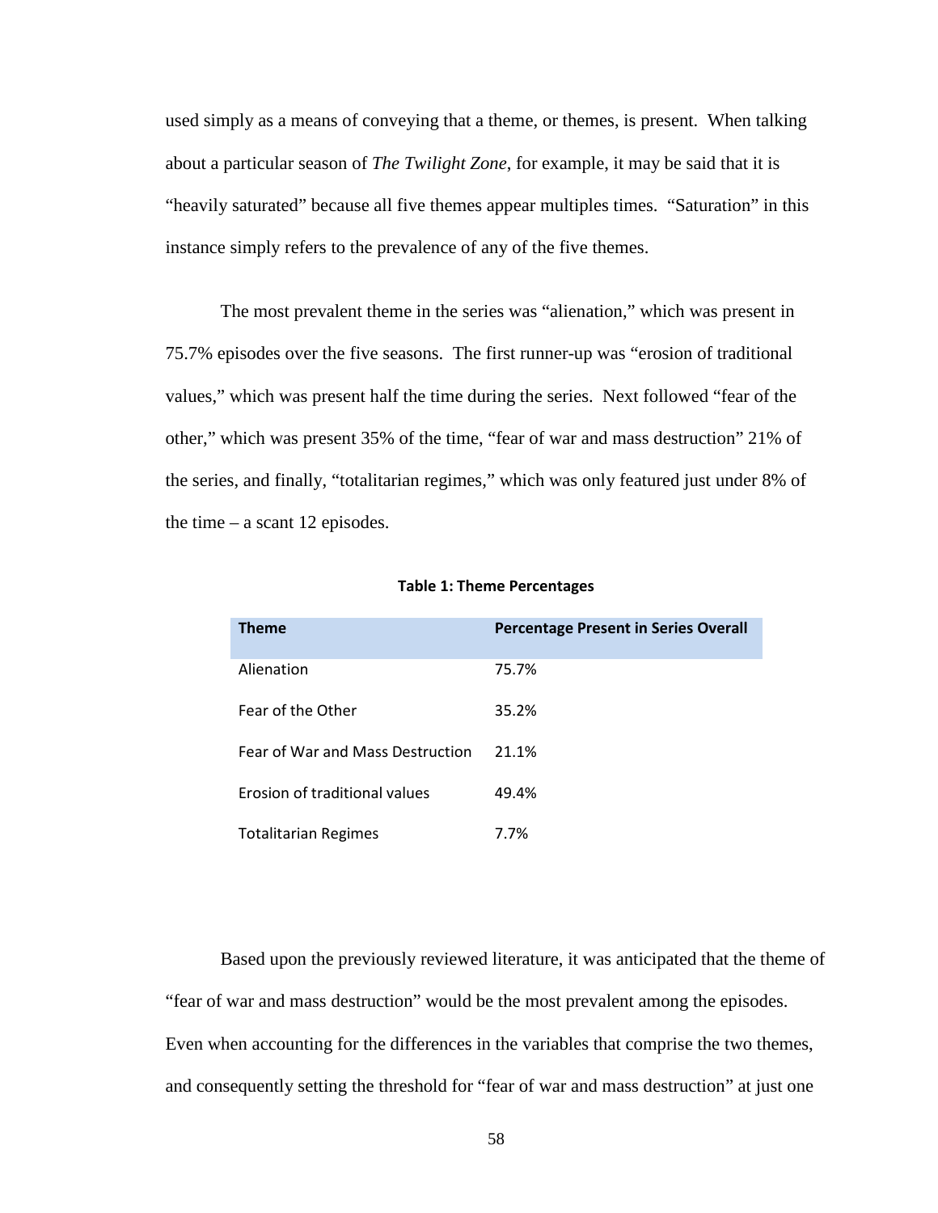used simply as a means of conveying that a theme, or themes, is present. When talking about a particular season of *The Twilight Zone*, for example, it may be said that it is "heavily saturated" because all five themes appear multiples times. "Saturation" in this instance simply refers to the prevalence of any of the five themes.

The most prevalent theme in the series was "alienation," which was present in 75.7% episodes over the five seasons. The first runner-up was "erosion of traditional values," which was present half the time during the series. Next followed "fear of the other," which was present 35% of the time, "fear of war and mass destruction" 21% of the series, and finally, "totalitarian regimes," which was only featured just under 8% of the time – a scant 12 episodes.

**Table 1: Theme Percentages**

| Theme | Percentage Present in Series Overall |
|---|---|
| Alienation | 75.7% |
| Fear of the Other | 35.2% |
| Fear of War and Mass Destruction | 21.1% |
| Erosion of traditional values | 49.4% |
| Totalitarian Regimes | 7.7% |

Based upon the previously reviewed literature, it was anticipated that the theme of "fear of war and mass destruction" would be the most prevalent among the episodes. Even when accounting for the differences in the variables that comprise the two themes, and consequently setting the threshold for "fear of war and mass destruction" at just one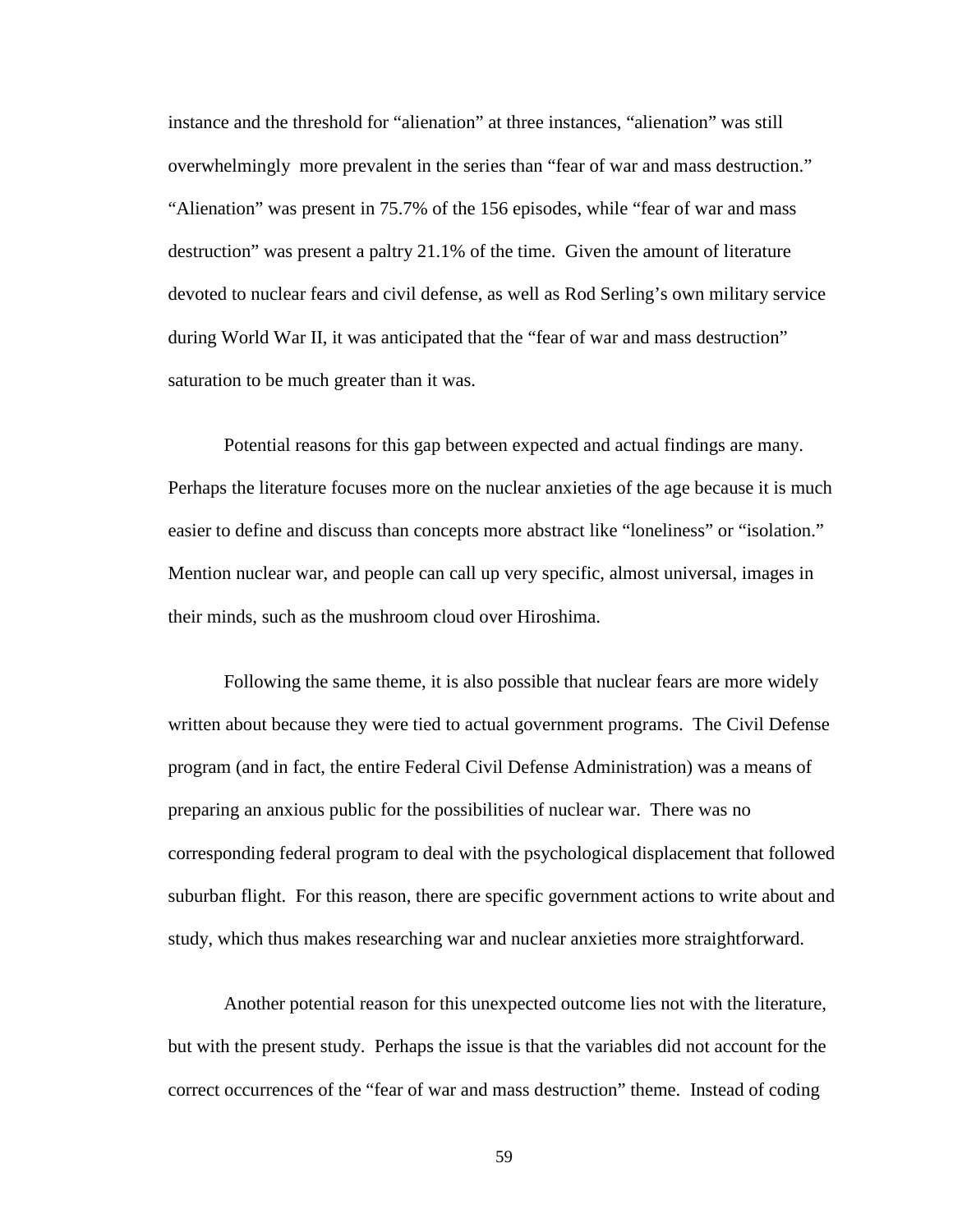instance and the threshold for "alienation" at three instances, "alienation" was still overwhelmingly more prevalent in the series than "fear of war and mass destruction." "Alienation" was present in 75.7% of the 156 episodes, while "fear of war and mass destruction" was present a paltry 21.1% of the time. Given the amount of literature devoted to nuclear fears and civil defense, as well as Rod Serling's own military service during World War II, it was anticipated that the "fear of war and mass destruction" saturation to be much greater than it was.

Potential reasons for this gap between expected and actual findings are many. Perhaps the literature focuses more on the nuclear anxieties of the age because it is much easier to define and discuss than concepts more abstract like "loneliness" or "isolation." Mention nuclear war, and people can call up very specific, almost universal, images in their minds, such as the mushroom cloud over Hiroshima.

Following the same theme, it is also possible that nuclear fears are more widely written about because they were tied to actual government programs. The Civil Defense program (and in fact, the entire Federal Civil Defense Administration) was a means of preparing an anxious public for the possibilities of nuclear war. There was no corresponding federal program to deal with the psychological displacement that followed suburban flight. For this reason, there are specific government actions to write about and study, which thus makes researching war and nuclear anxieties more straightforward.

Another potential reason for this unexpected outcome lies not with the literature, but with the present study. Perhaps the issue is that the variables did not account for the correct occurrences of the "fear of war and mass destruction" theme. Instead of coding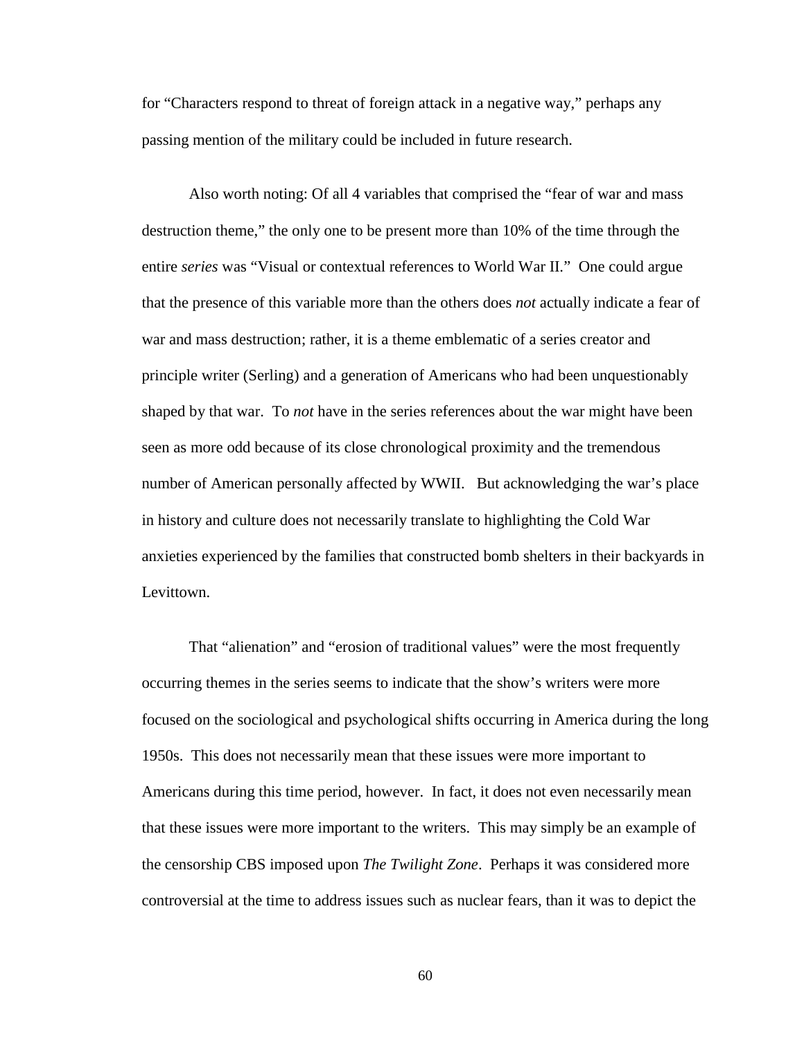for "Characters respond to threat of foreign attack in a negative way," perhaps any passing mention of the military could be included in future research.

Also worth noting: Of all 4 variables that comprised the "fear of war and mass destruction theme," the only one to be present more than 10% of the time through the entire *series* was "Visual or contextual references to World War II." One could argue that the presence of this variable more than the others does *not* actually indicate a fear of war and mass destruction; rather, it is a theme emblematic of a series creator and principle writer (Serling) and a generation of Americans who had been unquestionably shaped by that war. To *not* have in the series references about the war might have been seen as more odd because of its close chronological proximity and the tremendous number of American personally affected by WWII. But acknowledging the war's place in history and culture does not necessarily translate to highlighting the Cold War anxieties experienced by the families that constructed bomb shelters in their backyards in Levittown.

That "alienation" and "erosion of traditional values" were the most frequently occurring themes in the series seems to indicate that the show's writers were more focused on the sociological and psychological shifts occurring in America during the long 1950s. This does not necessarily mean that these issues were more important to Americans during this time period, however. In fact, it does not even necessarily mean that these issues were more important to the writers. This may simply be an example of the censorship CBS imposed upon *The Twilight Zone*. Perhaps it was considered more controversial at the time to address issues such as nuclear fears, than it was to depict the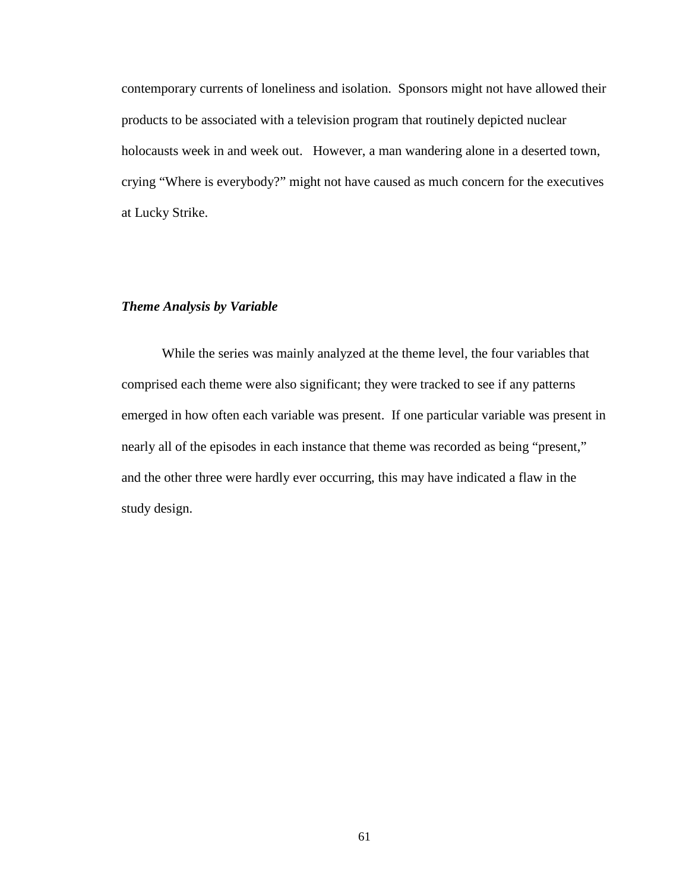contemporary currents of loneliness and isolation. Sponsors might not have allowed their products to be associated with a television program that routinely depicted nuclear holocausts week in and week out. However, a man wandering alone in a deserted town, crying "Where is everybody?" might not have caused as much concern for the executives at Lucky Strike.

### *Theme Analysis by Variable*

While the series was mainly analyzed at the theme level, the four variables that comprised each theme were also significant; they were tracked to see if any patterns emerged in how often each variable was present. If one particular variable was present in nearly all of the episodes in each instance that theme was recorded as being "present," and the other three were hardly ever occurring, this may have indicated a flaw in the study design.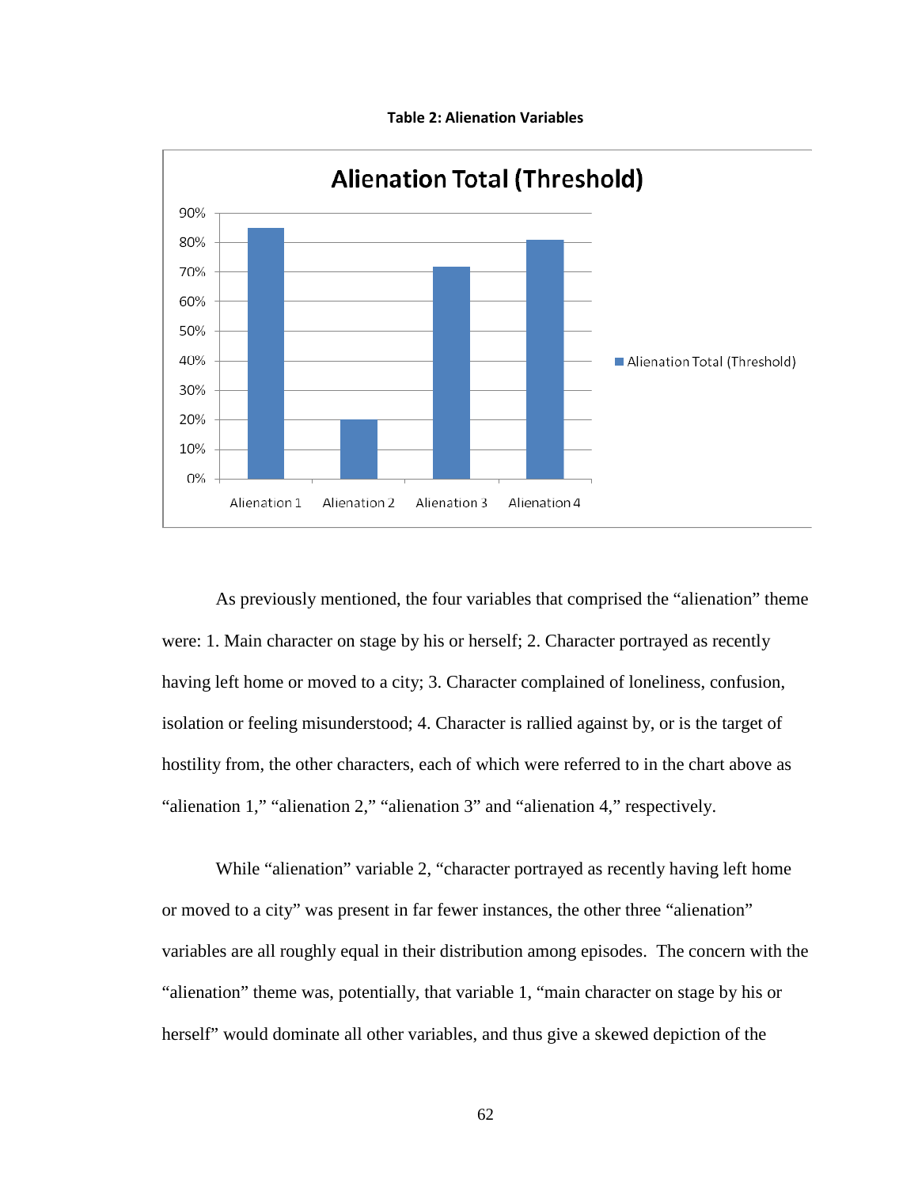**Table 2: Alienation Variables**

As previously mentioned, the four variables that comprised the "alienation" theme were: 1. Main character on stage by his or herself; 2. Character portrayed as recently having left home or moved to a city; 3. Character complained of loneliness, confusion, isolation or feeling misunderstood; 4. Character is rallied against by, or is the target of hostility from, the other characters, each of which were referred to in the chart above as "alienation 1," "alienation 2," "alienation 3" and "alienation 4," respectively.

While "alienation" variable 2, "character portrayed as recently having left home or moved to a city" was present in far fewer instances, the other three "alienation" variables are all roughly equal in their distribution among episodes. The concern with the "alienation" theme was, potentially, that variable 1, "main character on stage by his or herself" would dominate all other variables, and thus give a skewed depiction of the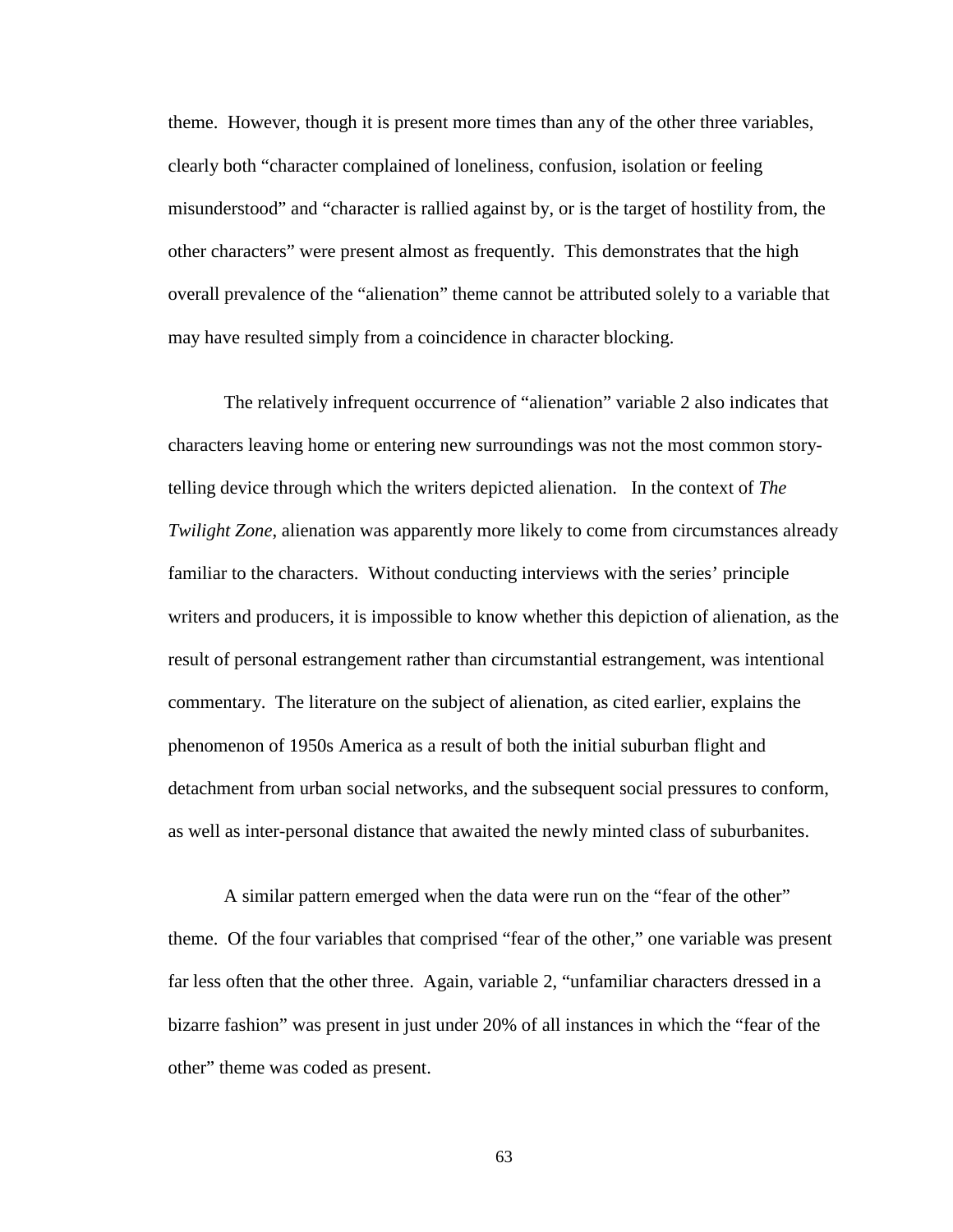theme. However, though it is present more times than any of the other three variables, clearly both “character complained of loneliness, confusion, isolation or feeling misunderstood” and “character is rallied against by, or is the target of hostility from, the other characters” were present almost as frequently. This demonstrates that the high overall prevalence of the “alienation” theme cannot be attributed solely to a variable that may have resulted simply from a coincidence in character blocking.

The relatively infrequent occurrence of “alienation” variable 2 also indicates that characters leaving home or entering new surroundings was not the most common story-telling device through which the writers depicted alienation. In the context of *The Twilight Zone*, alienation was apparently more likely to come from circumstances already familiar to the characters. Without conducting interviews with the series’ principle writers and producers, it is impossible to know whether this depiction of alienation, as the result of personal estrangement rather than circumstantial estrangement, was intentional commentary. The literature on the subject of alienation, as cited earlier, explains the phenomenon of 1950s America as a result of both the initial suburban flight and detachment from urban social networks, and the subsequent social pressures to conform, as well as inter-personal distance that awaited the newly minted class of suburbanites.

A similar pattern emerged when the data were run on the “fear of the other” theme. Of the four variables that comprised “fear of the other,” one variable was present far less often that the other three. Again, variable 2, “unfamiliar characters dressed in a bizarre fashion” was present in just under 20% of all instances in which the “fear of the other” theme was coded as present.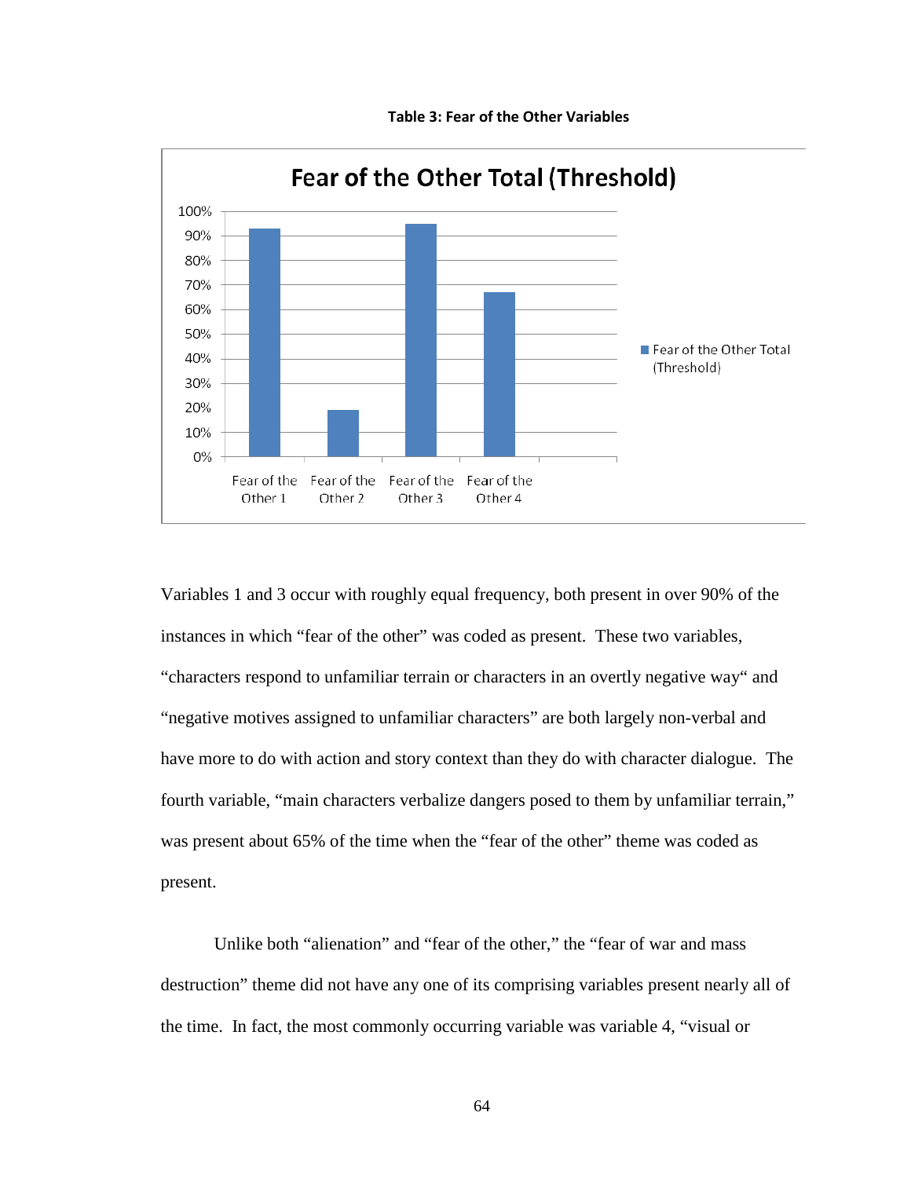**Table 3: Fear of the Other Variables**

Variables 1 and 3 occur with roughly equal frequency, both present in over 90% of the instances in which “fear of the other” was coded as present. These two variables, “characters respond to unfamiliar terrain or characters in an overtly negative way“ and “negative motives assigned to unfamiliar characters” are both largely non-verbal and have more to do with action and story context than they do with character dialogue. The fourth variable, “main characters verbalize dangers posed to them by unfamiliar terrain,” was present about 65% of the time when the “fear of the other” theme was coded as present.

Unlike both “alienation” and “fear of the other,” the “fear of war and mass destruction” theme did not have any one of its comprising variables present nearly all of the time. In fact, the most commonly occurring variable was variable 4, “visual or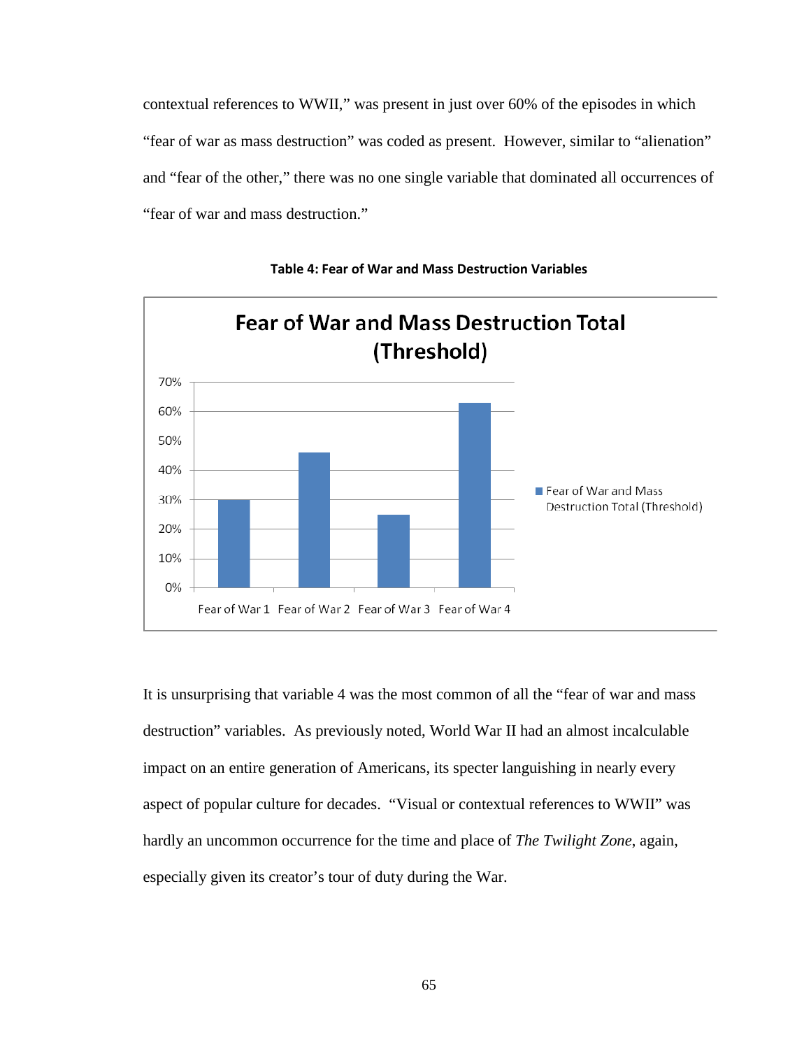contextual references to WWII," was present in just over 60% of the episodes in which "fear of war as mass destruction" was coded as present. However, similar to "alienation" and "fear of the other," there was no one single variable that dominated all occurrences of "fear of war and mass destruction."

**Table 4: Fear of War and Mass Destruction Variables**

It is unsurprising that variable 4 was the most common of all the "fear of war and mass destruction" variables. As previously noted, World War II had an almost incalculable impact on an entire generation of Americans, its specter languishing in nearly every aspect of popular culture for decades. "Visual or contextual references to WWII" was hardly an uncommon occurrence for the time and place of *The Twilight Zone*, again, especially given its creator's tour of duty during the War.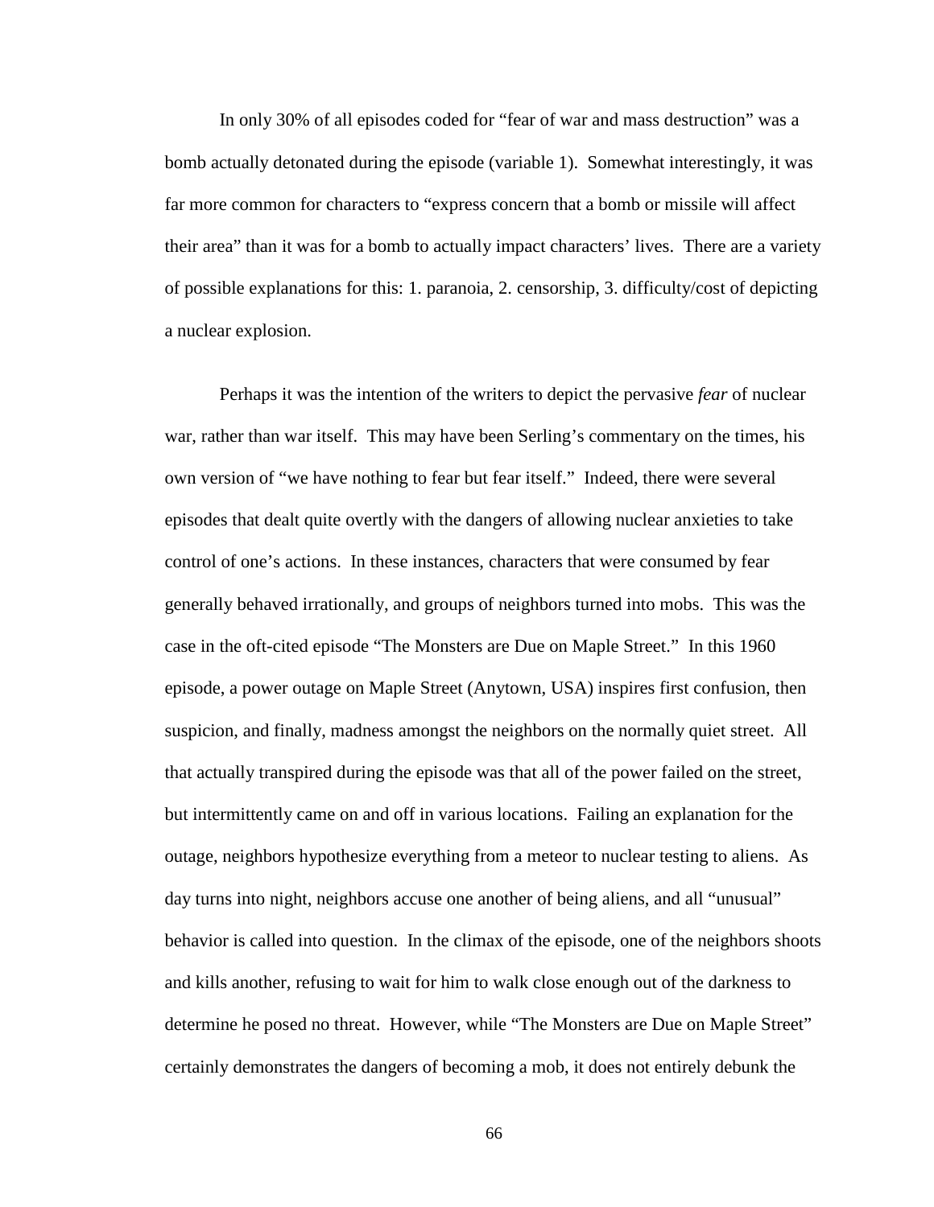In only 30% of all episodes coded for "fear of war and mass destruction" was a bomb actually detonated during the episode (variable 1). Somewhat interestingly, it was far more common for characters to "express concern that a bomb or missile will affect their area" than it was for a bomb to actually impact characters' lives. There are a variety of possible explanations for this: 1. paranoia, 2. censorship, 3. difficulty/cost of depicting a nuclear explosion.

Perhaps it was the intention of the writers to depict the pervasive *fear* of nuclear war, rather than war itself. This may have been Serling's commentary on the times, his own version of "we have nothing to fear but fear itself." Indeed, there were several episodes that dealt quite overtly with the dangers of allowing nuclear anxieties to take control of one's actions. In these instances, characters that were consumed by fear generally behaved irrationally, and groups of neighbors turned into mobs. This was the case in the oft-cited episode "The Monsters are Due on Maple Street." In this 1960 episode, a power outage on Maple Street (Anytown, USA) inspires first confusion, then suspicion, and finally, madness amongst the neighbors on the normally quiet street. All that actually transpired during the episode was that all of the power failed on the street, but intermittently came on and off in various locations. Failing an explanation for the outage, neighbors hypothesize everything from a meteor to nuclear testing to aliens. As day turns into night, neighbors accuse one another of being aliens, and all "unusual" behavior is called into question. In the climax of the episode, one of the neighbors shoots and kills another, refusing to wait for him to walk close enough out of the darkness to determine he posed no threat. However, while "The Monsters are Due on Maple Street" certainly demonstrates the dangers of becoming a mob, it does not entirely debunk the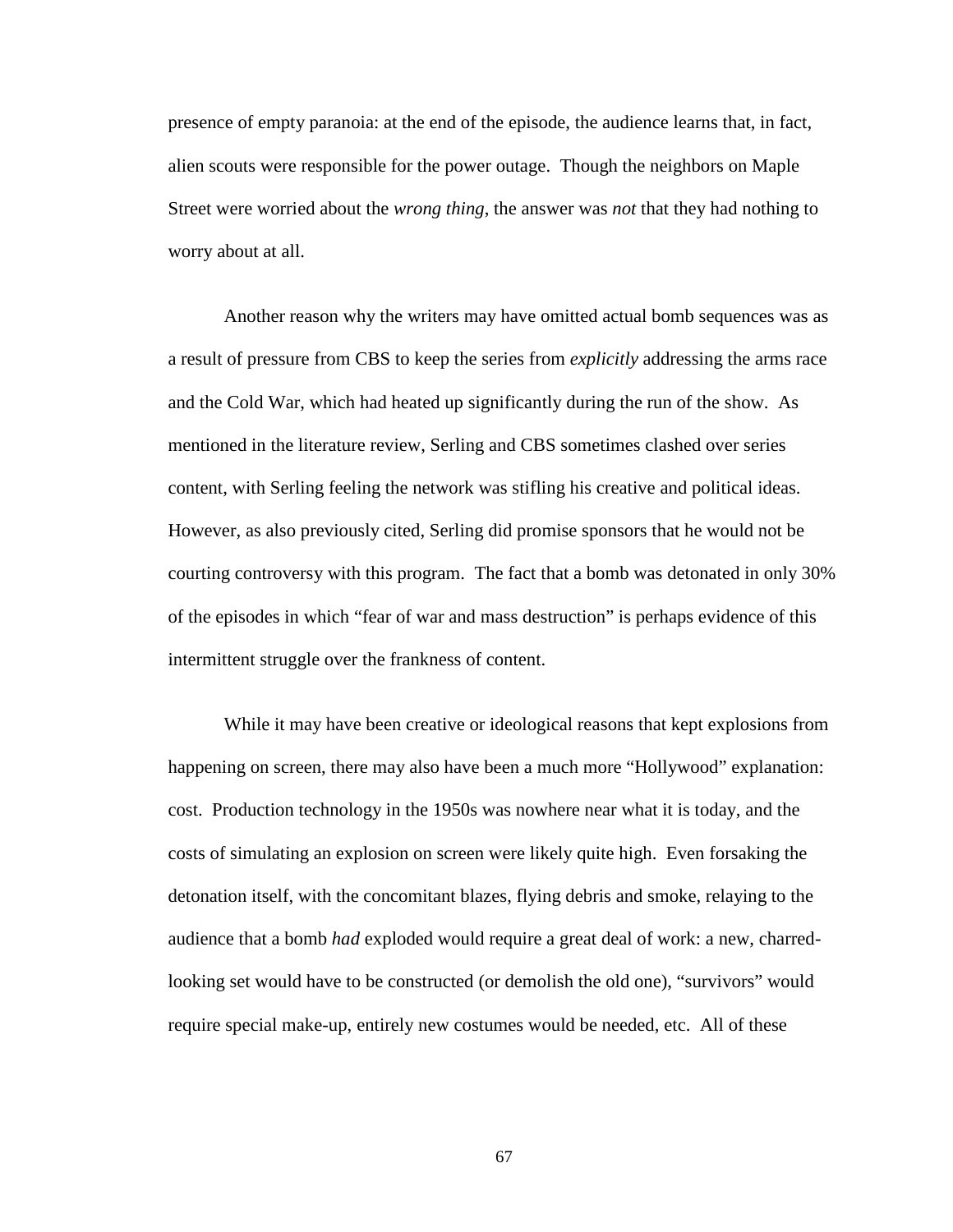presence of empty paranoia: at the end of the episode, the audience learns that, in fact, alien scouts were responsible for the power outage. Though the neighbors on Maple Street were worried about the *wrong thing*, the answer was *not* that they had nothing to worry about at all.

Another reason why the writers may have omitted actual bomb sequences was as a result of pressure from CBS to keep the series from *explicitly* addressing the arms race and the Cold War, which had heated up significantly during the run of the show. As mentioned in the literature review, Serling and CBS sometimes clashed over series content, with Serling feeling the network was stifling his creative and political ideas. However, as also previously cited, Serling did promise sponsors that he would not be courting controversy with this program. The fact that a bomb was detonated in only 30% of the episodes in which "fear of war and mass destruction" is perhaps evidence of this intermittent struggle over the frankness of content.

While it may have been creative or ideological reasons that kept explosions from happening on screen, there may also have been a much more "Hollywood" explanation: cost. Production technology in the 1950s was nowhere near what it is today, and the costs of simulating an explosion on screen were likely quite high. Even forsaking the detonation itself, with the concomitant blazes, flying debris and smoke, relaying to the audience that a bomb *had* exploded would require a great deal of work: a new, charred-looking set would have to be constructed (or demolish the old one), "survivors" would require special make-up, entirely new costumes would be needed, etc. All of these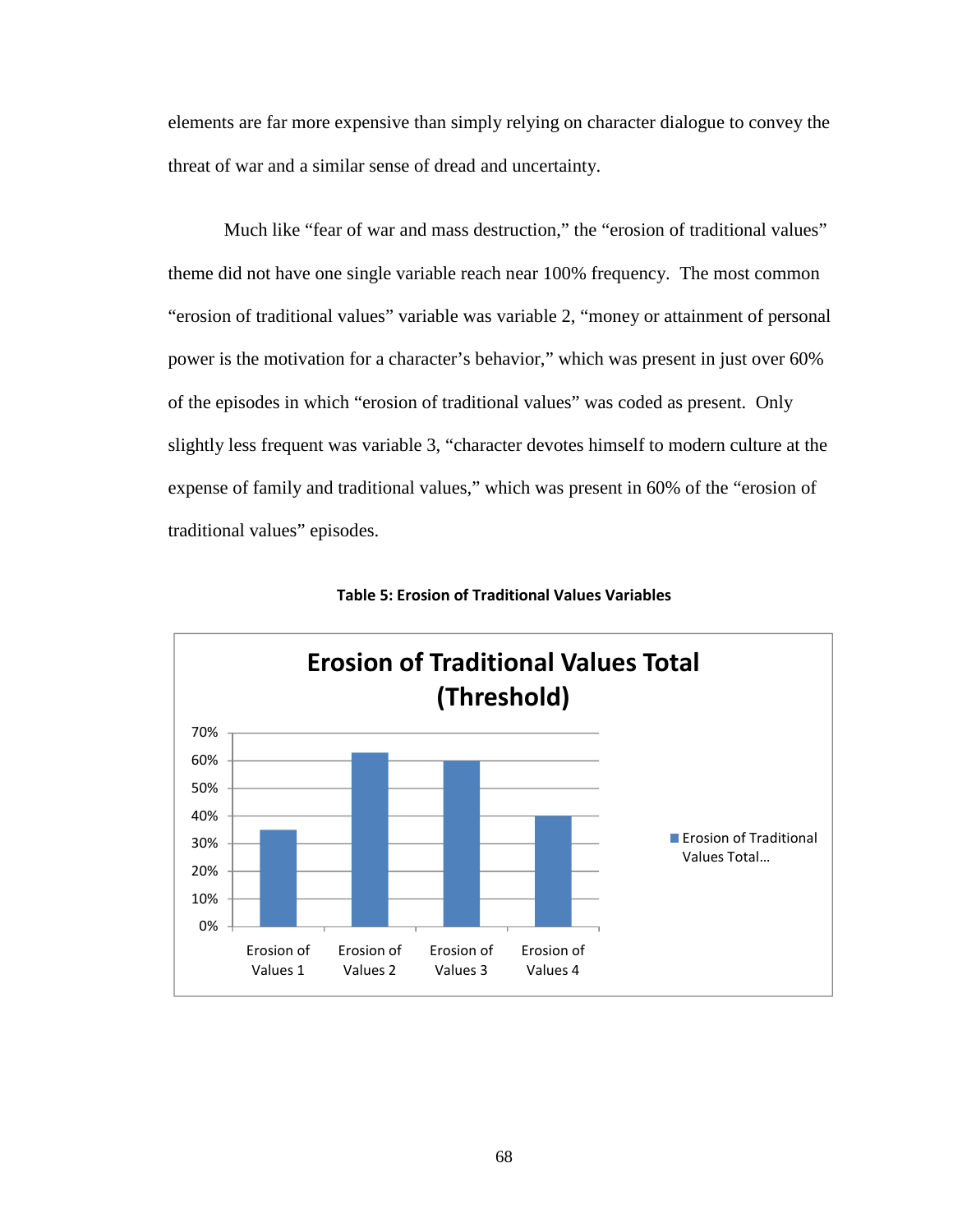elements are far more expensive than simply relying on character dialogue to convey the threat of war and a similar sense of dread and uncertainty.

Much like "fear of war and mass destruction," the "erosion of traditional values" theme did not have one single variable reach near 100% frequency. The most common "erosion of traditional values" variable was variable 2, "money or attainment of personal power is the motivation for a character's behavior," which was present in just over 60% of the episodes in which "erosion of traditional values" was coded as present. Only slightly less frequent was variable 3, "character devotes himself to modern culture at the expense of family and traditional values," which was present in 60% of the "erosion of traditional values" episodes.

**Table 5: Erosion of Traditional Values Variables**

**Erosion of Traditional Values Total (Threshold)**

| | Erosion of Traditional Values Total… |
|---|---|
| Erosion of Values 1 | 35% |
| Erosion of Values 2 | 63% |
| Erosion of Values 3 | 60% |
| Erosion of Values 4 | 40% |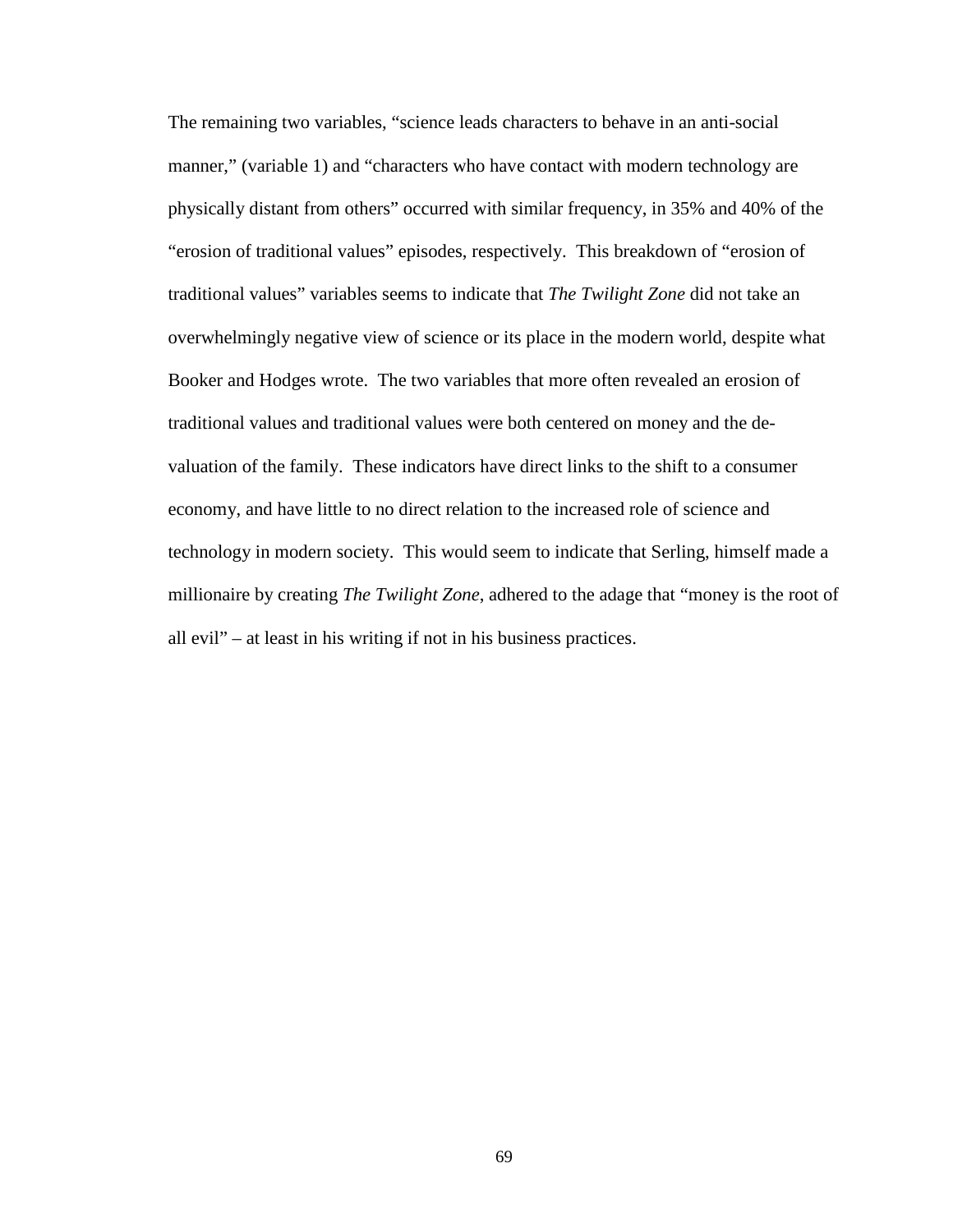The remaining two variables, "science leads characters to behave in an anti-social manner," (variable 1) and "characters who have contact with modern technology are physically distant from others" occurred with similar frequency, in 35% and 40% of the "erosion of traditional values" episodes, respectively. This breakdown of "erosion of traditional values" variables seems to indicate that *The Twilight Zone* did not take an overwhelmingly negative view of science or its place in the modern world, despite what Booker and Hodges wrote. The two variables that more often revealed an erosion of traditional values and traditional values were both centered on money and the de-valuation of the family. These indicators have direct links to the shift to a consumer economy, and have little to no direct relation to the increased role of science and technology in modern society. This would seem to indicate that Serling, himself made a millionaire by creating *The Twilight Zone*, adhered to the adage that "money is the root of all evil" – at least in his writing if not in his business practices.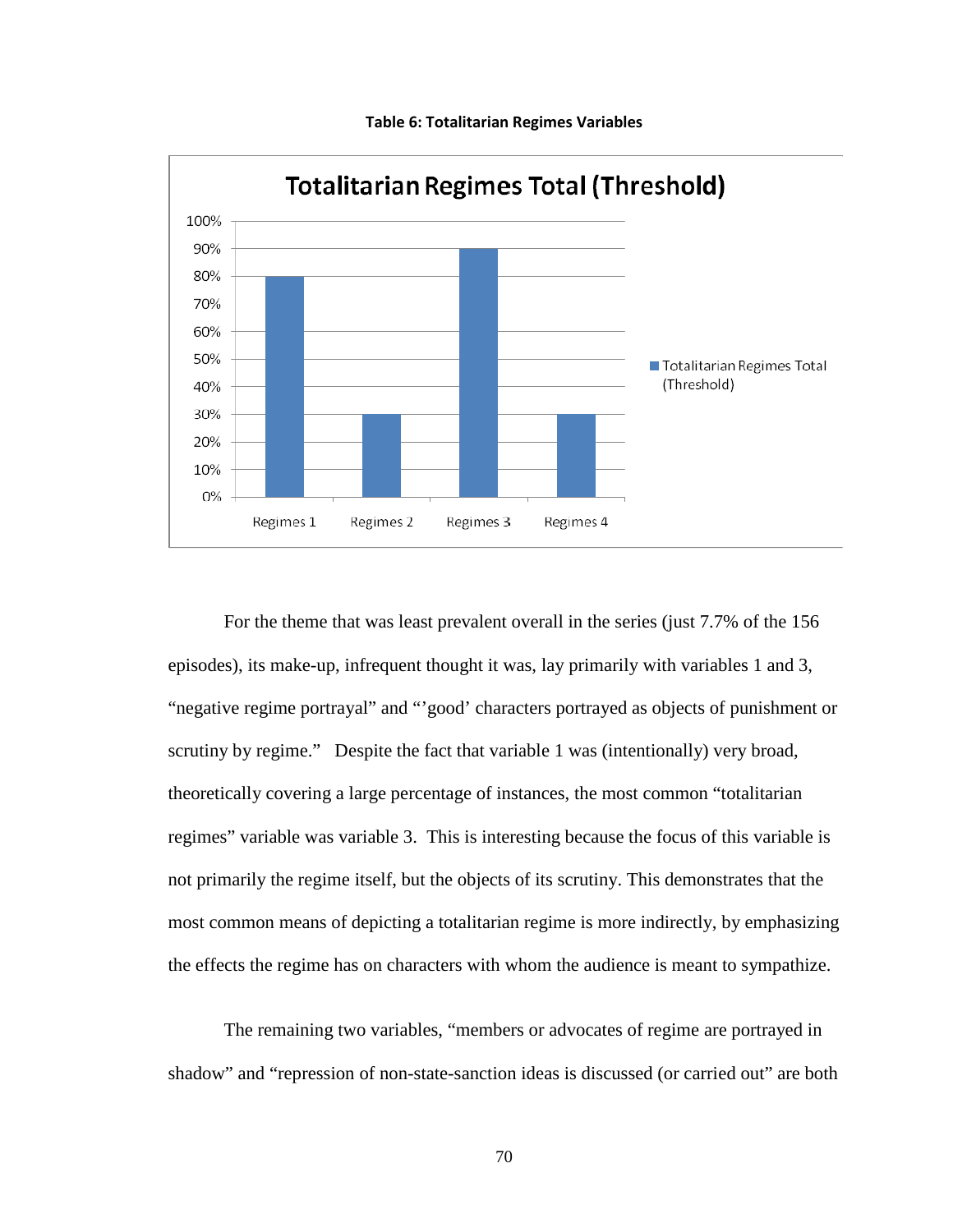**Table 6: Totalitarian Regimes Variables**

| | Totalitarian Regimes Total (Threshold) |
|---|---|
| Regimes 1 | 80% |
| Regimes 2 | 30% |
| Regimes 3 | 90% |
| Regimes 4 | 30% |

For the theme that was least prevalent overall in the series (just 7.7% of the 156 episodes), its make-up, infrequent thought it was, lay primarily with variables 1 and 3, "negative regime portrayal" and "'good' characters portrayed as objects of punishment or scrutiny by regime." Despite the fact that variable 1 was (intentionally) very broad, theoretically covering a large percentage of instances, the most common "totalitarian regimes" variable was variable 3. This is interesting because the focus of this variable is not primarily the regime itself, but the objects of its scrutiny. This demonstrates that the most common means of depicting a totalitarian regime is more indirectly, by emphasizing the effects the regime has on characters with whom the audience is meant to sympathize.

The remaining two variables, "members or advocates of regime are portrayed in shadow" and "repression of non-state-sanction ideas is discussed (or carried out" are both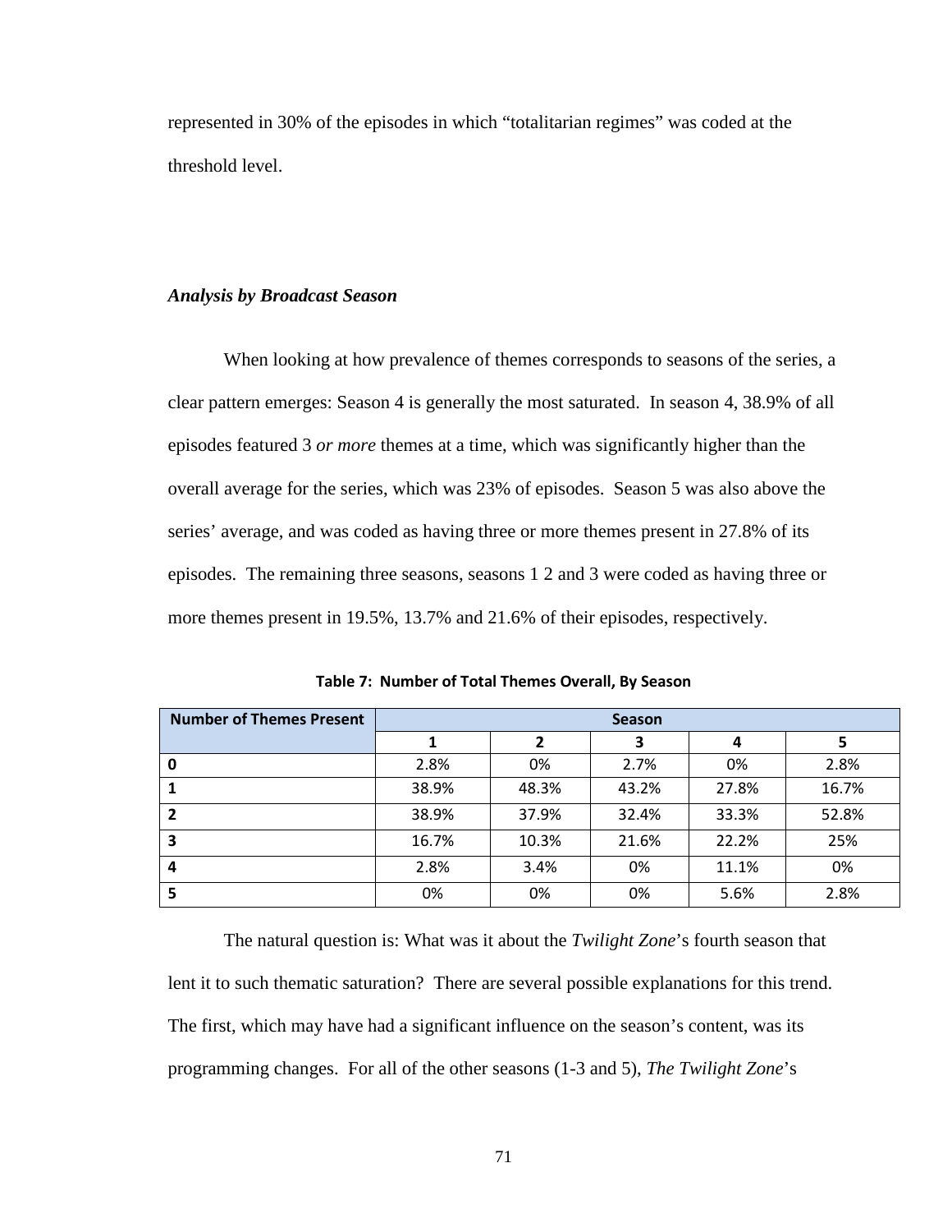represented in 30% of the episodes in which "totalitarian regimes" was coded at the threshold level.

### *Analysis by Broadcast Season*

When looking at how prevalence of themes corresponds to seasons of the series, a clear pattern emerges: Season 4 is generally the most saturated. In season 4, 38.9% of all episodes featured 3 *or more* themes at a time, which was significantly higher than the overall average for the series, which was 23% of episodes. Season 5 was also above the series' average, and was coded as having three or more themes present in 27.8% of its episodes. The remaining three seasons, seasons 1 2 and 3 were coded as having three or more themes present in 19.5%, 13.7% and 21.6% of their episodes, respectively.

**Table 7: Number of Total Themes Overall, By Season**

| Number of Themes Present | Season | | | | |
|---|---|---|---|---|---|
| | 1 | 2 | 3 | 4 | 5 |
| 0 | 2.8% | 0% | 2.7% | 0% | 2.8% |
| 1 | 38.9% | 48.3% | 43.2% | 27.8% | 16.7% |
| 2 | 38.9% | 37.9% | 32.4% | 33.3% | 52.8% |
| 3 | 16.7% | 10.3% | 21.6% | 22.2% | 25% |
| 4 | 2.8% | 3.4% | 0% | 11.1% | 0% |
| 5 | 0% | 0% | 0% | 5.6% | 2.8% |

The natural question is: What was it about the *Twilight Zone*'s fourth season that lent it to such thematic saturation? There are several possible explanations for this trend. The first, which may have had a significant influence on the season's content, was its programming changes. For all of the other seasons (1-3 and 5), *The Twilight Zone*'s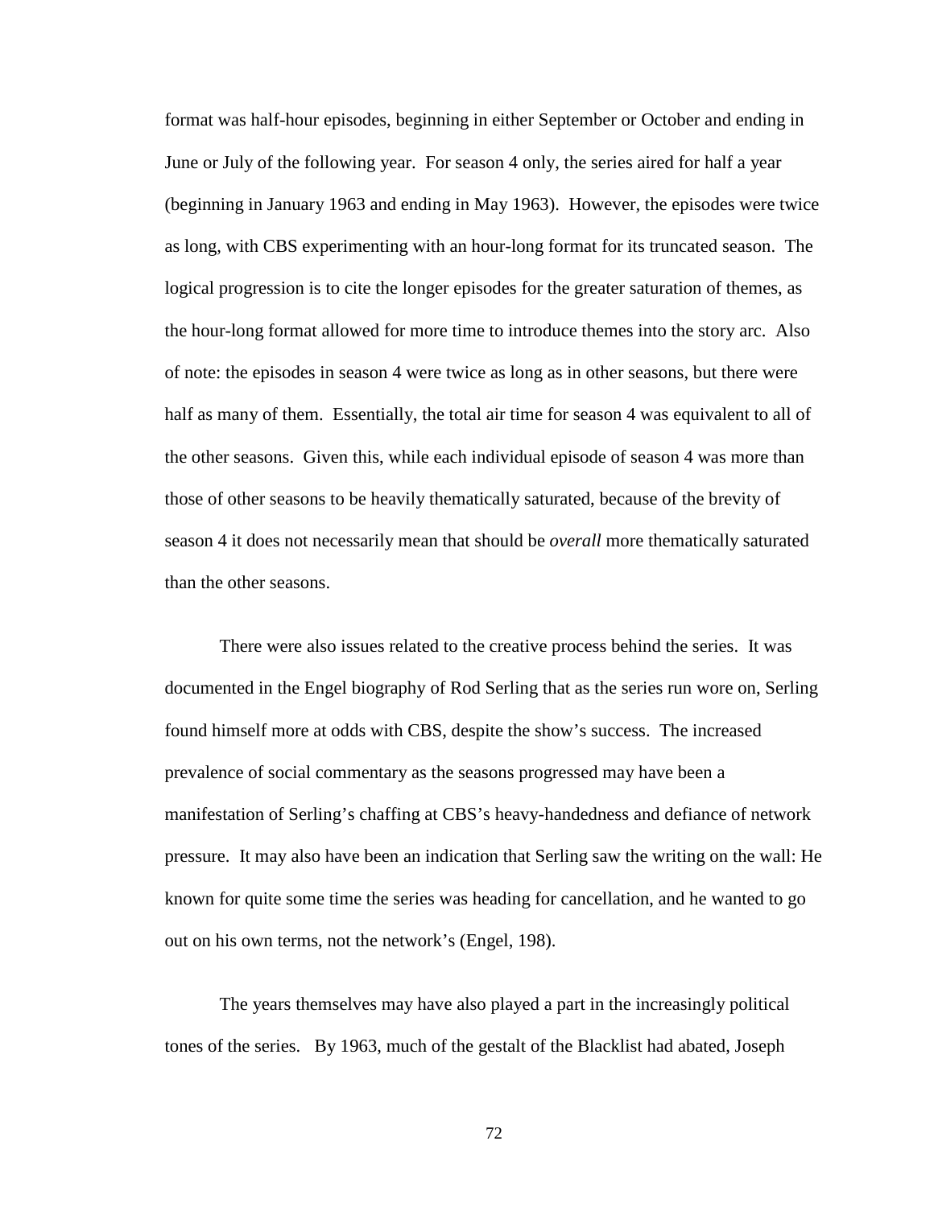format was half-hour episodes, beginning in either September or October and ending in June or July of the following year. For season 4 only, the series aired for half a year (beginning in January 1963 and ending in May 1963). However, the episodes were twice as long, with CBS experimenting with an hour-long format for its truncated season. The logical progression is to cite the longer episodes for the greater saturation of themes, as the hour-long format allowed for more time to introduce themes into the story arc. Also of note: the episodes in season 4 were twice as long as in other seasons, but there were half as many of them. Essentially, the total air time for season 4 was equivalent to all of the other seasons. Given this, while each individual episode of season 4 was more than those of other seasons to be heavily thematically saturated, because of the brevity of season 4 it does not necessarily mean that should be *overall* more thematically saturated than the other seasons.

There were also issues related to the creative process behind the series. It was documented in the Engel biography of Rod Serling that as the series run wore on, Serling found himself more at odds with CBS, despite the show's success. The increased prevalence of social commentary as the seasons progressed may have been a manifestation of Serling's chaffing at CBS's heavy-handedness and defiance of network pressure. It may also have been an indication that Serling saw the writing on the wall: He known for quite some time the series was heading for cancellation, and he wanted to go out on his own terms, not the network's (Engel, 198).

The years themselves may have also played a part in the increasingly political tones of the series. By 1963, much of the gestalt of the Blacklist had abated, Joseph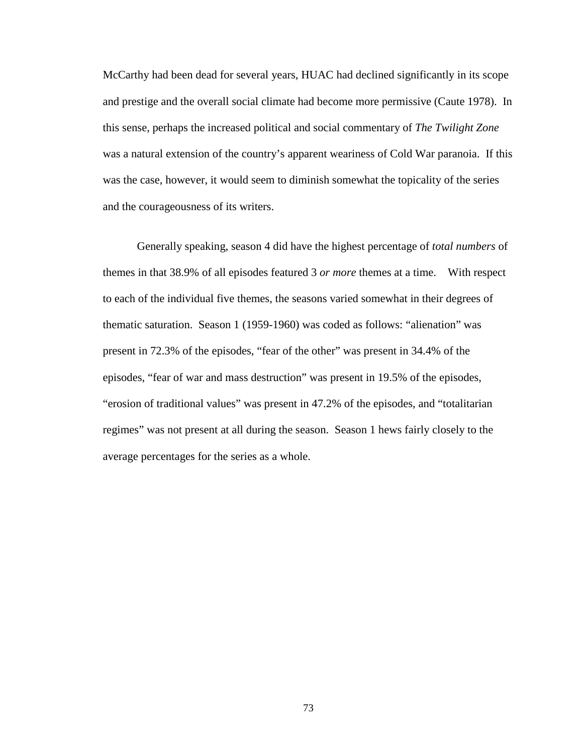McCarthy had been dead for several years, HUAC had declined significantly in its scope and prestige and the overall social climate had become more permissive (Caute 1978). In this sense, perhaps the increased political and social commentary of *The Twilight Zone* was a natural extension of the country's apparent weariness of Cold War paranoia. If this was the case, however, it would seem to diminish somewhat the topicality of the series and the courageousness of its writers.

Generally speaking, season 4 did have the highest percentage of *total numbers* of themes in that 38.9% of all episodes featured 3 *or more* themes at a time. With respect to each of the individual five themes, the seasons varied somewhat in their degrees of thematic saturation. Season 1 (1959-1960) was coded as follows: "alienation" was present in 72.3% of the episodes, "fear of the other" was present in 34.4% of the episodes, "fear of war and mass destruction" was present in 19.5% of the episodes, "erosion of traditional values" was present in 47.2% of the episodes, and "totalitarian regimes" was not present at all during the season. Season 1 hews fairly closely to the average percentages for the series as a whole.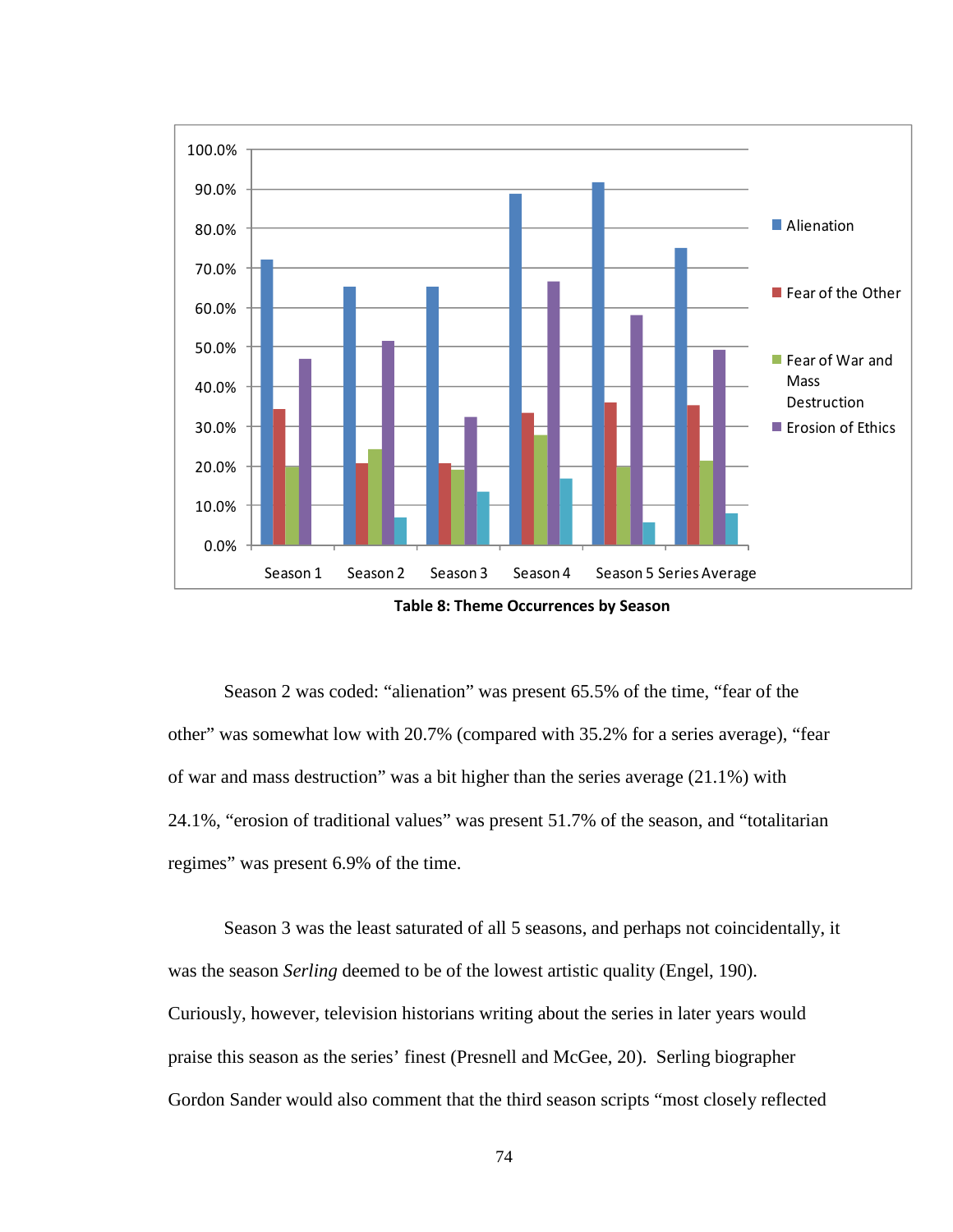**Table 8: Theme Occurrences by Season**

Season 2 was coded: "alienation" was present 65.5% of the time, "fear of the other" was somewhat low with 20.7% (compared with 35.2% for a series average), "fear of war and mass destruction" was a bit higher than the series average (21.1%) with 24.1%, "erosion of traditional values" was present 51.7% of the season, and "totalitarian regimes" was present 6.9% of the time.

Season 3 was the least saturated of all 5 seasons, and perhaps not coincidentally, it was the season *Serling* deemed to be of the lowest artistic quality (Engel, 190). Curiously, however, television historians writing about the series in later years would praise this season as the series' finest (Presnell and McGee, 20). Serling biographer Gordon Sander would also comment that the third season scripts "most closely reflected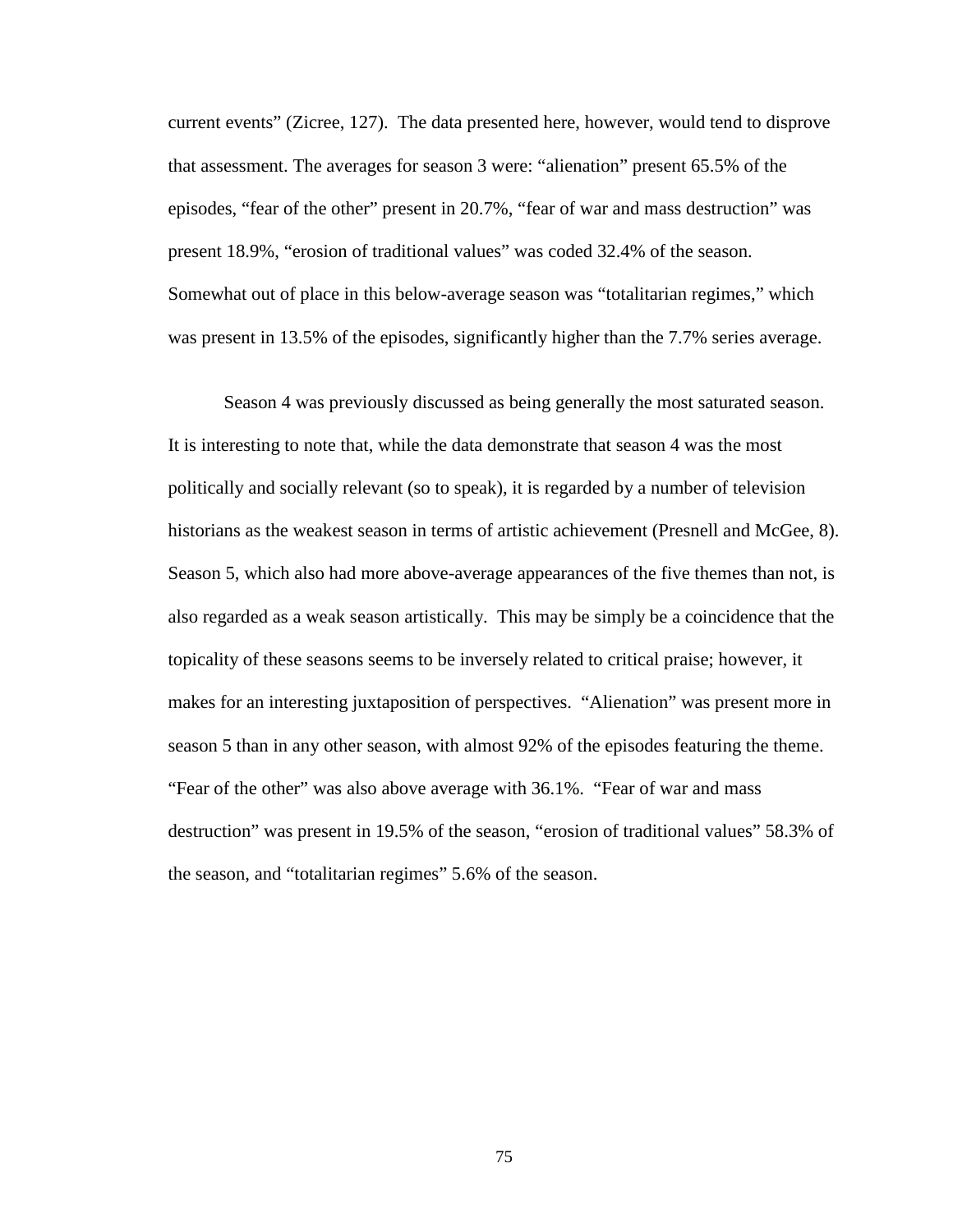current events" (Zicree, 127). The data presented here, however, would tend to disprove that assessment. The averages for season 3 were: "alienation" present 65.5% of the episodes, "fear of the other" present in 20.7%, "fear of war and mass destruction" was present 18.9%, "erosion of traditional values" was coded 32.4% of the season. Somewhat out of place in this below-average season was "totalitarian regimes," which was present in 13.5% of the episodes, significantly higher than the 7.7% series average.

Season 4 was previously discussed as being generally the most saturated season. It is interesting to note that, while the data demonstrate that season 4 was the most politically and socially relevant (so to speak), it is regarded by a number of television historians as the weakest season in terms of artistic achievement (Presnell and McGee, 8). Season 5, which also had more above-average appearances of the five themes than not, is also regarded as a weak season artistically. This may be simply be a coincidence that the topicality of these seasons seems to be inversely related to critical praise; however, it makes for an interesting juxtaposition of perspectives. "Alienation" was present more in season 5 than in any other season, with almost 92% of the episodes featuring the theme. "Fear of the other" was also above average with 36.1%. "Fear of war and mass destruction" was present in 19.5% of the season, "erosion of traditional values" 58.3% of the season, and "totalitarian regimes" 5.6% of the season.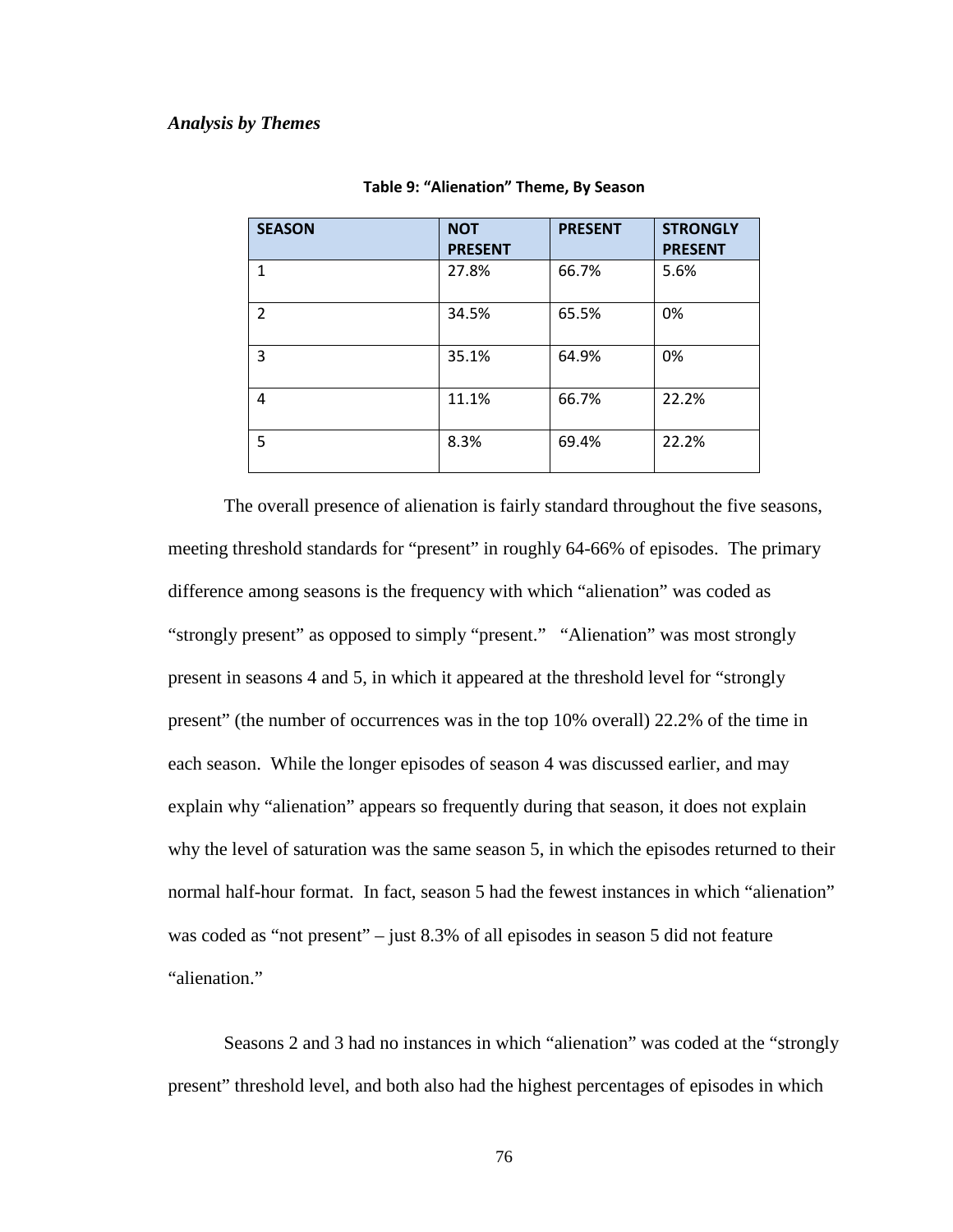*Analysis by Themes*

**Table 9: "Alienation" Theme, By Season**

| SEASON | NOT PRESENT | PRESENT | STRONGLY PRESENT |
|---|---|---|---|
| 1 | 27.8% | 66.7% | 5.6% |
| 2 | 34.5% | 65.5% | 0% |
| 3 | 35.1% | 64.9% | 0% |
| 4 | 11.1% | 66.7% | 22.2% |
| 5 | 8.3% | 69.4% | 22.2% |

The overall presence of alienation is fairly standard throughout the five seasons, meeting threshold standards for "present" in roughly 64-66% of episodes. The primary difference among seasons is the frequency with which "alienation" was coded as "strongly present" as opposed to simply "present." "Alienation" was most strongly present in seasons 4 and 5, in which it appeared at the threshold level for "strongly present" (the number of occurrences was in the top 10% overall) 22.2% of the time in each season. While the longer episodes of season 4 was discussed earlier, and may explain why "alienation" appears so frequently during that season, it does not explain why the level of saturation was the same season 5, in which the episodes returned to their normal half-hour format. In fact, season 5 had the fewest instances in which "alienation" was coded as "not present" – just 8.3% of all episodes in season 5 did not feature "alienation."

Seasons 2 and 3 had no instances in which "alienation" was coded at the "strongly present" threshold level, and both also had the highest percentages of episodes in which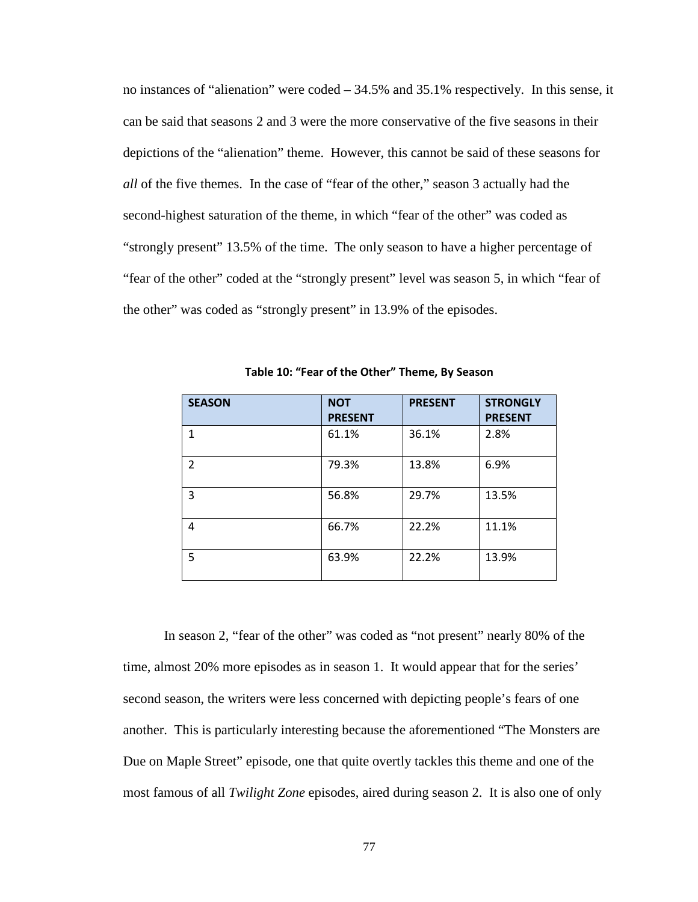no instances of "alienation" were coded – 34.5% and 35.1% respectively. In this sense, it can be said that seasons 2 and 3 were the more conservative of the five seasons in their depictions of the "alienation" theme. However, this cannot be said of these seasons for *all* of the five themes. In the case of "fear of the other," season 3 actually had the second-highest saturation of the theme, in which "fear of the other" was coded as "strongly present" 13.5% of the time. The only season to have a higher percentage of "fear of the other" coded at the "strongly present" level was season 5, in which "fear of the other" was coded as "strongly present" in 13.9% of the episodes.

**Table 10: "Fear of the Other" Theme, By Season**

| SEASON | NOT PRESENT | PRESENT | STRONGLY PRESENT |
|---|---|---|---|
| 1 | 61.1% | 36.1% | 2.8% |
| 2 | 79.3% | 13.8% | 6.9% |
| 3 | 56.8% | 29.7% | 13.5% |
| 4 | 66.7% | 22.2% | 11.1% |
| 5 | 63.9% | 22.2% | 13.9% |

In season 2, "fear of the other" was coded as "not present" nearly 80% of the time, almost 20% more episodes as in season 1. It would appear that for the series' second season, the writers were less concerned with depicting people's fears of one another. This is particularly interesting because the aforementioned "The Monsters are Due on Maple Street" episode, one that quite overtly tackles this theme and one of the most famous of all *Twilight Zone* episodes, aired during season 2. It is also one of only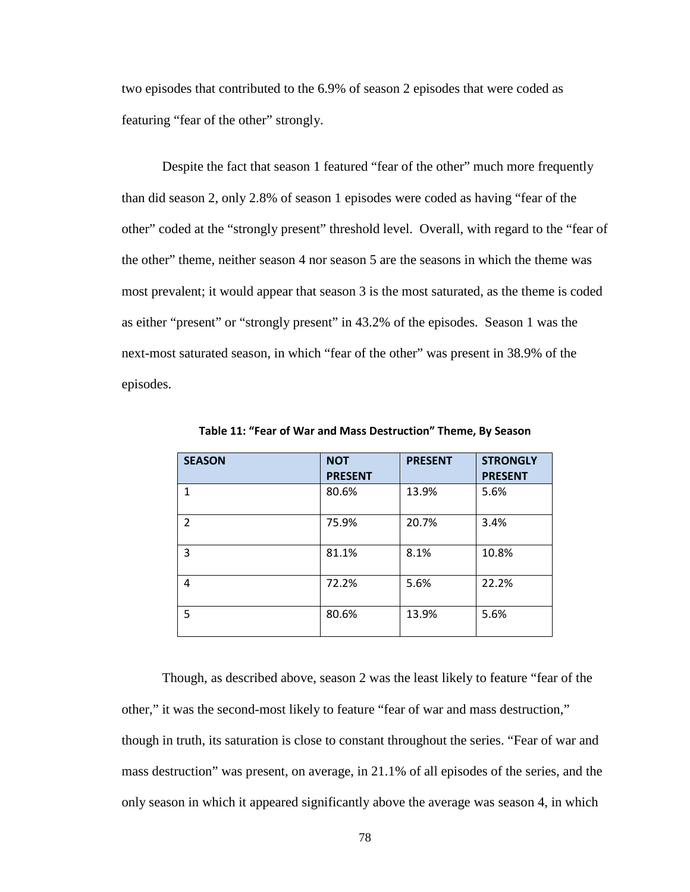two episodes that contributed to the 6.9% of season 2 episodes that were coded as featuring “fear of the other” strongly.

Despite the fact that season 1 featured “fear of the other” much more frequently than did season 2, only 2.8% of season 1 episodes were coded as having “fear of the other” coded at the “strongly present” threshold level. Overall, with regard to the “fear of the other” theme, neither season 4 nor season 5 are the seasons in which the theme was most prevalent; it would appear that season 3 is the most saturated, as the theme is coded as either “present” or “strongly present” in 43.2% of the episodes. Season 1 was the next-most saturated season, in which “fear of the other” was present in 38.9% of the episodes.

**Table 11: “Fear of War and Mass Destruction” Theme, By Season**

| SEASON | NOT PRESENT | PRESENT | STRONGLY PRESENT |
|---|---|---|---|
| 1 | 80.6% | 13.9% | 5.6% |
| 2 | 75.9% | 20.7% | 3.4% |
| 3 | 81.1% | 8.1% | 10.8% |
| 4 | 72.2% | 5.6% | 22.2% |
| 5 | 80.6% | 13.9% | 5.6% |

Though, as described above, season 2 was the least likely to feature “fear of the other,” it was the second-most likely to feature “fear of war and mass destruction,” though in truth, its saturation is close to constant throughout the series. “Fear of war and mass destruction” was present, on average, in 21.1% of all episodes of the series, and the only season in which it appeared significantly above the average was season 4, in which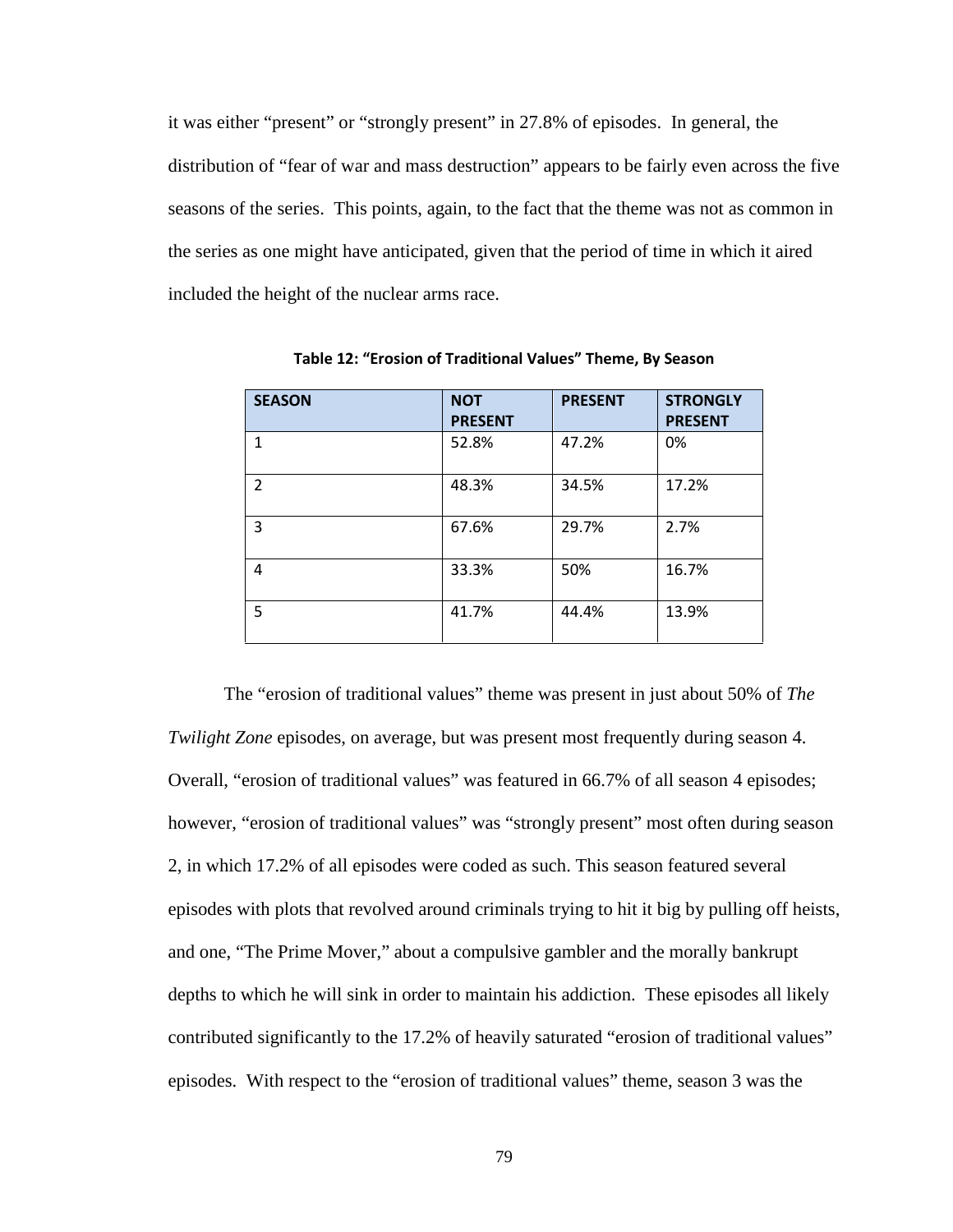it was either "present" or "strongly present" in 27.8% of episodes. In general, the distribution of "fear of war and mass destruction" appears to be fairly even across the five seasons of the series. This points, again, to the fact that the theme was not as common in the series as one might have anticipated, given that the period of time in which it aired included the height of the nuclear arms race.

**Table 12: "Erosion of Traditional Values" Theme, By Season**

| SEASON | NOT PRESENT | PRESENT | STRONGLY PRESENT |
|---|---|---|---|
| 1 | 52.8% | 47.2% | 0% |
| 2 | 48.3% | 34.5% | 17.2% |
| 3 | 67.6% | 29.7% | 2.7% |
| 4 | 33.3% | 50% | 16.7% |
| 5 | 41.7% | 44.4% | 13.9% |

The "erosion of traditional values" theme was present in just about 50% of *The Twilight Zone* episodes, on average, but was present most frequently during season 4. Overall, "erosion of traditional values" was featured in 66.7% of all season 4 episodes; however, "erosion of traditional values" was "strongly present" most often during season 2, in which 17.2% of all episodes were coded as such. This season featured several episodes with plots that revolved around criminals trying to hit it big by pulling off heists, and one, "The Prime Mover," about a compulsive gambler and the morally bankrupt depths to which he will sink in order to maintain his addiction. These episodes all likely contributed significantly to the 17.2% of heavily saturated "erosion of traditional values" episodes. With respect to the "erosion of traditional values" theme, season 3 was the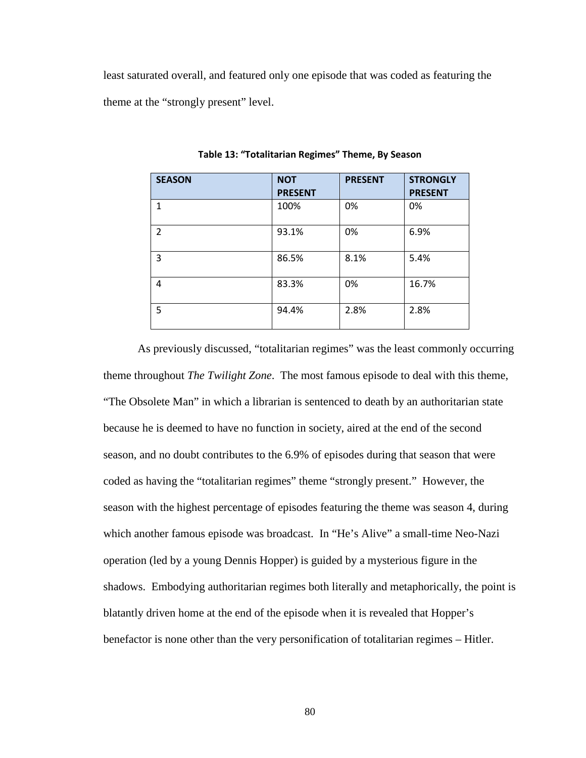least saturated overall, and featured only one episode that was coded as featuring the theme at the "strongly present" level.

**Table 13: "Totalitarian Regimes" Theme, By Season**

| SEASON | NOT PRESENT | PRESENT | STRONGLY PRESENT |
|---|---|---|---|
| 1 | 100% | 0% | 0% |
| 2 | 93.1% | 0% | 6.9% |
| 3 | 86.5% | 8.1% | 5.4% |
| 4 | 83.3% | 0% | 16.7% |
| 5 | 94.4% | 2.8% | 2.8% |

As previously discussed, "totalitarian regimes" was the least commonly occurring theme throughout *The Twilight Zone*. The most famous episode to deal with this theme, "The Obsolete Man" in which a librarian is sentenced to death by an authoritarian state because he is deemed to have no function in society, aired at the end of the second season, and no doubt contributes to the 6.9% of episodes during that season that were coded as having the "totalitarian regimes" theme "strongly present." However, the season with the highest percentage of episodes featuring the theme was season 4, during which another famous episode was broadcast. In "He's Alive" a small-time Neo-Nazi operation (led by a young Dennis Hopper) is guided by a mysterious figure in the shadows. Embodying authoritarian regimes both literally and metaphorically, the point is blatantly driven home at the end of the episode when it is revealed that Hopper's benefactor is none other than the very personification of totalitarian regimes – Hitler.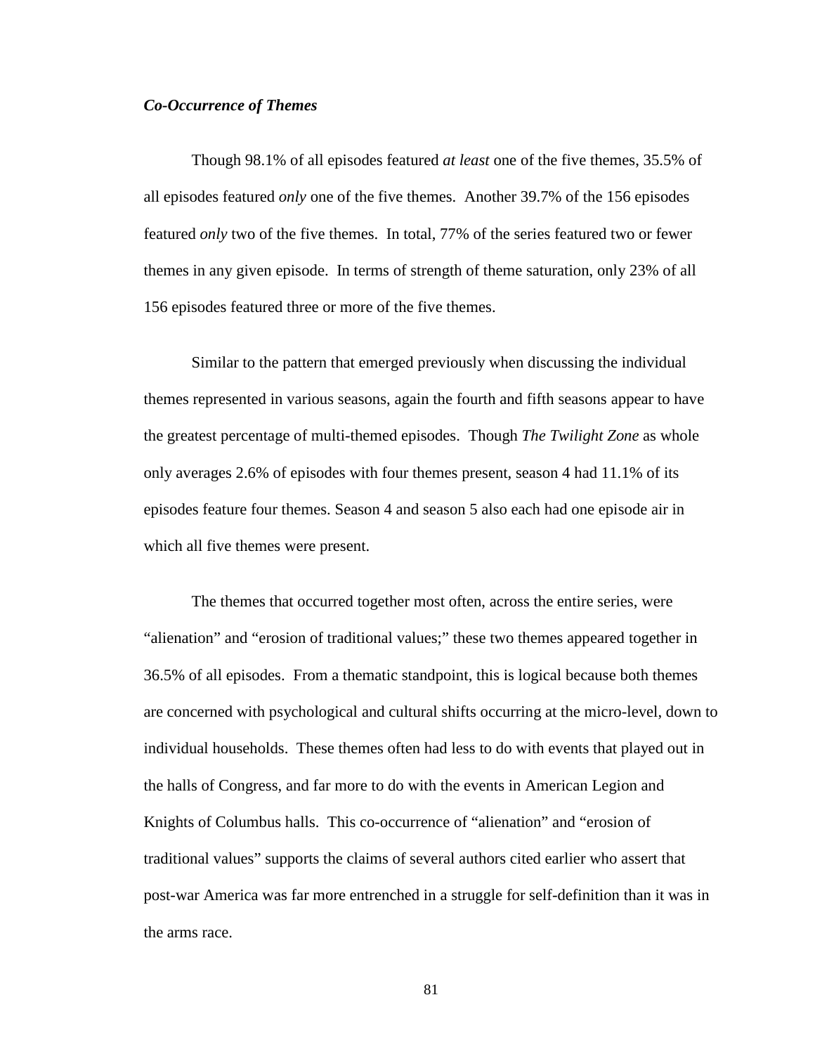### ***Co-Occurrence of Themes***

Though 98.1% of all episodes featured *at least* one of the five themes, 35.5% of all episodes featured *only* one of the five themes. Another 39.7% of the 156 episodes featured *only* two of the five themes. In total, 77% of the series featured two or fewer themes in any given episode. In terms of strength of theme saturation, only 23% of all 156 episodes featured three or more of the five themes.

Similar to the pattern that emerged previously when discussing the individual themes represented in various seasons, again the fourth and fifth seasons appear to have the greatest percentage of multi-themed episodes. Though *The Twilight Zone* as whole only averages 2.6% of episodes with four themes present, season 4 had 11.1% of its episodes feature four themes. Season 4 and season 5 also each had one episode air in which all five themes were present.

The themes that occurred together most often, across the entire series, were "alienation" and "erosion of traditional values;" these two themes appeared together in 36.5% of all episodes. From a thematic standpoint, this is logical because both themes are concerned with psychological and cultural shifts occurring at the micro-level, down to individual households. These themes often had less to do with events that played out in the halls of Congress, and far more to do with the events in American Legion and Knights of Columbus halls. This co-occurrence of "alienation" and "erosion of traditional values" supports the claims of several authors cited earlier who assert that post-war America was far more entrenched in a struggle for self-definition than it was in the arms race.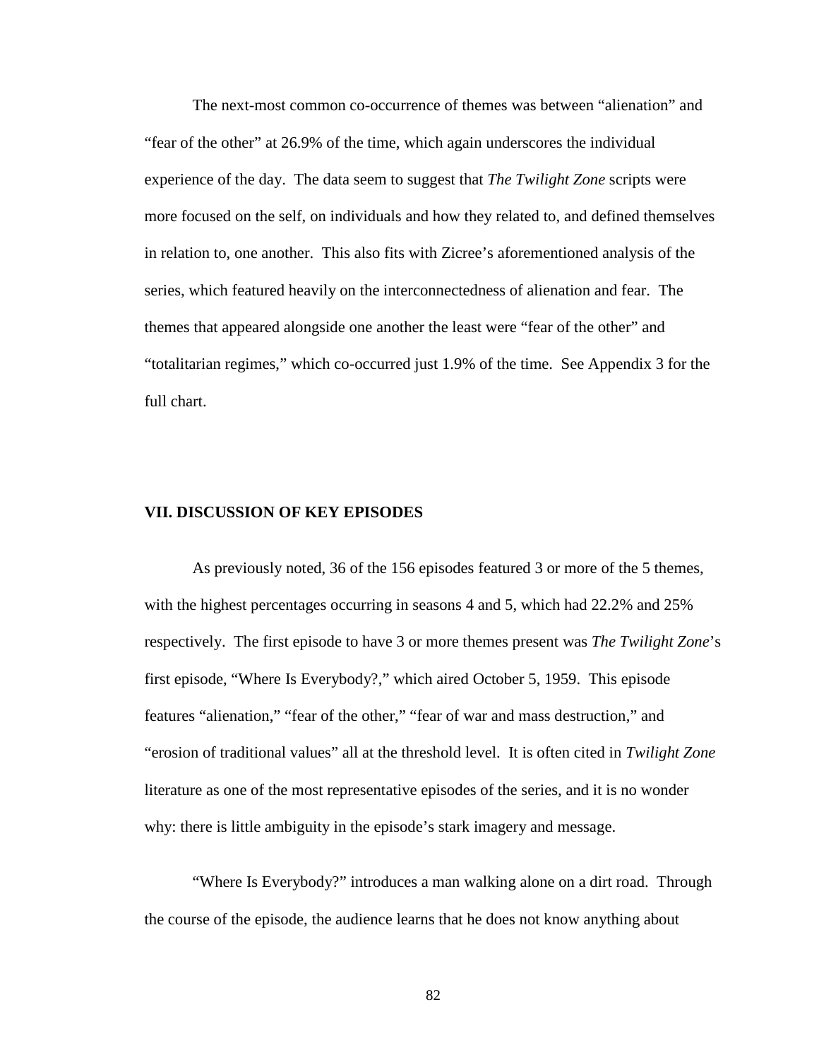The next-most common co-occurrence of themes was between "alienation" and "fear of the other" at 26.9% of the time, which again underscores the individual experience of the day. The data seem to suggest that *The Twilight Zone* scripts were more focused on the self, on individuals and how they related to, and defined themselves in relation to, one another. This also fits with Zicree's aforementioned analysis of the series, which featured heavily on the interconnectedness of alienation and fear. The themes that appeared alongside one another the least were "fear of the other" and "totalitarian regimes," which co-occurred just 1.9% of the time. See Appendix 3 for the full chart.

## VII. DISCUSSION OF KEY EPISODES

As previously noted, 36 of the 156 episodes featured 3 or more of the 5 themes, with the highest percentages occurring in seasons 4 and 5, which had 22.2% and 25% respectively. The first episode to have 3 or more themes present was *The Twilight Zone*'s first episode, "Where Is Everybody?," which aired October 5, 1959. This episode features "alienation," "fear of the other," "fear of war and mass destruction," and "erosion of traditional values" all at the threshold level. It is often cited in *Twilight Zone* literature as one of the most representative episodes of the series, and it is no wonder why: there is little ambiguity in the episode's stark imagery and message.

"Where Is Everybody?" introduces a man walking alone on a dirt road. Through the course of the episode, the audience learns that he does not know anything about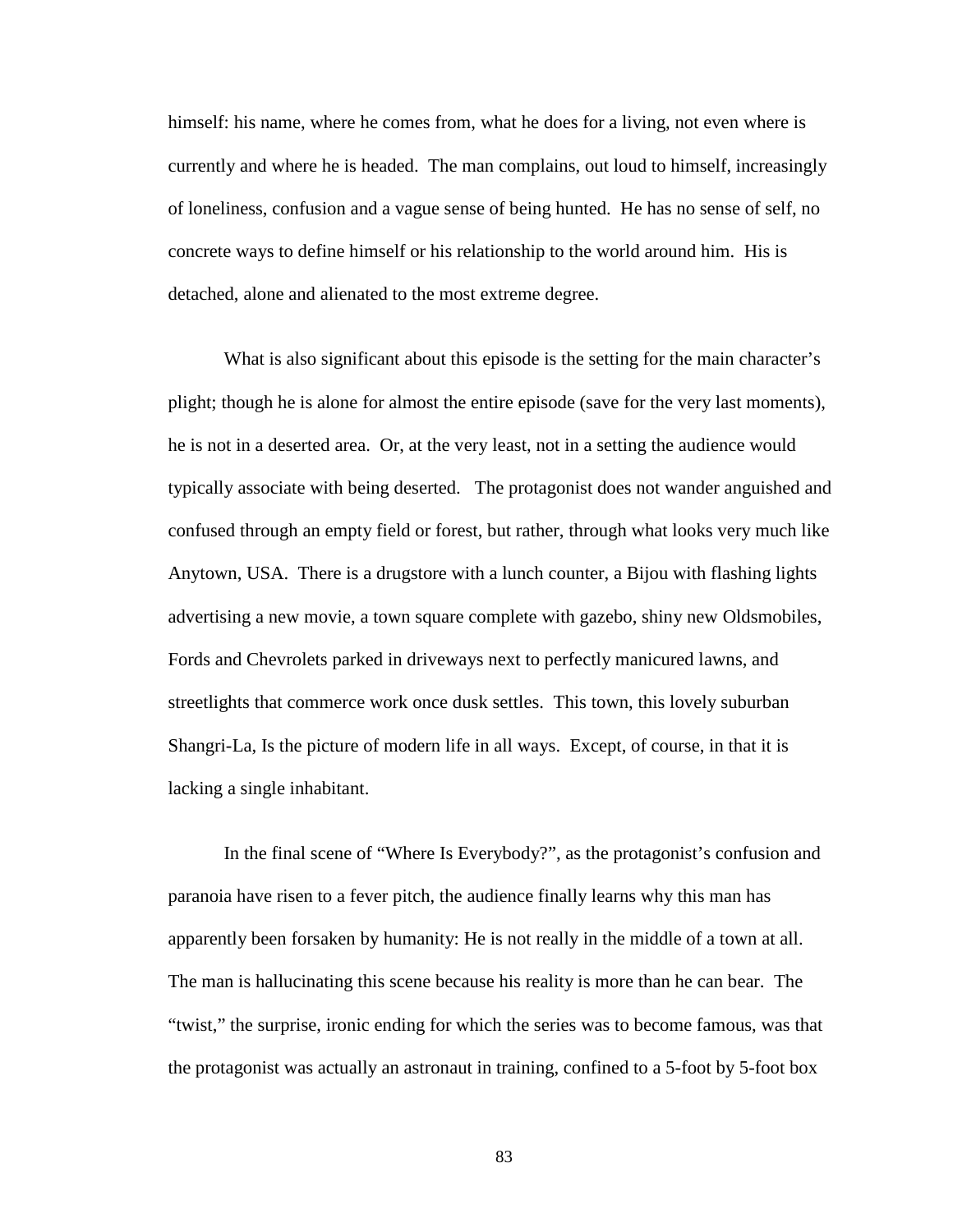himself: his name, where he comes from, what he does for a living, not even where is currently and where he is headed. The man complains, out loud to himself, increasingly of loneliness, confusion and a vague sense of being hunted. He has no sense of self, no concrete ways to define himself or his relationship to the world around him. His is detached, alone and alienated to the most extreme degree.

What is also significant about this episode is the setting for the main character's plight; though he is alone for almost the entire episode (save for the very last moments), he is not in a deserted area. Or, at the very least, not in a setting the audience would typically associate with being deserted. The protagonist does not wander anguished and confused through an empty field or forest, but rather, through what looks very much like Anytown, USA. There is a drugstore with a lunch counter, a Bijou with flashing lights advertising a new movie, a town square complete with gazebo, shiny new Oldsmobiles, Fords and Chevrolets parked in driveways next to perfectly manicured lawns, and streetlights that commerce work once dusk settles. This town, this lovely suburban Shangri-La, Is the picture of modern life in all ways. Except, of course, in that it is lacking a single inhabitant.

In the final scene of "Where Is Everybody?", as the protagonist's confusion and paranoia have risen to a fever pitch, the audience finally learns why this man has apparently been forsaken by humanity: He is not really in the middle of a town at all. The man is hallucinating this scene because his reality is more than he can bear. The "twist," the surprise, ironic ending for which the series was to become famous, was that the protagonist was actually an astronaut in training, confined to a 5-foot by 5-foot box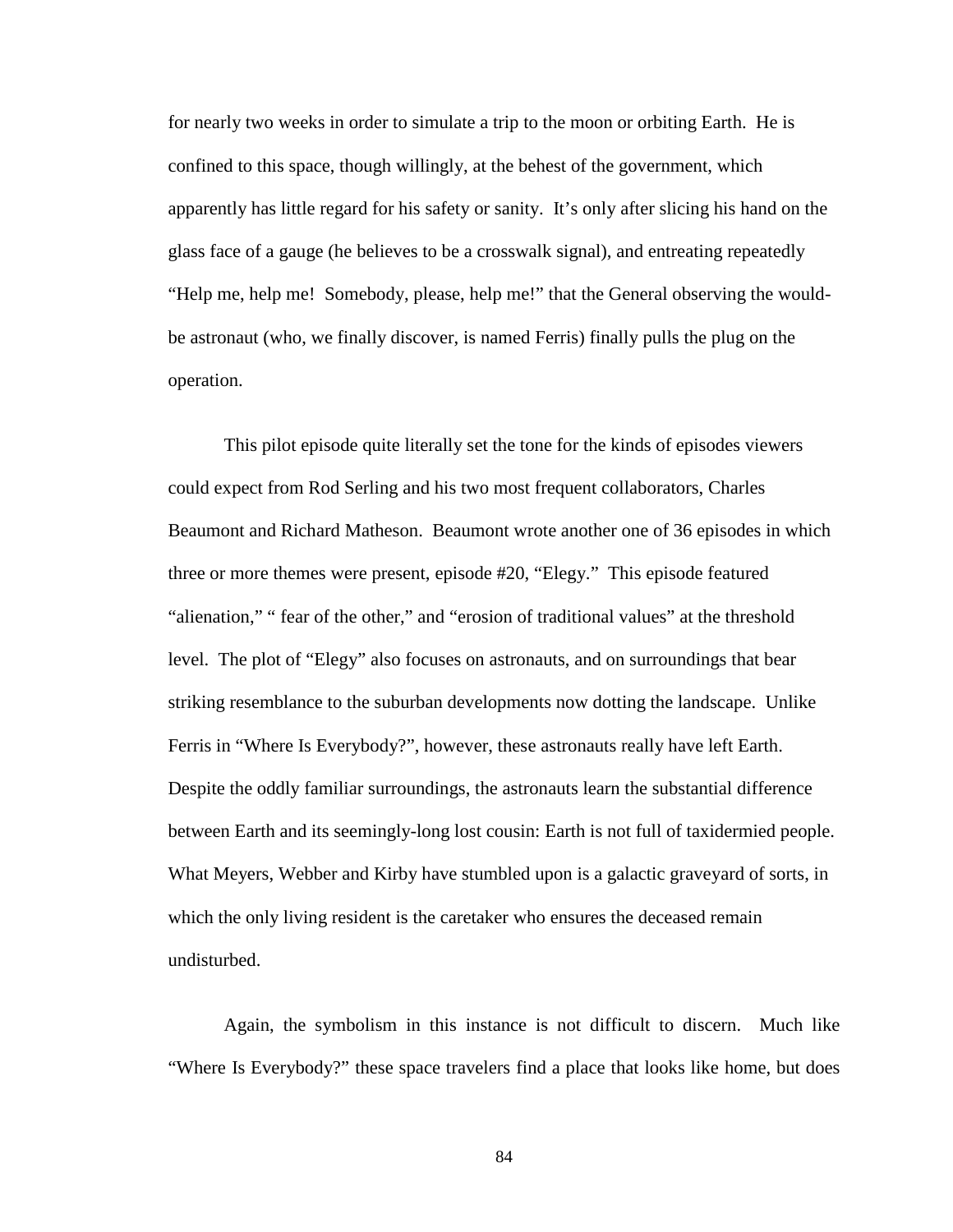for nearly two weeks in order to simulate a trip to the moon or orbiting Earth. He is confined to this space, though willingly, at the behest of the government, which apparently has little regard for his safety or sanity. It's only after slicing his hand on the glass face of a gauge (he believes to be a crosswalk signal), and entreating repeatedly "Help me, help me! Somebody, please, help me!" that the General observing the would-be astronaut (who, we finally discover, is named Ferris) finally pulls the plug on the operation.

This pilot episode quite literally set the tone for the kinds of episodes viewers could expect from Rod Serling and his two most frequent collaborators, Charles Beaumont and Richard Matheson. Beaumont wrote another one of 36 episodes in which three or more themes were present, episode #20, "Elegy." This episode featured "alienation," " fear of the other," and "erosion of traditional values" at the threshold level. The plot of "Elegy" also focuses on astronauts, and on surroundings that bear striking resemblance to the suburban developments now dotting the landscape. Unlike Ferris in "Where Is Everybody?", however, these astronauts really have left Earth. Despite the oddly familiar surroundings, the astronauts learn the substantial difference between Earth and its seemingly-long lost cousin: Earth is not full of taxidermied people. What Meyers, Webber and Kirby have stumbled upon is a galactic graveyard of sorts, in which the only living resident is the caretaker who ensures the deceased remain undisturbed.

Again, the symbolism in this instance is not difficult to discern. Much like "Where Is Everybody?" these space travelers find a place that looks like home, but does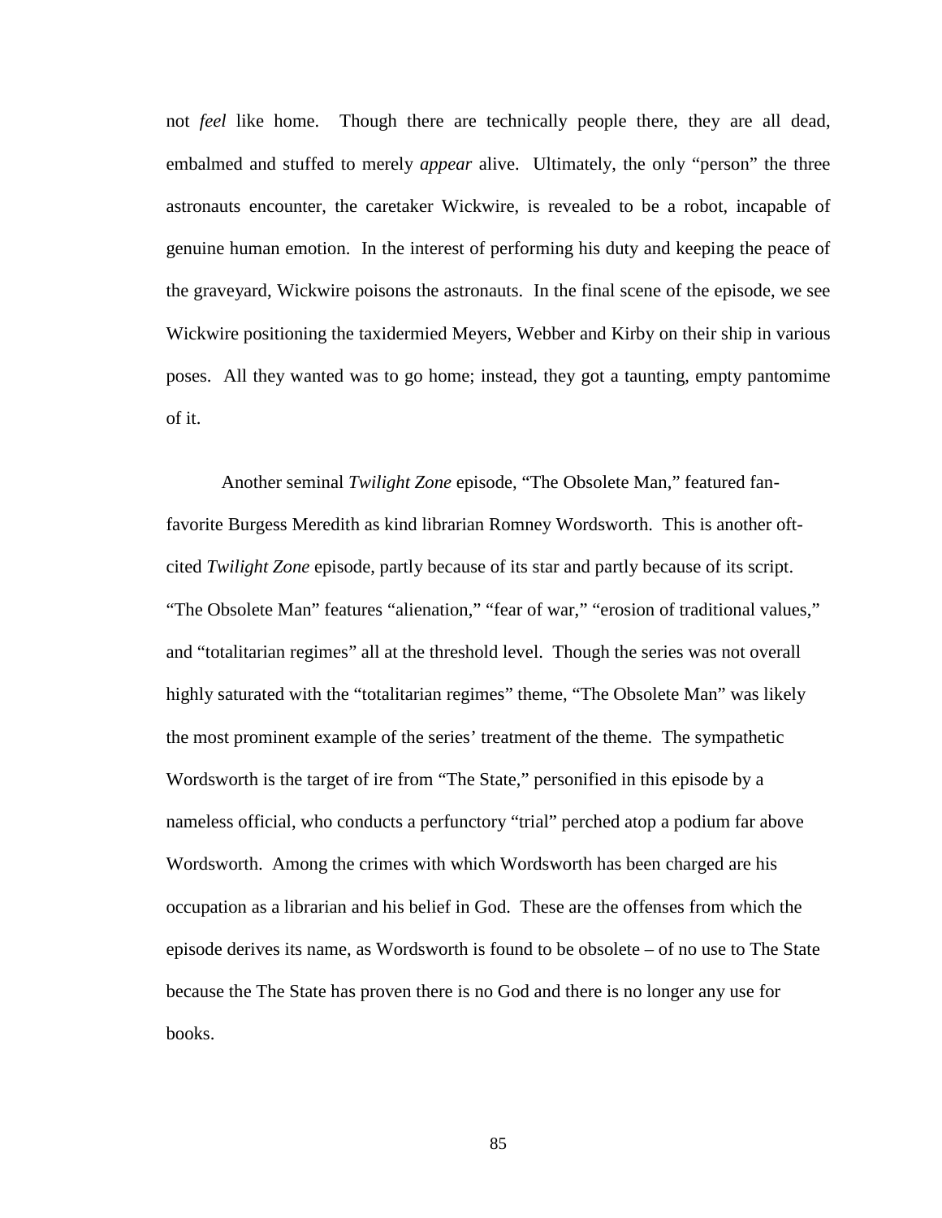not *feel* like home. Though there are technically people there, they are all dead, embalmed and stuffed to merely *appear* alive. Ultimately, the only "person" the three astronauts encounter, the caretaker Wickwire, is revealed to be a robot, incapable of genuine human emotion. In the interest of performing his duty and keeping the peace of the graveyard, Wickwire poisons the astronauts. In the final scene of the episode, we see Wickwire positioning the taxidermied Meyers, Webber and Kirby on their ship in various poses. All they wanted was to go home; instead, they got a taunting, empty pantomime of it.

Another seminal *Twilight Zone* episode, "The Obsolete Man," featured fan-favorite Burgess Meredith as kind librarian Romney Wordsworth. This is another oft-cited *Twilight Zone* episode, partly because of its star and partly because of its script. "The Obsolete Man" features "alienation," "fear of war," "erosion of traditional values," and "totalitarian regimes" all at the threshold level. Though the series was not overall highly saturated with the "totalitarian regimes" theme, "The Obsolete Man" was likely the most prominent example of the series' treatment of the theme. The sympathetic Wordsworth is the target of ire from "The State," personified in this episode by a nameless official, who conducts a perfunctory "trial" perched atop a podium far above Wordsworth. Among the crimes with which Wordsworth has been charged are his occupation as a librarian and his belief in God. These are the offenses from which the episode derives its name, as Wordsworth is found to be obsolete – of no use to The State because the The State has proven there is no God and there is no longer any use for books.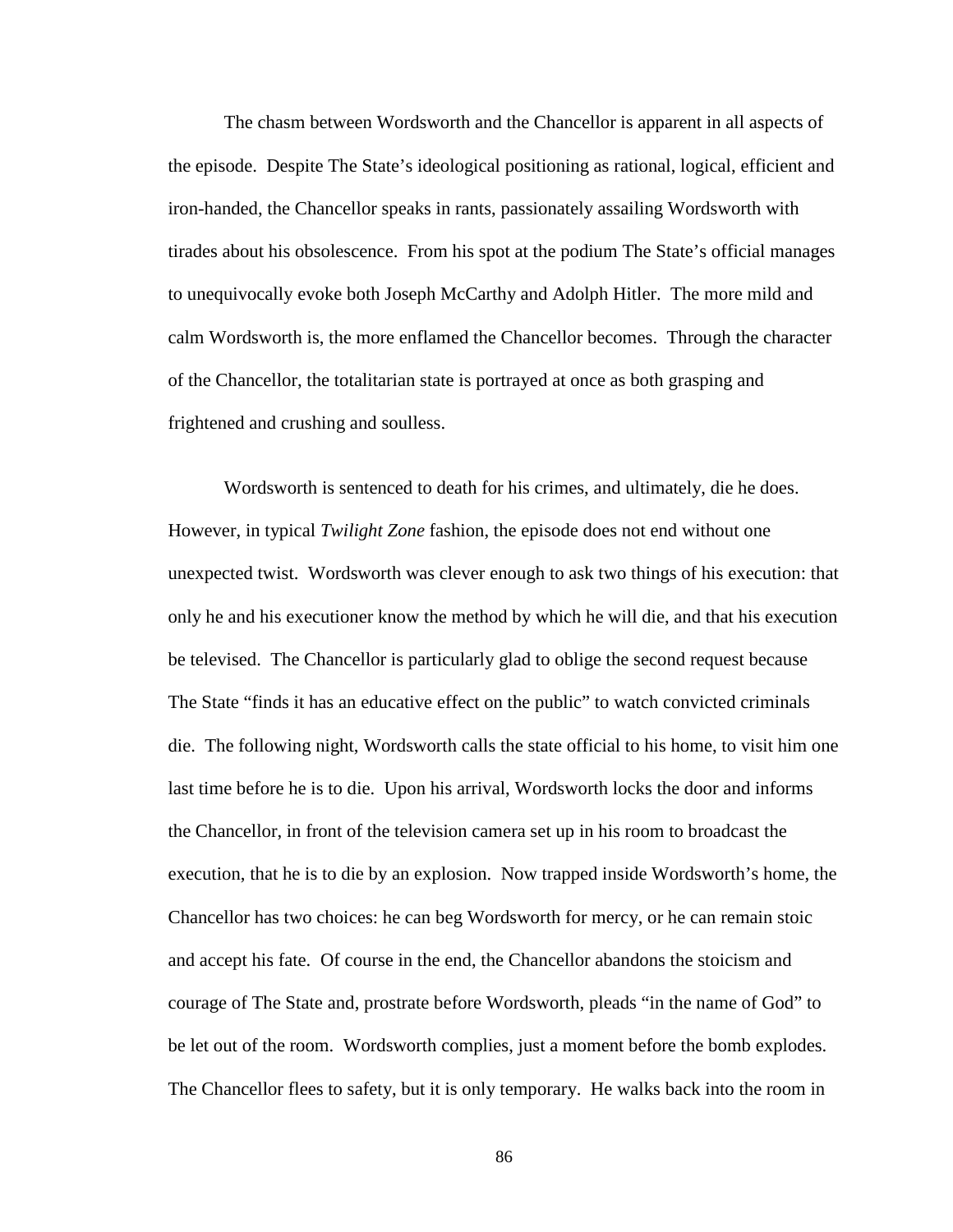The chasm between Wordsworth and the Chancellor is apparent in all aspects of the episode. Despite The State's ideological positioning as rational, logical, efficient and iron-handed, the Chancellor speaks in rants, passionately assailing Wordsworth with tirades about his obsolescence. From his spot at the podium The State's official manages to unequivocally evoke both Joseph McCarthy and Adolph Hitler. The more mild and calm Wordsworth is, the more enflamed the Chancellor becomes. Through the character of the Chancellor, the totalitarian state is portrayed at once as both grasping and frightened and crushing and soulless.

Wordsworth is sentenced to death for his crimes, and ultimately, die he does. However, in typical *Twilight Zone* fashion, the episode does not end without one unexpected twist. Wordsworth was clever enough to ask two things of his execution: that only he and his executioner know the method by which he will die, and that his execution be televised. The Chancellor is particularly glad to oblige the second request because The State "finds it has an educative effect on the public" to watch convicted criminals die. The following night, Wordsworth calls the state official to his home, to visit him one last time before he is to die. Upon his arrival, Wordsworth locks the door and informs the Chancellor, in front of the television camera set up in his room to broadcast the execution, that he is to die by an explosion. Now trapped inside Wordsworth's home, the Chancellor has two choices: he can beg Wordsworth for mercy, or he can remain stoic and accept his fate. Of course in the end, the Chancellor abandons the stoicism and courage of The State and, prostrate before Wordsworth, pleads "in the name of God" to be let out of the room. Wordsworth complies, just a moment before the bomb explodes. The Chancellor flees to safety, but it is only temporary. He walks back into the room in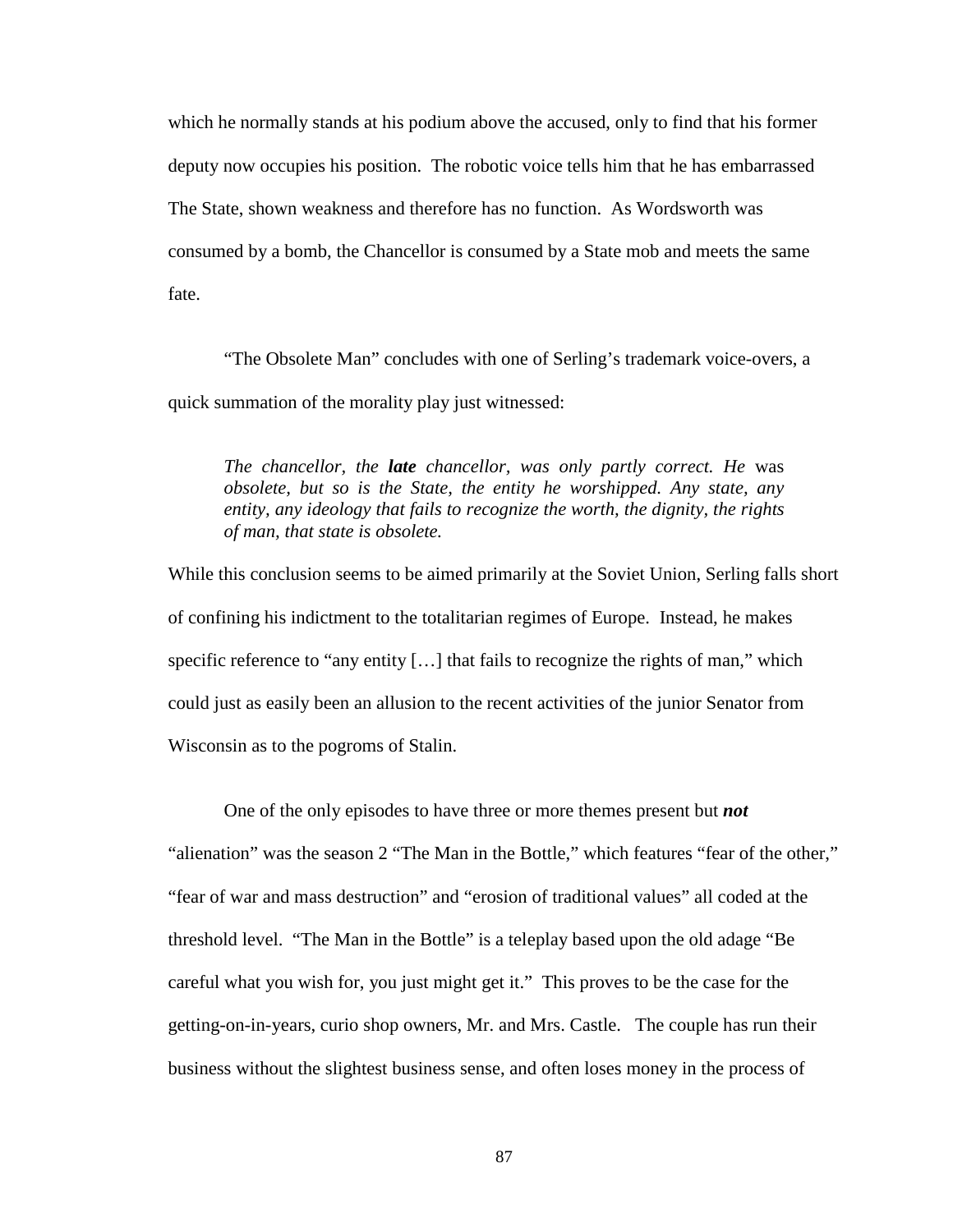which he normally stands at his podium above the accused, only to find that his former deputy now occupies his position. The robotic voice tells him that he has embarrassed The State, shown weakness and therefore has no function. As Wordsworth was consumed by a bomb, the Chancellor is consumed by a State mob and meets the same fate.

"The Obsolete Man" concludes with one of Serling's trademark voice-overs, a quick summation of the morality play just witnessed:

> *The chancellor, the* ***late*** *chancellor, was only partly correct. He* was *obsolete, but so is the State, the entity he worshipped. Any state, any entity, any ideology that fails to recognize the worth, the dignity, the rights of man, that state is obsolete.*

While this conclusion seems to be aimed primarily at the Soviet Union, Serling falls short of confining his indictment to the totalitarian regimes of Europe. Instead, he makes specific reference to "any entity […] that fails to recognize the rights of man," which could just as easily been an allusion to the recent activities of the junior Senator from Wisconsin as to the pogroms of Stalin.

One of the only episodes to have three or more themes present but ***not*** "alienation" was the season 2 "The Man in the Bottle," which features "fear of the other," "fear of war and mass destruction" and "erosion of traditional values" all coded at the threshold level. "The Man in the Bottle" is a teleplay based upon the old adage "Be careful what you wish for, you just might get it." This proves to be the case for the getting-on-in-years, curio shop owners, Mr. and Mrs. Castle. The couple has run their business without the slightest business sense, and often loses money in the process of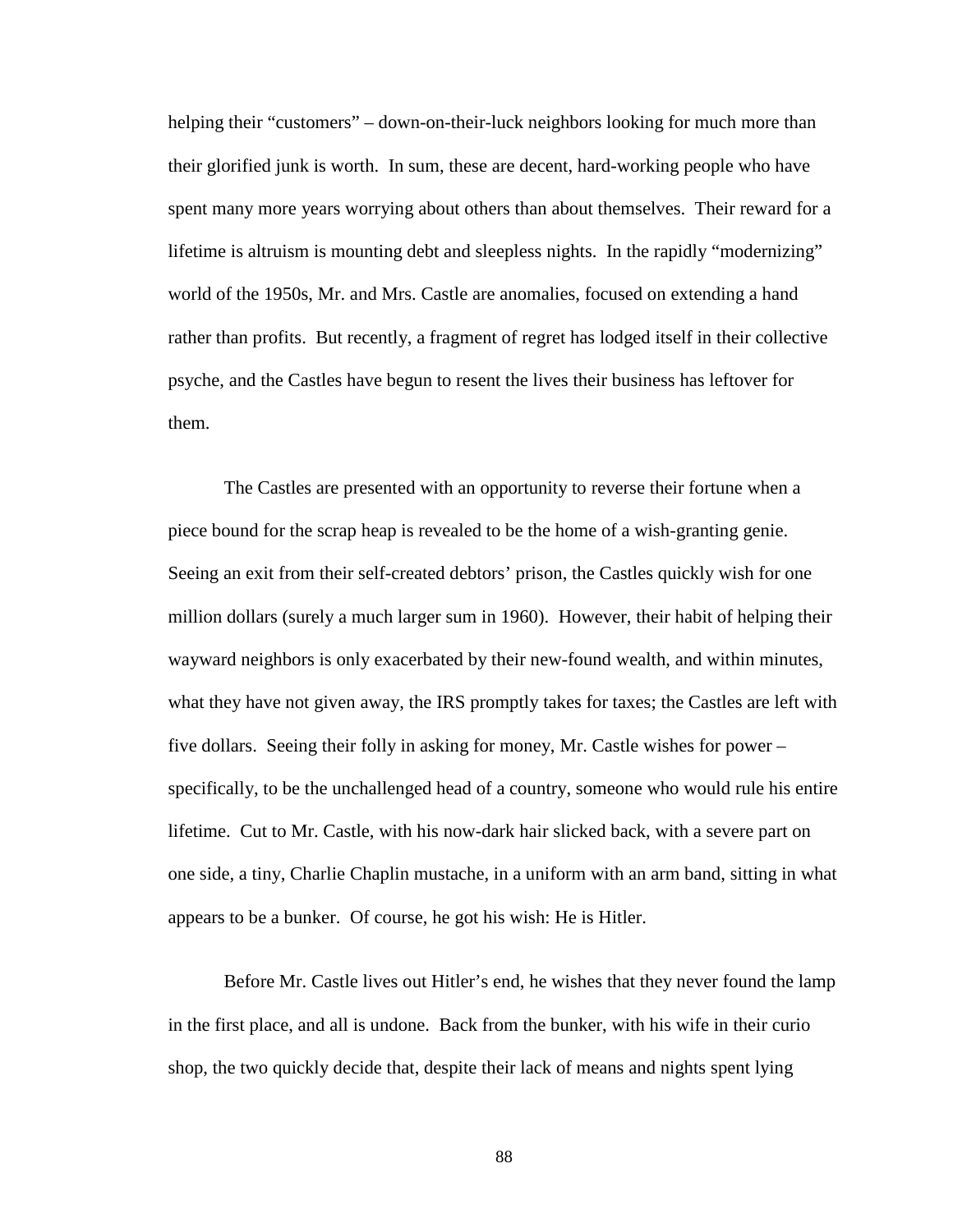helping their "customers" – down-on-their-luck neighbors looking for much more than their glorified junk is worth. In sum, these are decent, hard-working people who have spent many more years worrying about others than about themselves. Their reward for a lifetime is altruism is mounting debt and sleepless nights. In the rapidly "modernizing" world of the 1950s, Mr. and Mrs. Castle are anomalies, focused on extending a hand rather than profits. But recently, a fragment of regret has lodged itself in their collective psyche, and the Castles have begun to resent the lives their business has leftover for them.

The Castles are presented with an opportunity to reverse their fortune when a piece bound for the scrap heap is revealed to be the home of a wish-granting genie. Seeing an exit from their self-created debtors' prison, the Castles quickly wish for one million dollars (surely a much larger sum in 1960). However, their habit of helping their wayward neighbors is only exacerbated by their new-found wealth, and within minutes, what they have not given away, the IRS promptly takes for taxes; the Castles are left with five dollars. Seeing their folly in asking for money, Mr. Castle wishes for power – specifically, to be the unchallenged head of a country, someone who would rule his entire lifetime. Cut to Mr. Castle, with his now-dark hair slicked back, with a severe part on one side, a tiny, Charlie Chaplin mustache, in a uniform with an arm band, sitting in what appears to be a bunker. Of course, he got his wish: He is Hitler.

Before Mr. Castle lives out Hitler's end, he wishes that they never found the lamp in the first place, and all is undone. Back from the bunker, with his wife in their curio shop, the two quickly decide that, despite their lack of means and nights spent lying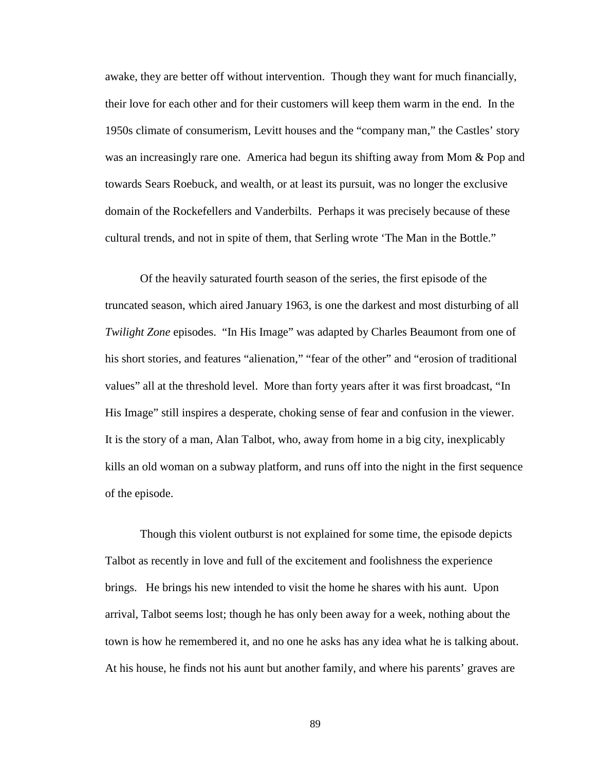awake, they are better off without intervention. Though they want for much financially, their love for each other and for their customers will keep them warm in the end. In the 1950s climate of consumerism, Levitt houses and the "company man," the Castles' story was an increasingly rare one. America had begun its shifting away from Mom & Pop and towards Sears Roebuck, and wealth, or at least its pursuit, was no longer the exclusive domain of the Rockefellers and Vanderbilts. Perhaps it was precisely because of these cultural trends, and not in spite of them, that Serling wrote 'The Man in the Bottle."

Of the heavily saturated fourth season of the series, the first episode of the truncated season, which aired January 1963, is one the darkest and most disturbing of all *Twilight Zone* episodes. "In His Image" was adapted by Charles Beaumont from one of his short stories, and features "alienation," "fear of the other" and "erosion of traditional values" all at the threshold level. More than forty years after it was first broadcast, "In His Image" still inspires a desperate, choking sense of fear and confusion in the viewer. It is the story of a man, Alan Talbot, who, away from home in a big city, inexplicably kills an old woman on a subway platform, and runs off into the night in the first sequence of the episode.

Though this violent outburst is not explained for some time, the episode depicts Talbot as recently in love and full of the excitement and foolishness the experience brings. He brings his new intended to visit the home he shares with his aunt. Upon arrival, Talbot seems lost; though he has only been away for a week, nothing about the town is how he remembered it, and no one he asks has any idea what he is talking about. At his house, he finds not his aunt but another family, and where his parents' graves are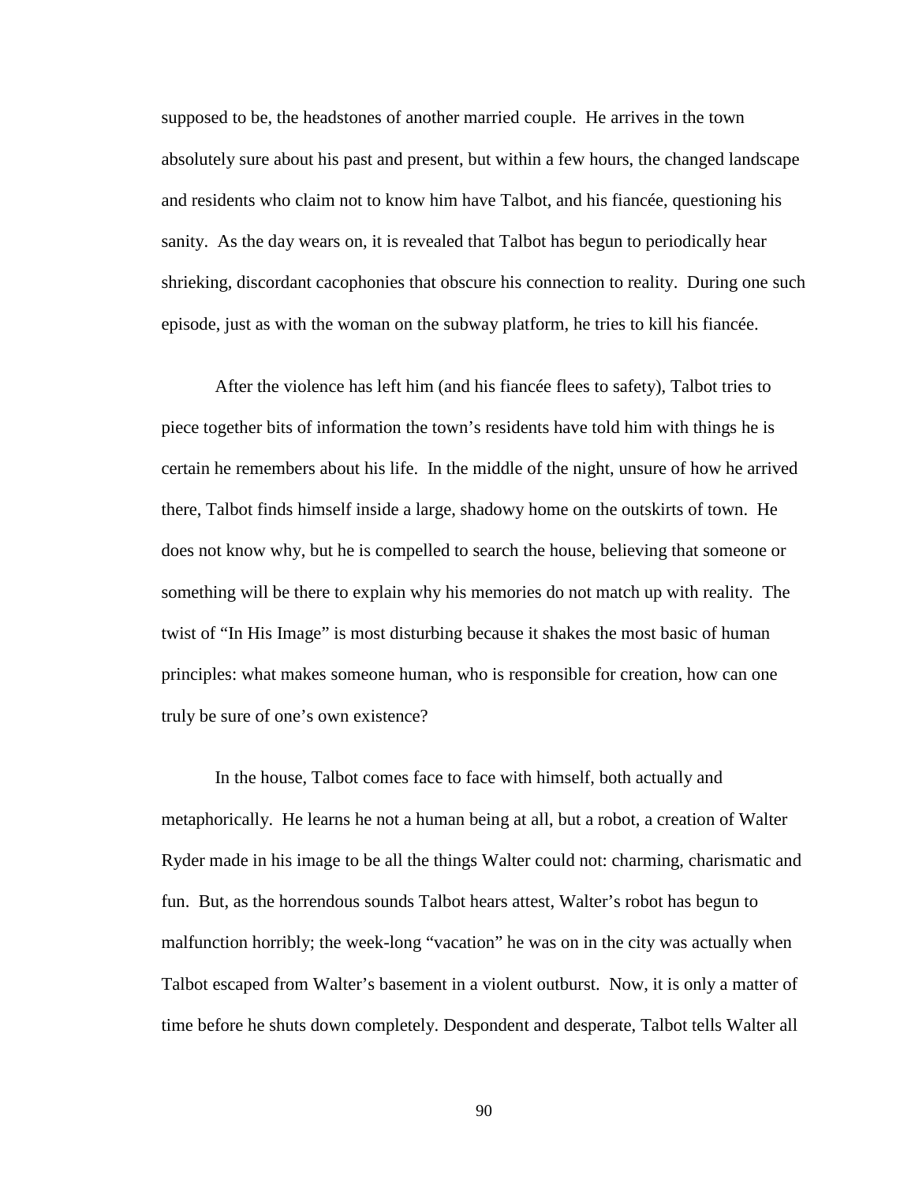supposed to be, the headstones of another married couple. He arrives in the town absolutely sure about his past and present, but within a few hours, the changed landscape and residents who claim not to know him have Talbot, and his fiancée, questioning his sanity. As the day wears on, it is revealed that Talbot has begun to periodically hear shrieking, discordant cacophonies that obscure his connection to reality. During one such episode, just as with the woman on the subway platform, he tries to kill his fiancée.

After the violence has left him (and his fiancée flees to safety), Talbot tries to piece together bits of information the town's residents have told him with things he is certain he remembers about his life. In the middle of the night, unsure of how he arrived there, Talbot finds himself inside a large, shadowy home on the outskirts of town. He does not know why, but he is compelled to search the house, believing that someone or something will be there to explain why his memories do not match up with reality. The twist of "In His Image" is most disturbing because it shakes the most basic of human principles: what makes someone human, who is responsible for creation, how can one truly be sure of one's own existence?

In the house, Talbot comes face to face with himself, both actually and metaphorically. He learns he not a human being at all, but a robot, a creation of Walter Ryder made in his image to be all the things Walter could not: charming, charismatic and fun. But, as the horrendous sounds Talbot hears attest, Walter's robot has begun to malfunction horribly; the week-long "vacation" he was on in the city was actually when Talbot escaped from Walter's basement in a violent outburst. Now, it is only a matter of time before he shuts down completely. Despondent and desperate, Talbot tells Walter all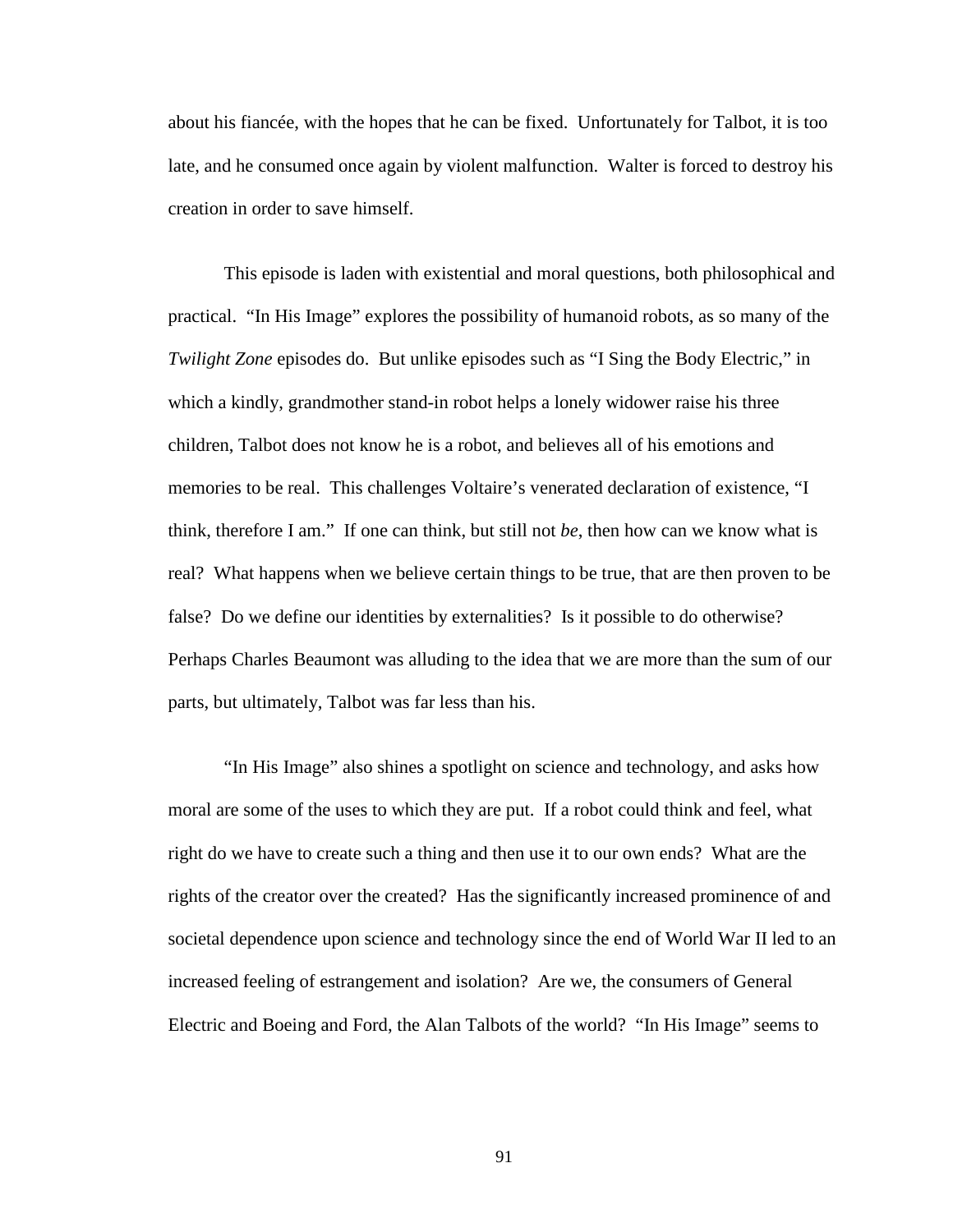about his fiancée, with the hopes that he can be fixed. Unfortunately for Talbot, it is too late, and he consumed once again by violent malfunction. Walter is forced to destroy his creation in order to save himself.

This episode is laden with existential and moral questions, both philosophical and practical. "In His Image" explores the possibility of humanoid robots, as so many of the *Twilight Zone* episodes do. But unlike episodes such as "I Sing the Body Electric," in which a kindly, grandmother stand-in robot helps a lonely widower raise his three children, Talbot does not know he is a robot, and believes all of his emotions and memories to be real. This challenges Voltaire's venerated declaration of existence, "I think, therefore I am." If one can think, but still not *be*, then how can we know what is real? What happens when we believe certain things to be true, that are then proven to be false? Do we define our identities by externalities? Is it possible to do otherwise? Perhaps Charles Beaumont was alluding to the idea that we are more than the sum of our parts, but ultimately, Talbot was far less than his.

"In His Image" also shines a spotlight on science and technology, and asks how moral are some of the uses to which they are put. If a robot could think and feel, what right do we have to create such a thing and then use it to our own ends? What are the rights of the creator over the created? Has the significantly increased prominence of and societal dependence upon science and technology since the end of World War II led to an increased feeling of estrangement and isolation? Are we, the consumers of General Electric and Boeing and Ford, the Alan Talbots of the world? "In His Image" seems to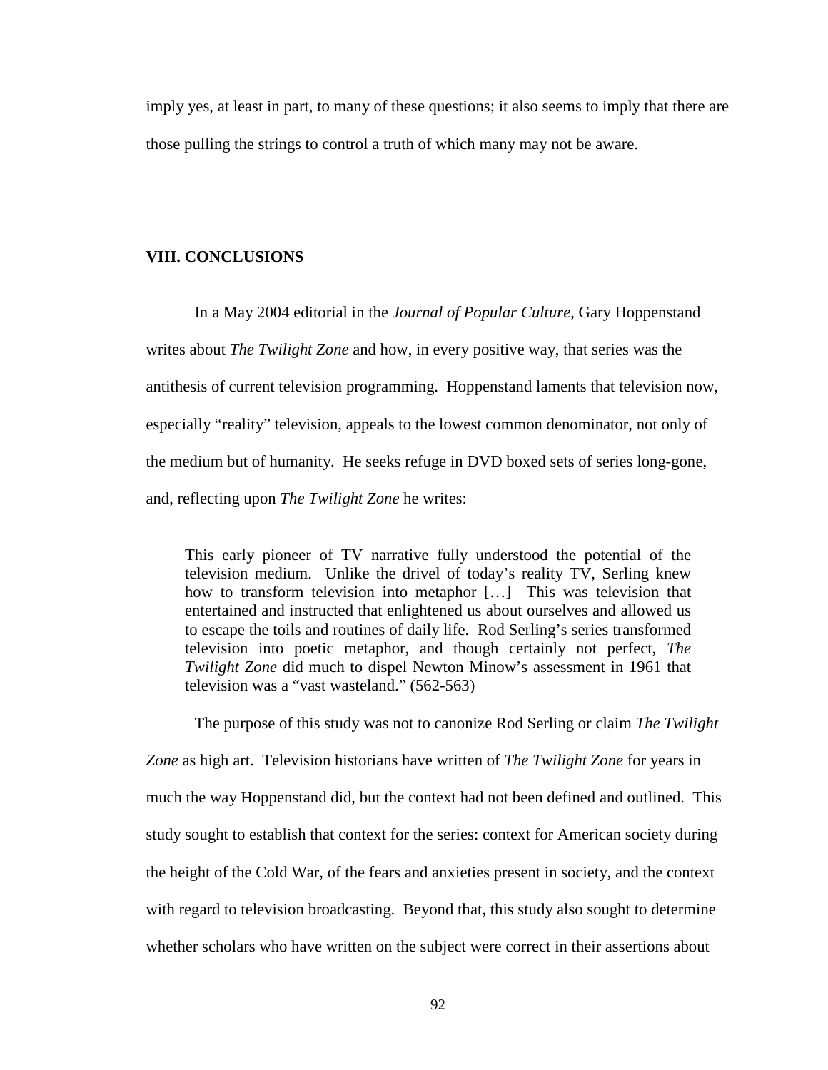imply yes, at least in part, to many of these questions; it also seems to imply that there are those pulling the strings to control a truth of which many may not be aware.

## VIII. CONCLUSIONS

In a May 2004 editorial in the *Journal of Popular Culture*, Gary Hoppenstand writes about *The Twilight Zone* and how, in every positive way, that series was the antithesis of current television programming. Hoppenstand laments that television now, especially "reality" television, appeals to the lowest common denominator, not only of the medium but of humanity. He seeks refuge in DVD boxed sets of series long-gone, and, reflecting upon *The Twilight Zone* he writes:

> This early pioneer of TV narrative fully understood the potential of the television medium. Unlike the drivel of today's reality TV, Serling knew how to transform television into metaphor […] This was television that entertained and instructed that enlightened us about ourselves and allowed us to escape the toils and routines of daily life. Rod Serling's series transformed television into poetic metaphor, and though certainly not perfect, *The Twilight Zone* did much to dispel Newton Minow's assessment in 1961 that television was a "vast wasteland." (562-563)

The purpose of this study was not to canonize Rod Serling or claim *The Twilight Zone* as high art. Television historians have written of *The Twilight Zone* for years in much the way Hoppenstand did, but the context had not been defined and outlined. This study sought to establish that context for the series: context for American society during the height of the Cold War, of the fears and anxieties present in society, and the context with regard to television broadcasting. Beyond that, this study also sought to determine whether scholars who have written on the subject were correct in their assertions about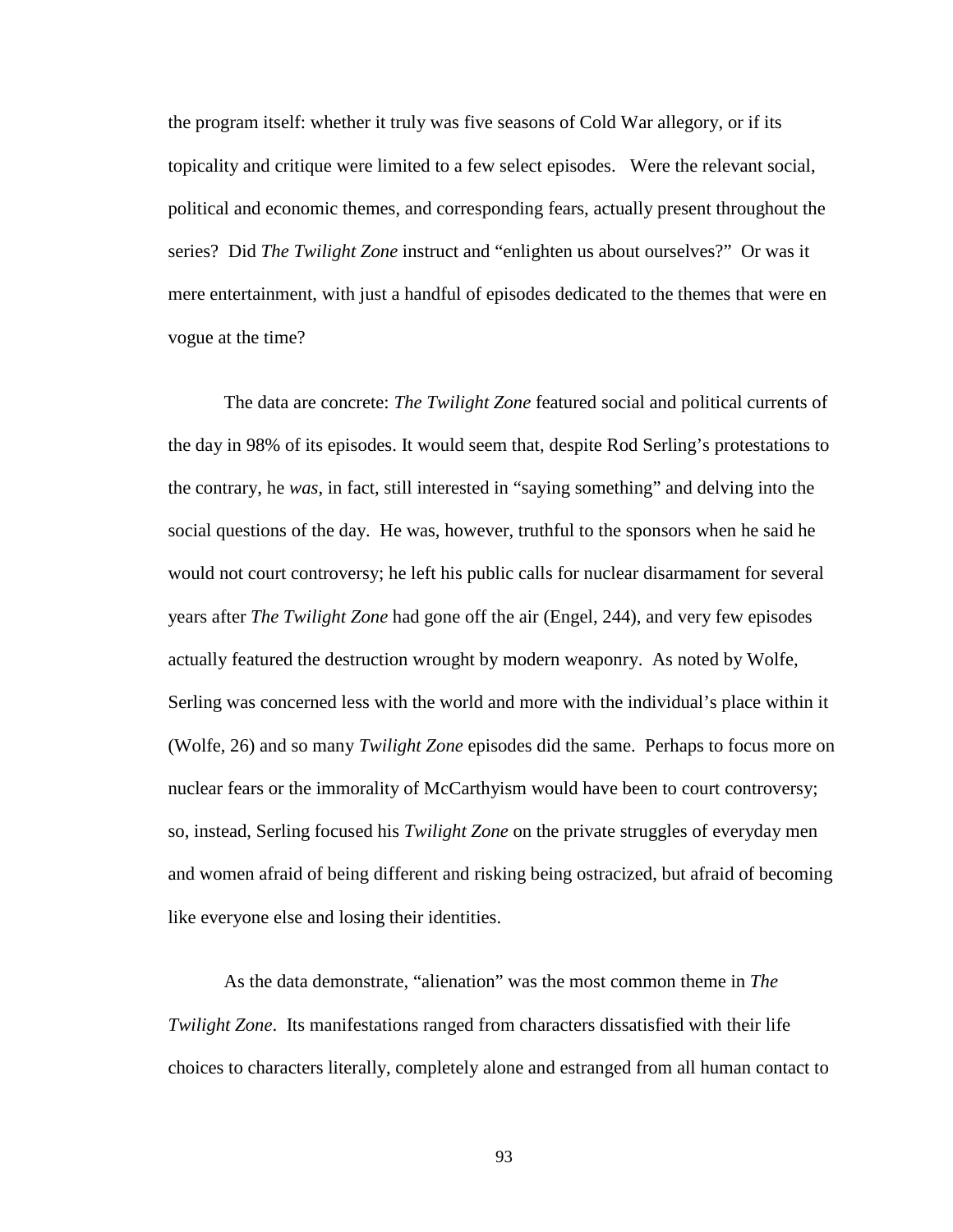the program itself: whether it truly was five seasons of Cold War allegory, or if its topicality and critique were limited to a few select episodes. Were the relevant social, political and economic themes, and corresponding fears, actually present throughout the series? Did *The Twilight Zone* instruct and "enlighten us about ourselves?" Or was it mere entertainment, with just a handful of episodes dedicated to the themes that were en vogue at the time?

The data are concrete: *The Twilight Zone* featured social and political currents of the day in 98% of its episodes. It would seem that, despite Rod Serling's protestations to the contrary, he *was*, in fact, still interested in "saying something" and delving into the social questions of the day. He was, however, truthful to the sponsors when he said he would not court controversy; he left his public calls for nuclear disarmament for several years after *The Twilight Zone* had gone off the air (Engel, 244), and very few episodes actually featured the destruction wrought by modern weaponry. As noted by Wolfe, Serling was concerned less with the world and more with the individual's place within it (Wolfe, 26) and so many *Twilight Zone* episodes did the same. Perhaps to focus more on nuclear fears or the immorality of McCarthyism would have been to court controversy; so, instead, Serling focused his *Twilight Zone* on the private struggles of everyday men and women afraid of being different and risking being ostracized, but afraid of becoming like everyone else and losing their identities.

As the data demonstrate, "alienation" was the most common theme in *The Twilight Zone*. Its manifestations ranged from characters dissatisfied with their life choices to characters literally, completely alone and estranged from all human contact to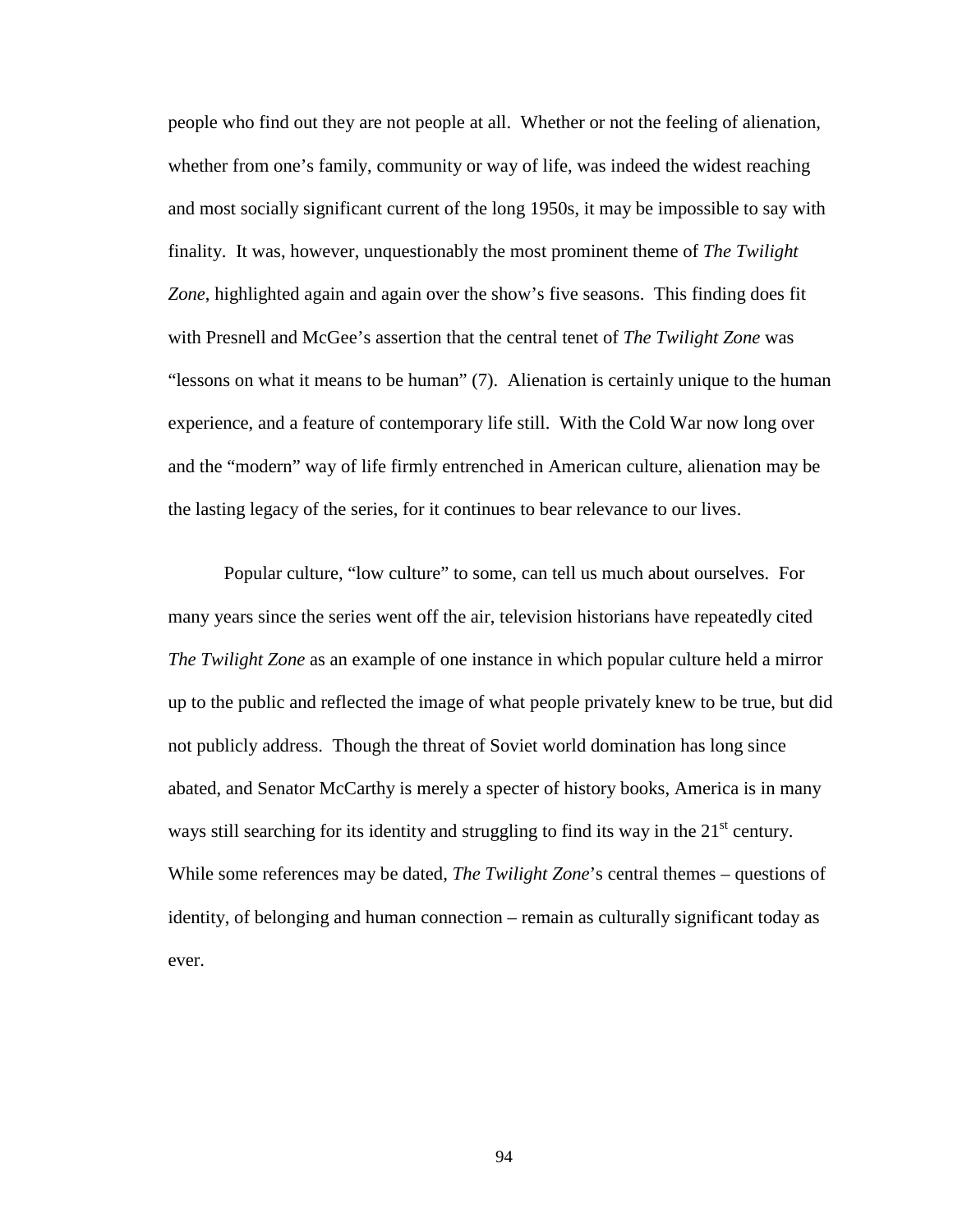people who find out they are not people at all. Whether or not the feeling of alienation, whether from one's family, community or way of life, was indeed the widest reaching and most socially significant current of the long 1950s, it may be impossible to say with finality. It was, however, unquestionably the most prominent theme of *The Twilight Zone*, highlighted again and again over the show's five seasons. This finding does fit with Presnell and McGee's assertion that the central tenet of *The Twilight Zone* was "lessons on what it means to be human" (7). Alienation is certainly unique to the human experience, and a feature of contemporary life still. With the Cold War now long over and the "modern" way of life firmly entrenched in American culture, alienation may be the lasting legacy of the series, for it continues to bear relevance to our lives.

Popular culture, "low culture" to some, can tell us much about ourselves. For many years since the series went off the air, television historians have repeatedly cited *The Twilight Zone* as an example of one instance in which popular culture held a mirror up to the public and reflected the image of what people privately knew to be true, but did not publicly address. Though the threat of Soviet world domination has long since abated, and Senator McCarthy is merely a specter of history books, America is in many ways still searching for its identity and struggling to find its way in the 21st century. While some references may be dated, *The Twilight Zone*'s central themes – questions of identity, of belonging and human connection – remain as culturally significant today as ever.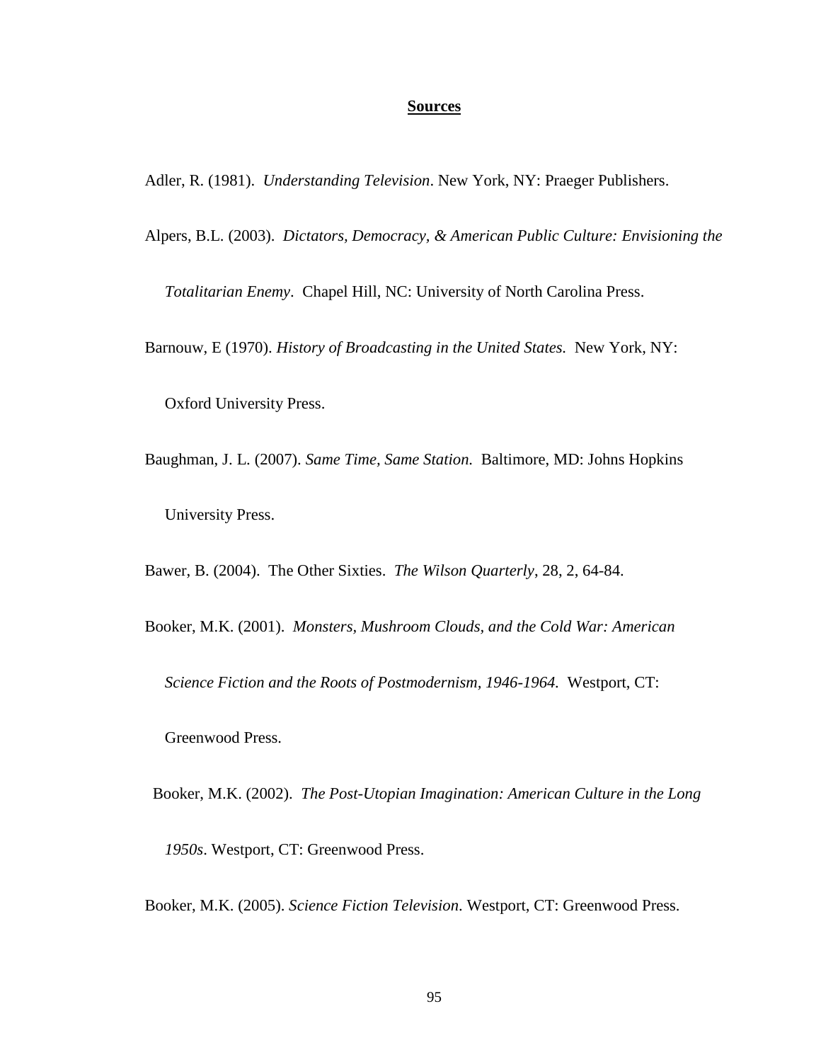# Sources

Adler, R. (1981). *Understanding Television*. New York, NY: Praeger Publishers.

Alpers, B.L. (2003). *Dictators, Democracy, & American Public Culture: Envisioning the Totalitarian Enemy*. Chapel Hill, NC: University of North Carolina Press.

Barnouw, E (1970). *History of Broadcasting in the United States.* New York, NY: Oxford University Press.

Baughman, J. L. (2007). *Same Time, Same Station.* Baltimore, MD: Johns Hopkins University Press.

Bawer, B. (2004). The Other Sixties. *The Wilson Quarterly*, 28, 2, 64-84.

Booker, M.K. (2001). *Monsters, Mushroom Clouds, and the Cold War: American Science Fiction and the Roots of Postmodernism, 1946-1964.* Westport, CT: Greenwood Press.

Booker, M.K. (2002). *The Post-Utopian Imagination: American Culture in the Long 1950s*. Westport, CT: Greenwood Press.

Booker, M.K. (2005). *Science Fiction Television*. Westport, CT: Greenwood Press.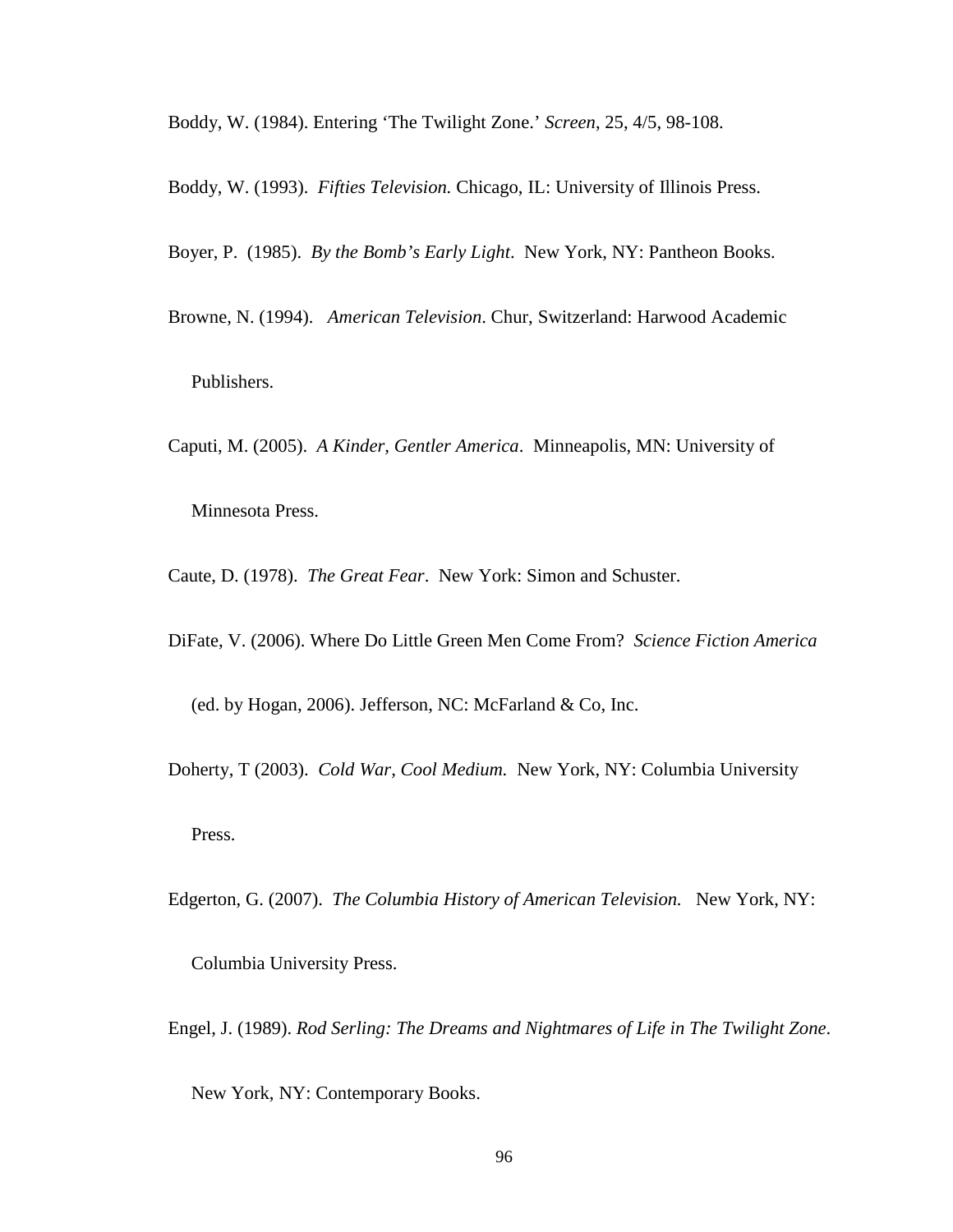Boddy, W. (1984). Entering 'The Twilight Zone.' *Screen*, 25, 4/5, 98-108.

Boddy, W. (1993). *Fifties Television.* Chicago, IL: University of Illinois Press.

Boyer, P. (1985). *By the Bomb's Early Light*. New York, NY: Pantheon Books.

Browne, N. (1994). *American Television*. Chur, Switzerland: Harwood Academic Publishers.

Caputi, M. (2005). *A Kinder, Gentler America*. Minneapolis, MN: University of Minnesota Press.

Caute, D. (1978). *The Great Fear*. New York: Simon and Schuster.

DiFate, V. (2006). Where Do Little Green Men Come From? *Science Fiction America* (ed. by Hogan, 2006). Jefferson, NC: McFarland & Co, Inc.

Doherty, T (2003). *Cold War, Cool Medium.* New York, NY: Columbia University Press.

Edgerton, G. (2007). *The Columbia History of American Television.* New York, NY: Columbia University Press.

Engel, J. (1989). *Rod Serling: The Dreams and Nightmares of Life in The Twilight Zone*. New York, NY: Contemporary Books.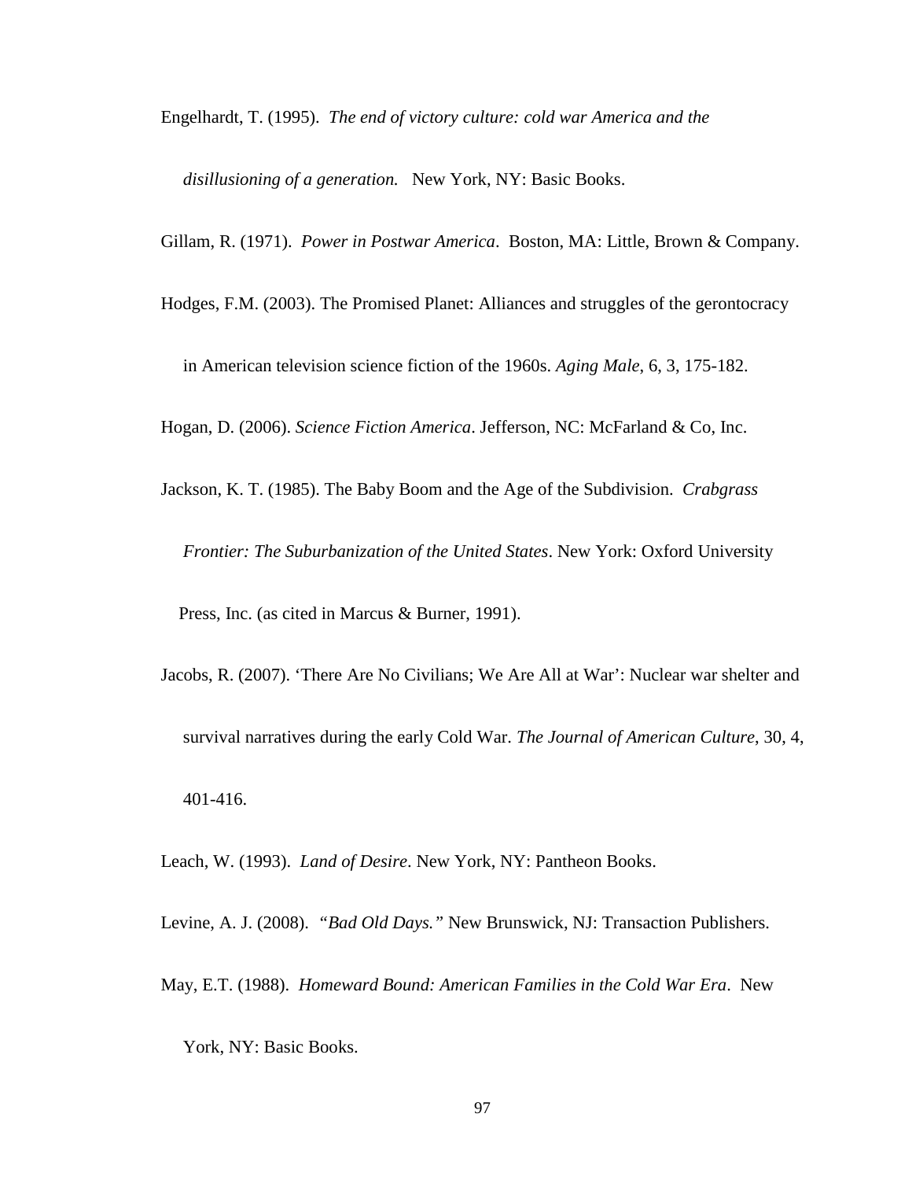Engelhardt, T. (1995). *The end of victory culture: cold war America and the disillusioning of a generation.* New York, NY: Basic Books.

Gillam, R. (1971). *Power in Postwar America*. Boston, MA: Little, Brown & Company.

Hodges, F.M. (2003). The Promised Planet: Alliances and struggles of the gerontocracy in American television science fiction of the 1960s. *Aging Male*, 6, 3, 175-182.

Hogan, D. (2006). *Science Fiction America*. Jefferson, NC: McFarland & Co, Inc.

Jackson, K. T. (1985). The Baby Boom and the Age of the Subdivision. *Crabgrass Frontier: The Suburbanization of the United States*. New York: Oxford University Press, Inc. (as cited in Marcus & Burner, 1991).

Jacobs, R. (2007). 'There Are No Civilians; We Are All at War': Nuclear war shelter and survival narratives during the early Cold War. *The Journal of American Culture*, 30, 4, 401-416.

Leach, W. (1993). *Land of Desire*. New York, NY: Pantheon Books.

Levine, A. J. (2008). *"Bad Old Days."* New Brunswick, NJ: Transaction Publishers.

May, E.T. (1988). *Homeward Bound: American Families in the Cold War Era*. New York, NY: Basic Books.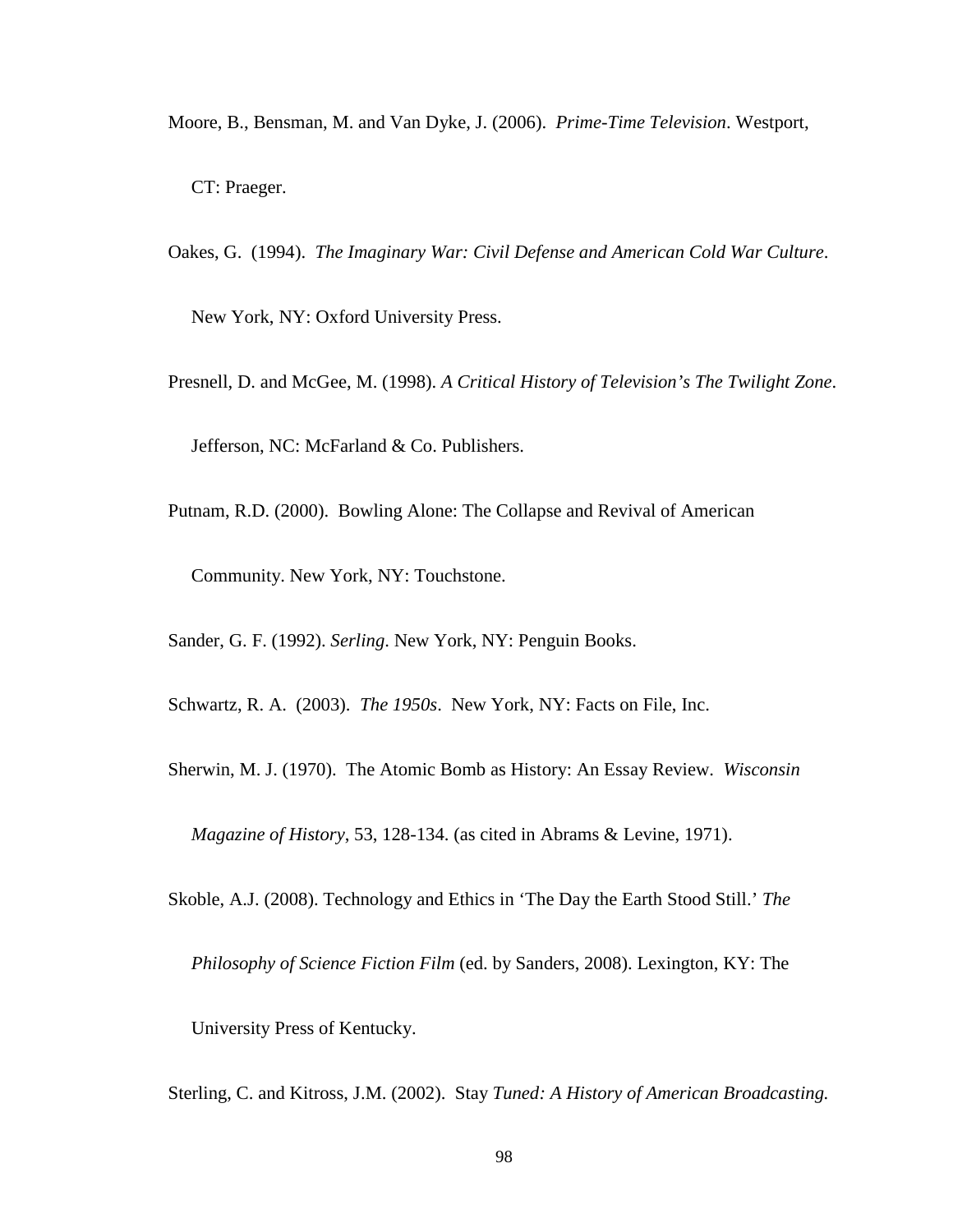Moore, B., Bensman, M. and Van Dyke, J. (2006). *Prime-Time Television*. Westport, CT: Praeger.

Oakes, G. (1994). *The Imaginary War: Civil Defense and American Cold War Culture*. New York, NY: Oxford University Press.

Presnell, D. and McGee, M. (1998). *A Critical History of Television's The Twilight Zone*. Jefferson, NC: McFarland & Co. Publishers.

Putnam, R.D. (2000). Bowling Alone: The Collapse and Revival of American Community. New York, NY: Touchstone.

Sander, G. F. (1992). *Serling*. New York, NY: Penguin Books.

Schwartz, R. A. (2003). *The 1950s*. New York, NY: Facts on File, Inc.

Sherwin, M. J. (1970). The Atomic Bomb as History: An Essay Review. *Wisconsin Magazine of History*, 53, 128-134. (as cited in Abrams & Levine, 1971).

Skoble, A.J. (2008). Technology and Ethics in 'The Day the Earth Stood Still.' *The Philosophy of Science Fiction Film* (ed. by Sanders, 2008). Lexington, KY: The University Press of Kentucky.

Sterling, C. and Kitross, J.M. (2002). Stay *Tuned: A History of American Broadcasting.*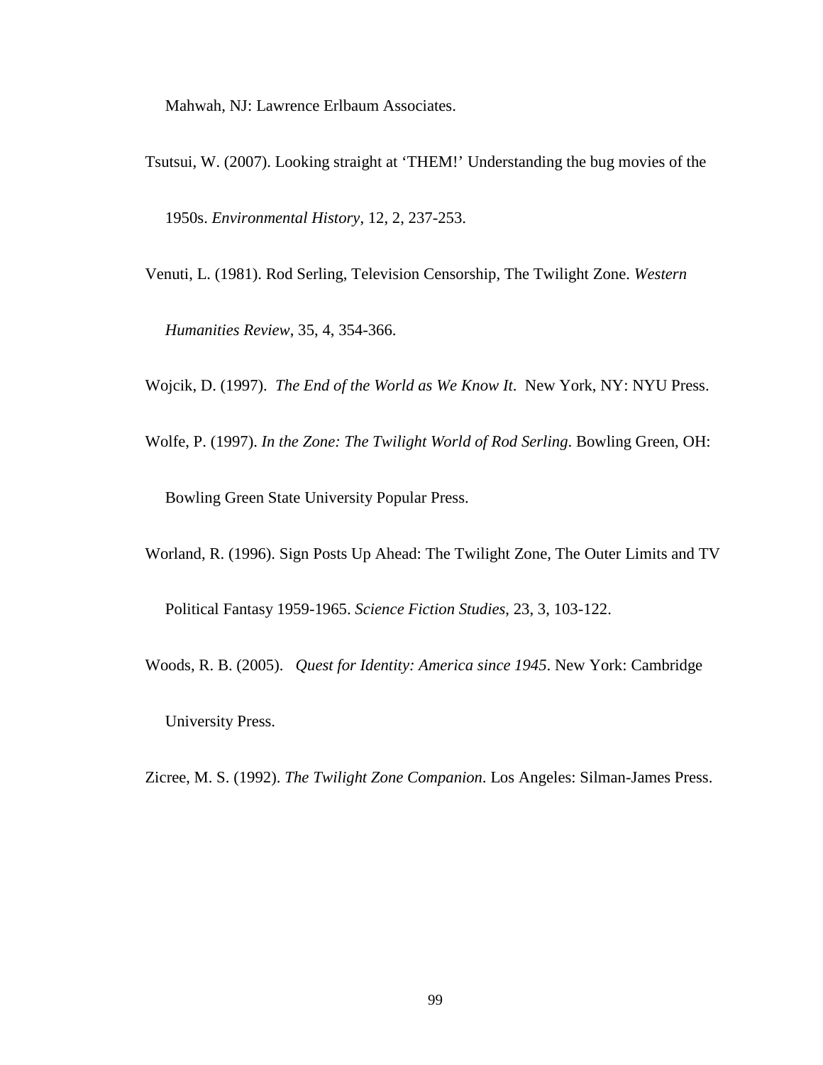Mahwah, NJ: Lawrence Erlbaum Associates.

Tsutsui, W. (2007). Looking straight at 'THEM!' Understanding the bug movies of the 1950s. *Environmental History*, 12, 2, 237-253.

Venuti, L. (1981). Rod Serling, Television Censorship, The Twilight Zone. *Western Humanities Review*, 35, 4, 354-366.

Wojcik, D. (1997). *The End of the World as We Know It*. New York, NY: NYU Press.

Wolfe, P. (1997). *In the Zone: The Twilight World of Rod Serling*. Bowling Green, OH: Bowling Green State University Popular Press.

Worland, R. (1996). Sign Posts Up Ahead: The Twilight Zone, The Outer Limits and TV Political Fantasy 1959-1965. *Science Fiction Studies*, 23, 3, 103-122.

Woods, R. B. (2005). *Quest for Identity: America since 1945*. New York: Cambridge University Press.

Zicree, M. S. (1992). *The Twilight Zone Companion*. Los Angeles: Silman-James Press.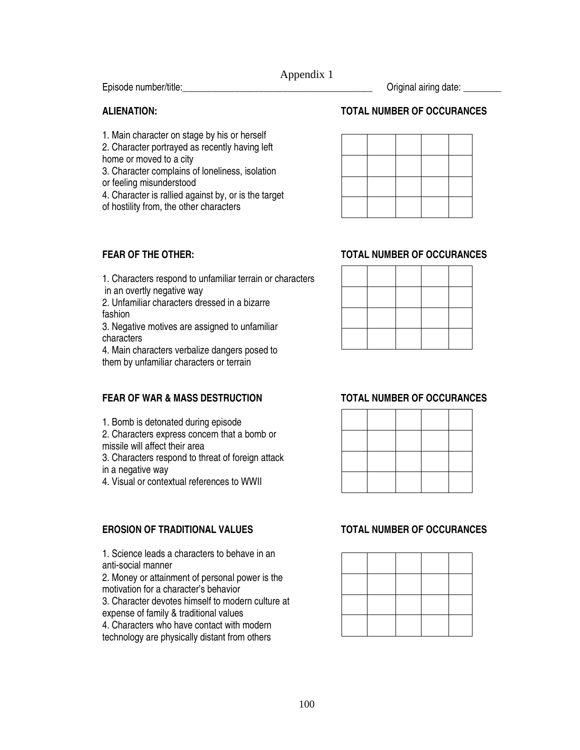# Appendix 1

Episode number/title:_________________________________________ Original airing date: ________

**ALIENATION:** **TOTAL NUMBER OF OCCURANCES**

1. Main character on stage by his or herself
2. Character portrayed as recently having left home or moved to a city
3. Character complains of loneliness, isolation or feeling misunderstood
4. Character is rallied against by, or is the target of hostility from, the other characters

| | | | | |
|---|---|---|---|---|
| | | | | |
| | | | | |
| | | | | |
| | | | | |

**FEAR OF THE OTHER:** **TOTAL NUMBER OF OCCURANCES**

1. Characters respond to unfamiliar terrain or characters in an overtly negative way
2. Unfamiliar characters dressed in a bizarre fashion
3. Negative motives are assigned to unfamiliar characters
4. Main characters verbalize dangers posed to them by unfamiliar characters or terrain

| | | | | |
|---|---|---|---|---|
| | | | | |
| | | | | |
| | | | | |
| | | | | |

**FEAR OF WAR & MASS DESTRUCTION** **TOTAL NUMBER OF OCCURANCES**

1. Bomb is detonated during episode
2. Characters express concern that a bomb or missile will affect their area
3. Characters respond to threat of foreign attack in a negative way
4. Visual or contextual references to WWII

| | | | | |
|---|---|---|---|---|
| | | | | |
| | | | | |
| | | | | |
| | | | | |

**EROSION OF TRADITIONAL VALUES** **TOTAL NUMBER OF OCCURANCES**

1. Science leads a characters to behave in an anti-social manner
2. Money or attainment of personal power is the motivation for a character's behavior
3. Character devotes himself to modern culture at expense of family & traditional values
4. Characters who have contact with modern technology are physically distant from others

| | | | | |
|---|---|---|---|---|
| | | | | |
| | | | | |
| | | | | |
| | | | | |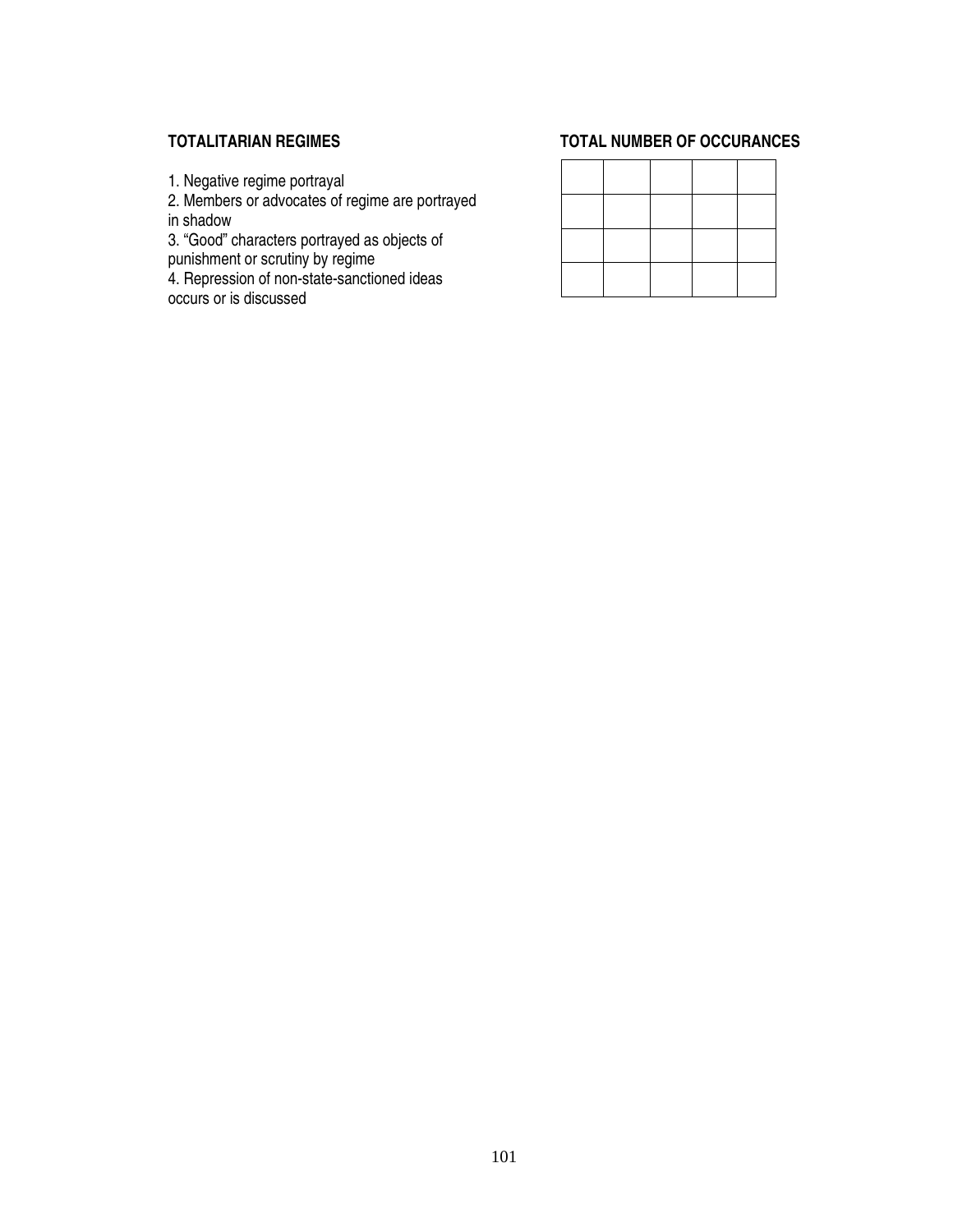**TOTALITARIAN REGIMES**

1. Negative regime portrayal
2. Members or advocates of regime are portrayed in shadow
3. "Good" characters portrayed as objects of punishment or scrutiny by regime
4. Repression of non-state-sanctioned ideas occurs or is discussed

**TOTAL NUMBER OF OCCURANCES**

| | | | | |
|---|---|---|---|---|
| | | | | |
| | | | | |
| | | | | |
| | | | | |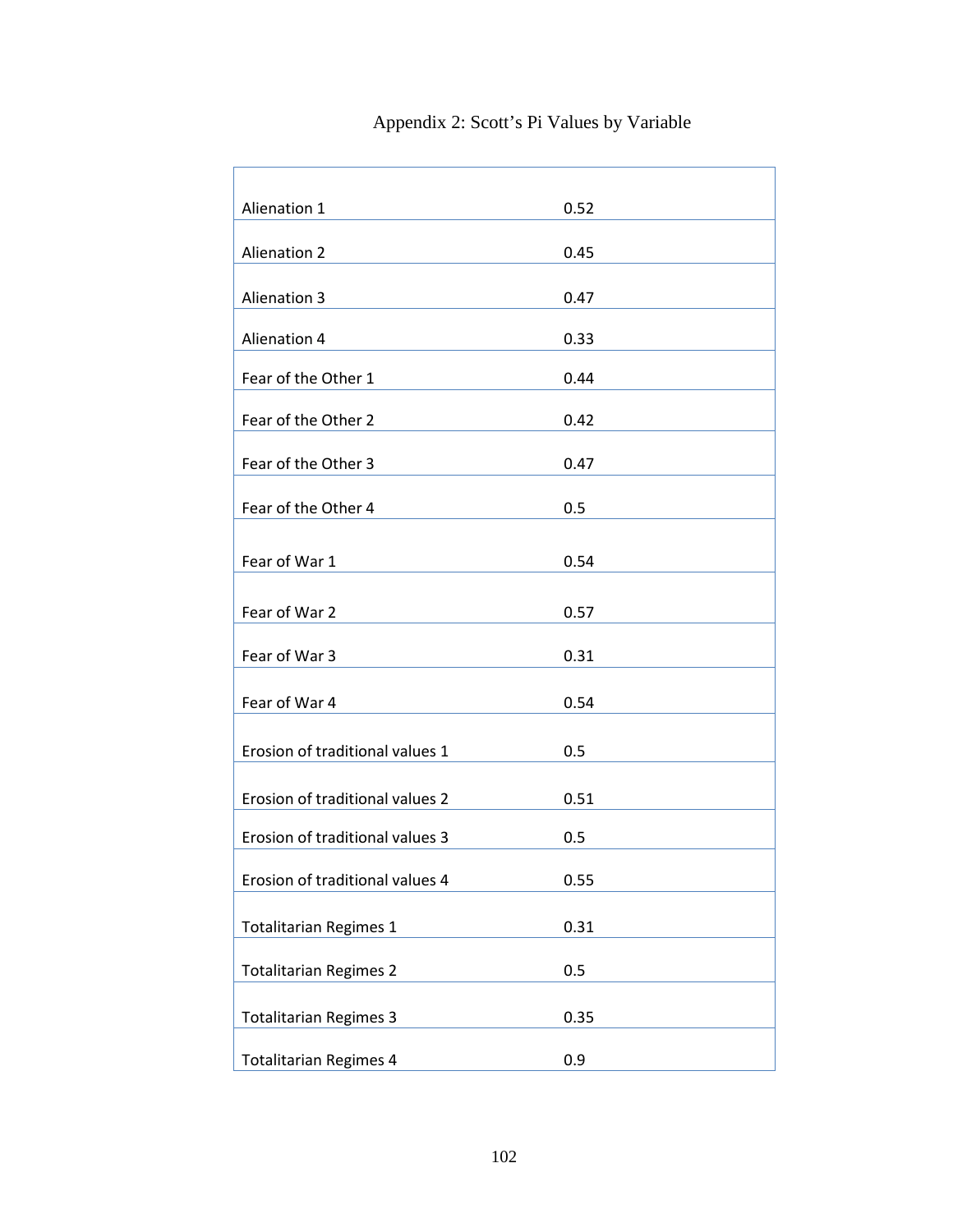# Appendix 2: Scott's Pi Values by Variable

| | |
|---|---|
| Alienation 1 | 0.52 |
| Alienation 2 | 0.45 |
| Alienation 3 | 0.47 |
| Alienation 4 | 0.33 |
| Fear of the Other 1 | 0.44 |
| Fear of the Other 2 | 0.42 |
| Fear of the Other 3 | 0.47 |
| Fear of the Other 4 | 0.5 |
| Fear of War 1 | 0.54 |
| Fear of War 2 | 0.57 |
| Fear of War 3 | 0.31 |
| Fear of War 4 | 0.54 |
| Erosion of traditional values 1 | 0.5 |
| Erosion of traditional values 2 | 0.51 |
| Erosion of traditional values 3 | 0.5 |
| Erosion of traditional values 4 | 0.55 |
| Totalitarian Regimes 1 | 0.31 |
| Totalitarian Regimes 2 | 0.5 |
| Totalitarian Regimes 3 | 0.35 |
| Totalitarian Regimes 4 | 0.9 |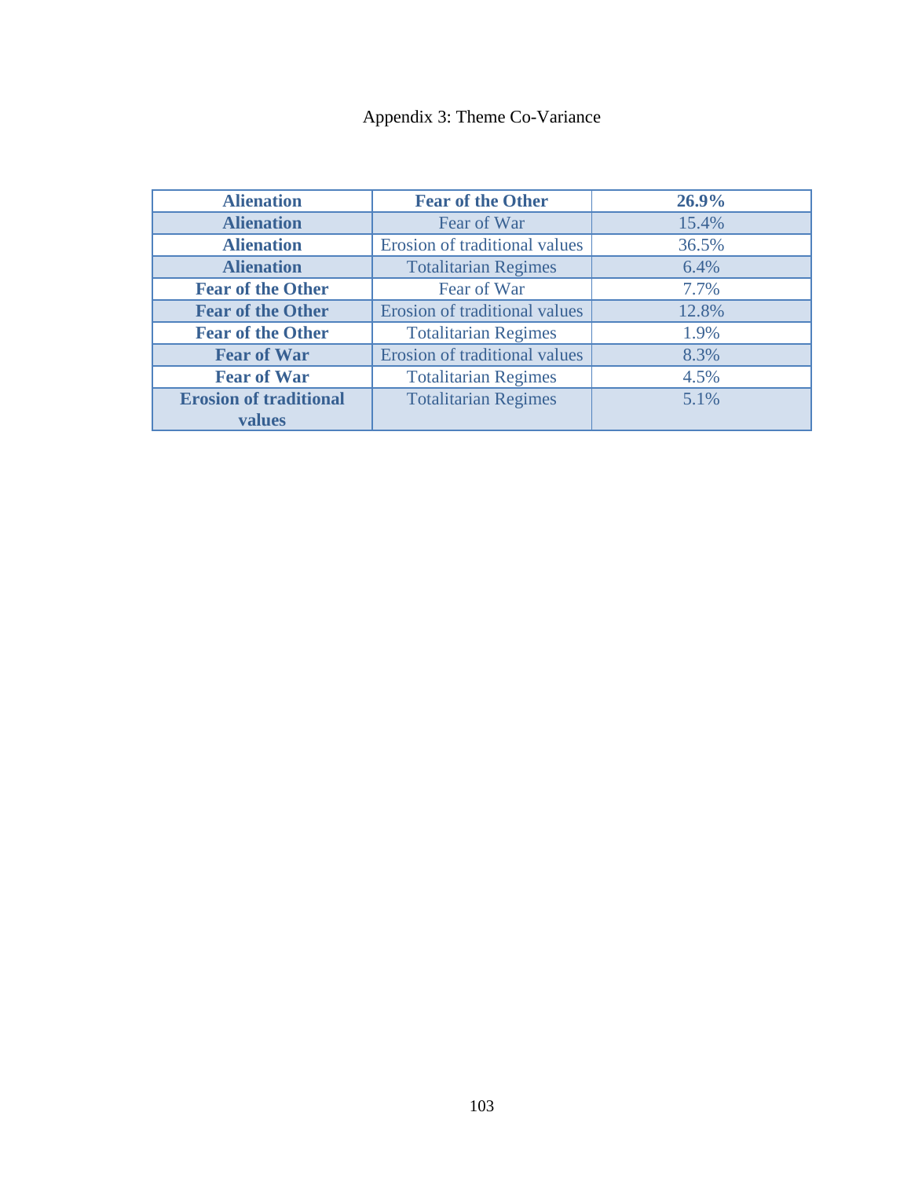Appendix 3: Theme Co-Variance

| | | |
|---|---|---|
| **Alienation** | **Fear of the Other** | **26.9%** |
| **Alienation** | Fear of War | 15.4% |
| **Alienation** | Erosion of traditional values | 36.5% |
| **Alienation** | Totalitarian Regimes | 6.4% |
| **Fear of the Other** | Fear of War | 7.7% |
| **Fear of the Other** | Erosion of traditional values | 12.8% |
| **Fear of the Other** | Totalitarian Regimes | 1.9% |
| **Fear of War** | Erosion of traditional values | 8.3% |
| **Fear of War** | Totalitarian Regimes | 4.5% |
| **Erosion of traditional values** | Totalitarian Regimes | 5.1% |